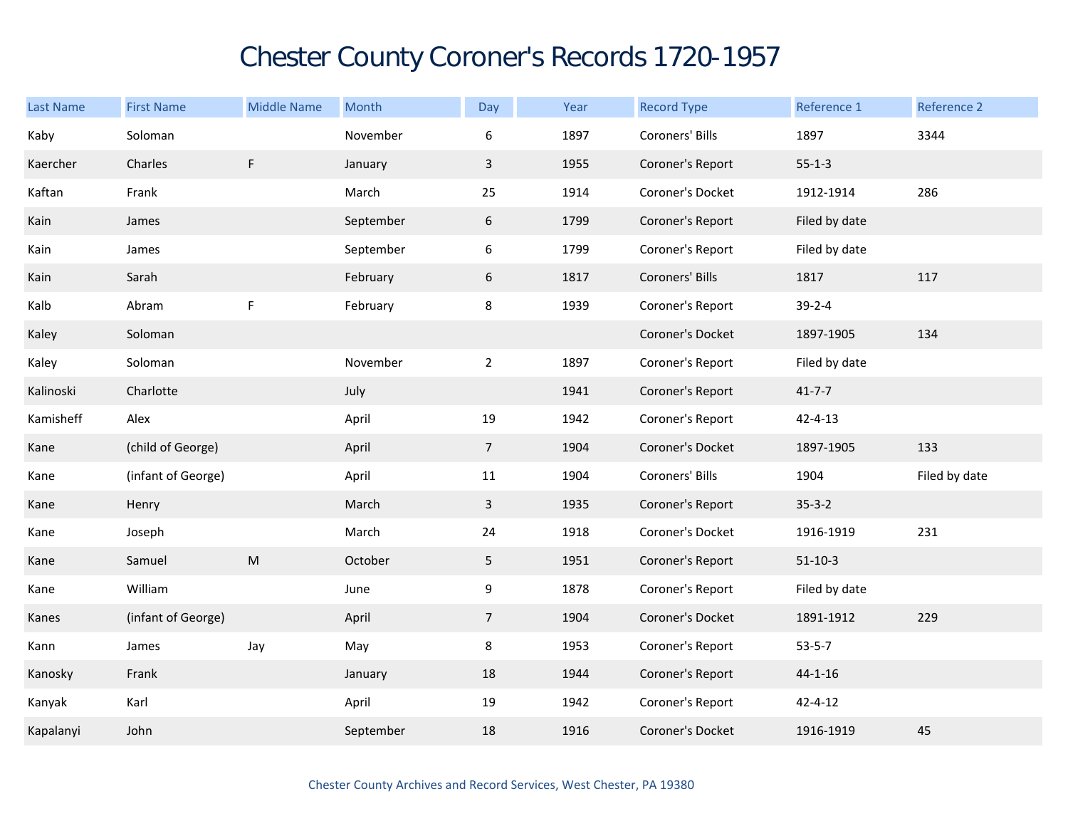# Chester County Coroner's Records 1720-1957

| Last Name | First Name | Middle Name | Month | Day | Year | Record Type | Reference 1 | Reference 2 |
|---|---|---|---|---|---|---|---|---|
| Kaby | Soloman | | November | 6 | 1897 | Coroners' Bills | 1897 | 3344 |
| Kaercher | Charles | F | January | 3 | 1955 | Coroner's Report | 55-1-3 | |
| Kaftan | Frank | | March | 25 | 1914 | Coroner's Docket | 1912-1914 | 286 |
| Kain | James | | September | 6 | 1799 | Coroner's Report | Filed by date | |
| Kain | James | | September | 6 | 1799 | Coroner's Report | Filed by date | |
| Kain | Sarah | | February | 6 | 1817 | Coroners' Bills | 1817 | 117 |
| Kalb | Abram | F | February | 8 | 1939 | Coroner's Report | 39-2-4 | |
| Kaley | Soloman | | | | | Coroner's Docket | 1897-1905 | 134 |
| Kaley | Soloman | | November | 2 | 1897 | Coroner's Report | Filed by date | |
| Kalinoski | Charlotte | | July | | 1941 | Coroner's Report | 41-7-7 | |
| Kamisheff | Alex | | April | 19 | 1942 | Coroner's Report | 42-4-13 | |
| Kane | (child of George) | | April | 7 | 1904 | Coroner's Docket | 1897-1905 | 133 |
| Kane | (infant of George) | | April | 11 | 1904 | Coroners' Bills | 1904 | Filed by date |
| Kane | Henry | | March | 3 | 1935 | Coroner's Report | 35-3-2 | |
| Kane | Joseph | | March | 24 | 1918 | Coroner's Docket | 1916-1919 | 231 |
| Kane | Samuel | M | October | 5 | 1951 | Coroner's Report | 51-10-3 | |
| Kane | William | | June | 9 | 1878 | Coroner's Report | Filed by date | |
| Kanes | (infant of George) | | April | 7 | 1904 | Coroner's Docket | 1891-1912 | 229 |
| Kann | James | Jay | May | 8 | 1953 | Coroner's Report | 53-5-7 | |
| Kanosky | Frank | | January | 18 | 1944 | Coroner's Report | 44-1-16 | |
| Kanyak | Karl | | April | 19 | 1942 | Coroner's Report | 42-4-12 | |
| Kapalanyi | John | | September | 18 | 1916 | Coroner's Docket | 1916-1919 | 45 |

Chester County Archives and Record Services, West Chester, PA 19380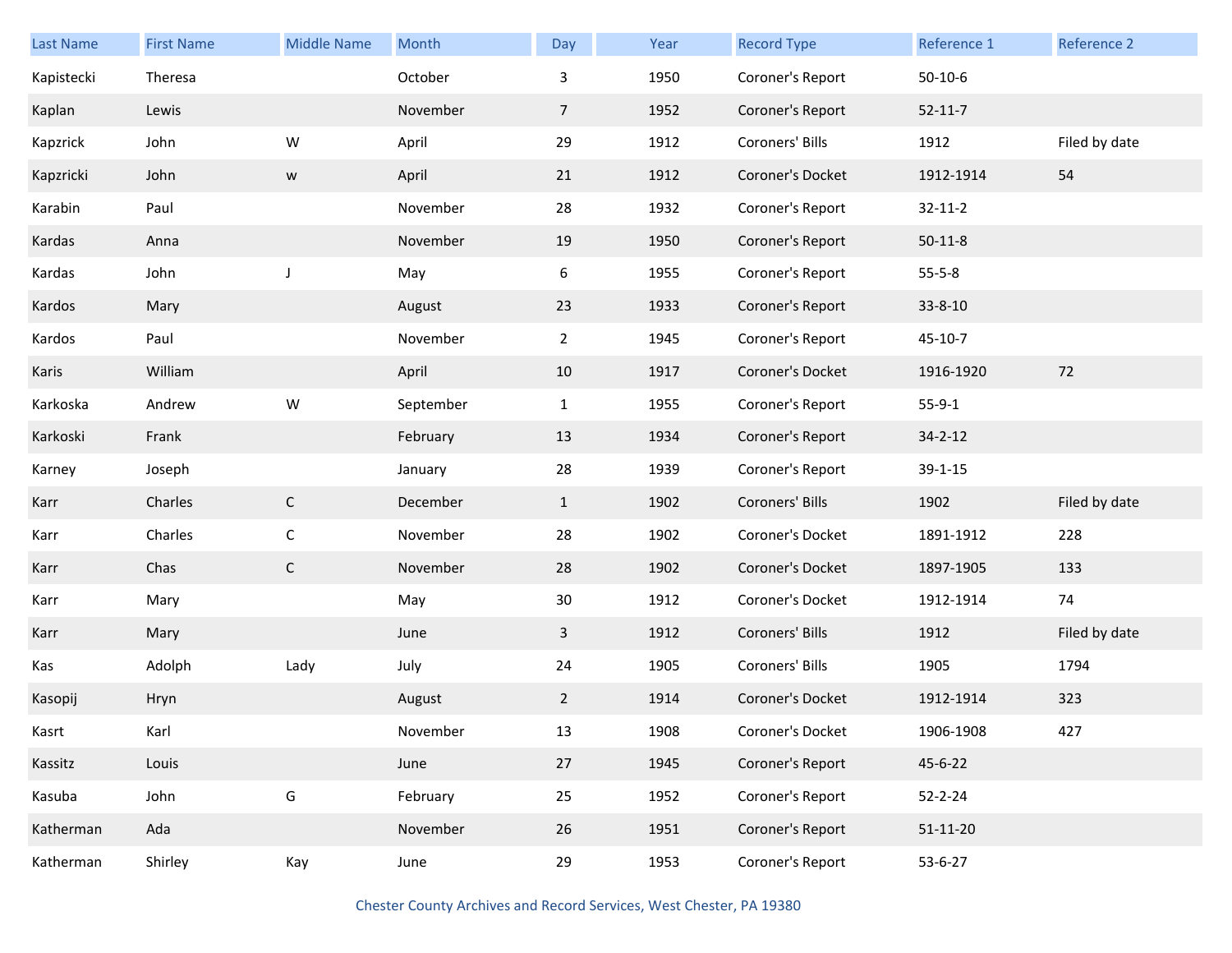| Last Name | First Name | Middle Name | Month | Day | Year | Record Type | Reference 1 | Reference 2 |
|---|---|---|---|---|---|---|---|---|
| Kapistecki | Theresa | | October | 3 | 1950 | Coroner's Report | 50-10-6 | |
| Kaplan | Lewis | | November | 7 | 1952 | Coroner's Report | 52-11-7 | |
| Kapzrick | John | W | April | 29 | 1912 | Coroners' Bills | 1912 | Filed by date |
| Kapzricki | John | w | April | 21 | 1912 | Coroner's Docket | 1912-1914 | 54 |
| Karabin | Paul | | November | 28 | 1932 | Coroner's Report | 32-11-2 | |
| Kardas | Anna | | November | 19 | 1950 | Coroner's Report | 50-11-8 | |
| Kardas | John | J | May | 6 | 1955 | Coroner's Report | 55-5-8 | |
| Kardos | Mary | | August | 23 | 1933 | Coroner's Report | 33-8-10 | |
| Kardos | Paul | | November | 2 | 1945 | Coroner's Report | 45-10-7 | |
| Karis | William | | April | 10 | 1917 | Coroner's Docket | 1916-1920 | 72 |
| Karkoska | Andrew | W | September | 1 | 1955 | Coroner's Report | 55-9-1 | |
| Karkoski | Frank | | February | 13 | 1934 | Coroner's Report | 34-2-12 | |
| Karney | Joseph | | January | 28 | 1939 | Coroner's Report | 39-1-15 | |
| Karr | Charles | C | December | 1 | 1902 | Coroners' Bills | 1902 | Filed by date |
| Karr | Charles | C | November | 28 | 1902 | Coroner's Docket | 1891-1912 | 228 |
| Karr | Chas | C | November | 28 | 1902 | Coroner's Docket | 1897-1905 | 133 |
| Karr | Mary | | May | 30 | 1912 | Coroner's Docket | 1912-1914 | 74 |
| Karr | Mary | | June | 3 | 1912 | Coroners' Bills | 1912 | Filed by date |
| Kas | Adolph | Lady | July | 24 | 1905 | Coroners' Bills | 1905 | 1794 |
| Kasopij | Hryn | | August | 2 | 1914 | Coroner's Docket | 1912-1914 | 323 |
| Kasrt | Karl | | November | 13 | 1908 | Coroner's Docket | 1906-1908 | 427 |
| Kassitz | Louis | | June | 27 | 1945 | Coroner's Report | 45-6-22 | |
| Kasuba | John | G | February | 25 | 1952 | Coroner's Report | 52-2-24 | |
| Katherman | Ada | | November | 26 | 1951 | Coroner's Report | 51-11-20 | |
| Katherman | Shirley | Kay | June | 29 | 1953 | Coroner's Report | 53-6-27 | |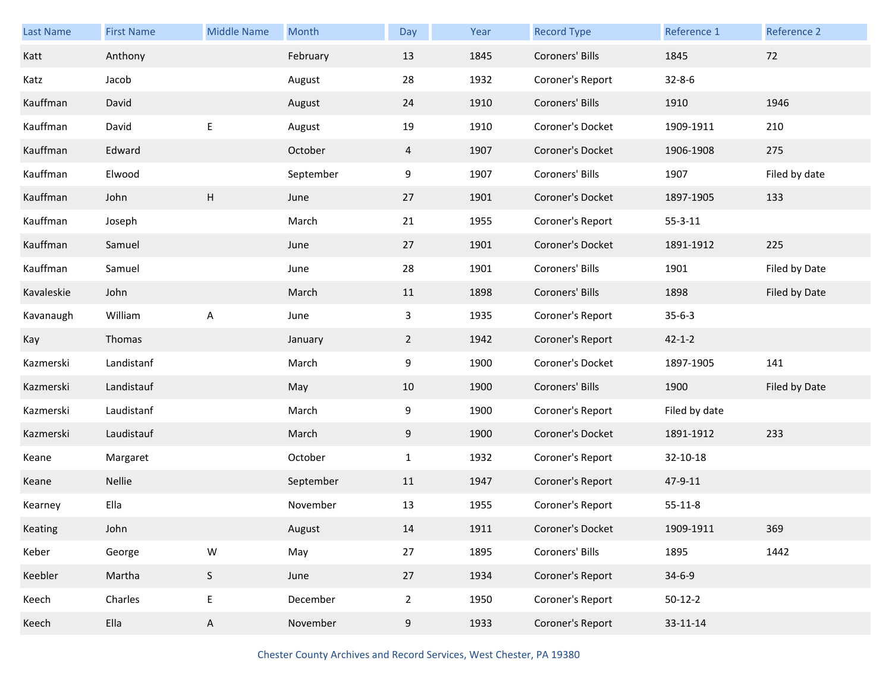| Last Name | First Name | Middle Name | Month | Day | Year | Record Type | Reference 1 | Reference 2 |
|---|---|---|---|---|---|---|---|---|
| Katt | Anthony | | February | 13 | 1845 | Coroners' Bills | 1845 | 72 |
| Katz | Jacob | | August | 28 | 1932 | Coroner's Report | 32-8-6 | |
| Kauffman | David | | August | 24 | 1910 | Coroners' Bills | 1910 | 1946 |
| Kauffman | David | E | August | 19 | 1910 | Coroner's Docket | 1909-1911 | 210 |
| Kauffman | Edward | | October | 4 | 1907 | Coroner's Docket | 1906-1908 | 275 |
| Kauffman | Elwood | | September | 9 | 1907 | Coroners' Bills | 1907 | Filed by date |
| Kauffman | John | H | June | 27 | 1901 | Coroner's Docket | 1897-1905 | 133 |
| Kauffman | Joseph | | March | 21 | 1955 | Coroner's Report | 55-3-11 | |
| Kauffman | Samuel | | June | 27 | 1901 | Coroner's Docket | 1891-1912 | 225 |
| Kauffman | Samuel | | June | 28 | 1901 | Coroners' Bills | 1901 | Filed by Date |
| Kavaleskie | John | | March | 11 | 1898 | Coroners' Bills | 1898 | Filed by Date |
| Kavanaugh | William | A | June | 3 | 1935 | Coroner's Report | 35-6-3 | |
| Kay | Thomas | | January | 2 | 1942 | Coroner's Report | 42-1-2 | |
| Kazmerski | Landistanf | | March | 9 | 1900 | Coroner's Docket | 1897-1905 | 141 |
| Kazmerski | Landistauf | | May | 10 | 1900 | Coroners' Bills | 1900 | Filed by Date |
| Kazmerski | Laudistanf | | March | 9 | 1900 | Coroner's Report | Filed by date | |
| Kazmerski | Laudistauf | | March | 9 | 1900 | Coroner's Docket | 1891-1912 | 233 |
| Keane | Margaret | | October | 1 | 1932 | Coroner's Report | 32-10-18 | |
| Keane | Nellie | | September | 11 | 1947 | Coroner's Report | 47-9-11 | |
| Kearney | Ella | | November | 13 | 1955 | Coroner's Report | 55-11-8 | |
| Keating | John | | August | 14 | 1911 | Coroner's Docket | 1909-1911 | 369 |
| Keber | George | W | May | 27 | 1895 | Coroners' Bills | 1895 | 1442 |
| Keebler | Martha | S | June | 27 | 1934 | Coroner's Report | 34-6-9 | |
| Keech | Charles | E | December | 2 | 1950 | Coroner's Report | 50-12-2 | |
| Keech | Ella | A | November | 9 | 1933 | Coroner's Report | 33-11-14 | |

Chester County Archives and Record Services, West Chester, PA 19380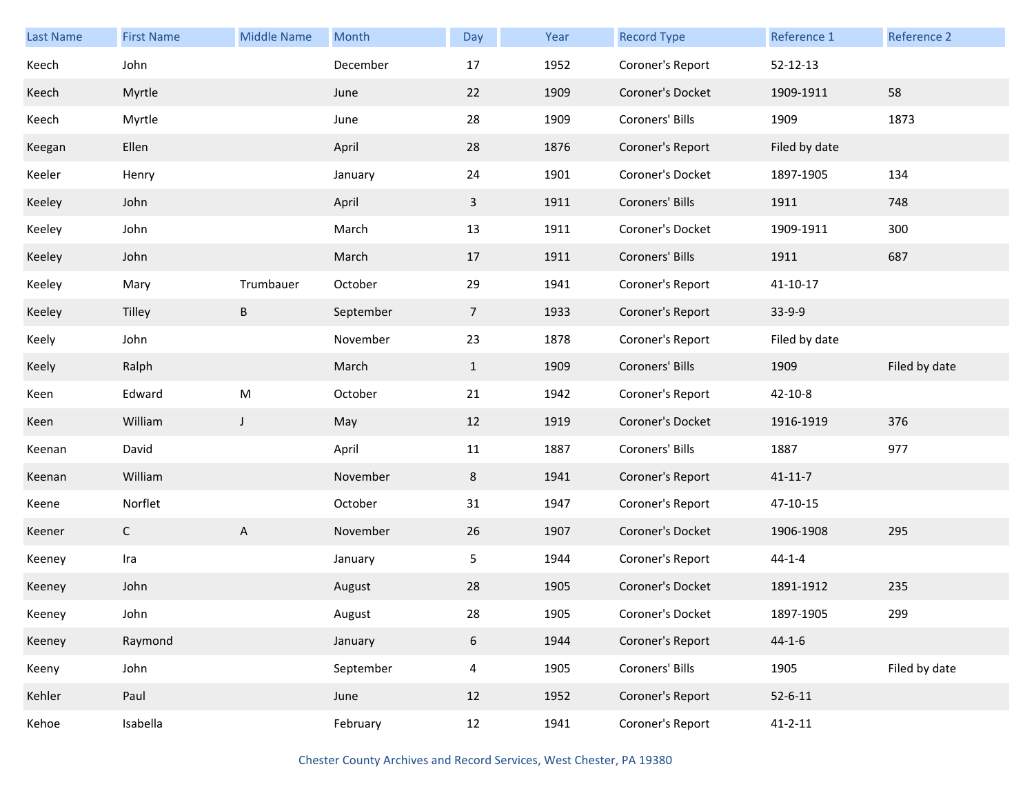| Last Name | First Name | Middle Name | Month | Day | Year | Record Type | Reference 1 | Reference 2 |
|---|---|---|---|---|---|---|---|---|
| Keech | John | | December | 17 | 1952 | Coroner's Report | 52-12-13 | |
| Keech | Myrtle | | June | 22 | 1909 | Coroner's Docket | 1909-1911 | 58 |
| Keech | Myrtle | | June | 28 | 1909 | Coroners' Bills | 1909 | 1873 |
| Keegan | Ellen | | April | 28 | 1876 | Coroner's Report | Filed by date | |
| Keeler | Henry | | January | 24 | 1901 | Coroner's Docket | 1897-1905 | 134 |
| Keeley | John | | April | 3 | 1911 | Coroners' Bills | 1911 | 748 |
| Keeley | John | | March | 13 | 1911 | Coroner's Docket | 1909-1911 | 300 |
| Keeley | John | | March | 17 | 1911 | Coroners' Bills | 1911 | 687 |
| Keeley | Mary | Trumbauer | October | 29 | 1941 | Coroner's Report | 41-10-17 | |
| Keeley | Tilley | B | September | 7 | 1933 | Coroner's Report | 33-9-9 | |
| Keely | John | | November | 23 | 1878 | Coroner's Report | Filed by date | |
| Keely | Ralph | | March | 1 | 1909 | Coroners' Bills | 1909 | Filed by date |
| Keen | Edward | M | October | 21 | 1942 | Coroner's Report | 42-10-8 | |
| Keen | William | J | May | 12 | 1919 | Coroner's Docket | 1916-1919 | 376 |
| Keenan | David | | April | 11 | 1887 | Coroners' Bills | 1887 | 977 |
| Keenan | William | | November | 8 | 1941 | Coroner's Report | 41-11-7 | |
| Keene | Norflet | | October | 31 | 1947 | Coroner's Report | 47-10-15 | |
| Keener | C | A | November | 26 | 1907 | Coroner's Docket | 1906-1908 | 295 |
| Keeney | Ira | | January | 5 | 1944 | Coroner's Report | 44-1-4 | |
| Keeney | John | | August | 28 | 1905 | Coroner's Docket | 1891-1912 | 235 |
| Keeney | John | | August | 28 | 1905 | Coroner's Docket | 1897-1905 | 299 |
| Keeney | Raymond | | January | 6 | 1944 | Coroner's Report | 44-1-6 | |
| Keeny | John | | September | 4 | 1905 | Coroners' Bills | 1905 | Filed by date |
| Kehler | Paul | | June | 12 | 1952 | Coroner's Report | 52-6-11 | |
| Kehoe | Isabella | | February | 12 | 1941 | Coroner's Report | 41-2-11 | |

Chester County Archives and Record Services, West Chester, PA 19380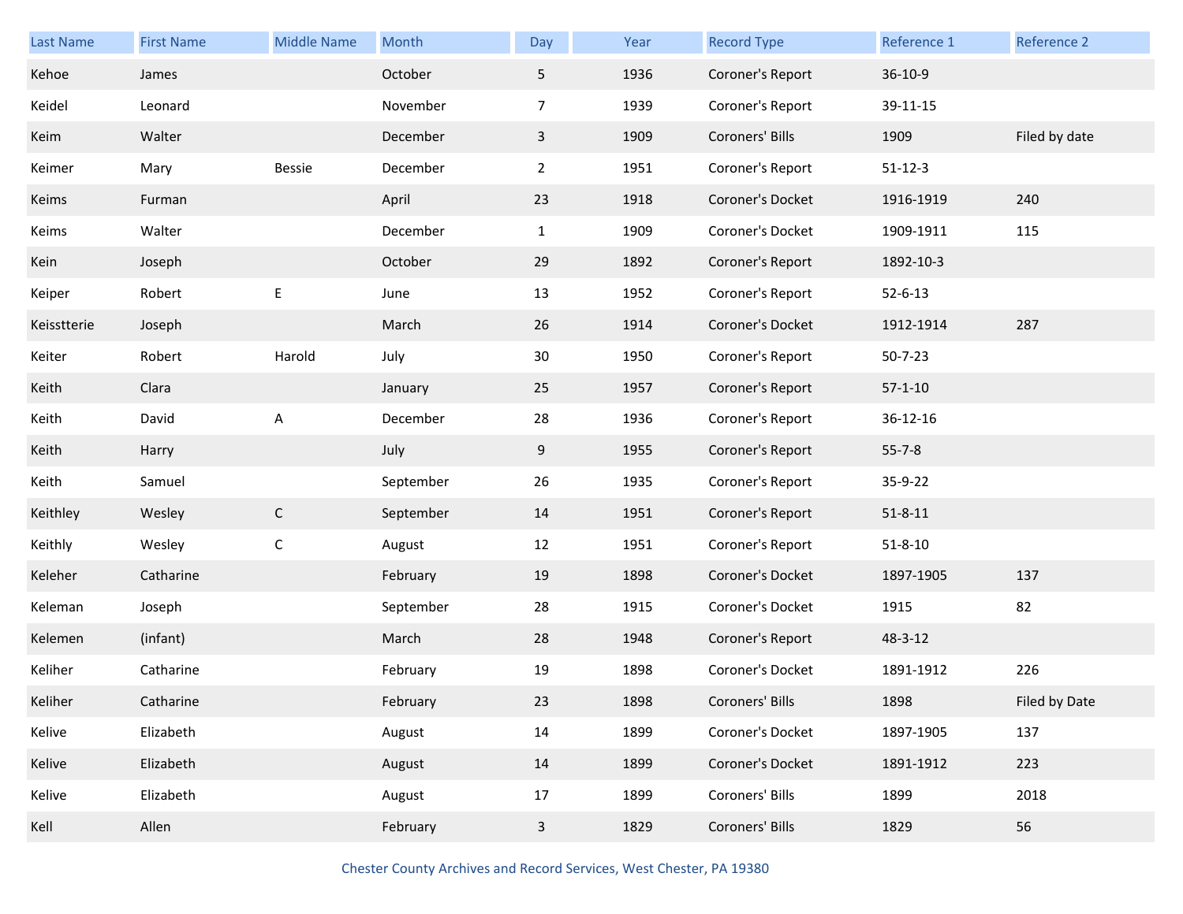| Last Name | First Name | Middle Name | Month | Day | Year | Record Type | Reference 1 | Reference 2 |
|---|---|---|---|---|---|---|---|---|
| Kehoe | James | | October | 5 | 1936 | Coroner's Report | 36-10-9 | |
| Keidel | Leonard | | November | 7 | 1939 | Coroner's Report | 39-11-15 | |
| Keim | Walter | | December | 3 | 1909 | Coroners' Bills | 1909 | Filed by date |
| Keimer | Mary | Bessie | December | 2 | 1951 | Coroner's Report | 51-12-3 | |
| Keims | Furman | | April | 23 | 1918 | Coroner's Docket | 1916-1919 | 240 |
| Keims | Walter | | December | 1 | 1909 | Coroner's Docket | 1909-1911 | 115 |
| Kein | Joseph | | October | 29 | 1892 | Coroner's Report | 1892-10-3 | |
| Keiper | Robert | E | June | 13 | 1952 | Coroner's Report | 52-6-13 | |
| Keisstterie | Joseph | | March | 26 | 1914 | Coroner's Docket | 1912-1914 | 287 |
| Keiter | Robert | Harold | July | 30 | 1950 | Coroner's Report | 50-7-23 | |
| Keith | Clara | | January | 25 | 1957 | Coroner's Report | 57-1-10 | |
| Keith | David | A | December | 28 | 1936 | Coroner's Report | 36-12-16 | |
| Keith | Harry | | July | 9 | 1955 | Coroner's Report | 55-7-8 | |
| Keith | Samuel | | September | 26 | 1935 | Coroner's Report | 35-9-22 | |
| Keithley | Wesley | C | September | 14 | 1951 | Coroner's Report | 51-8-11 | |
| Keithly | Wesley | C | August | 12 | 1951 | Coroner's Report | 51-8-10 | |
| Keleher | Catharine | | February | 19 | 1898 | Coroner's Docket | 1897-1905 | 137 |
| Keleman | Joseph | | September | 28 | 1915 | Coroner's Docket | 1915 | 82 |
| Kelemen | (infant) | | March | 28 | 1948 | Coroner's Report | 48-3-12 | |
| Keliher | Catharine | | February | 19 | 1898 | Coroner's Docket | 1891-1912 | 226 |
| Keliher | Catharine | | February | 23 | 1898 | Coroners' Bills | 1898 | Filed by Date |
| Kelive | Elizabeth | | August | 14 | 1899 | Coroner's Docket | 1897-1905 | 137 |
| Kelive | Elizabeth | | August | 14 | 1899 | Coroner's Docket | 1891-1912 | 223 |
| Kelive | Elizabeth | | August | 17 | 1899 | Coroners' Bills | 1899 | 2018 |
| Kell | Allen | | February | 3 | 1829 | Coroners' Bills | 1829 | 56 |

Chester County Archives and Record Services, West Chester, PA 19380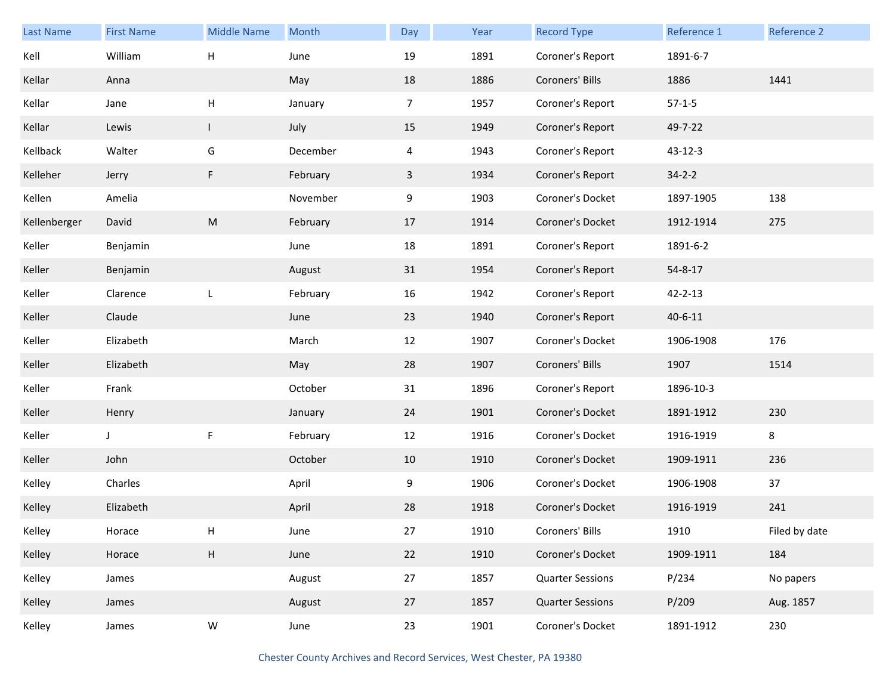| Last Name | First Name | Middle Name | Month | Day | Year | Record Type | Reference 1 | Reference 2 |
|---|---|---|---|---|---|---|---|---|
| Kell | William | H | June | 19 | 1891 | Coroner's Report | 1891-6-7 | |
| Kellar | Anna | | May | 18 | 1886 | Coroners' Bills | 1886 | 1441 |
| Kellar | Jane | H | January | 7 | 1957 | Coroner's Report | 57-1-5 | |
| Kellar | Lewis | I | July | 15 | 1949 | Coroner's Report | 49-7-22 | |
| Kellback | Walter | G | December | 4 | 1943 | Coroner's Report | 43-12-3 | |
| Kelleher | Jerry | F | February | 3 | 1934 | Coroner's Report | 34-2-2 | |
| Kellen | Amelia | | November | 9 | 1903 | Coroner's Docket | 1897-1905 | 138 |
| Kellenberger | David | M | February | 17 | 1914 | Coroner's Docket | 1912-1914 | 275 |
| Keller | Benjamin | | June | 18 | 1891 | Coroner's Report | 1891-6-2 | |
| Keller | Benjamin | | August | 31 | 1954 | Coroner's Report | 54-8-17 | |
| Keller | Clarence | L | February | 16 | 1942 | Coroner's Report | 42-2-13 | |
| Keller | Claude | | June | 23 | 1940 | Coroner's Report | 40-6-11 | |
| Keller | Elizabeth | | March | 12 | 1907 | Coroner's Docket | 1906-1908 | 176 |
| Keller | Elizabeth | | May | 28 | 1907 | Coroners' Bills | 1907 | 1514 |
| Keller | Frank | | October | 31 | 1896 | Coroner's Report | 1896-10-3 | |
| Keller | Henry | | January | 24 | 1901 | Coroner's Docket | 1891-1912 | 230 |
| Keller | J | F | February | 12 | 1916 | Coroner's Docket | 1916-1919 | 8 |
| Keller | John | | October | 10 | 1910 | Coroner's Docket | 1909-1911 | 236 |
| Kelley | Charles | | April | 9 | 1906 | Coroner's Docket | 1906-1908 | 37 |
| Kelley | Elizabeth | | April | 28 | 1918 | Coroner's Docket | 1916-1919 | 241 |
| Kelley | Horace | H | June | 27 | 1910 | Coroners' Bills | 1910 | Filed by date |
| Kelley | Horace | H | June | 22 | 1910 | Coroner's Docket | 1909-1911 | 184 |
| Kelley | James | | August | 27 | 1857 | Quarter Sessions | P/234 | No papers |
| Kelley | James | | August | 27 | 1857 | Quarter Sessions | P/209 | Aug. 1857 |
| Kelley | James | W | June | 23 | 1901 | Coroner's Docket | 1891-1912 | 230 |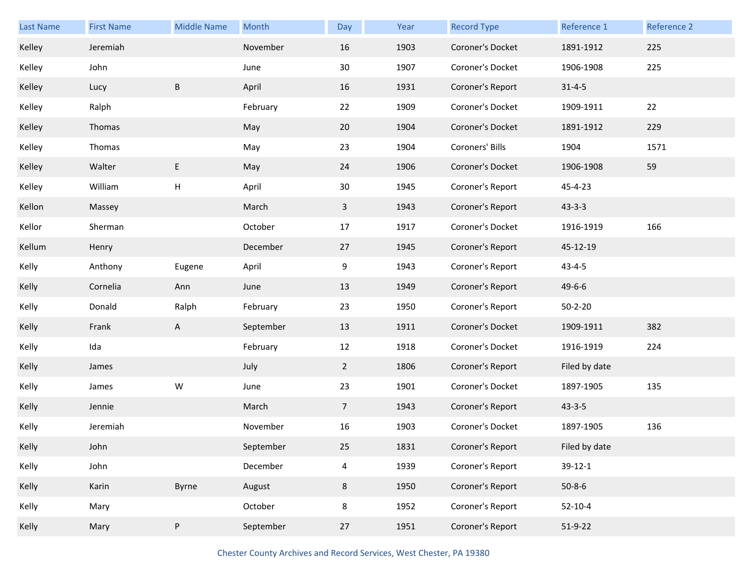| Last Name | First Name | Middle Name | Month | Day | Year | Record Type | Reference 1 | Reference 2 |
|---|---|---|---|---|---|---|---|---|
| Kelley | Jeremiah | | November | 16 | 1903 | Coroner's Docket | 1891-1912 | 225 |
| Kelley | John | | June | 30 | 1907 | Coroner's Docket | 1906-1908 | 225 |
| Kelley | Lucy | B | April | 16 | 1931 | Coroner's Report | 31-4-5 | |
| Kelley | Ralph | | February | 22 | 1909 | Coroner's Docket | 1909-1911 | 22 |
| Kelley | Thomas | | May | 20 | 1904 | Coroner's Docket | 1891-1912 | 229 |
| Kelley | Thomas | | May | 23 | 1904 | Coroners' Bills | 1904 | 1571 |
| Kelley | Walter | E | May | 24 | 1906 | Coroner's Docket | 1906-1908 | 59 |
| Kelley | William | H | April | 30 | 1945 | Coroner's Report | 45-4-23 | |
| Kellon | Massey | | March | 3 | 1943 | Coroner's Report | 43-3-3 | |
| Kellor | Sherman | | October | 17 | 1917 | Coroner's Docket | 1916-1919 | 166 |
| Kellum | Henry | | December | 27 | 1945 | Coroner's Report | 45-12-19 | |
| Kelly | Anthony | Eugene | April | 9 | 1943 | Coroner's Report | 43-4-5 | |
| Kelly | Cornelia | Ann | June | 13 | 1949 | Coroner's Report | 49-6-6 | |
| Kelly | Donald | Ralph | February | 23 | 1950 | Coroner's Report | 50-2-20 | |
| Kelly | Frank | A | September | 13 | 1911 | Coroner's Docket | 1909-1911 | 382 |
| Kelly | Ida | | February | 12 | 1918 | Coroner's Docket | 1916-1919 | 224 |
| Kelly | James | | July | 2 | 1806 | Coroner's Report | Filed by date | |
| Kelly | James | W | June | 23 | 1901 | Coroner's Docket | 1897-1905 | 135 |
| Kelly | Jennie | | March | 7 | 1943 | Coroner's Report | 43-3-5 | |
| Kelly | Jeremiah | | November | 16 | 1903 | Coroner's Docket | 1897-1905 | 136 |
| Kelly | John | | September | 25 | 1831 | Coroner's Report | Filed by date | |
| Kelly | John | | December | 4 | 1939 | Coroner's Report | 39-12-1 | |
| Kelly | Karin | Byrne | August | 8 | 1950 | Coroner's Report | 50-8-6 | |
| Kelly | Mary | | October | 8 | 1952 | Coroner's Report | 52-10-4 | |
| Kelly | Mary | P | September | 27 | 1951 | Coroner's Report | 51-9-22 | |

Chester County Archives and Record Services, West Chester, PA 19380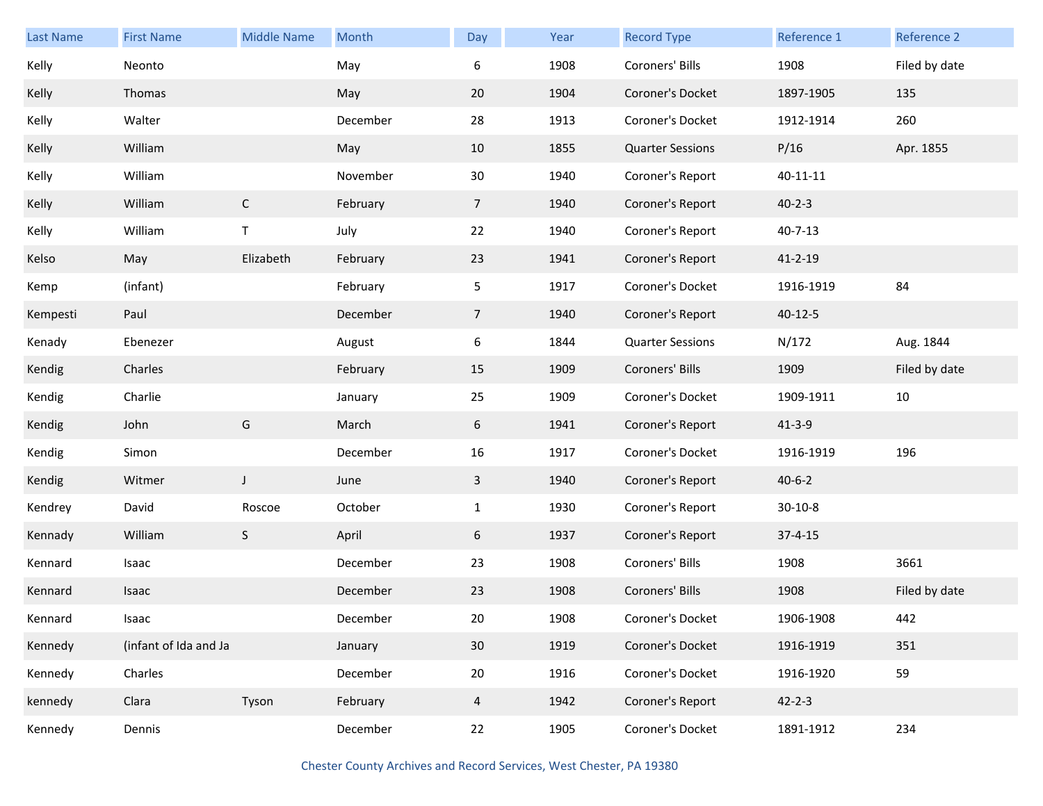| Last Name | First Name | Middle Name | Month | Day | Year | Record Type | Reference 1 | Reference 2 |
|---|---|---|---|---|---|---|---|---|
| Kelly | Neonto | | May | 6 | 1908 | Coroners' Bills | 1908 | Filed by date |
| Kelly | Thomas | | May | 20 | 1904 | Coroner's Docket | 1897-1905 | 135 |
| Kelly | Walter | | December | 28 | 1913 | Coroner's Docket | 1912-1914 | 260 |
| Kelly | William | | May | 10 | 1855 | Quarter Sessions | P/16 | Apr. 1855 |
| Kelly | William | | November | 30 | 1940 | Coroner's Report | 40-11-11 | |
| Kelly | William | C | February | 7 | 1940 | Coroner's Report | 40-2-3 | |
| Kelly | William | T | July | 22 | 1940 | Coroner's Report | 40-7-13 | |
| Kelso | May | Elizabeth | February | 23 | 1941 | Coroner's Report | 41-2-19 | |
| Kemp | (infant) | | February | 5 | 1917 | Coroner's Docket | 1916-1919 | 84 |
| Kempesti | Paul | | December | 7 | 1940 | Coroner's Report | 40-12-5 | |
| Kenady | Ebenezer | | August | 6 | 1844 | Quarter Sessions | N/172 | Aug. 1844 |
| Kendig | Charles | | February | 15 | 1909 | Coroners' Bills | 1909 | Filed by date |
| Kendig | Charlie | | January | 25 | 1909 | Coroner's Docket | 1909-1911 | 10 |
| Kendig | John | G | March | 6 | 1941 | Coroner's Report | 41-3-9 | |
| Kendig | Simon | | December | 16 | 1917 | Coroner's Docket | 1916-1919 | 196 |
| Kendig | Witmer | J | June | 3 | 1940 | Coroner's Report | 40-6-2 | |
| Kendrey | David | Roscoe | October | 1 | 1930 | Coroner's Report | 30-10-8 | |
| Kennady | William | S | April | 6 | 1937 | Coroner's Report | 37-4-15 | |
| Kennard | Isaac | | December | 23 | 1908 | Coroners' Bills | 1908 | 3661 |
| Kennard | Isaac | | December | 23 | 1908 | Coroners' Bills | 1908 | Filed by date |
| Kennard | Isaac | | December | 20 | 1908 | Coroner's Docket | 1906-1908 | 442 |
| Kennedy | (infant of Ida and Ja | | January | 30 | 1919 | Coroner's Docket | 1916-1919 | 351 |
| Kennedy | Charles | | December | 20 | 1916 | Coroner's Docket | 1916-1920 | 59 |
| kennedy | Clara | Tyson | February | 4 | 1942 | Coroner's Report | 42-2-3 | |
| Kennedy | Dennis | | December | 22 | 1905 | Coroner's Docket | 1891-1912 | 234 |

Chester County Archives and Record Services, West Chester, PA 19380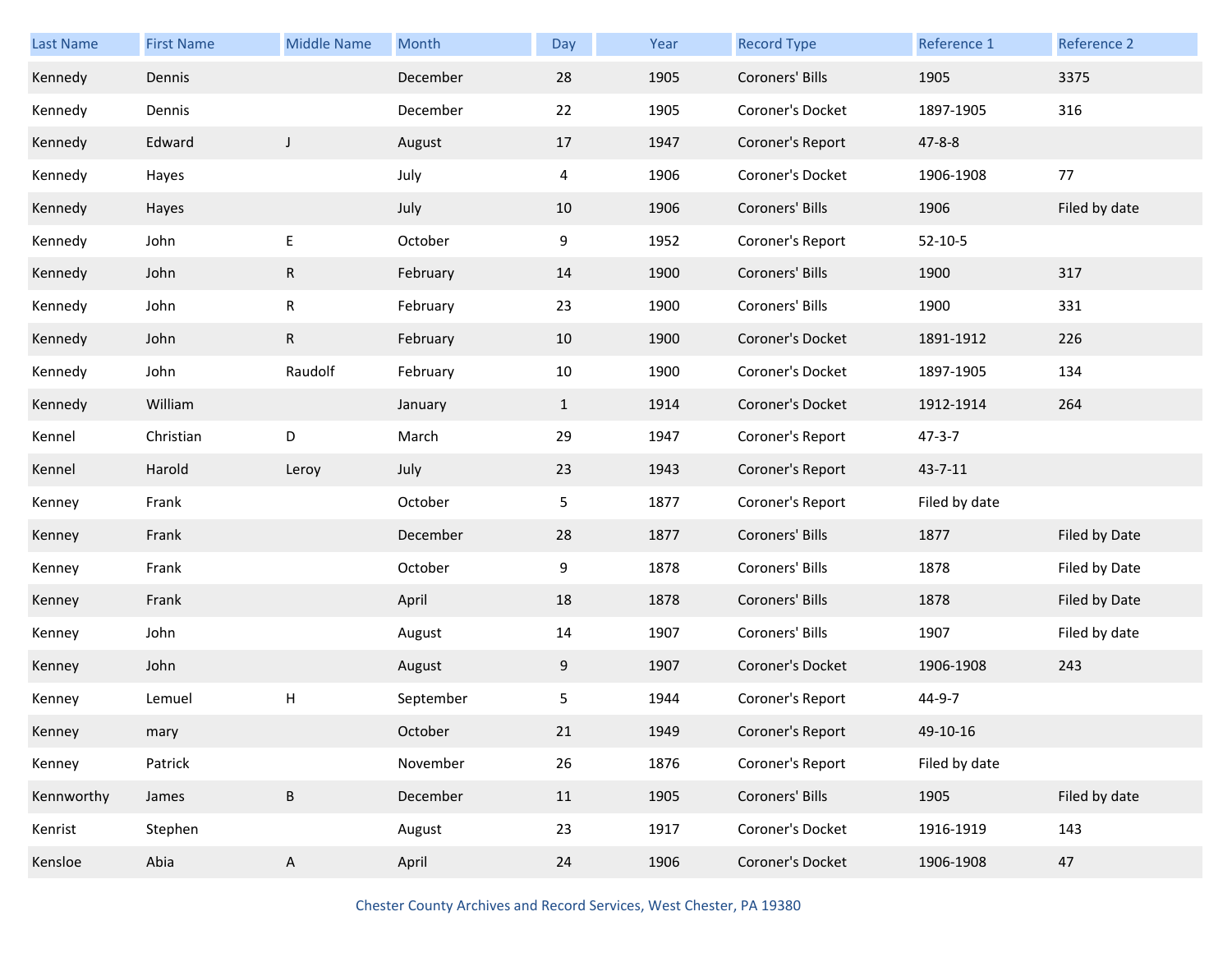| Last Name | First Name | Middle Name | Month | Day | Year | Record Type | Reference 1 | Reference 2 |
|---|---|---|---|---|---|---|---|---|
| Kennedy | Dennis | | December | 28 | 1905 | Coroners' Bills | 1905 | 3375 |
| Kennedy | Dennis | | December | 22 | 1905 | Coroner's Docket | 1897-1905 | 316 |
| Kennedy | Edward | J | August | 17 | 1947 | Coroner's Report | 47-8-8 | |
| Kennedy | Hayes | | July | 4 | 1906 | Coroner's Docket | 1906-1908 | 77 |
| Kennedy | Hayes | | July | 10 | 1906 | Coroners' Bills | 1906 | Filed by date |
| Kennedy | John | E | October | 9 | 1952 | Coroner's Report | 52-10-5 | |
| Kennedy | John | R | February | 14 | 1900 | Coroners' Bills | 1900 | 317 |
| Kennedy | John | R | February | 23 | 1900 | Coroners' Bills | 1900 | 331 |
| Kennedy | John | R | February | 10 | 1900 | Coroner's Docket | 1891-1912 | 226 |
| Kennedy | John | Raudolf | February | 10 | 1900 | Coroner's Docket | 1897-1905 | 134 |
| Kennedy | William | | January | 1 | 1914 | Coroner's Docket | 1912-1914 | 264 |
| Kennel | Christian | D | March | 29 | 1947 | Coroner's Report | 47-3-7 | |
| Kennel | Harold | Leroy | July | 23 | 1943 | Coroner's Report | 43-7-11 | |
| Kenney | Frank | | October | 5 | 1877 | Coroner's Report | Filed by date | |
| Kenney | Frank | | December | 28 | 1877 | Coroners' Bills | 1877 | Filed by Date |
| Kenney | Frank | | October | 9 | 1878 | Coroners' Bills | 1878 | Filed by Date |
| Kenney | Frank | | April | 18 | 1878 | Coroners' Bills | 1878 | Filed by Date |
| Kenney | John | | August | 14 | 1907 | Coroners' Bills | 1907 | Filed by date |
| Kenney | John | | August | 9 | 1907 | Coroner's Docket | 1906-1908 | 243 |
| Kenney | Lemuel | H | September | 5 | 1944 | Coroner's Report | 44-9-7 | |
| Kenney | mary | | October | 21 | 1949 | Coroner's Report | 49-10-16 | |
| Kenney | Patrick | | November | 26 | 1876 | Coroner's Report | Filed by date | |
| Kennworthy | James | B | December | 11 | 1905 | Coroners' Bills | 1905 | Filed by date |
| Kenrist | Stephen | | August | 23 | 1917 | Coroner's Docket | 1916-1919 | 143 |
| Kensloe | Abia | A | April | 24 | 1906 | Coroner's Docket | 1906-1908 | 47 |

Chester County Archives and Record Services, West Chester, PA 19380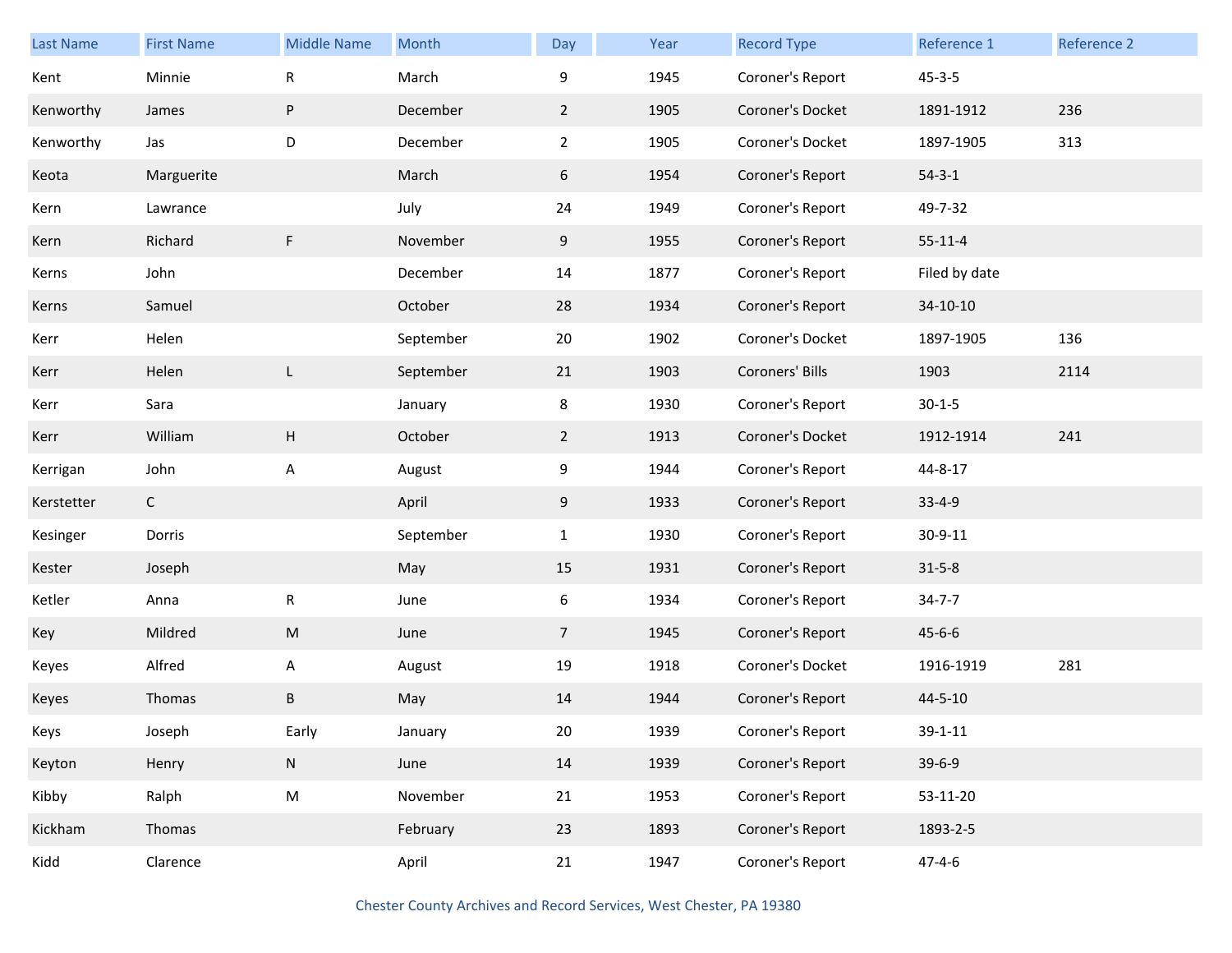| Last Name | First Name | Middle Name | Month | Day | Year | Record Type | Reference 1 | Reference 2 |
|---|---|---|---|---|---|---|---|---|
| Kent | Minnie | R | March | 9 | 1945 | Coroner's Report | 45-3-5 | |
| Kenworthy | James | P | December | 2 | 1905 | Coroner's Docket | 1891-1912 | 236 |
| Kenworthy | Jas | D | December | 2 | 1905 | Coroner's Docket | 1897-1905 | 313 |
| Keota | Marguerite | | March | 6 | 1954 | Coroner's Report | 54-3-1 | |
| Kern | Lawrance | | July | 24 | 1949 | Coroner's Report | 49-7-32 | |
| Kern | Richard | F | November | 9 | 1955 | Coroner's Report | 55-11-4 | |
| Kerns | John | | December | 14 | 1877 | Coroner's Report | Filed by date | |
| Kerns | Samuel | | October | 28 | 1934 | Coroner's Report | 34-10-10 | |
| Kerr | Helen | | September | 20 | 1902 | Coroner's Docket | 1897-1905 | 136 |
| Kerr | Helen | L | September | 21 | 1903 | Coroners' Bills | 1903 | 2114 |
| Kerr | Sara | | January | 8 | 1930 | Coroner's Report | 30-1-5 | |
| Kerr | William | H | October | 2 | 1913 | Coroner's Docket | 1912-1914 | 241 |
| Kerrigan | John | A | August | 9 | 1944 | Coroner's Report | 44-8-17 | |
| Kerstetter | C | | April | 9 | 1933 | Coroner's Report | 33-4-9 | |
| Kesinger | Dorris | | September | 1 | 1930 | Coroner's Report | 30-9-11 | |
| Kester | Joseph | | May | 15 | 1931 | Coroner's Report | 31-5-8 | |
| Ketler | Anna | R | June | 6 | 1934 | Coroner's Report | 34-7-7 | |
| Key | Mildred | M | June | 7 | 1945 | Coroner's Report | 45-6-6 | |
| Keyes | Alfred | A | August | 19 | 1918 | Coroner's Docket | 1916-1919 | 281 |
| Keyes | Thomas | B | May | 14 | 1944 | Coroner's Report | 44-5-10 | |
| Keys | Joseph | Early | January | 20 | 1939 | Coroner's Report | 39-1-11 | |
| Keyton | Henry | N | June | 14 | 1939 | Coroner's Report | 39-6-9 | |
| Kibby | Ralph | M | November | 21 | 1953 | Coroner's Report | 53-11-20 | |
| Kickham | Thomas | | February | 23 | 1893 | Coroner's Report | 1893-2-5 | |
| Kidd | Clarence | | April | 21 | 1947 | Coroner's Report | 47-4-6 | |

Chester County Archives and Record Services, West Chester, PA 19380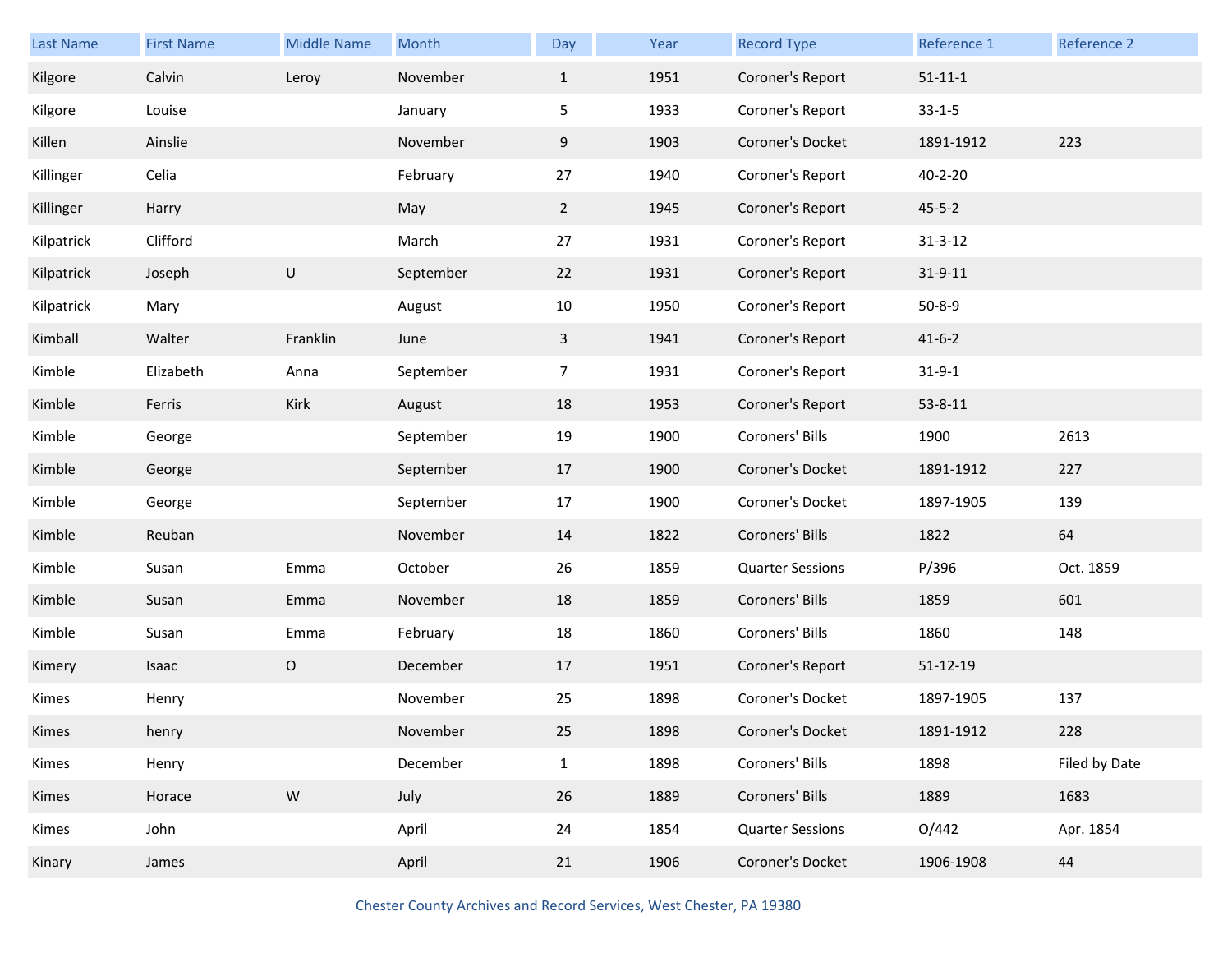| Last Name | First Name | Middle Name | Month | Day | Year | Record Type | Reference 1 | Reference 2 |
|---|---|---|---|---|---|---|---|---|
| Kilgore | Calvin | Leroy | November | 1 | 1951 | Coroner's Report | 51-11-1 | |
| Kilgore | Louise | | January | 5 | 1933 | Coroner's Report | 33-1-5 | |
| Killen | Ainslie | | November | 9 | 1903 | Coroner's Docket | 1891-1912 | 223 |
| Killinger | Celia | | February | 27 | 1940 | Coroner's Report | 40-2-20 | |
| Killinger | Harry | | May | 2 | 1945 | Coroner's Report | 45-5-2 | |
| Kilpatrick | Clifford | | March | 27 | 1931 | Coroner's Report | 31-3-12 | |
| Kilpatrick | Joseph | U | September | 22 | 1931 | Coroner's Report | 31-9-11 | |
| Kilpatrick | Mary | | August | 10 | 1950 | Coroner's Report | 50-8-9 | |
| Kimball | Walter | Franklin | June | 3 | 1941 | Coroner's Report | 41-6-2 | |
| Kimble | Elizabeth | Anna | September | 7 | 1931 | Coroner's Report | 31-9-1 | |
| Kimble | Ferris | Kirk | August | 18 | 1953 | Coroner's Report | 53-8-11 | |
| Kimble | George | | September | 19 | 1900 | Coroners' Bills | 1900 | 2613 |
| Kimble | George | | September | 17 | 1900 | Coroner's Docket | 1891-1912 | 227 |
| Kimble | George | | September | 17 | 1900 | Coroner's Docket | 1897-1905 | 139 |
| Kimble | Reuban | | November | 14 | 1822 | Coroners' Bills | 1822 | 64 |
| Kimble | Susan | Emma | October | 26 | 1859 | Quarter Sessions | P/396 | Oct. 1859 |
| Kimble | Susan | Emma | November | 18 | 1859 | Coroners' Bills | 1859 | 601 |
| Kimble | Susan | Emma | February | 18 | 1860 | Coroners' Bills | 1860 | 148 |
| Kimery | Isaac | O | December | 17 | 1951 | Coroner's Report | 51-12-19 | |
| Kimes | Henry | | November | 25 | 1898 | Coroner's Docket | 1897-1905 | 137 |
| Kimes | henry | | November | 25 | 1898 | Coroner's Docket | 1891-1912 | 228 |
| Kimes | Henry | | December | 1 | 1898 | Coroners' Bills | 1898 | Filed by Date |
| Kimes | Horace | W | July | 26 | 1889 | Coroners' Bills | 1889 | 1683 |
| Kimes | John | | April | 24 | 1854 | Quarter Sessions | O/442 | Apr. 1854 |
| Kinary | James | | April | 21 | 1906 | Coroner's Docket | 1906-1908 | 44 |

Chester County Archives and Record Services, West Chester, PA 19380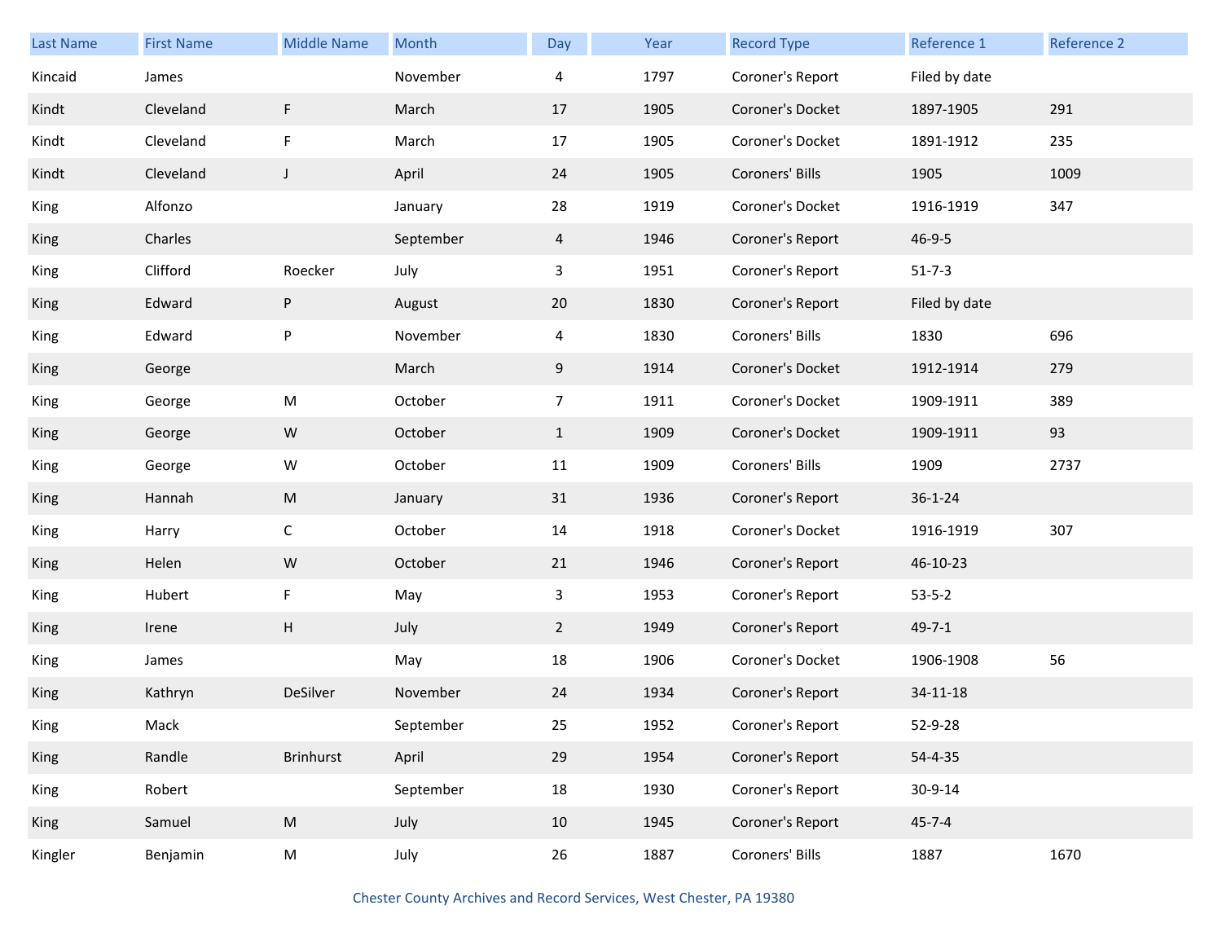| Last Name | First Name | Middle Name | Month | Day | Year | Record Type | Reference 1 | Reference 2 |
|---|---|---|---|---|---|---|---|---|
| Kincaid | James | | November | 4 | 1797 | Coroner's Report | Filed by date | |
| Kindt | Cleveland | F | March | 17 | 1905 | Coroner's Docket | 1897-1905 | 291 |
| Kindt | Cleveland | F | March | 17 | 1905 | Coroner's Docket | 1891-1912 | 235 |
| Kindt | Cleveland | J | April | 24 | 1905 | Coroners' Bills | 1905 | 1009 |
| King | Alfonzo | | January | 28 | 1919 | Coroner's Docket | 1916-1919 | 347 |
| King | Charles | | September | 4 | 1946 | Coroner's Report | 46-9-5 | |
| King | Clifford | Roecker | July | 3 | 1951 | Coroner's Report | 51-7-3 | |
| King | Edward | P | August | 20 | 1830 | Coroner's Report | Filed by date | |
| King | Edward | P | November | 4 | 1830 | Coroners' Bills | 1830 | 696 |
| King | George | | March | 9 | 1914 | Coroner's Docket | 1912-1914 | 279 |
| King | George | M | October | 7 | 1911 | Coroner's Docket | 1909-1911 | 389 |
| King | George | W | October | 1 | 1909 | Coroner's Docket | 1909-1911 | 93 |
| King | George | W | October | 11 | 1909 | Coroners' Bills | 1909 | 2737 |
| King | Hannah | M | January | 31 | 1936 | Coroner's Report | 36-1-24 | |
| King | Harry | C | October | 14 | 1918 | Coroner's Docket | 1916-1919 | 307 |
| King | Helen | W | October | 21 | 1946 | Coroner's Report | 46-10-23 | |
| King | Hubert | F | May | 3 | 1953 | Coroner's Report | 53-5-2 | |
| King | Irene | H | July | 2 | 1949 | Coroner's Report | 49-7-1 | |
| King | James | | May | 18 | 1906 | Coroner's Docket | 1906-1908 | 56 |
| King | Kathryn | DeSilver | November | 24 | 1934 | Coroner's Report | 34-11-18 | |
| King | Mack | | September | 25 | 1952 | Coroner's Report | 52-9-28 | |
| King | Randle | Brinhurst | April | 29 | 1954 | Coroner's Report | 54-4-35 | |
| King | Robert | | September | 18 | 1930 | Coroner's Report | 30-9-14 | |
| King | Samuel | M | July | 10 | 1945 | Coroner's Report | 45-7-4 | |
| Kingler | Benjamin | M | July | 26 | 1887 | Coroners' Bills | 1887 | 1670 |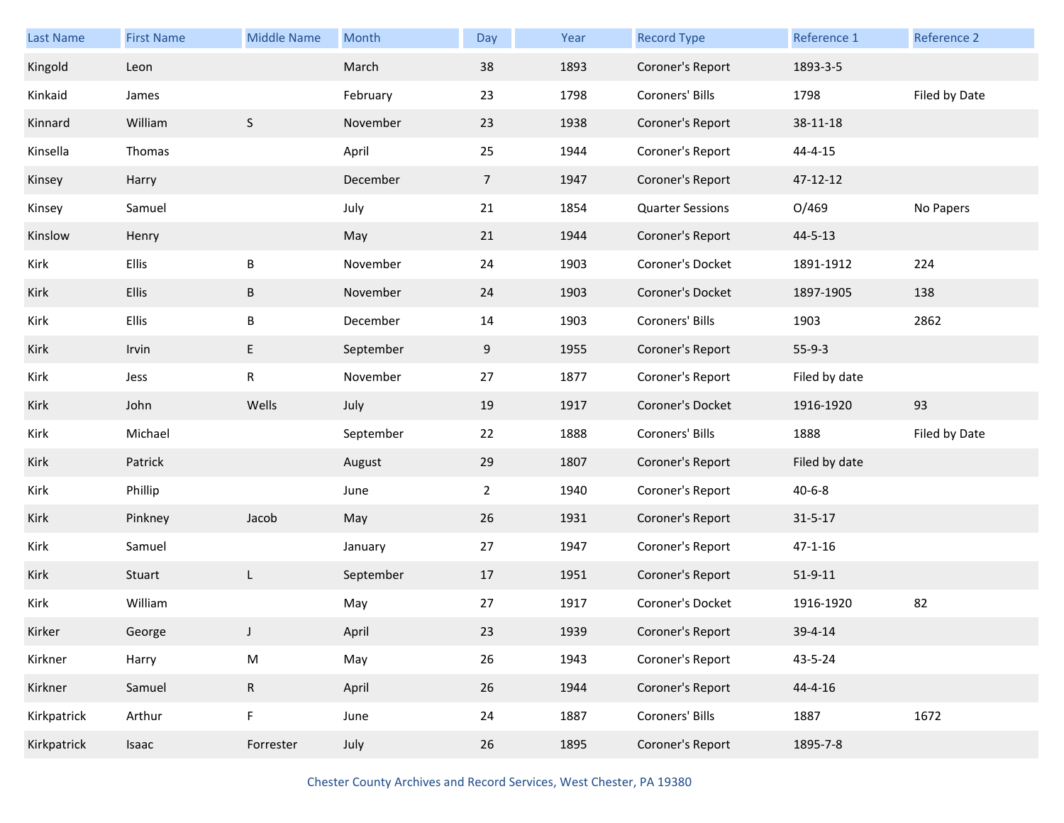| Last Name | First Name | Middle Name | Month | Day | Year | Record Type | Reference 1 | Reference 2 |
|---|---|---|---|---|---|---|---|---|
| Kingold | Leon | | March | 38 | 1893 | Coroner's Report | 1893-3-5 | |
| Kinkaid | James | | February | 23 | 1798 | Coroners' Bills | 1798 | Filed by Date |
| Kinnard | William | S | November | 23 | 1938 | Coroner's Report | 38-11-18 | |
| Kinsella | Thomas | | April | 25 | 1944 | Coroner's Report | 44-4-15 | |
| Kinsey | Harry | | December | 7 | 1947 | Coroner's Report | 47-12-12 | |
| Kinsey | Samuel | | July | 21 | 1854 | Quarter Sessions | O/469 | No Papers |
| Kinslow | Henry | | May | 21 | 1944 | Coroner's Report | 44-5-13 | |
| Kirk | Ellis | B | November | 24 | 1903 | Coroner's Docket | 1891-1912 | 224 |
| Kirk | Ellis | B | November | 24 | 1903 | Coroner's Docket | 1897-1905 | 138 |
| Kirk | Ellis | B | December | 14 | 1903 | Coroners' Bills | 1903 | 2862 |
| Kirk | Irvin | E | September | 9 | 1955 | Coroner's Report | 55-9-3 | |
| Kirk | Jess | R | November | 27 | 1877 | Coroner's Report | Filed by date | |
| Kirk | John | Wells | July | 19 | 1917 | Coroner's Docket | 1916-1920 | 93 |
| Kirk | Michael | | September | 22 | 1888 | Coroners' Bills | 1888 | Filed by Date |
| Kirk | Patrick | | August | 29 | 1807 | Coroner's Report | Filed by date | |
| Kirk | Phillip | | June | 2 | 1940 | Coroner's Report | 40-6-8 | |
| Kirk | Pinkney | Jacob | May | 26 | 1931 | Coroner's Report | 31-5-17 | |
| Kirk | Samuel | | January | 27 | 1947 | Coroner's Report | 47-1-16 | |
| Kirk | Stuart | L | September | 17 | 1951 | Coroner's Report | 51-9-11 | |
| Kirk | William | | May | 27 | 1917 | Coroner's Docket | 1916-1920 | 82 |
| Kirker | George | J | April | 23 | 1939 | Coroner's Report | 39-4-14 | |
| Kirkner | Harry | M | May | 26 | 1943 | Coroner's Report | 43-5-24 | |
| Kirkner | Samuel | R | April | 26 | 1944 | Coroner's Report | 44-4-16 | |
| Kirkpatrick | Arthur | F | June | 24 | 1887 | Coroners' Bills | 1887 | 1672 |
| Kirkpatrick | Isaac | Forrester | July | 26 | 1895 | Coroner's Report | 1895-7-8 | |

Chester County Archives and Record Services, West Chester, PA 19380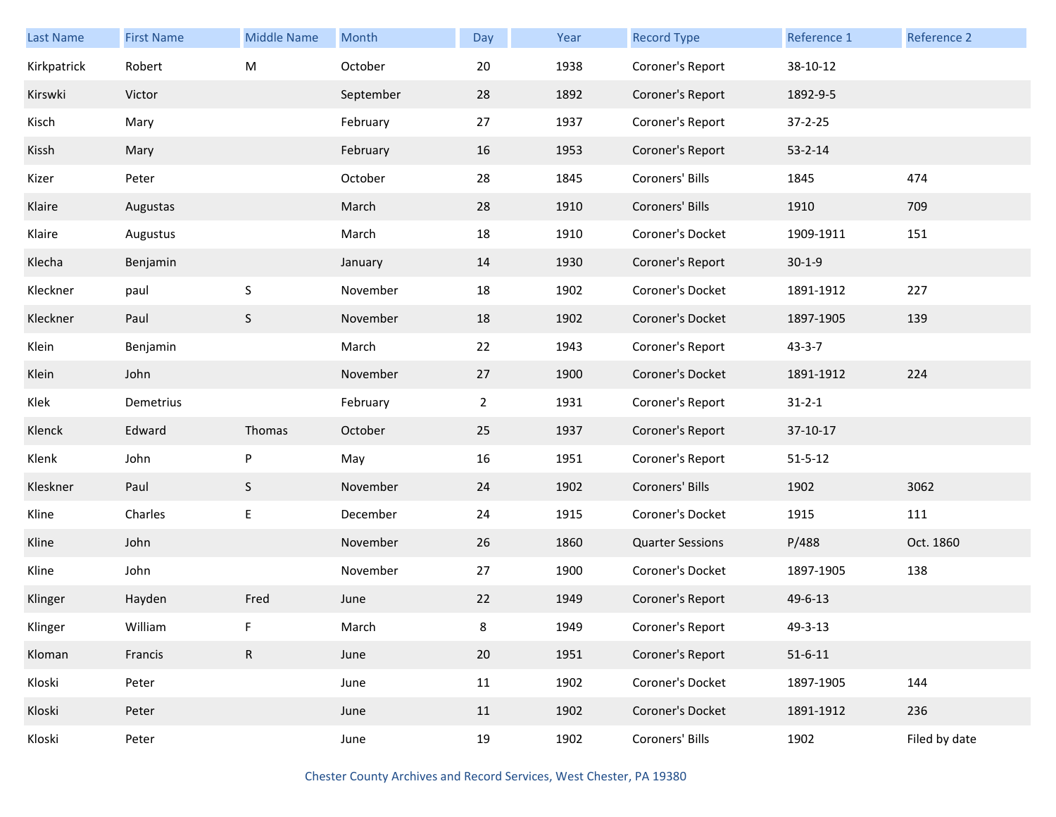| Last Name | First Name | Middle Name | Month | Day | Year | Record Type | Reference 1 | Reference 2 |
|---|---|---|---|---|---|---|---|---|
| Kirkpatrick | Robert | M | October | 20 | 1938 | Coroner's Report | 38-10-12 | |
| Kirswki | Victor | | September | 28 | 1892 | Coroner's Report | 1892-9-5 | |
| Kisch | Mary | | February | 27 | 1937 | Coroner's Report | 37-2-25 | |
| Kissh | Mary | | February | 16 | 1953 | Coroner's Report | 53-2-14 | |
| Kizer | Peter | | October | 28 | 1845 | Coroners' Bills | 1845 | 474 |
| Klaire | Augustas | | March | 28 | 1910 | Coroners' Bills | 1910 | 709 |
| Klaire | Augustus | | March | 18 | 1910 | Coroner's Docket | 1909-1911 | 151 |
| Klecha | Benjamin | | January | 14 | 1930 | Coroner's Report | 30-1-9 | |
| Kleckner | paul | S | November | 18 | 1902 | Coroner's Docket | 1891-1912 | 227 |
| Kleckner | Paul | S | November | 18 | 1902 | Coroner's Docket | 1897-1905 | 139 |
| Klein | Benjamin | | March | 22 | 1943 | Coroner's Report | 43-3-7 | |
| Klein | John | | November | 27 | 1900 | Coroner's Docket | 1891-1912 | 224 |
| Klek | Demetrius | | February | 2 | 1931 | Coroner's Report | 31-2-1 | |
| Klenck | Edward | Thomas | October | 25 | 1937 | Coroner's Report | 37-10-17 | |
| Klenk | John | P | May | 16 | 1951 | Coroner's Report | 51-5-12 | |
| Kleskner | Paul | S | November | 24 | 1902 | Coroners' Bills | 1902 | 3062 |
| Kline | Charles | E | December | 24 | 1915 | Coroner's Docket | 1915 | 111 |
| Kline | John | | November | 26 | 1860 | Quarter Sessions | P/488 | Oct. 1860 |
| Kline | John | | November | 27 | 1900 | Coroner's Docket | 1897-1905 | 138 |
| Klinger | Hayden | Fred | June | 22 | 1949 | Coroner's Report | 49-6-13 | |
| Klinger | William | F | March | 8 | 1949 | Coroner's Report | 49-3-13 | |
| Kloman | Francis | R | June | 20 | 1951 | Coroner's Report | 51-6-11 | |
| Kloski | Peter | | June | 11 | 1902 | Coroner's Docket | 1897-1905 | 144 |
| Kloski | Peter | | June | 11 | 1902 | Coroner's Docket | 1891-1912 | 236 |
| Kloski | Peter | | June | 19 | 1902 | Coroners' Bills | 1902 | Filed by date |

Chester County Archives and Record Services, West Chester, PA 19380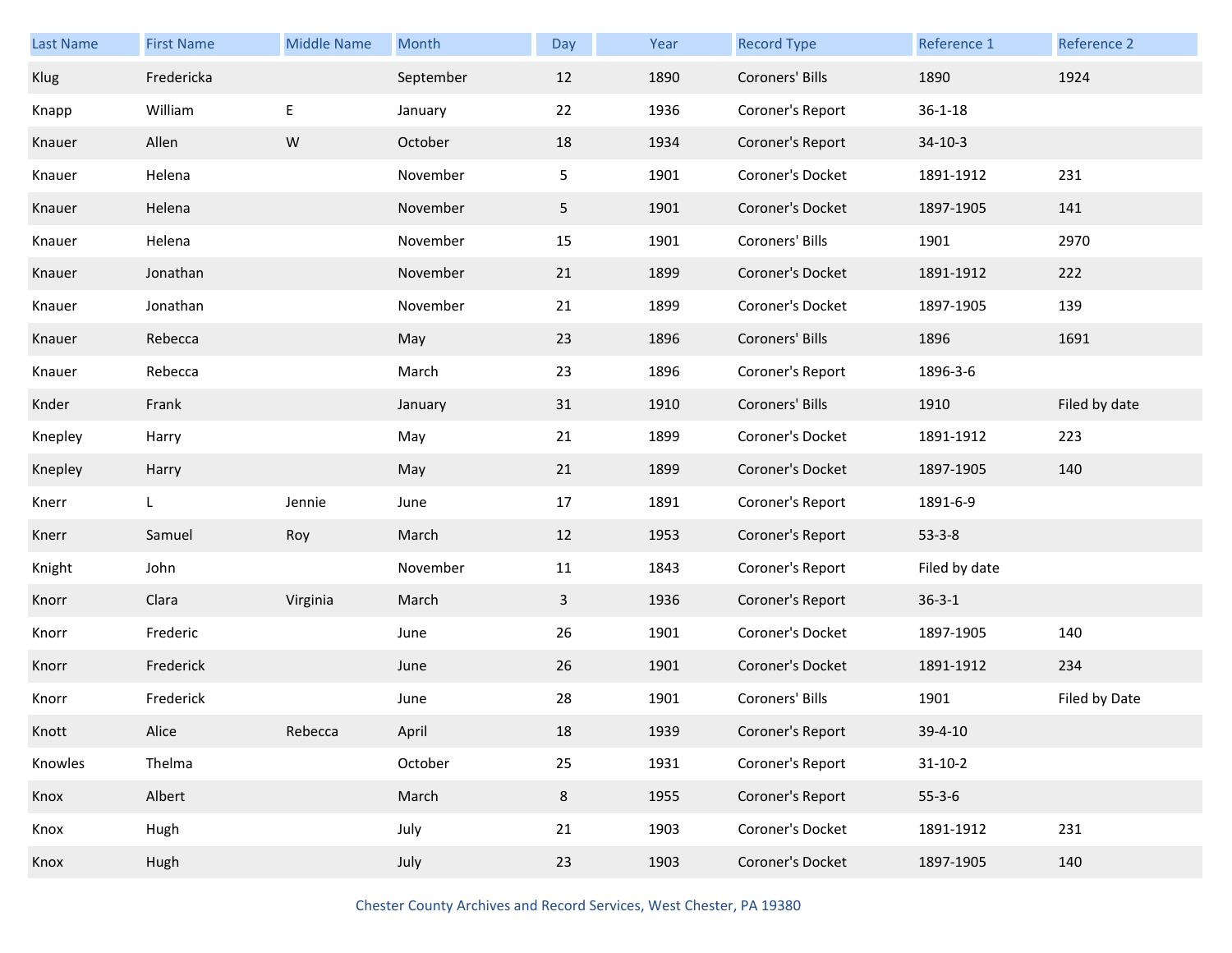| Last Name | First Name | Middle Name | Month | Day | Year | Record Type | Reference 1 | Reference 2 |
|---|---|---|---|---|---|---|---|---|
| Klug | Fredericka | | September | 12 | 1890 | Coroners' Bills | 1890 | 1924 |
| Knapp | William | E | January | 22 | 1936 | Coroner's Report | 36-1-18 | |
| Knauer | Allen | W | October | 18 | 1934 | Coroner's Report | 34-10-3 | |
| Knauer | Helena | | November | 5 | 1901 | Coroner's Docket | 1891-1912 | 231 |
| Knauer | Helena | | November | 5 | 1901 | Coroner's Docket | 1897-1905 | 141 |
| Knauer | Helena | | November | 15 | 1901 | Coroners' Bills | 1901 | 2970 |
| Knauer | Jonathan | | November | 21 | 1899 | Coroner's Docket | 1891-1912 | 222 |
| Knauer | Jonathan | | November | 21 | 1899 | Coroner's Docket | 1897-1905 | 139 |
| Knauer | Rebecca | | May | 23 | 1896 | Coroners' Bills | 1896 | 1691 |
| Knauer | Rebecca | | March | 23 | 1896 | Coroner's Report | 1896-3-6 | |
| Knder | Frank | | January | 31 | 1910 | Coroners' Bills | 1910 | Filed by date |
| Knepley | Harry | | May | 21 | 1899 | Coroner's Docket | 1891-1912 | 223 |
| Knepley | Harry | | May | 21 | 1899 | Coroner's Docket | 1897-1905 | 140 |
| Knerr | L | Jennie | June | 17 | 1891 | Coroner's Report | 1891-6-9 | |
| Knerr | Samuel | Roy | March | 12 | 1953 | Coroner's Report | 53-3-8 | |
| Knight | John | | November | 11 | 1843 | Coroner's Report | Filed by date | |
| Knorr | Clara | Virginia | March | 3 | 1936 | Coroner's Report | 36-3-1 | |
| Knorr | Frederic | | June | 26 | 1901 | Coroner's Docket | 1897-1905 | 140 |
| Knorr | Frederick | | June | 26 | 1901 | Coroner's Docket | 1891-1912 | 234 |
| Knorr | Frederick | | June | 28 | 1901 | Coroners' Bills | 1901 | Filed by Date |
| Knott | Alice | Rebecca | April | 18 | 1939 | Coroner's Report | 39-4-10 | |
| Knowles | Thelma | | October | 25 | 1931 | Coroner's Report | 31-10-2 | |
| Knox | Albert | | March | 8 | 1955 | Coroner's Report | 55-3-6 | |
| Knox | Hugh | | July | 21 | 1903 | Coroner's Docket | 1891-1912 | 231 |
| Knox | Hugh | | July | 23 | 1903 | Coroner's Docket | 1897-1905 | 140 |

Chester County Archives and Record Services, West Chester, PA 19380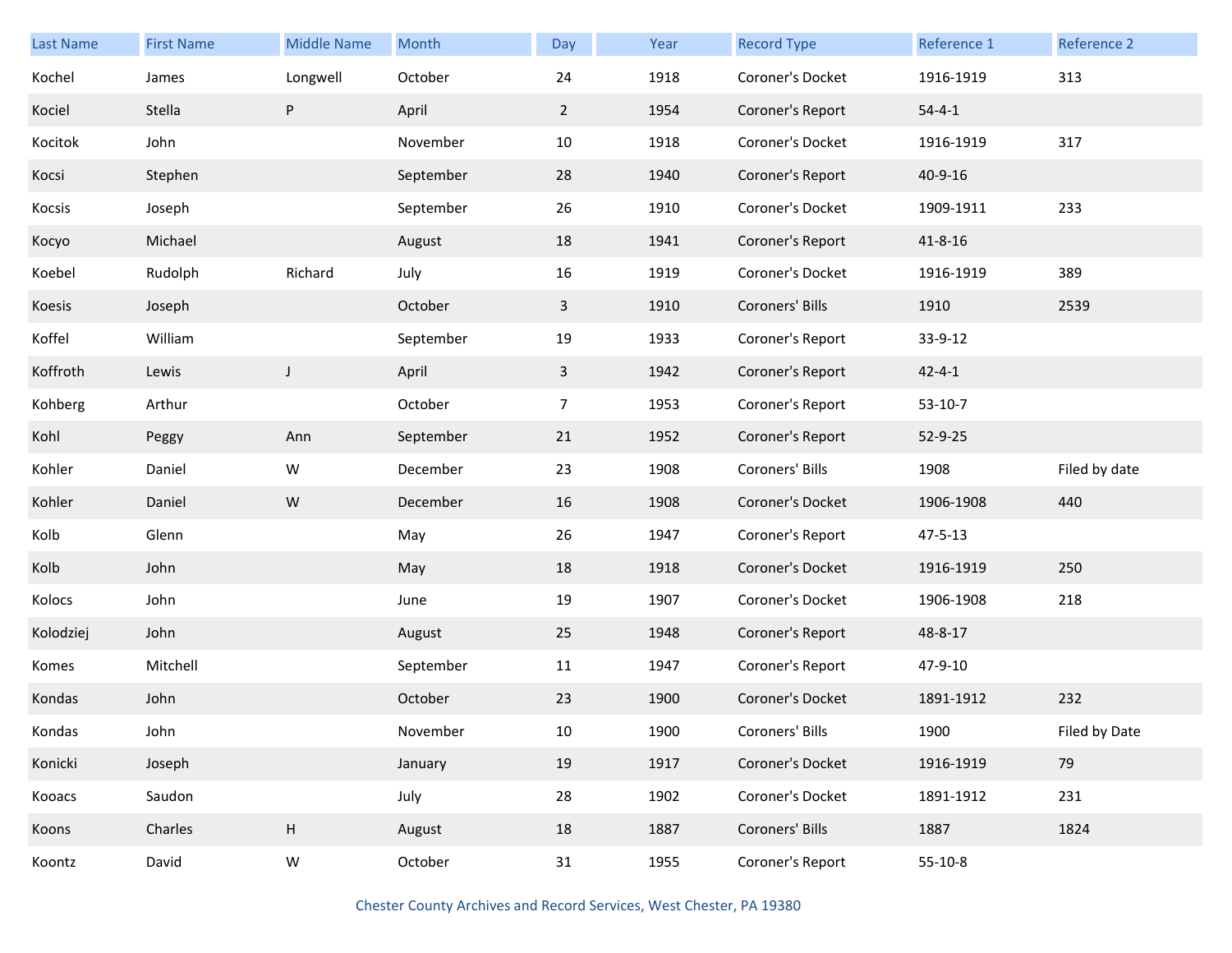| Last Name | First Name | Middle Name | Month | Day | Year | Record Type | Reference 1 | Reference 2 |
|---|---|---|---|---|---|---|---|---|
| Kochel | James | Longwell | October | 24 | 1918 | Coroner's Docket | 1916-1919 | 313 |
| Kociel | Stella | P | April | 2 | 1954 | Coroner's Report | 54-4-1 | |
| Kocitok | John | | November | 10 | 1918 | Coroner's Docket | 1916-1919 | 317 |
| Kocsi | Stephen | | September | 28 | 1940 | Coroner's Report | 40-9-16 | |
| Kocsis | Joseph | | September | 26 | 1910 | Coroner's Docket | 1909-1911 | 233 |
| Kocyo | Michael | | August | 18 | 1941 | Coroner's Report | 41-8-16 | |
| Koebel | Rudolph | Richard | July | 16 | 1919 | Coroner's Docket | 1916-1919 | 389 |
| Koesis | Joseph | | October | 3 | 1910 | Coroners' Bills | 1910 | 2539 |
| Koffel | William | | September | 19 | 1933 | Coroner's Report | 33-9-12 | |
| Koffroth | Lewis | J | April | 3 | 1942 | Coroner's Report | 42-4-1 | |
| Kohberg | Arthur | | October | 7 | 1953 | Coroner's Report | 53-10-7 | |
| Kohl | Peggy | Ann | September | 21 | 1952 | Coroner's Report | 52-9-25 | |
| Kohler | Daniel | W | December | 23 | 1908 | Coroners' Bills | 1908 | Filed by date |
| Kohler | Daniel | W | December | 16 | 1908 | Coroner's Docket | 1906-1908 | 440 |
| Kolb | Glenn | | May | 26 | 1947 | Coroner's Report | 47-5-13 | |
| Kolb | John | | May | 18 | 1918 | Coroner's Docket | 1916-1919 | 250 |
| Kolocs | John | | June | 19 | 1907 | Coroner's Docket | 1906-1908 | 218 |
| Kolodziej | John | | August | 25 | 1948 | Coroner's Report | 48-8-17 | |
| Komes | Mitchell | | September | 11 | 1947 | Coroner's Report | 47-9-10 | |
| Kondas | John | | October | 23 | 1900 | Coroner's Docket | 1891-1912 | 232 |
| Kondas | John | | November | 10 | 1900 | Coroners' Bills | 1900 | Filed by Date |
| Konicki | Joseph | | January | 19 | 1917 | Coroner's Docket | 1916-1919 | 79 |
| Kooacs | Saudon | | July | 28 | 1902 | Coroner's Docket | 1891-1912 | 231 |
| Koons | Charles | H | August | 18 | 1887 | Coroners' Bills | 1887 | 1824 |
| Koontz | David | W | October | 31 | 1955 | Coroner's Report | 55-10-8 | |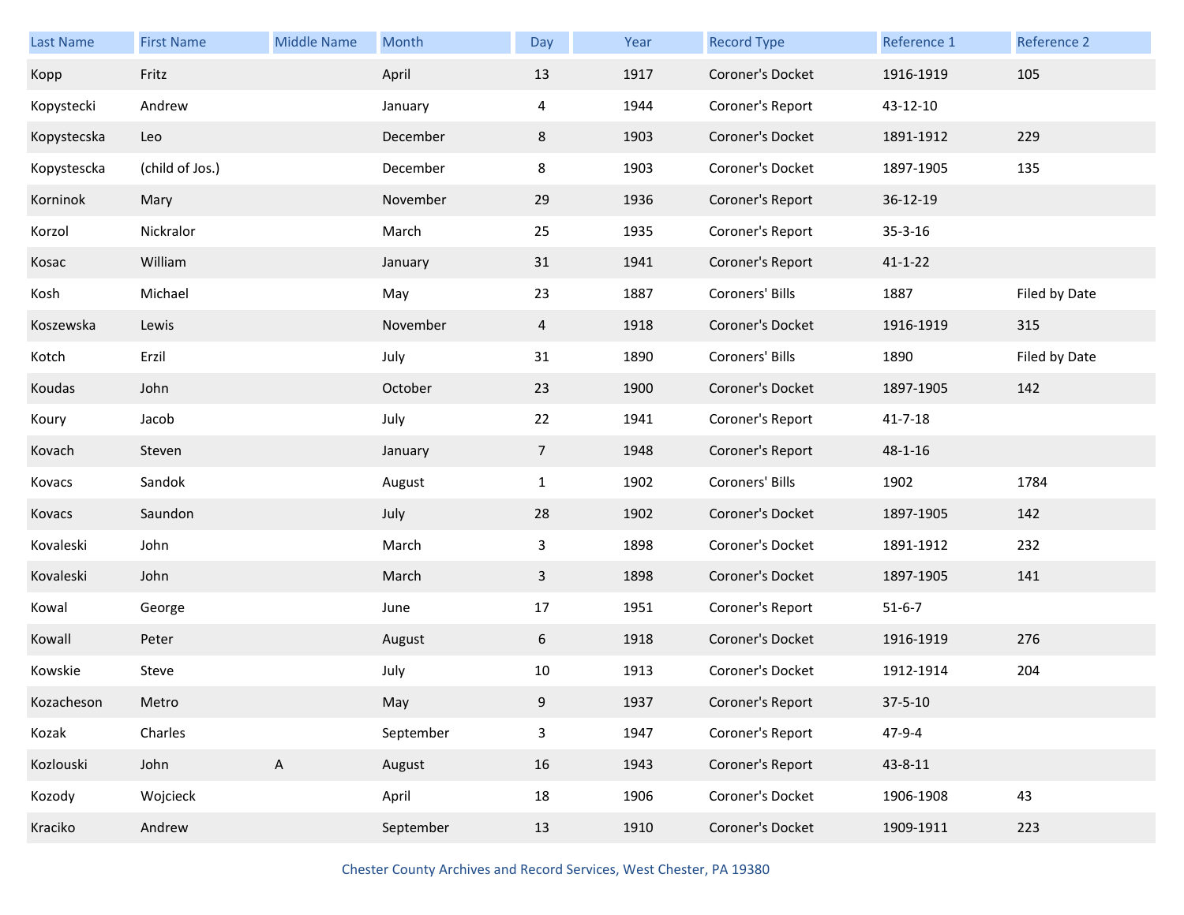| Last Name | First Name | Middle Name | Month | Day | Year | Record Type | Reference 1 | Reference 2 |
|---|---|---|---|---|---|---|---|---|
| Kopp | Fritz | | April | 13 | 1917 | Coroner's Docket | 1916-1919 | 105 |
| Kopystecki | Andrew | | January | 4 | 1944 | Coroner's Report | 43-12-10 | |
| Kopystecska | Leo | | December | 8 | 1903 | Coroner's Docket | 1891-1912 | 229 |
| Kopystescka | (child of Jos.) | | December | 8 | 1903 | Coroner's Docket | 1897-1905 | 135 |
| Korninok | Mary | | November | 29 | 1936 | Coroner's Report | 36-12-19 | |
| Korzol | Nickralor | | March | 25 | 1935 | Coroner's Report | 35-3-16 | |
| Kosac | William | | January | 31 | 1941 | Coroner's Report | 41-1-22 | |
| Kosh | Michael | | May | 23 | 1887 | Coroners' Bills | 1887 | Filed by Date |
| Koszewska | Lewis | | November | 4 | 1918 | Coroner's Docket | 1916-1919 | 315 |
| Kotch | Erzil | | July | 31 | 1890 | Coroners' Bills | 1890 | Filed by Date |
| Koudas | John | | October | 23 | 1900 | Coroner's Docket | 1897-1905 | 142 |
| Koury | Jacob | | July | 22 | 1941 | Coroner's Report | 41-7-18 | |
| Kovach | Steven | | January | 7 | 1948 | Coroner's Report | 48-1-16 | |
| Kovacs | Sandok | | August | 1 | 1902 | Coroners' Bills | 1902 | 1784 |
| Kovacs | Saundon | | July | 28 | 1902 | Coroner's Docket | 1897-1905 | 142 |
| Kovaleski | John | | March | 3 | 1898 | Coroner's Docket | 1891-1912 | 232 |
| Kovaleski | John | | March | 3 | 1898 | Coroner's Docket | 1897-1905 | 141 |
| Kowal | George | | June | 17 | 1951 | Coroner's Report | 51-6-7 | |
| Kowall | Peter | | August | 6 | 1918 | Coroner's Docket | 1916-1919 | 276 |
| Kowskie | Steve | | July | 10 | 1913 | Coroner's Docket | 1912-1914 | 204 |
| Kozacheson | Metro | | May | 9 | 1937 | Coroner's Report | 37-5-10 | |
| Kozak | Charles | | September | 3 | 1947 | Coroner's Report | 47-9-4 | |
| Kozlouski | John | A | August | 16 | 1943 | Coroner's Report | 43-8-11 | |
| Kozody | Wojcieck | | April | 18 | 1906 | Coroner's Docket | 1906-1908 | 43 |
| Kraciko | Andrew | | September | 13 | 1910 | Coroner's Docket | 1909-1911 | 223 |

Chester County Archives and Record Services, West Chester, PA 19380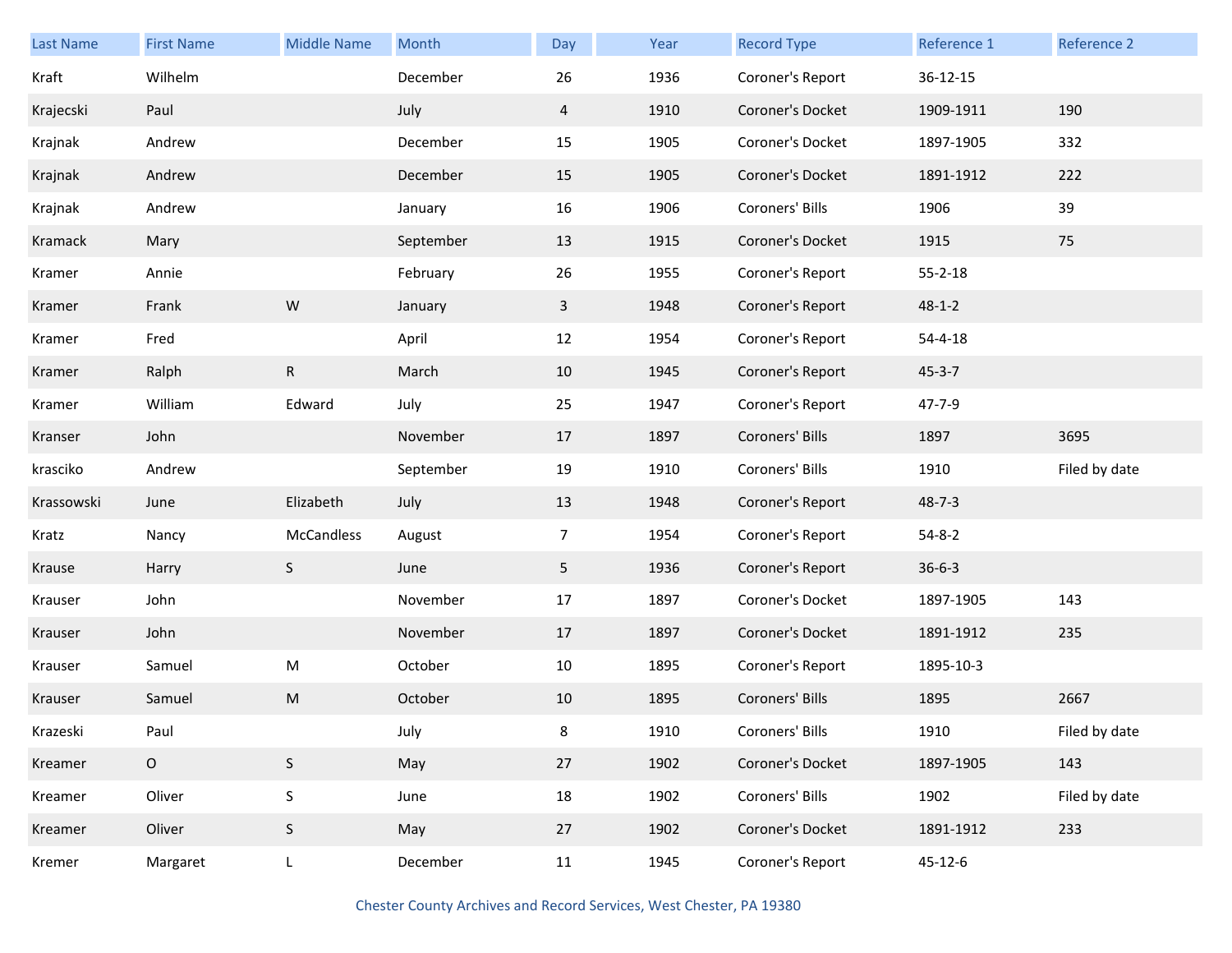| Last Name | First Name | Middle Name | Month | Day | Year | Record Type | Reference 1 | Reference 2 |
|---|---|---|---|---|---|---|---|---|
| Kraft | Wilhelm | | December | 26 | 1936 | Coroner's Report | 36-12-15 | |
| Krajecski | Paul | | July | 4 | 1910 | Coroner's Docket | 1909-1911 | 190 |
| Krajnak | Andrew | | December | 15 | 1905 | Coroner's Docket | 1897-1905 | 332 |
| Krajnak | Andrew | | December | 15 | 1905 | Coroner's Docket | 1891-1912 | 222 |
| Krajnak | Andrew | | January | 16 | 1906 | Coroners' Bills | 1906 | 39 |
| Kramack | Mary | | September | 13 | 1915 | Coroner's Docket | 1915 | 75 |
| Kramer | Annie | | February | 26 | 1955 | Coroner's Report | 55-2-18 | |
| Kramer | Frank | W | January | 3 | 1948 | Coroner's Report | 48-1-2 | |
| Kramer | Fred | | April | 12 | 1954 | Coroner's Report | 54-4-18 | |
| Kramer | Ralph | R | March | 10 | 1945 | Coroner's Report | 45-3-7 | |
| Kramer | William | Edward | July | 25 | 1947 | Coroner's Report | 47-7-9 | |
| Kranser | John | | November | 17 | 1897 | Coroners' Bills | 1897 | 3695 |
| krasciko | Andrew | | September | 19 | 1910 | Coroners' Bills | 1910 | Filed by date |
| Krassowski | June | Elizabeth | July | 13 | 1948 | Coroner's Report | 48-7-3 | |
| Kratz | Nancy | McCandless | August | 7 | 1954 | Coroner's Report | 54-8-2 | |
| Krause | Harry | S | June | 5 | 1936 | Coroner's Report | 36-6-3 | |
| Krauser | John | | November | 17 | 1897 | Coroner's Docket | 1897-1905 | 143 |
| Krauser | John | | November | 17 | 1897 | Coroner's Docket | 1891-1912 | 235 |
| Krauser | Samuel | M | October | 10 | 1895 | Coroner's Report | 1895-10-3 | |
| Krauser | Samuel | M | October | 10 | 1895 | Coroners' Bills | 1895 | 2667 |
| Krazeski | Paul | | July | 8 | 1910 | Coroners' Bills | 1910 | Filed by date |
| Kreamer | O | S | May | 27 | 1902 | Coroner's Docket | 1897-1905 | 143 |
| Kreamer | Oliver | S | June | 18 | 1902 | Coroners' Bills | 1902 | Filed by date |
| Kreamer | Oliver | S | May | 27 | 1902 | Coroner's Docket | 1891-1912 | 233 |
| Kremer | Margaret | L | December | 11 | 1945 | Coroner's Report | 45-12-6 | |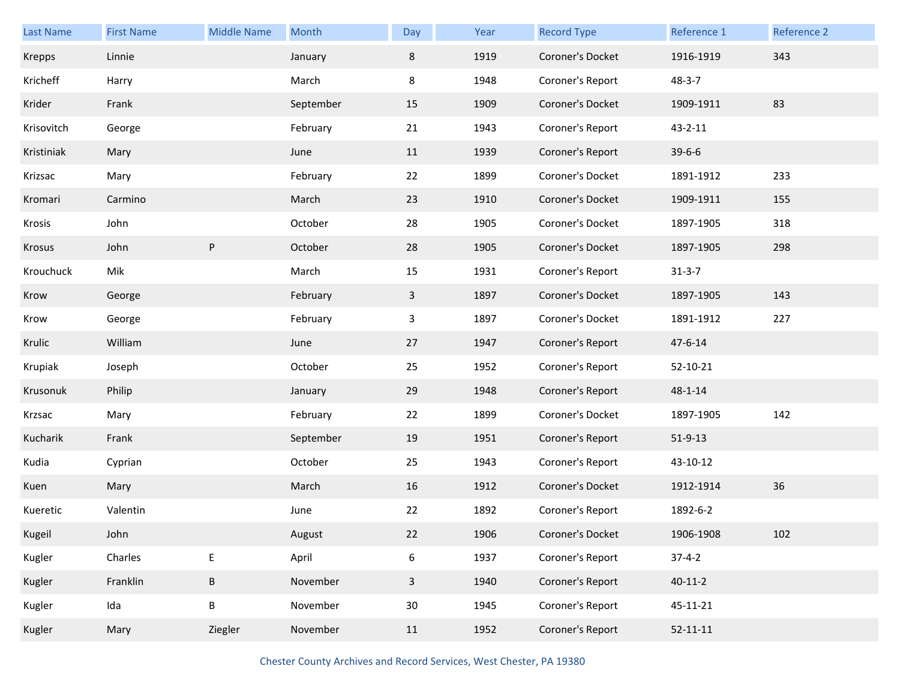| Last Name | First Name | Middle Name | Month | Day | Year | Record Type | Reference 1 | Reference 2 |
|---|---|---|---|---|---|---|---|---|
| Krepps | Linnie | | January | 8 | 1919 | Coroner's Docket | 1916-1919 | 343 |
| Kricheff | Harry | | March | 8 | 1948 | Coroner's Report | 48-3-7 | |
| Krider | Frank | | September | 15 | 1909 | Coroner's Docket | 1909-1911 | 83 |
| Krisovitch | George | | February | 21 | 1943 | Coroner's Report | 43-2-11 | |
| Kristiniak | Mary | | June | 11 | 1939 | Coroner's Report | 39-6-6 | |
| Krizsac | Mary | | February | 22 | 1899 | Coroner's Docket | 1891-1912 | 233 |
| Kromari | Carmino | | March | 23 | 1910 | Coroner's Docket | 1909-1911 | 155 |
| Krosis | John | | October | 28 | 1905 | Coroner's Docket | 1897-1905 | 318 |
| Krosus | John | P | October | 28 | 1905 | Coroner's Docket | 1897-1905 | 298 |
| Krouchuck | Mik | | March | 15 | 1931 | Coroner's Report | 31-3-7 | |
| Krow | George | | February | 3 | 1897 | Coroner's Docket | 1897-1905 | 143 |
| Krow | George | | February | 3 | 1897 | Coroner's Docket | 1891-1912 | 227 |
| Krulic | William | | June | 27 | 1947 | Coroner's Report | 47-6-14 | |
| Krupiak | Joseph | | October | 25 | 1952 | Coroner's Report | 52-10-21 | |
| Krusonuk | Philip | | January | 29 | 1948 | Coroner's Report | 48-1-14 | |
| Krzsac | Mary | | February | 22 | 1899 | Coroner's Docket | 1897-1905 | 142 |
| Kucharik | Frank | | September | 19 | 1951 | Coroner's Report | 51-9-13 | |
| Kudia | Cyprian | | October | 25 | 1943 | Coroner's Report | 43-10-12 | |
| Kuen | Mary | | March | 16 | 1912 | Coroner's Docket | 1912-1914 | 36 |
| Kueretic | Valentin | | June | 22 | 1892 | Coroner's Report | 1892-6-2 | |
| Kugeil | John | | August | 22 | 1906 | Coroner's Docket | 1906-1908 | 102 |
| Kugler | Charles | E | April | 6 | 1937 | Coroner's Report | 37-4-2 | |
| Kugler | Franklin | B | November | 3 | 1940 | Coroner's Report | 40-11-2 | |
| Kugler | Ida | B | November | 30 | 1945 | Coroner's Report | 45-11-21 | |
| Kugler | Mary | Ziegler | November | 11 | 1952 | Coroner's Report | 52-11-11 | |

Chester County Archives and Record Services, West Chester, PA 19380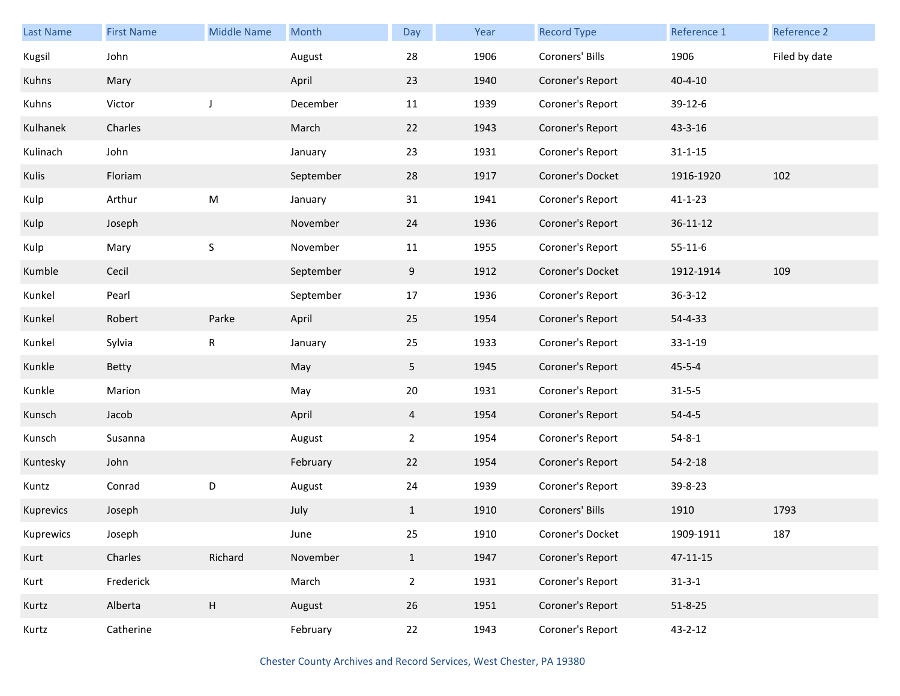| Last Name | First Name | Middle Name | Month | Day | Year | Record Type | Reference 1 | Reference 2 |
|---|---|---|---|---|---|---|---|---|
| Kugsil | John | | August | 28 | 1906 | Coroners' Bills | 1906 | Filed by date |
| Kuhns | Mary | | April | 23 | 1940 | Coroner's Report | 40-4-10 | |
| Kuhns | Victor | J | December | 11 | 1939 | Coroner's Report | 39-12-6 | |
| Kulhanek | Charles | | March | 22 | 1943 | Coroner's Report | 43-3-16 | |
| Kulinach | John | | January | 23 | 1931 | Coroner's Report | 31-1-15 | |
| Kulis | Floriam | | September | 28 | 1917 | Coroner's Docket | 1916-1920 | 102 |
| Kulp | Arthur | M | January | 31 | 1941 | Coroner's Report | 41-1-23 | |
| Kulp | Joseph | | November | 24 | 1936 | Coroner's Report | 36-11-12 | |
| Kulp | Mary | S | November | 11 | 1955 | Coroner's Report | 55-11-6 | |
| Kumble | Cecil | | September | 9 | 1912 | Coroner's Docket | 1912-1914 | 109 |
| Kunkel | Pearl | | September | 17 | 1936 | Coroner's Report | 36-3-12 | |
| Kunkel | Robert | Parke | April | 25 | 1954 | Coroner's Report | 54-4-33 | |
| Kunkel | Sylvia | R | January | 25 | 1933 | Coroner's Report | 33-1-19 | |
| Kunkle | Betty | | May | 5 | 1945 | Coroner's Report | 45-5-4 | |
| Kunkle | Marion | | May | 20 | 1931 | Coroner's Report | 31-5-5 | |
| Kunsch | Jacob | | April | 4 | 1954 | Coroner's Report | 54-4-5 | |
| Kunsch | Susanna | | August | 2 | 1954 | Coroner's Report | 54-8-1 | |
| Kuntesky | John | | February | 22 | 1954 | Coroner's Report | 54-2-18 | |
| Kuntz | Conrad | D | August | 24 | 1939 | Coroner's Report | 39-8-23 | |
| Kuprevics | Joseph | | July | 1 | 1910 | Coroners' Bills | 1910 | 1793 |
| Kuprewics | Joseph | | June | 25 | 1910 | Coroner's Docket | 1909-1911 | 187 |
| Kurt | Charles | Richard | November | 1 | 1947 | Coroner's Report | 47-11-15 | |
| Kurt | Frederick | | March | 2 | 1931 | Coroner's Report | 31-3-1 | |
| Kurtz | Alberta | H | August | 26 | 1951 | Coroner's Report | 51-8-25 | |
| Kurtz | Catherine | | February | 22 | 1943 | Coroner's Report | 43-2-12 | |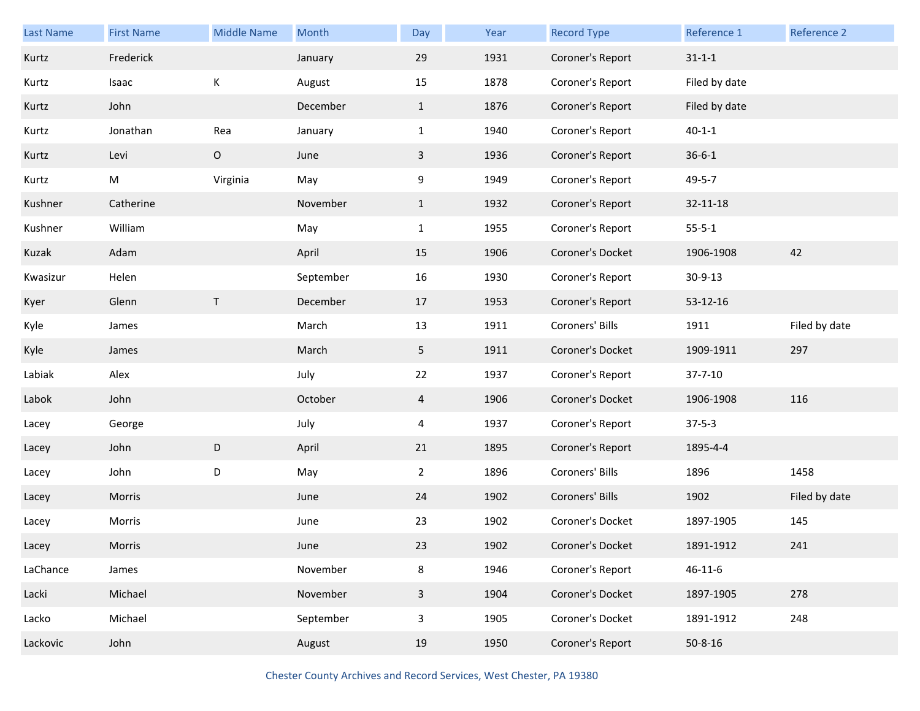| Last Name | First Name | Middle Name | Month | Day | Year | Record Type | Reference 1 | Reference 2 |
|---|---|---|---|---|---|---|---|---|
| Kurtz | Frederick | | January | 29 | 1931 | Coroner's Report | 31-1-1 | |
| Kurtz | Isaac | K | August | 15 | 1878 | Coroner's Report | Filed by date | |
| Kurtz | John | | December | 1 | 1876 | Coroner's Report | Filed by date | |
| Kurtz | Jonathan | Rea | January | 1 | 1940 | Coroner's Report | 40-1-1 | |
| Kurtz | Levi | O | June | 3 | 1936 | Coroner's Report | 36-6-1 | |
| Kurtz | M | Virginia | May | 9 | 1949 | Coroner's Report | 49-5-7 | |
| Kushner | Catherine | | November | 1 | 1932 | Coroner's Report | 32-11-18 | |
| Kushner | William | | May | 1 | 1955 | Coroner's Report | 55-5-1 | |
| Kuzak | Adam | | April | 15 | 1906 | Coroner's Docket | 1906-1908 | 42 |
| Kwasizur | Helen | | September | 16 | 1930 | Coroner's Report | 30-9-13 | |
| Kyer | Glenn | T | December | 17 | 1953 | Coroner's Report | 53-12-16 | |
| Kyle | James | | March | 13 | 1911 | Coroners' Bills | 1911 | Filed by date |
| Kyle | James | | March | 5 | 1911 | Coroner's Docket | 1909-1911 | 297 |
| Labiak | Alex | | July | 22 | 1937 | Coroner's Report | 37-7-10 | |
| Labok | John | | October | 4 | 1906 | Coroner's Docket | 1906-1908 | 116 |
| Lacey | George | | July | 4 | 1937 | Coroner's Report | 37-5-3 | |
| Lacey | John | D | April | 21 | 1895 | Coroner's Report | 1895-4-4 | |
| Lacey | John | D | May | 2 | 1896 | Coroners' Bills | 1896 | 1458 |
| Lacey | Morris | | June | 24 | 1902 | Coroners' Bills | 1902 | Filed by date |
| Lacey | Morris | | June | 23 | 1902 | Coroner's Docket | 1897-1905 | 145 |
| Lacey | Morris | | June | 23 | 1902 | Coroner's Docket | 1891-1912 | 241 |
| LaChance | James | | November | 8 | 1946 | Coroner's Report | 46-11-6 | |
| Lacki | Michael | | November | 3 | 1904 | Coroner's Docket | 1897-1905 | 278 |
| Lacko | Michael | | September | 3 | 1905 | Coroner's Docket | 1891-1912 | 248 |
| Lackovic | John | | August | 19 | 1950 | Coroner's Report | 50-8-16 | |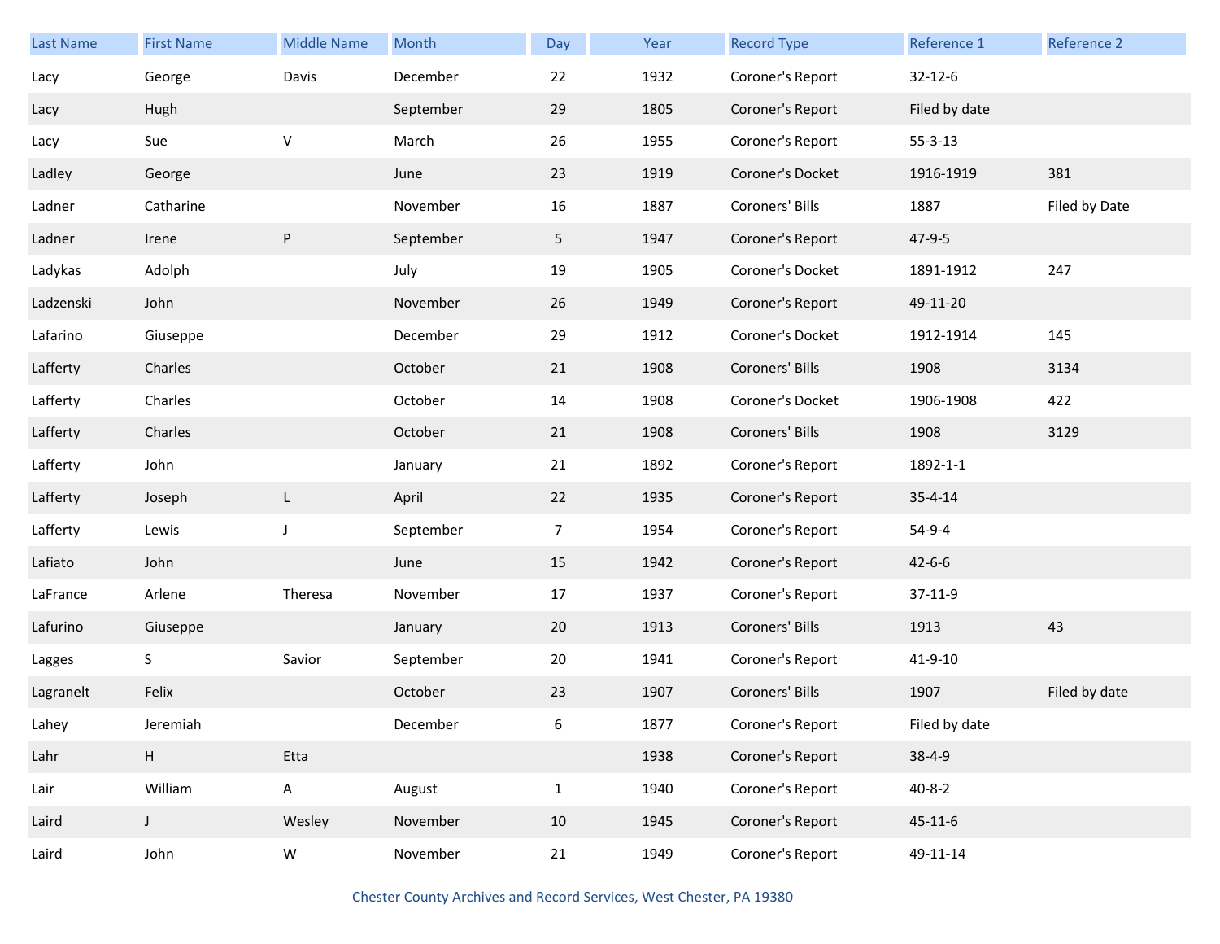| Last Name | First Name | Middle Name | Month | Day | Year | Record Type | Reference 1 | Reference 2 |
|---|---|---|---|---|---|---|---|---|
| Lacy | George | Davis | December | 22 | 1932 | Coroner's Report | 32-12-6 | |
| Lacy | Hugh | | September | 29 | 1805 | Coroner's Report | Filed by date | |
| Lacy | Sue | V | March | 26 | 1955 | Coroner's Report | 55-3-13 | |
| Ladley | George | | June | 23 | 1919 | Coroner's Docket | 1916-1919 | 381 |
| Ladner | Catharine | | November | 16 | 1887 | Coroners' Bills | 1887 | Filed by Date |
| Ladner | Irene | P | September | 5 | 1947 | Coroner's Report | 47-9-5 | |
| Ladykas | Adolph | | July | 19 | 1905 | Coroner's Docket | 1891-1912 | 247 |
| Ladzenski | John | | November | 26 | 1949 | Coroner's Report | 49-11-20 | |
| Lafarino | Giuseppe | | December | 29 | 1912 | Coroner's Docket | 1912-1914 | 145 |
| Lafferty | Charles | | October | 21 | 1908 | Coroners' Bills | 1908 | 3134 |
| Lafferty | Charles | | October | 14 | 1908 | Coroner's Docket | 1906-1908 | 422 |
| Lafferty | Charles | | October | 21 | 1908 | Coroners' Bills | 1908 | 3129 |
| Lafferty | John | | January | 21 | 1892 | Coroner's Report | 1892-1-1 | |
| Lafferty | Joseph | L | April | 22 | 1935 | Coroner's Report | 35-4-14 | |
| Lafferty | Lewis | J | September | 7 | 1954 | Coroner's Report | 54-9-4 | |
| Lafiato | John | | June | 15 | 1942 | Coroner's Report | 42-6-6 | |
| LaFrance | Arlene | Theresa | November | 17 | 1937 | Coroner's Report | 37-11-9 | |
| Lafurino | Giuseppe | | January | 20 | 1913 | Coroners' Bills | 1913 | 43 |
| Lagges | S | Savior | September | 20 | 1941 | Coroner's Report | 41-9-10 | |
| Lagranelt | Felix | | October | 23 | 1907 | Coroners' Bills | 1907 | Filed by date |
| Lahey | Jeremiah | | December | 6 | 1877 | Coroner's Report | Filed by date | |
| Lahr | H | Etta | | | 1938 | Coroner's Report | 38-4-9 | |
| Lair | William | A | August | 1 | 1940 | Coroner's Report | 40-8-2 | |
| Laird | J | Wesley | November | 10 | 1945 | Coroner's Report | 45-11-6 | |
| Laird | John | W | November | 21 | 1949 | Coroner's Report | 49-11-14 | |

Chester County Archives and Record Services, West Chester, PA 19380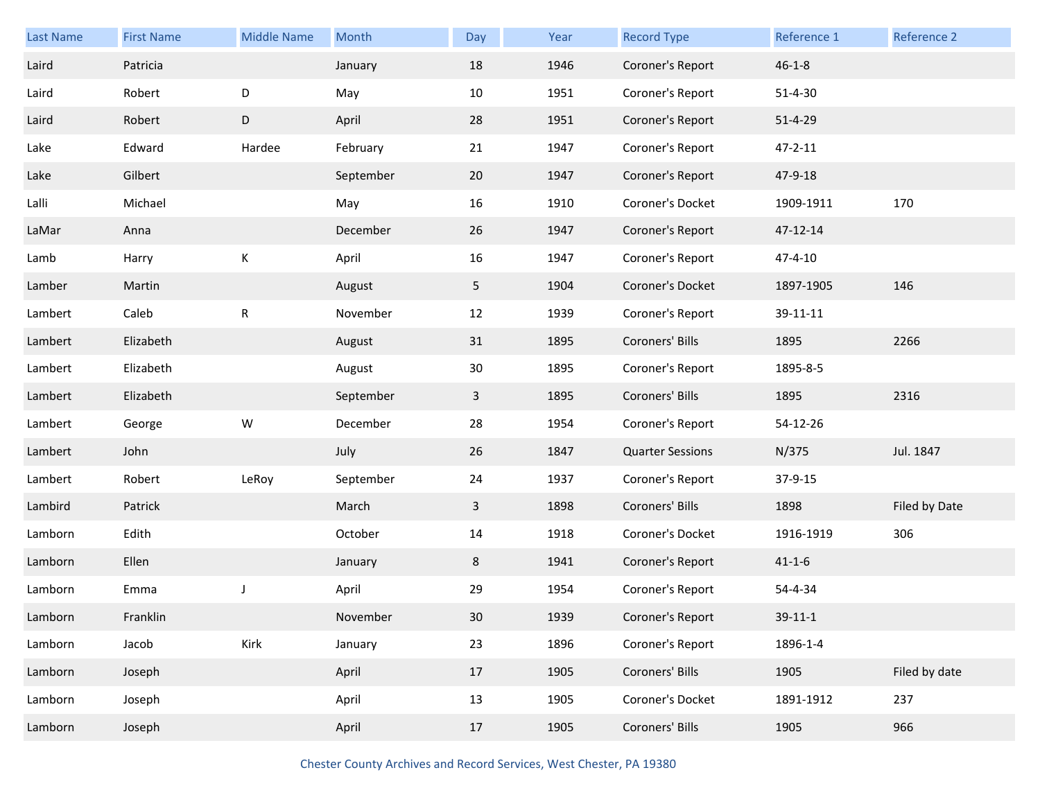| Last Name | First Name | Middle Name | Month | Day | Year | Record Type | Reference 1 | Reference 2 |
|---|---|---|---|---|---|---|---|---|
| Laird | Patricia | | January | 18 | 1946 | Coroner's Report | 46-1-8 | |
| Laird | Robert | D | May | 10 | 1951 | Coroner's Report | 51-4-30 | |
| Laird | Robert | D | April | 28 | 1951 | Coroner's Report | 51-4-29 | |
| Lake | Edward | Hardee | February | 21 | 1947 | Coroner's Report | 47-2-11 | |
| Lake | Gilbert | | September | 20 | 1947 | Coroner's Report | 47-9-18 | |
| Lalli | Michael | | May | 16 | 1910 | Coroner's Docket | 1909-1911 | 170 |
| LaMar | Anna | | December | 26 | 1947 | Coroner's Report | 47-12-14 | |
| Lamb | Harry | K | April | 16 | 1947 | Coroner's Report | 47-4-10 | |
| Lamber | Martin | | August | 5 | 1904 | Coroner's Docket | 1897-1905 | 146 |
| Lambert | Caleb | R | November | 12 | 1939 | Coroner's Report | 39-11-11 | |
| Lambert | Elizabeth | | August | 31 | 1895 | Coroners' Bills | 1895 | 2266 |
| Lambert | Elizabeth | | August | 30 | 1895 | Coroner's Report | 1895-8-5 | |
| Lambert | Elizabeth | | September | 3 | 1895 | Coroners' Bills | 1895 | 2316 |
| Lambert | George | W | December | 28 | 1954 | Coroner's Report | 54-12-26 | |
| Lambert | John | | July | 26 | 1847 | Quarter Sessions | N/375 | Jul. 1847 |
| Lambert | Robert | LeRoy | September | 24 | 1937 | Coroner's Report | 37-9-15 | |
| Lambird | Patrick | | March | 3 | 1898 | Coroners' Bills | 1898 | Filed by Date |
| Lamborn | Edith | | October | 14 | 1918 | Coroner's Docket | 1916-1919 | 306 |
| Lamborn | Ellen | | January | 8 | 1941 | Coroner's Report | 41-1-6 | |
| Lamborn | Emma | J | April | 29 | 1954 | Coroner's Report | 54-4-34 | |
| Lamborn | Franklin | | November | 30 | 1939 | Coroner's Report | 39-11-1 | |
| Lamborn | Jacob | Kirk | January | 23 | 1896 | Coroner's Report | 1896-1-4 | |
| Lamborn | Joseph | | April | 17 | 1905 | Coroners' Bills | 1905 | Filed by date |
| Lamborn | Joseph | | April | 13 | 1905 | Coroner's Docket | 1891-1912 | 237 |
| Lamborn | Joseph | | April | 17 | 1905 | Coroners' Bills | 1905 | 966 |

Chester County Archives and Record Services, West Chester, PA 19380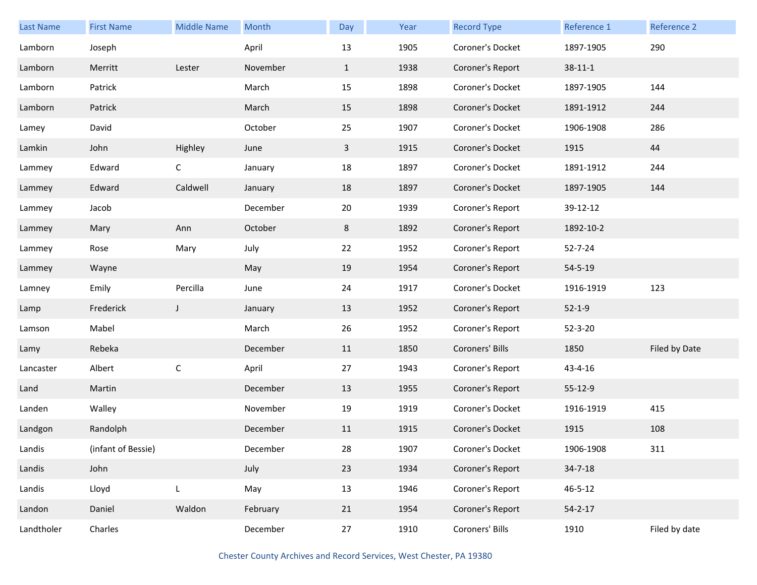| Last Name | First Name | Middle Name | Month | Day | Year | Record Type | Reference 1 | Reference 2 |
|---|---|---|---|---|---|---|---|---|
| Lamborn | Joseph | | April | 13 | 1905 | Coroner's Docket | 1897-1905 | 290 |
| Lamborn | Merritt | Lester | November | 1 | 1938 | Coroner's Report | 38-11-1 | |
| Lamborn | Patrick | | March | 15 | 1898 | Coroner's Docket | 1897-1905 | 144 |
| Lamborn | Patrick | | March | 15 | 1898 | Coroner's Docket | 1891-1912 | 244 |
| Lamey | David | | October | 25 | 1907 | Coroner's Docket | 1906-1908 | 286 |
| Lamkin | John | Highley | June | 3 | 1915 | Coroner's Docket | 1915 | 44 |
| Lammey | Edward | C | January | 18 | 1897 | Coroner's Docket | 1891-1912 | 244 |
| Lammey | Edward | Caldwell | January | 18 | 1897 | Coroner's Docket | 1897-1905 | 144 |
| Lammey | Jacob | | December | 20 | 1939 | Coroner's Report | 39-12-12 | |
| Lammey | Mary | Ann | October | 8 | 1892 | Coroner's Report | 1892-10-2 | |
| Lammey | Rose | Mary | July | 22 | 1952 | Coroner's Report | 52-7-24 | |
| Lammey | Wayne | | May | 19 | 1954 | Coroner's Report | 54-5-19 | |
| Lamney | Emily | Percilla | June | 24 | 1917 | Coroner's Docket | 1916-1919 | 123 |
| Lamp | Frederick | J | January | 13 | 1952 | Coroner's Report | 52-1-9 | |
| Lamson | Mabel | | March | 26 | 1952 | Coroner's Report | 52-3-20 | |
| Lamy | Rebeka | | December | 11 | 1850 | Coroners' Bills | 1850 | Filed by Date |
| Lancaster | Albert | C | April | 27 | 1943 | Coroner's Report | 43-4-16 | |
| Land | Martin | | December | 13 | 1955 | Coroner's Report | 55-12-9 | |
| Landen | Walley | | November | 19 | 1919 | Coroner's Docket | 1916-1919 | 415 |
| Landgon | Randolph | | December | 11 | 1915 | Coroner's Docket | 1915 | 108 |
| Landis | (infant of Bessie) | | December | 28 | 1907 | Coroner's Docket | 1906-1908 | 311 |
| Landis | John | | July | 23 | 1934 | Coroner's Report | 34-7-18 | |
| Landis | Lloyd | L | May | 13 | 1946 | Coroner's Report | 46-5-12 | |
| Landon | Daniel | Waldon | February | 21 | 1954 | Coroner's Report | 54-2-17 | |
| Landtholer | Charles | | December | 27 | 1910 | Coroners' Bills | 1910 | Filed by date |

Chester County Archives and Record Services, West Chester, PA 19380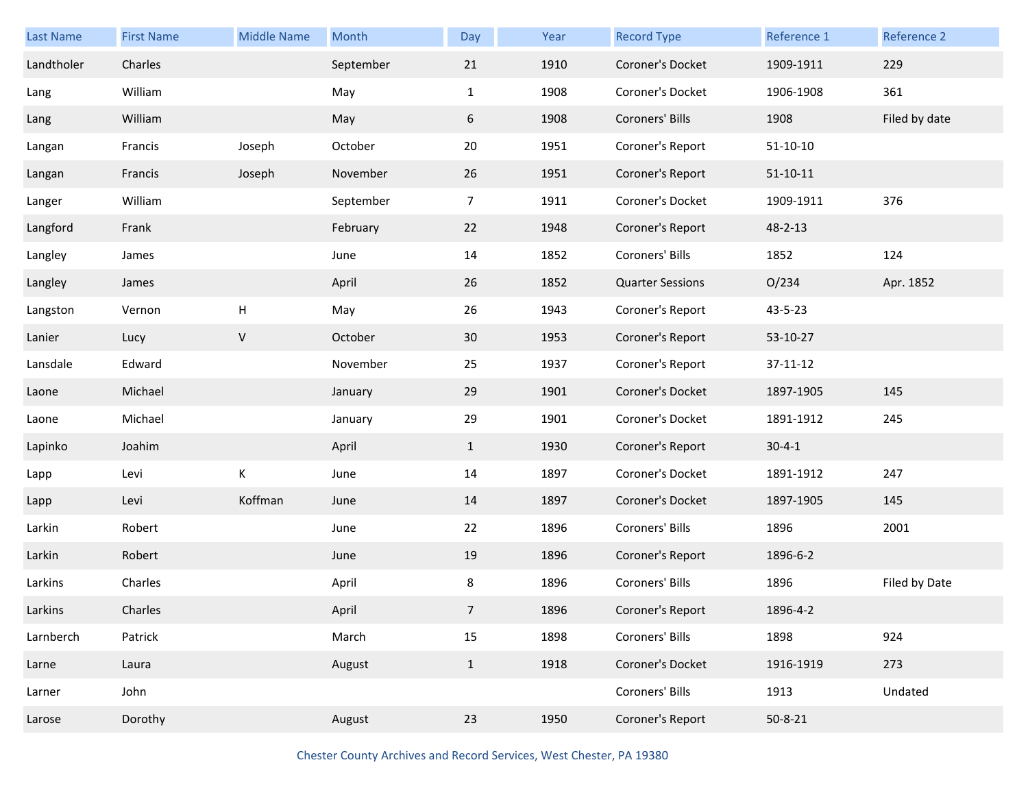| Last Name | First Name | Middle Name | Month | Day | Year | Record Type | Reference 1 | Reference 2 |
|---|---|---|---|---|---|---|---|---|
| Landtholer | Charles | | September | 21 | 1910 | Coroner's Docket | 1909-1911 | 229 |
| Lang | William | | May | 1 | 1908 | Coroner's Docket | 1906-1908 | 361 |
| Lang | William | | May | 6 | 1908 | Coroners' Bills | 1908 | Filed by date |
| Langan | Francis | Joseph | October | 20 | 1951 | Coroner's Report | 51-10-10 | |
| Langan | Francis | Joseph | November | 26 | 1951 | Coroner's Report | 51-10-11 | |
| Langer | William | | September | 7 | 1911 | Coroner's Docket | 1909-1911 | 376 |
| Langford | Frank | | February | 22 | 1948 | Coroner's Report | 48-2-13 | |
| Langley | James | | June | 14 | 1852 | Coroners' Bills | 1852 | 124 |
| Langley | James | | April | 26 | 1852 | Quarter Sessions | O/234 | Apr. 1852 |
| Langston | Vernon | H | May | 26 | 1943 | Coroner's Report | 43-5-23 | |
| Lanier | Lucy | V | October | 30 | 1953 | Coroner's Report | 53-10-27 | |
| Lansdale | Edward | | November | 25 | 1937 | Coroner's Report | 37-11-12 | |
| Laone | Michael | | January | 29 | 1901 | Coroner's Docket | 1897-1905 | 145 |
| Laone | Michael | | January | 29 | 1901 | Coroner's Docket | 1891-1912 | 245 |
| Lapinko | Joahim | | April | 1 | 1930 | Coroner's Report | 30-4-1 | |
| Lapp | Levi | K | June | 14 | 1897 | Coroner's Docket | 1891-1912 | 247 |
| Lapp | Levi | Koffman | June | 14 | 1897 | Coroner's Docket | 1897-1905 | 145 |
| Larkin | Robert | | June | 22 | 1896 | Coroners' Bills | 1896 | 2001 |
| Larkin | Robert | | June | 19 | 1896 | Coroner's Report | 1896-6-2 | |
| Larkins | Charles | | April | 8 | 1896 | Coroners' Bills | 1896 | Filed by Date |
| Larkins | Charles | | April | 7 | 1896 | Coroner's Report | 1896-4-2 | |
| Larnberch | Patrick | | March | 15 | 1898 | Coroners' Bills | 1898 | 924 |
| Larne | Laura | | August | 1 | 1918 | Coroner's Docket | 1916-1919 | 273 |
| Larner | John | | | | | Coroners' Bills | 1913 | Undated |
| Larose | Dorothy | | August | 23 | 1950 | Coroner's Report | 50-8-21 | |

Chester County Archives and Record Services, West Chester, PA 19380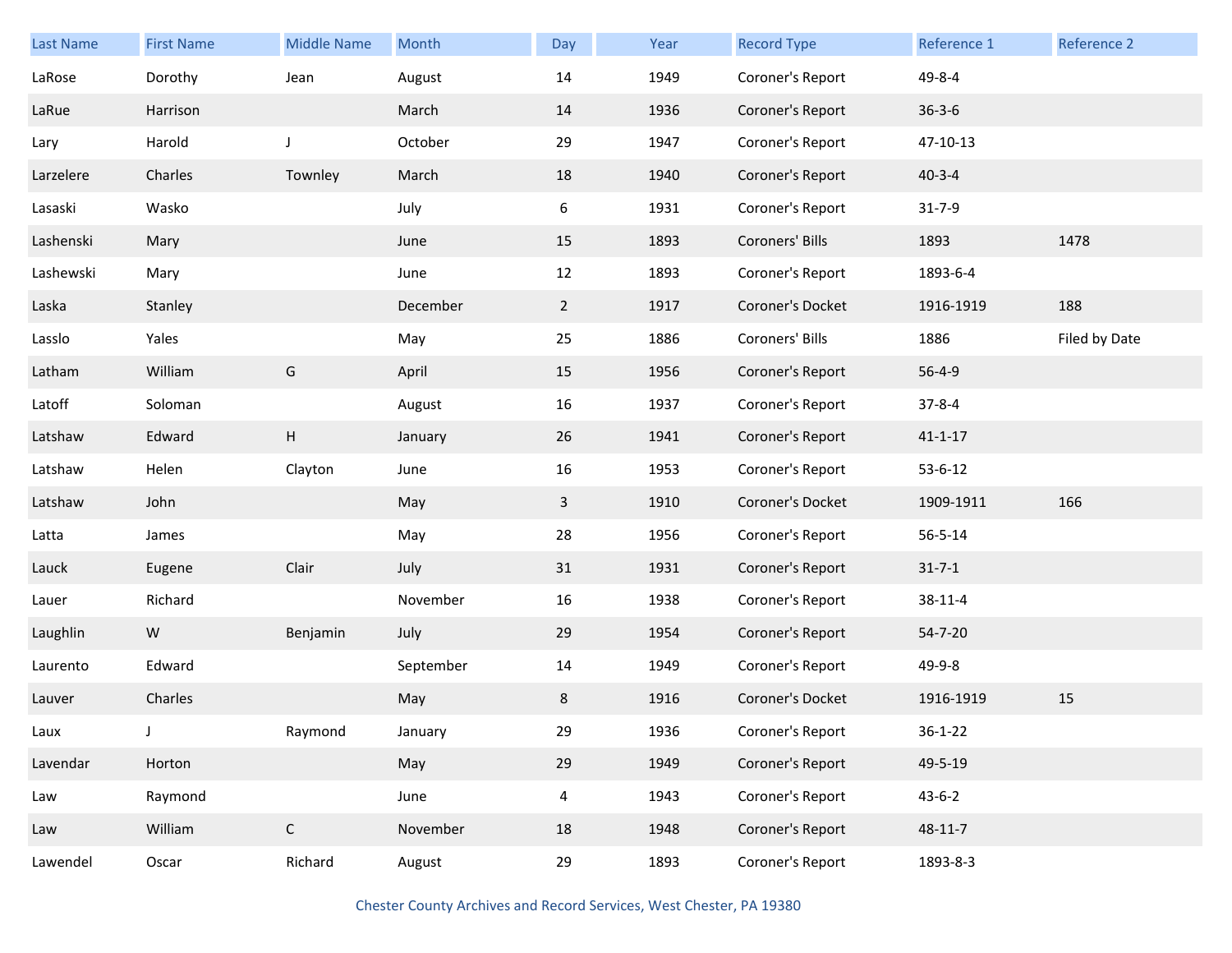| Last Name | First Name | Middle Name | Month | Day | Year | Record Type | Reference 1 | Reference 2 |
|---|---|---|---|---|---|---|---|---|
| LaRose | Dorothy | Jean | August | 14 | 1949 | Coroner's Report | 49-8-4 | |
| LaRue | Harrison | | March | 14 | 1936 | Coroner's Report | 36-3-6 | |
| Lary | Harold | J | October | 29 | 1947 | Coroner's Report | 47-10-13 | |
| Larzelere | Charles | Townley | March | 18 | 1940 | Coroner's Report | 40-3-4 | |
| Lasaski | Wasko | | July | 6 | 1931 | Coroner's Report | 31-7-9 | |
| Lashenski | Mary | | June | 15 | 1893 | Coroners' Bills | 1893 | 1478 |
| Lashewski | Mary | | June | 12 | 1893 | Coroner's Report | 1893-6-4 | |
| Laska | Stanley | | December | 2 | 1917 | Coroner's Docket | 1916-1919 | 188 |
| Lasslo | Yales | | May | 25 | 1886 | Coroners' Bills | 1886 | Filed by Date |
| Latham | William | G | April | 15 | 1956 | Coroner's Report | 56-4-9 | |
| Latoff | Soloman | | August | 16 | 1937 | Coroner's Report | 37-8-4 | |
| Latshaw | Edward | H | January | 26 | 1941 | Coroner's Report | 41-1-17 | |
| Latshaw | Helen | Clayton | June | 16 | 1953 | Coroner's Report | 53-6-12 | |
| Latshaw | John | | May | 3 | 1910 | Coroner's Docket | 1909-1911 | 166 |
| Latta | James | | May | 28 | 1956 | Coroner's Report | 56-5-14 | |
| Lauck | Eugene | Clair | July | 31 | 1931 | Coroner's Report | 31-7-1 | |
| Lauer | Richard | | November | 16 | 1938 | Coroner's Report | 38-11-4 | |
| Laughlin | W | Benjamin | July | 29 | 1954 | Coroner's Report | 54-7-20 | |
| Laurento | Edward | | September | 14 | 1949 | Coroner's Report | 49-9-8 | |
| Lauver | Charles | | May | 8 | 1916 | Coroner's Docket | 1916-1919 | 15 |
| Laux | J | Raymond | January | 29 | 1936 | Coroner's Report | 36-1-22 | |
| Lavendar | Horton | | May | 29 | 1949 | Coroner's Report | 49-5-19 | |
| Law | Raymond | | June | 4 | 1943 | Coroner's Report | 43-6-2 | |
| Law | William | C | November | 18 | 1948 | Coroner's Report | 48-11-7 | |
| Lawendel | Oscar | Richard | August | 29 | 1893 | Coroner's Report | 1893-8-3 | |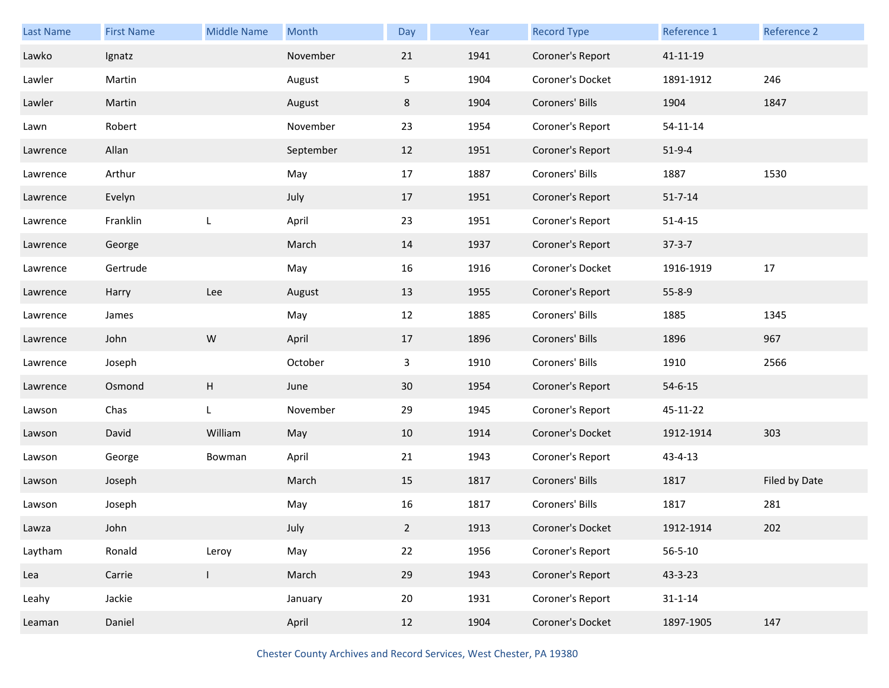| Last Name | First Name | Middle Name | Month | Day | Year | Record Type | Reference 1 | Reference 2 |
|---|---|---|---|---|---|---|---|---|
| Lawko | Ignatz | | November | 21 | 1941 | Coroner's Report | 41-11-19 | |
| Lawler | Martin | | August | 5 | 1904 | Coroner's Docket | 1891-1912 | 246 |
| Lawler | Martin | | August | 8 | 1904 | Coroners' Bills | 1904 | 1847 |
| Lawn | Robert | | November | 23 | 1954 | Coroner's Report | 54-11-14 | |
| Lawrence | Allan | | September | 12 | 1951 | Coroner's Report | 51-9-4 | |
| Lawrence | Arthur | | May | 17 | 1887 | Coroners' Bills | 1887 | 1530 |
| Lawrence | Evelyn | | July | 17 | 1951 | Coroner's Report | 51-7-14 | |
| Lawrence | Franklin | L | April | 23 | 1951 | Coroner's Report | 51-4-15 | |
| Lawrence | George | | March | 14 | 1937 | Coroner's Report | 37-3-7 | |
| Lawrence | Gertrude | | May | 16 | 1916 | Coroner's Docket | 1916-1919 | 17 |
| Lawrence | Harry | Lee | August | 13 | 1955 | Coroner's Report | 55-8-9 | |
| Lawrence | James | | May | 12 | 1885 | Coroners' Bills | 1885 | 1345 |
| Lawrence | John | W | April | 17 | 1896 | Coroners' Bills | 1896 | 967 |
| Lawrence | Joseph | | October | 3 | 1910 | Coroners' Bills | 1910 | 2566 |
| Lawrence | Osmond | H | June | 30 | 1954 | Coroner's Report | 54-6-15 | |
| Lawson | Chas | L | November | 29 | 1945 | Coroner's Report | 45-11-22 | |
| Lawson | David | William | May | 10 | 1914 | Coroner's Docket | 1912-1914 | 303 |
| Lawson | George | Bowman | April | 21 | 1943 | Coroner's Report | 43-4-13 | |
| Lawson | Joseph | | March | 15 | 1817 | Coroners' Bills | 1817 | Filed by Date |
| Lawson | Joseph | | May | 16 | 1817 | Coroners' Bills | 1817 | 281 |
| Lawza | John | | July | 2 | 1913 | Coroner's Docket | 1912-1914 | 202 |
| Laytham | Ronald | Leroy | May | 22 | 1956 | Coroner's Report | 56-5-10 | |
| Lea | Carrie | I | March | 29 | 1943 | Coroner's Report | 43-3-23 | |
| Leahy | Jackie | | January | 20 | 1931 | Coroner's Report | 31-1-14 | |
| Leaman | Daniel | | April | 12 | 1904 | Coroner's Docket | 1897-1905 | 147 |

Chester County Archives and Record Services, West Chester, PA 19380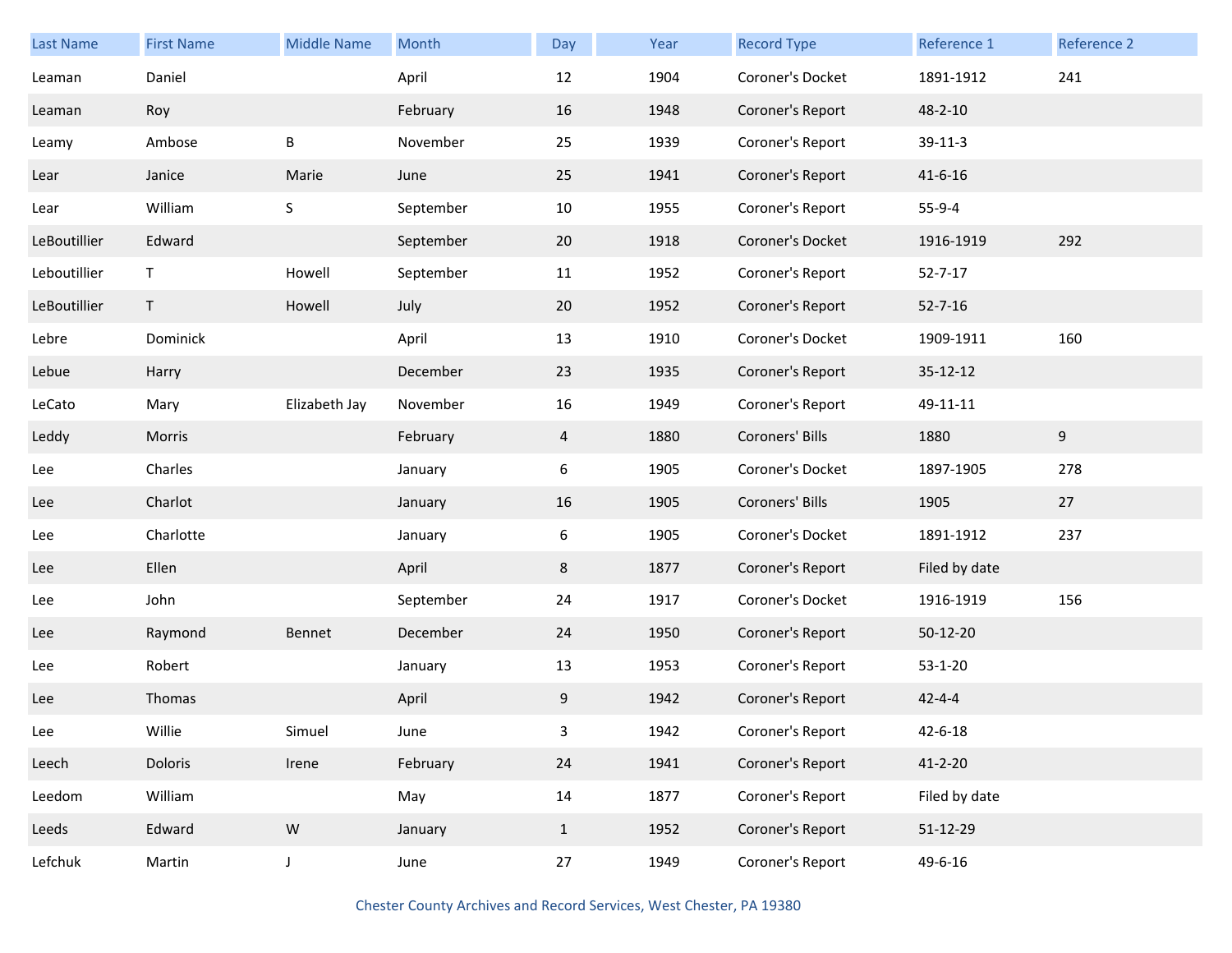| Last Name | First Name | Middle Name | Month | Day | Year | Record Type | Reference 1 | Reference 2 |
|---|---|---|---|---|---|---|---|---|
| Leaman | Daniel | | April | 12 | 1904 | Coroner's Docket | 1891-1912 | 241 |
| Leaman | Roy | | February | 16 | 1948 | Coroner's Report | 48-2-10 | |
| Leamy | Ambose | B | November | 25 | 1939 | Coroner's Report | 39-11-3 | |
| Lear | Janice | Marie | June | 25 | 1941 | Coroner's Report | 41-6-16 | |
| Lear | William | S | September | 10 | 1955 | Coroner's Report | 55-9-4 | |
| LeBoutillier | Edward | | September | 20 | 1918 | Coroner's Docket | 1916-1919 | 292 |
| Leboutillier | T | Howell | September | 11 | 1952 | Coroner's Report | 52-7-17 | |
| LeBoutillier | T | Howell | July | 20 | 1952 | Coroner's Report | 52-7-16 | |
| Lebre | Dominick | | April | 13 | 1910 | Coroner's Docket | 1909-1911 | 160 |
| Lebue | Harry | | December | 23 | 1935 | Coroner's Report | 35-12-12 | |
| LeCato | Mary | Elizabeth Jay | November | 16 | 1949 | Coroner's Report | 49-11-11 | |
| Leddy | Morris | | February | 4 | 1880 | Coroners' Bills | 1880 | 9 |
| Lee | Charles | | January | 6 | 1905 | Coroner's Docket | 1897-1905 | 278 |
| Lee | Charlot | | January | 16 | 1905 | Coroners' Bills | 1905 | 27 |
| Lee | Charlotte | | January | 6 | 1905 | Coroner's Docket | 1891-1912 | 237 |
| Lee | Ellen | | April | 8 | 1877 | Coroner's Report | Filed by date | |
| Lee | John | | September | 24 | 1917 | Coroner's Docket | 1916-1919 | 156 |
| Lee | Raymond | Bennet | December | 24 | 1950 | Coroner's Report | 50-12-20 | |
| Lee | Robert | | January | 13 | 1953 | Coroner's Report | 53-1-20 | |
| Lee | Thomas | | April | 9 | 1942 | Coroner's Report | 42-4-4 | |
| Lee | Willie | Simuel | June | 3 | 1942 | Coroner's Report | 42-6-18 | |
| Leech | Doloris | Irene | February | 24 | 1941 | Coroner's Report | 41-2-20 | |
| Leedom | William | | May | 14 | 1877 | Coroner's Report | Filed by date | |
| Leeds | Edward | W | January | 1 | 1952 | Coroner's Report | 51-12-29 | |
| Lefchuk | Martin | J | June | 27 | 1949 | Coroner's Report | 49-6-16 | |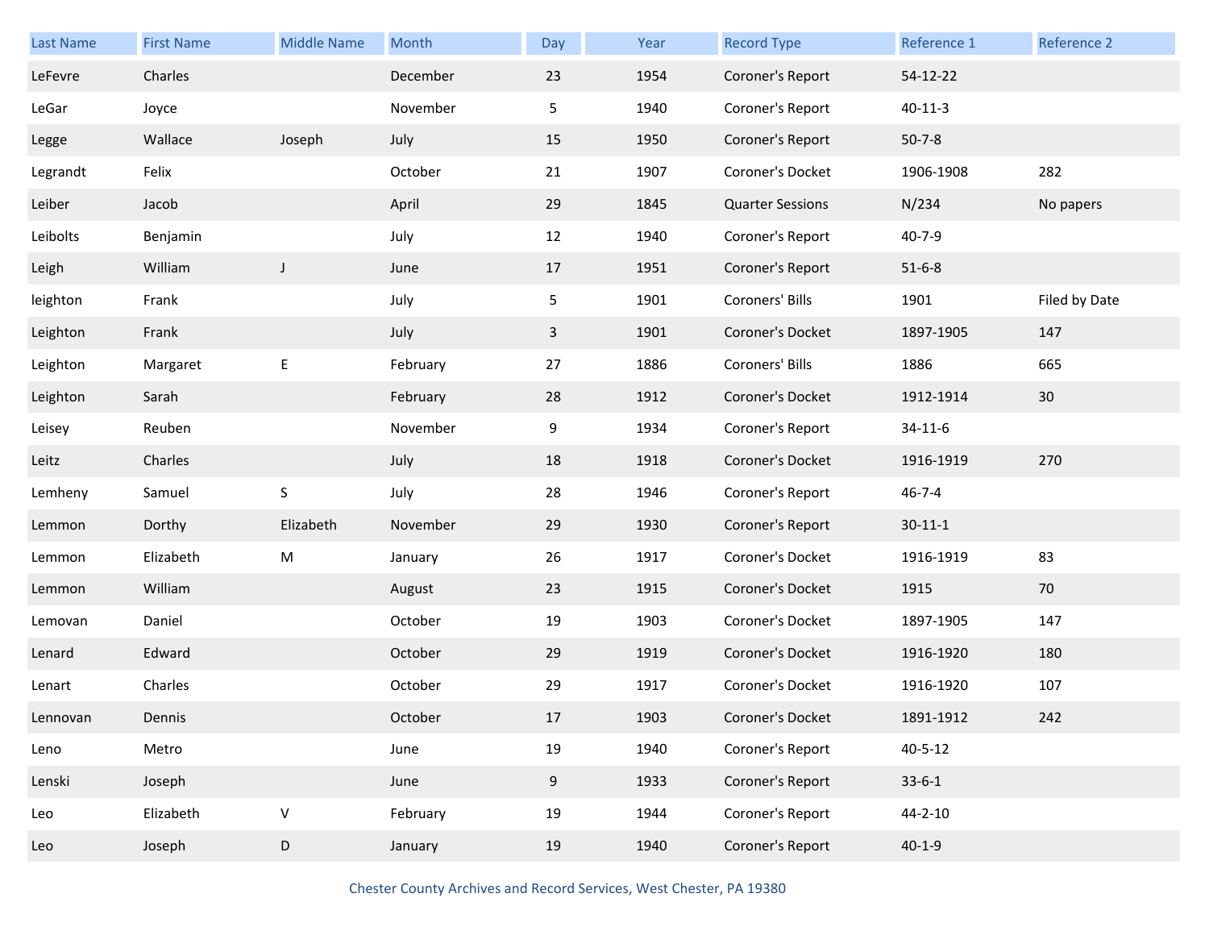| Last Name | First Name | Middle Name | Month | Day | Year | Record Type | Reference 1 | Reference 2 |
|---|---|---|---|---|---|---|---|---|
| LeFevre | Charles | | December | 23 | 1954 | Coroner's Report | 54-12-22 | |
| LeGar | Joyce | | November | 5 | 1940 | Coroner's Report | 40-11-3 | |
| Legge | Wallace | Joseph | July | 15 | 1950 | Coroner's Report | 50-7-8 | |
| Legrandt | Felix | | October | 21 | 1907 | Coroner's Docket | 1906-1908 | 282 |
| Leiber | Jacob | | April | 29 | 1845 | Quarter Sessions | N/234 | No papers |
| Leibolts | Benjamin | | July | 12 | 1940 | Coroner's Report | 40-7-9 | |
| Leigh | William | J | June | 17 | 1951 | Coroner's Report | 51-6-8 | |
| leighton | Frank | | July | 5 | 1901 | Coroners' Bills | 1901 | Filed by Date |
| Leighton | Frank | | July | 3 | 1901 | Coroner's Docket | 1897-1905 | 147 |
| Leighton | Margaret | E | February | 27 | 1886 | Coroners' Bills | 1886 | 665 |
| Leighton | Sarah | | February | 28 | 1912 | Coroner's Docket | 1912-1914 | 30 |
| Leisey | Reuben | | November | 9 | 1934 | Coroner's Report | 34-11-6 | |
| Leitz | Charles | | July | 18 | 1918 | Coroner's Docket | 1916-1919 | 270 |
| Lemheny | Samuel | S | July | 28 | 1946 | Coroner's Report | 46-7-4 | |
| Lemmon | Dorthy | Elizabeth | November | 29 | 1930 | Coroner's Report | 30-11-1 | |
| Lemmon | Elizabeth | M | January | 26 | 1917 | Coroner's Docket | 1916-1919 | 83 |
| Lemmon | William | | August | 23 | 1915 | Coroner's Docket | 1915 | 70 |
| Lemovan | Daniel | | October | 19 | 1903 | Coroner's Docket | 1897-1905 | 147 |
| Lenard | Edward | | October | 29 | 1919 | Coroner's Docket | 1916-1920 | 180 |
| Lenart | Charles | | October | 29 | 1917 | Coroner's Docket | 1916-1920 | 107 |
| Lennovan | Dennis | | October | 17 | 1903 | Coroner's Docket | 1891-1912 | 242 |
| Leno | Metro | | June | 19 | 1940 | Coroner's Report | 40-5-12 | |
| Lenski | Joseph | | June | 9 | 1933 | Coroner's Report | 33-6-1 | |
| Leo | Elizabeth | V | February | 19 | 1944 | Coroner's Report | 44-2-10 | |
| Leo | Joseph | D | January | 19 | 1940 | Coroner's Report | 40-1-9 | |

Chester County Archives and Record Services, West Chester, PA 19380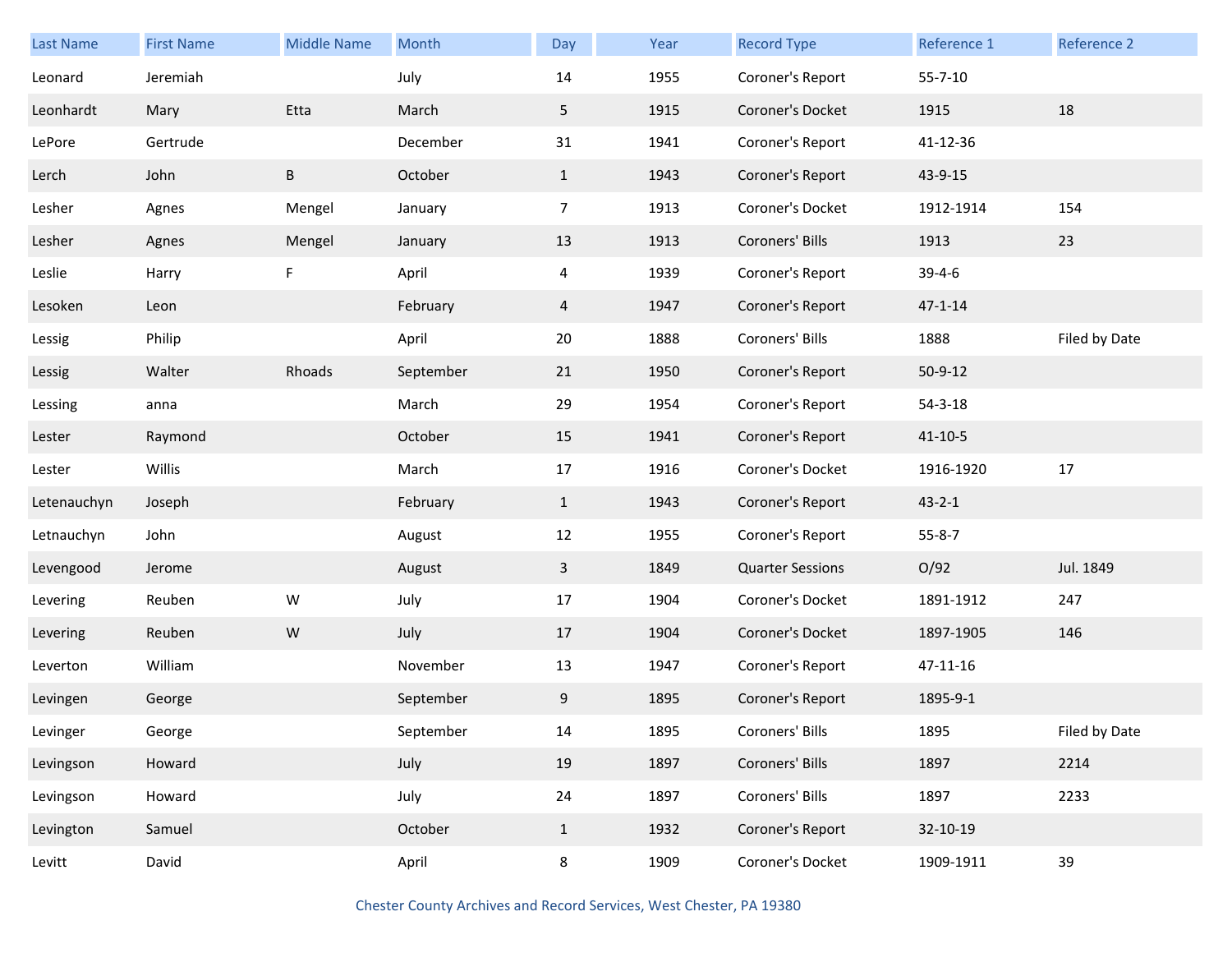| Last Name | First Name | Middle Name | Month | Day | Year | Record Type | Reference 1 | Reference 2 |
|---|---|---|---|---|---|---|---|---|
| Leonard | Jeremiah | | July | 14 | 1955 | Coroner's Report | 55-7-10 | |
| Leonhardt | Mary | Etta | March | 5 | 1915 | Coroner's Docket | 1915 | 18 |
| LePore | Gertrude | | December | 31 | 1941 | Coroner's Report | 41-12-36 | |
| Lerch | John | B | October | 1 | 1943 | Coroner's Report | 43-9-15 | |
| Lesher | Agnes | Mengel | January | 7 | 1913 | Coroner's Docket | 1912-1914 | 154 |
| Lesher | Agnes | Mengel | January | 13 | 1913 | Coroners' Bills | 1913 | 23 |
| Leslie | Harry | F | April | 4 | 1939 | Coroner's Report | 39-4-6 | |
| Lesoken | Leon | | February | 4 | 1947 | Coroner's Report | 47-1-14 | |
| Lessig | Philip | | April | 20 | 1888 | Coroners' Bills | 1888 | Filed by Date |
| Lessig | Walter | Rhoads | September | 21 | 1950 | Coroner's Report | 50-9-12 | |
| Lessing | anna | | March | 29 | 1954 | Coroner's Report | 54-3-18 | |
| Lester | Raymond | | October | 15 | 1941 | Coroner's Report | 41-10-5 | |
| Lester | Willis | | March | 17 | 1916 | Coroner's Docket | 1916-1920 | 17 |
| Letenauchyn | Joseph | | February | 1 | 1943 | Coroner's Report | 43-2-1 | |
| Letnauchyn | John | | August | 12 | 1955 | Coroner's Report | 55-8-7 | |
| Levengood | Jerome | | August | 3 | 1849 | Quarter Sessions | O/92 | Jul. 1849 |
| Levering | Reuben | W | July | 17 | 1904 | Coroner's Docket | 1891-1912 | 247 |
| Levering | Reuben | W | July | 17 | 1904 | Coroner's Docket | 1897-1905 | 146 |
| Leverton | William | | November | 13 | 1947 | Coroner's Report | 47-11-16 | |
| Levingen | George | | September | 9 | 1895 | Coroner's Report | 1895-9-1 | |
| Levinger | George | | September | 14 | 1895 | Coroners' Bills | 1895 | Filed by Date |
| Levingson | Howard | | July | 19 | 1897 | Coroners' Bills | 1897 | 2214 |
| Levingson | Howard | | July | 24 | 1897 | Coroners' Bills | 1897 | 2233 |
| Levington | Samuel | | October | 1 | 1932 | Coroner's Report | 32-10-19 | |
| Levitt | David | | April | 8 | 1909 | Coroner's Docket | 1909-1911 | 39 |

Chester County Archives and Record Services, West Chester, PA 19380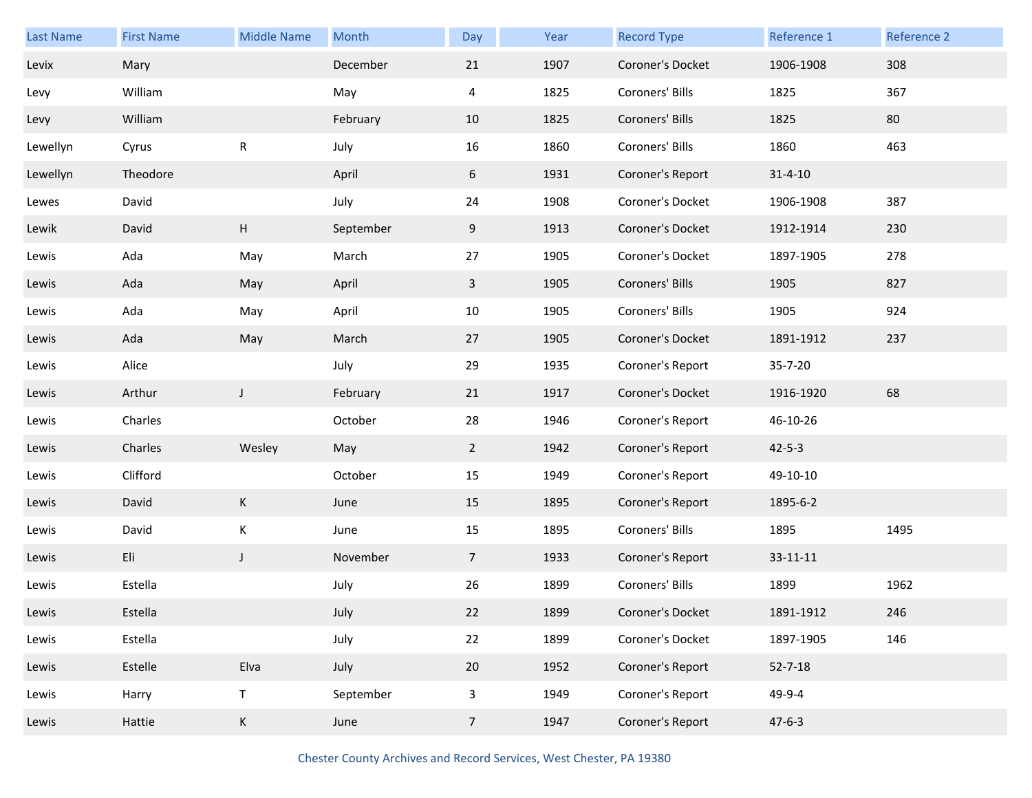| Last Name | First Name | Middle Name | Month | Day | Year | Record Type | Reference 1 | Reference 2 |
|---|---|---|---|---|---|---|---|---|
| Levix | Mary | | December | 21 | 1907 | Coroner's Docket | 1906-1908 | 308 |
| Levy | William | | May | 4 | 1825 | Coroners' Bills | 1825 | 367 |
| Levy | William | | February | 10 | 1825 | Coroners' Bills | 1825 | 80 |
| Lewellyn | Cyrus | R | July | 16 | 1860 | Coroners' Bills | 1860 | 463 |
| Lewellyn | Theodore | | April | 6 | 1931 | Coroner's Report | 31-4-10 | |
| Lewes | David | | July | 24 | 1908 | Coroner's Docket | 1906-1908 | 387 |
| Lewik | David | H | September | 9 | 1913 | Coroner's Docket | 1912-1914 | 230 |
| Lewis | Ada | May | March | 27 | 1905 | Coroner's Docket | 1897-1905 | 278 |
| Lewis | Ada | May | April | 3 | 1905 | Coroners' Bills | 1905 | 827 |
| Lewis | Ada | May | April | 10 | 1905 | Coroners' Bills | 1905 | 924 |
| Lewis | Ada | May | March | 27 | 1905 | Coroner's Docket | 1891-1912 | 237 |
| Lewis | Alice | | July | 29 | 1935 | Coroner's Report | 35-7-20 | |
| Lewis | Arthur | J | February | 21 | 1917 | Coroner's Docket | 1916-1920 | 68 |
| Lewis | Charles | | October | 28 | 1946 | Coroner's Report | 46-10-26 | |
| Lewis | Charles | Wesley | May | 2 | 1942 | Coroner's Report | 42-5-3 | |
| Lewis | Clifford | | October | 15 | 1949 | Coroner's Report | 49-10-10 | |
| Lewis | David | K | June | 15 | 1895 | Coroner's Report | 1895-6-2 | |
| Lewis | David | K | June | 15 | 1895 | Coroners' Bills | 1895 | 1495 |
| Lewis | Eli | J | November | 7 | 1933 | Coroner's Report | 33-11-11 | |
| Lewis | Estella | | July | 26 | 1899 | Coroners' Bills | 1899 | 1962 |
| Lewis | Estella | | July | 22 | 1899 | Coroner's Docket | 1891-1912 | 246 |
| Lewis | Estella | | July | 22 | 1899 | Coroner's Docket | 1897-1905 | 146 |
| Lewis | Estelle | Elva | July | 20 | 1952 | Coroner's Report | 52-7-18 | |
| Lewis | Harry | T | September | 3 | 1949 | Coroner's Report | 49-9-4 | |
| Lewis | Hattie | K | June | 7 | 1947 | Coroner's Report | 47-6-3 | |

Chester County Archives and Record Services, West Chester, PA 19380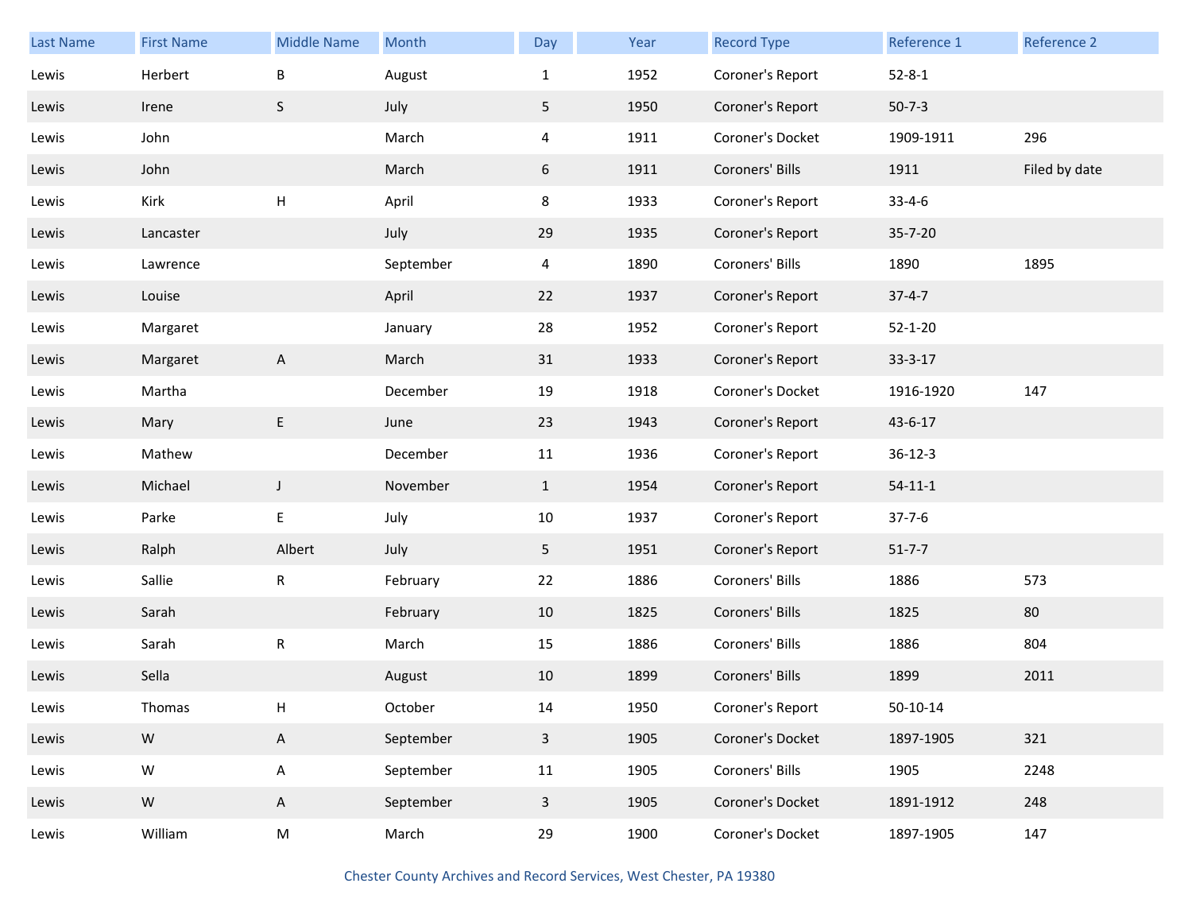| Last Name | First Name | Middle Name | Month | Day | Year | Record Type | Reference 1 | Reference 2 |
|---|---|---|---|---|---|---|---|---|
| Lewis | Herbert | B | August | 1 | 1952 | Coroner's Report | 52-8-1 | |
| Lewis | Irene | S | July | 5 | 1950 | Coroner's Report | 50-7-3 | |
| Lewis | John | | March | 4 | 1911 | Coroner's Docket | 1909-1911 | 296 |
| Lewis | John | | March | 6 | 1911 | Coroners' Bills | 1911 | Filed by date |
| Lewis | Kirk | H | April | 8 | 1933 | Coroner's Report | 33-4-6 | |
| Lewis | Lancaster | | July | 29 | 1935 | Coroner's Report | 35-7-20 | |
| Lewis | Lawrence | | September | 4 | 1890 | Coroners' Bills | 1890 | 1895 |
| Lewis | Louise | | April | 22 | 1937 | Coroner's Report | 37-4-7 | |
| Lewis | Margaret | | January | 28 | 1952 | Coroner's Report | 52-1-20 | |
| Lewis | Margaret | A | March | 31 | 1933 | Coroner's Report | 33-3-17 | |
| Lewis | Martha | | December | 19 | 1918 | Coroner's Docket | 1916-1920 | 147 |
| Lewis | Mary | E | June | 23 | 1943 | Coroner's Report | 43-6-17 | |
| Lewis | Mathew | | December | 11 | 1936 | Coroner's Report | 36-12-3 | |
| Lewis | Michael | J | November | 1 | 1954 | Coroner's Report | 54-11-1 | |
| Lewis | Parke | E | July | 10 | 1937 | Coroner's Report | 37-7-6 | |
| Lewis | Ralph | Albert | July | 5 | 1951 | Coroner's Report | 51-7-7 | |
| Lewis | Sallie | R | February | 22 | 1886 | Coroners' Bills | 1886 | 573 |
| Lewis | Sarah | | February | 10 | 1825 | Coroners' Bills | 1825 | 80 |
| Lewis | Sarah | R | March | 15 | 1886 | Coroners' Bills | 1886 | 804 |
| Lewis | Sella | | August | 10 | 1899 | Coroners' Bills | 1899 | 2011 |
| Lewis | Thomas | H | October | 14 | 1950 | Coroner's Report | 50-10-14 | |
| Lewis | W | A | September | 3 | 1905 | Coroner's Docket | 1897-1905 | 321 |
| Lewis | W | A | September | 11 | 1905 | Coroners' Bills | 1905 | 2248 |
| Lewis | W | A | September | 3 | 1905 | Coroner's Docket | 1891-1912 | 248 |
| Lewis | William | M | March | 29 | 1900 | Coroner's Docket | 1897-1905 | 147 |

Chester County Archives and Record Services, West Chester, PA 19380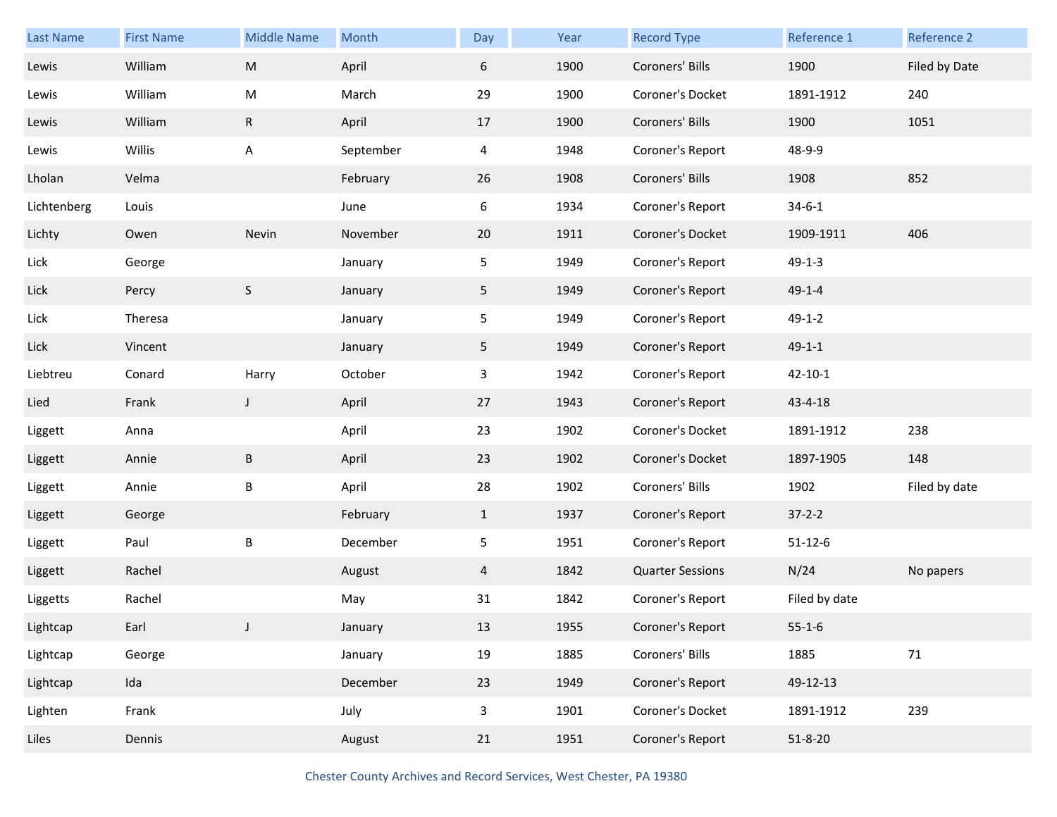| Last Name | First Name | Middle Name | Month | Day | Year | Record Type | Reference 1 | Reference 2 |
|---|---|---|---|---|---|---|---|---|
| Lewis | William | M | April | 6 | 1900 | Coroners' Bills | 1900 | Filed by Date |
| Lewis | William | M | March | 29 | 1900 | Coroner's Docket | 1891-1912 | 240 |
| Lewis | William | R | April | 17 | 1900 | Coroners' Bills | 1900 | 1051 |
| Lewis | Willis | A | September | 4 | 1948 | Coroner's Report | 48-9-9 | |
| Lholan | Velma | | February | 26 | 1908 | Coroners' Bills | 1908 | 852 |
| Lichtenberg | Louis | | June | 6 | 1934 | Coroner's Report | 34-6-1 | |
| Lichty | Owen | Nevin | November | 20 | 1911 | Coroner's Docket | 1909-1911 | 406 |
| Lick | George | | January | 5 | 1949 | Coroner's Report | 49-1-3 | |
| Lick | Percy | S | January | 5 | 1949 | Coroner's Report | 49-1-4 | |
| Lick | Theresa | | January | 5 | 1949 | Coroner's Report | 49-1-2 | |
| Lick | Vincent | | January | 5 | 1949 | Coroner's Report | 49-1-1 | |
| Liebtreu | Conard | Harry | October | 3 | 1942 | Coroner's Report | 42-10-1 | |
| Lied | Frank | J | April | 27 | 1943 | Coroner's Report | 43-4-18 | |
| Liggett | Anna | | April | 23 | 1902 | Coroner's Docket | 1891-1912 | 238 |
| Liggett | Annie | B | April | 23 | 1902 | Coroner's Docket | 1897-1905 | 148 |
| Liggett | Annie | B | April | 28 | 1902 | Coroners' Bills | 1902 | Filed by date |
| Liggett | George | | February | 1 | 1937 | Coroner's Report | 37-2-2 | |
| Liggett | Paul | B | December | 5 | 1951 | Coroner's Report | 51-12-6 | |
| Liggett | Rachel | | August | 4 | 1842 | Quarter Sessions | N/24 | No papers |
| Liggetts | Rachel | | May | 31 | 1842 | Coroner's Report | Filed by date | |
| Lightcap | Earl | J | January | 13 | 1955 | Coroner's Report | 55-1-6 | |
| Lightcap | George | | January | 19 | 1885 | Coroners' Bills | 1885 | 71 |
| Lightcap | Ida | | December | 23 | 1949 | Coroner's Report | 49-12-13 | |
| Lighten | Frank | | July | 3 | 1901 | Coroner's Docket | 1891-1912 | 239 |
| Liles | Dennis | | August | 21 | 1951 | Coroner's Report | 51-8-20 | |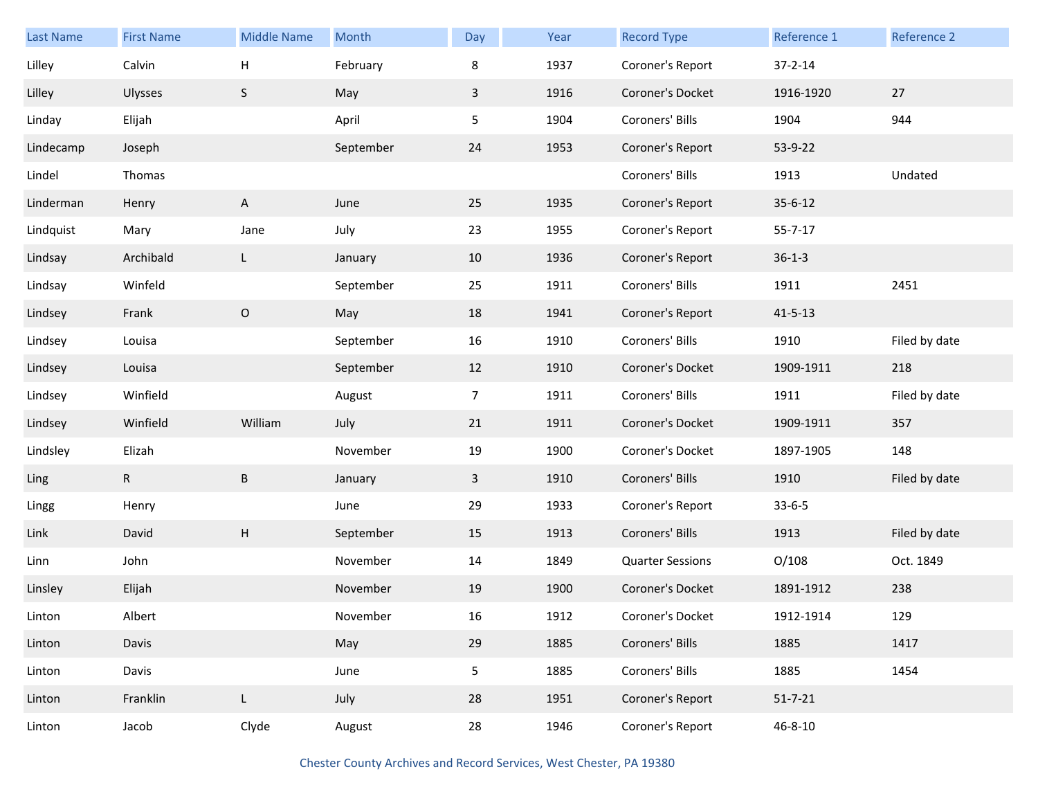| Last Name | First Name | Middle Name | Month | Day | Year | Record Type | Reference 1 | Reference 2 |
|---|---|---|---|---|---|---|---|---|
| Lilley | Calvin | H | February | 8 | 1937 | Coroner's Report | 37-2-14 | |
| Lilley | Ulysses | S | May | 3 | 1916 | Coroner's Docket | 1916-1920 | 27 |
| Linday | Elijah | | April | 5 | 1904 | Coroners' Bills | 1904 | 944 |
| Lindecamp | Joseph | | September | 24 | 1953 | Coroner's Report | 53-9-22 | |
| Lindel | Thomas | | | | | Coroners' Bills | 1913 | Undated |
| Linderman | Henry | A | June | 25 | 1935 | Coroner's Report | 35-6-12 | |
| Lindquist | Mary | Jane | July | 23 | 1955 | Coroner's Report | 55-7-17 | |
| Lindsay | Archibald | L | January | 10 | 1936 | Coroner's Report | 36-1-3 | |
| Lindsay | Winfeld | | September | 25 | 1911 | Coroners' Bills | 1911 | 2451 |
| Lindsey | Frank | O | May | 18 | 1941 | Coroner's Report | 41-5-13 | |
| Lindsey | Louisa | | September | 16 | 1910 | Coroners' Bills | 1910 | Filed by date |
| Lindsey | Louisa | | September | 12 | 1910 | Coroner's Docket | 1909-1911 | 218 |
| Lindsey | Winfield | | August | 7 | 1911 | Coroners' Bills | 1911 | Filed by date |
| Lindsey | Winfield | William | July | 21 | 1911 | Coroner's Docket | 1909-1911 | 357 |
| Lindsley | Elizah | | November | 19 | 1900 | Coroner's Docket | 1897-1905 | 148 |
| Ling | R | B | January | 3 | 1910 | Coroners' Bills | 1910 | Filed by date |
| Lingg | Henry | | June | 29 | 1933 | Coroner's Report | 33-6-5 | |
| Link | David | H | September | 15 | 1913 | Coroners' Bills | 1913 | Filed by date |
| Linn | John | | November | 14 | 1849 | Quarter Sessions | O/108 | Oct. 1849 |
| Linsley | Elijah | | November | 19 | 1900 | Coroner's Docket | 1891-1912 | 238 |
| Linton | Albert | | November | 16 | 1912 | Coroner's Docket | 1912-1914 | 129 |
| Linton | Davis | | May | 29 | 1885 | Coroners' Bills | 1885 | 1417 |
| Linton | Davis | | June | 5 | 1885 | Coroners' Bills | 1885 | 1454 |
| Linton | Franklin | L | July | 28 | 1951 | Coroner's Report | 51-7-21 | |
| Linton | Jacob | Clyde | August | 28 | 1946 | Coroner's Report | 46-8-10 | |

Chester County Archives and Record Services, West Chester, PA 19380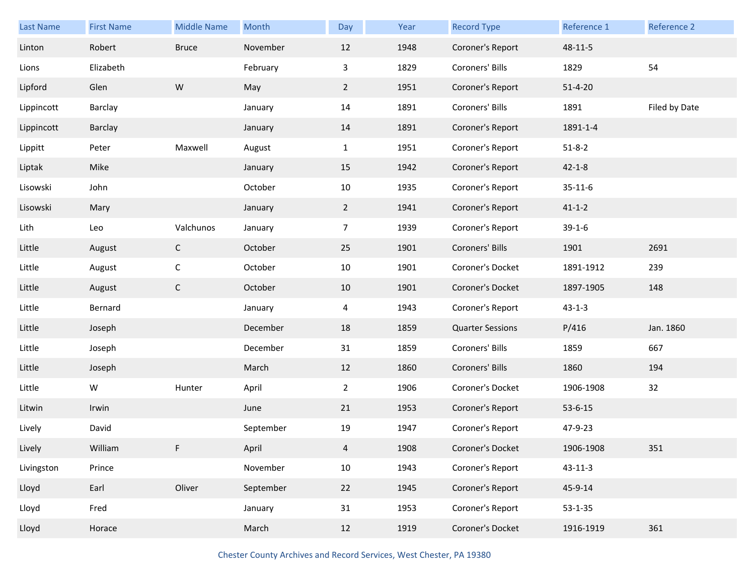| Last Name | First Name | Middle Name | Month | Day | Year | Record Type | Reference 1 | Reference 2 |
|---|---|---|---|---|---|---|---|---|
| Linton | Robert | Bruce | November | 12 | 1948 | Coroner's Report | 48-11-5 | |
| Lions | Elizabeth | | February | 3 | 1829 | Coroners' Bills | 1829 | 54 |
| Lipford | Glen | W | May | 2 | 1951 | Coroner's Report | 51-4-20 | |
| Lippincott | Barclay | | January | 14 | 1891 | Coroners' Bills | 1891 | Filed by Date |
| Lippincott | Barclay | | January | 14 | 1891 | Coroner's Report | 1891-1-4 | |
| Lippitt | Peter | Maxwell | August | 1 | 1951 | Coroner's Report | 51-8-2 | |
| Liptak | Mike | | January | 15 | 1942 | Coroner's Report | 42-1-8 | |
| Lisowski | John | | October | 10 | 1935 | Coroner's Report | 35-11-6 | |
| Lisowski | Mary | | January | 2 | 1941 | Coroner's Report | 41-1-2 | |
| Lith | Leo | Valchunos | January | 7 | 1939 | Coroner's Report | 39-1-6 | |
| Little | August | C | October | 25 | 1901 | Coroners' Bills | 1901 | 2691 |
| Little | August | C | October | 10 | 1901 | Coroner's Docket | 1891-1912 | 239 |
| Little | August | C | October | 10 | 1901 | Coroner's Docket | 1897-1905 | 148 |
| Little | Bernard | | January | 4 | 1943 | Coroner's Report | 43-1-3 | |
| Little | Joseph | | December | 18 | 1859 | Quarter Sessions | P/416 | Jan. 1860 |
| Little | Joseph | | December | 31 | 1859 | Coroners' Bills | 1859 | 667 |
| Little | Joseph | | March | 12 | 1860 | Coroners' Bills | 1860 | 194 |
| Little | W | Hunter | April | 2 | 1906 | Coroner's Docket | 1906-1908 | 32 |
| Litwin | Irwin | | June | 21 | 1953 | Coroner's Report | 53-6-15 | |
| Lively | David | | September | 19 | 1947 | Coroner's Report | 47-9-23 | |
| Lively | William | F | April | 4 | 1908 | Coroner's Docket | 1906-1908 | 351 |
| Livingston | Prince | | November | 10 | 1943 | Coroner's Report | 43-11-3 | |
| Lloyd | Earl | Oliver | September | 22 | 1945 | Coroner's Report | 45-9-14 | |
| Lloyd | Fred | | January | 31 | 1953 | Coroner's Report | 53-1-35 | |
| Lloyd | Horace | | March | 12 | 1919 | Coroner's Docket | 1916-1919 | 361 |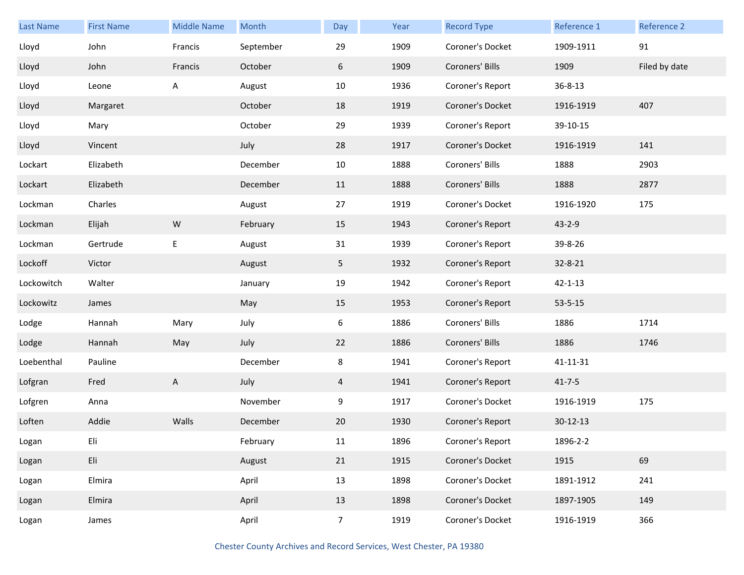| Last Name | First Name | Middle Name | Month | Day | Year | Record Type | Reference 1 | Reference 2 |
|---|---|---|---|---|---|---|---|---|
| Lloyd | John | Francis | September | 29 | 1909 | Coroner's Docket | 1909-1911 | 91 |
| Lloyd | John | Francis | October | 6 | 1909 | Coroners' Bills | 1909 | Filed by date |
| Lloyd | Leone | A | August | 10 | 1936 | Coroner's Report | 36-8-13 | |
| Lloyd | Margaret | | October | 18 | 1919 | Coroner's Docket | 1916-1919 | 407 |
| Lloyd | Mary | | October | 29 | 1939 | Coroner's Report | 39-10-15 | |
| Lloyd | Vincent | | July | 28 | 1917 | Coroner's Docket | 1916-1919 | 141 |
| Lockart | Elizabeth | | December | 10 | 1888 | Coroners' Bills | 1888 | 2903 |
| Lockart | Elizabeth | | December | 11 | 1888 | Coroners' Bills | 1888 | 2877 |
| Lockman | Charles | | August | 27 | 1919 | Coroner's Docket | 1916-1920 | 175 |
| Lockman | Elijah | W | February | 15 | 1943 | Coroner's Report | 43-2-9 | |
| Lockman | Gertrude | E | August | 31 | 1939 | Coroner's Report | 39-8-26 | |
| Lockoff | Victor | | August | 5 | 1932 | Coroner's Report | 32-8-21 | |
| Lockowitch | Walter | | January | 19 | 1942 | Coroner's Report | 42-1-13 | |
| Lockowitz | James | | May | 15 | 1953 | Coroner's Report | 53-5-15 | |
| Lodge | Hannah | Mary | July | 6 | 1886 | Coroners' Bills | 1886 | 1714 |
| Lodge | Hannah | May | July | 22 | 1886 | Coroners' Bills | 1886 | 1746 |
| Loebenthal | Pauline | | December | 8 | 1941 | Coroner's Report | 41-11-31 | |
| Lofgran | Fred | A | July | 4 | 1941 | Coroner's Report | 41-7-5 | |
| Lofgren | Anna | | November | 9 | 1917 | Coroner's Docket | 1916-1919 | 175 |
| Loften | Addie | Walls | December | 20 | 1930 | Coroner's Report | 30-12-13 | |
| Logan | Eli | | February | 11 | 1896 | Coroner's Report | 1896-2-2 | |
| Logan | Eli | | August | 21 | 1915 | Coroner's Docket | 1915 | 69 |
| Logan | Elmira | | April | 13 | 1898 | Coroner's Docket | 1891-1912 | 241 |
| Logan | Elmira | | April | 13 | 1898 | Coroner's Docket | 1897-1905 | 149 |
| Logan | James | | April | 7 | 1919 | Coroner's Docket | 1916-1919 | 366 |

Chester County Archives and Record Services, West Chester, PA 19380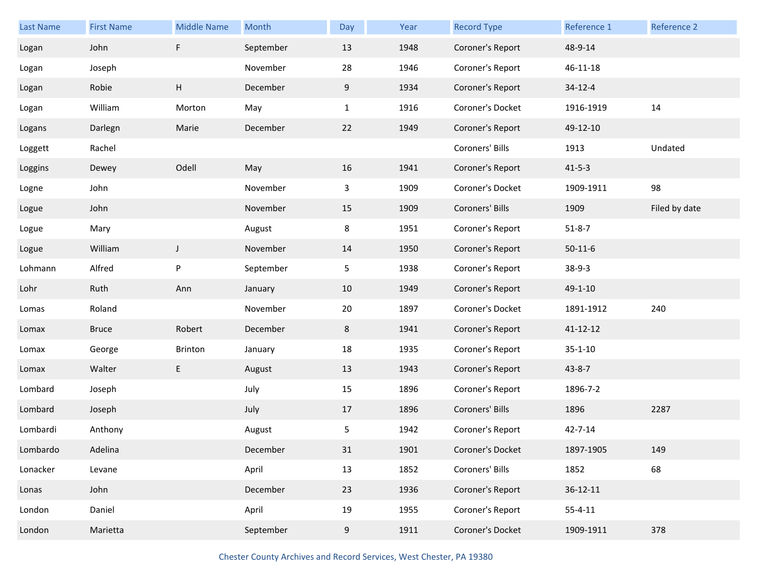| Last Name | First Name | Middle Name | Month | Day | Year | Record Type | Reference 1 | Reference 2 |
|---|---|---|---|---|---|---|---|---|
| Logan | John | F | September | 13 | 1948 | Coroner's Report | 48-9-14 | |
| Logan | Joseph | | November | 28 | 1946 | Coroner's Report | 46-11-18 | |
| Logan | Robie | H | December | 9 | 1934 | Coroner's Report | 34-12-4 | |
| Logan | William | Morton | May | 1 | 1916 | Coroner's Docket | 1916-1919 | 14 |
| Logans | Darlegn | Marie | December | 22 | 1949 | Coroner's Report | 49-12-10 | |
| Loggett | Rachel | | | | | Coroners' Bills | 1913 | Undated |
| Loggins | Dewey | Odell | May | 16 | 1941 | Coroner's Report | 41-5-3 | |
| Logne | John | | November | 3 | 1909 | Coroner's Docket | 1909-1911 | 98 |
| Logue | John | | November | 15 | 1909 | Coroners' Bills | 1909 | Filed by date |
| Logue | Mary | | August | 8 | 1951 | Coroner's Report | 51-8-7 | |
| Logue | William | J | November | 14 | 1950 | Coroner's Report | 50-11-6 | |
| Lohmann | Alfred | P | September | 5 | 1938 | Coroner's Report | 38-9-3 | |
| Lohr | Ruth | Ann | January | 10 | 1949 | Coroner's Report | 49-1-10 | |
| Lomas | Roland | | November | 20 | 1897 | Coroner's Docket | 1891-1912 | 240 |
| Lomax | Bruce | Robert | December | 8 | 1941 | Coroner's Report | 41-12-12 | |
| Lomax | George | Brinton | January | 18 | 1935 | Coroner's Report | 35-1-10 | |
| Lomax | Walter | E | August | 13 | 1943 | Coroner's Report | 43-8-7 | |
| Lombard | Joseph | | July | 15 | 1896 | Coroner's Report | 1896-7-2 | |
| Lombard | Joseph | | July | 17 | 1896 | Coroners' Bills | 1896 | 2287 |
| Lombardi | Anthony | | August | 5 | 1942 | Coroner's Report | 42-7-14 | |
| Lombardo | Adelina | | December | 31 | 1901 | Coroner's Docket | 1897-1905 | 149 |
| Lonacker | Levane | | April | 13 | 1852 | Coroners' Bills | 1852 | 68 |
| Lonas | John | | December | 23 | 1936 | Coroner's Report | 36-12-11 | |
| London | Daniel | | April | 19 | 1955 | Coroner's Report | 55-4-11 | |
| London | Marietta | | September | 9 | 1911 | Coroner's Docket | 1909-1911 | 378 |

Chester County Archives and Record Services, West Chester, PA 19380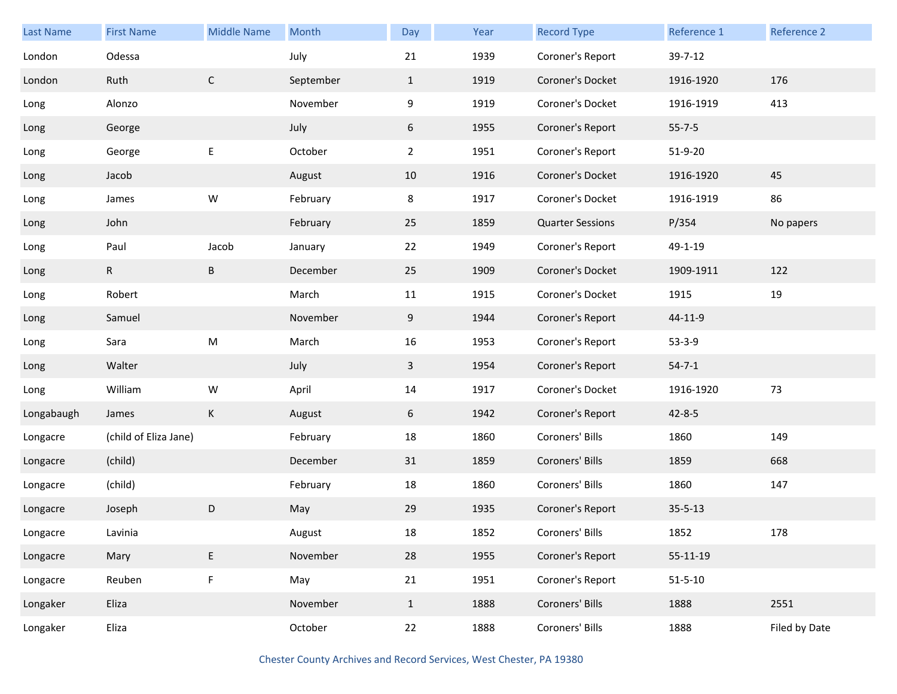| Last Name | First Name | Middle Name | Month | Day | Year | Record Type | Reference 1 | Reference 2 |
|---|---|---|---|---|---|---|---|---|
| London | Odessa | | July | 21 | 1939 | Coroner's Report | 39-7-12 | |
| London | Ruth | C | September | 1 | 1919 | Coroner's Docket | 1916-1920 | 176 |
| Long | Alonzo | | November | 9 | 1919 | Coroner's Docket | 1916-1919 | 413 |
| Long | George | | July | 6 | 1955 | Coroner's Report | 55-7-5 | |
| Long | George | E | October | 2 | 1951 | Coroner's Report | 51-9-20 | |
| Long | Jacob | | August | 10 | 1916 | Coroner's Docket | 1916-1920 | 45 |
| Long | James | W | February | 8 | 1917 | Coroner's Docket | 1916-1919 | 86 |
| Long | John | | February | 25 | 1859 | Quarter Sessions | P/354 | No papers |
| Long | Paul | Jacob | January | 22 | 1949 | Coroner's Report | 49-1-19 | |
| Long | R | B | December | 25 | 1909 | Coroner's Docket | 1909-1911 | 122 |
| Long | Robert | | March | 11 | 1915 | Coroner's Docket | 1915 | 19 |
| Long | Samuel | | November | 9 | 1944 | Coroner's Report | 44-11-9 | |
| Long | Sara | M | March | 16 | 1953 | Coroner's Report | 53-3-9 | |
| Long | Walter | | July | 3 | 1954 | Coroner's Report | 54-7-1 | |
| Long | William | W | April | 14 | 1917 | Coroner's Docket | 1916-1920 | 73 |
| Longabaugh | James | K | August | 6 | 1942 | Coroner's Report | 42-8-5 | |
| Longacre | (child of Eliza Jane) | | February | 18 | 1860 | Coroners' Bills | 1860 | 149 |
| Longacre | (child) | | December | 31 | 1859 | Coroners' Bills | 1859 | 668 |
| Longacre | (child) | | February | 18 | 1860 | Coroners' Bills | 1860 | 147 |
| Longacre | Joseph | D | May | 29 | 1935 | Coroner's Report | 35-5-13 | |
| Longacre | Lavinia | | August | 18 | 1852 | Coroners' Bills | 1852 | 178 |
| Longacre | Mary | E | November | 28 | 1955 | Coroner's Report | 55-11-19 | |
| Longacre | Reuben | F | May | 21 | 1951 | Coroner's Report | 51-5-10 | |
| Longaker | Eliza | | November | 1 | 1888 | Coroners' Bills | 1888 | 2551 |
| Longaker | Eliza | | October | 22 | 1888 | Coroners' Bills | 1888 | Filed by Date |

Chester County Archives and Record Services, West Chester, PA 19380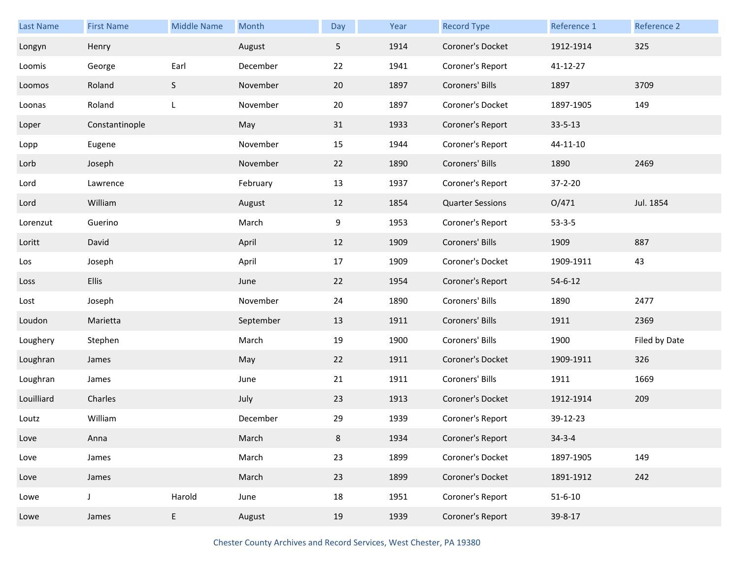| Last Name | First Name | Middle Name | Month | Day | Year | Record Type | Reference 1 | Reference 2 |
|---|---|---|---|---|---|---|---|---|
| Longyn | Henry | | August | 5 | 1914 | Coroner's Docket | 1912-1914 | 325 |
| Loomis | George | Earl | December | 22 | 1941 | Coroner's Report | 41-12-27 | |
| Loomos | Roland | S | November | 20 | 1897 | Coroners' Bills | 1897 | 3709 |
| Loonas | Roland | L | November | 20 | 1897 | Coroner's Docket | 1897-1905 | 149 |
| Loper | Constantinople | | May | 31 | 1933 | Coroner's Report | 33-5-13 | |
| Lopp | Eugene | | November | 15 | 1944 | Coroner's Report | 44-11-10 | |
| Lorb | Joseph | | November | 22 | 1890 | Coroners' Bills | 1890 | 2469 |
| Lord | Lawrence | | February | 13 | 1937 | Coroner's Report | 37-2-20 | |
| Lord | William | | August | 12 | 1854 | Quarter Sessions | O/471 | Jul. 1854 |
| Lorenzut | Guerino | | March | 9 | 1953 | Coroner's Report | 53-3-5 | |
| Loritt | David | | April | 12 | 1909 | Coroners' Bills | 1909 | 887 |
| Los | Joseph | | April | 17 | 1909 | Coroner's Docket | 1909-1911 | 43 |
| Loss | Ellis | | June | 22 | 1954 | Coroner's Report | 54-6-12 | |
| Lost | Joseph | | November | 24 | 1890 | Coroners' Bills | 1890 | 2477 |
| Loudon | Marietta | | September | 13 | 1911 | Coroners' Bills | 1911 | 2369 |
| Loughery | Stephen | | March | 19 | 1900 | Coroners' Bills | 1900 | Filed by Date |
| Loughran | James | | May | 22 | 1911 | Coroner's Docket | 1909-1911 | 326 |
| Loughran | James | | June | 21 | 1911 | Coroners' Bills | 1911 | 1669 |
| Louilliard | Charles | | July | 23 | 1913 | Coroner's Docket | 1912-1914 | 209 |
| Loutz | William | | December | 29 | 1939 | Coroner's Report | 39-12-23 | |
| Love | Anna | | March | 8 | 1934 | Coroner's Report | 34-3-4 | |
| Love | James | | March | 23 | 1899 | Coroner's Docket | 1897-1905 | 149 |
| Love | James | | March | 23 | 1899 | Coroner's Docket | 1891-1912 | 242 |
| Lowe | J | Harold | June | 18 | 1951 | Coroner's Report | 51-6-10 | |
| Lowe | James | E | August | 19 | 1939 | Coroner's Report | 39-8-17 | |

Chester County Archives and Record Services, West Chester, PA 19380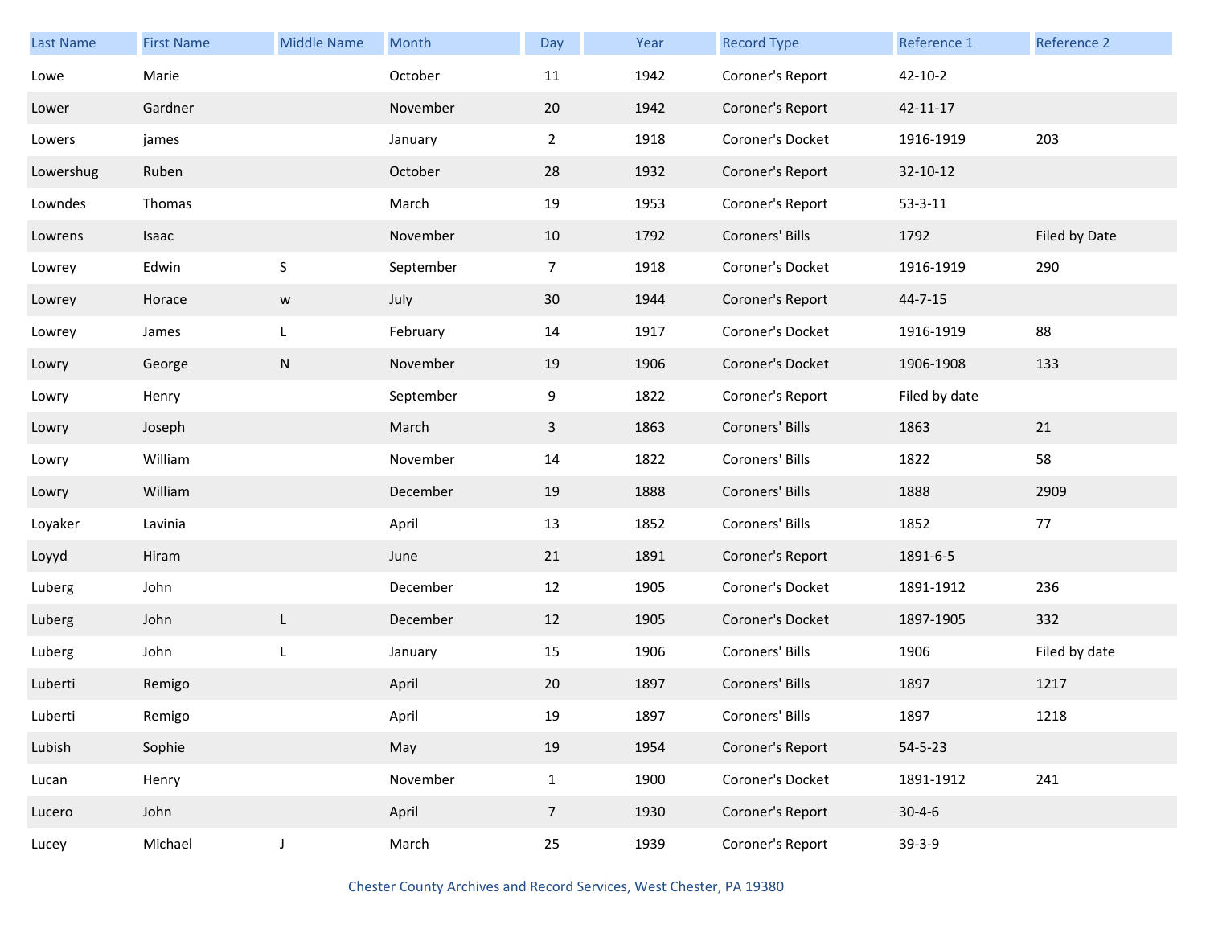| Last Name | First Name | Middle Name | Month | Day | Year | Record Type | Reference 1 | Reference 2 |
|---|---|---|---|---|---|---|---|---|
| Lowe | Marie | | October | 11 | 1942 | Coroner's Report | 42-10-2 | |
| Lower | Gardner | | November | 20 | 1942 | Coroner's Report | 42-11-17 | |
| Lowers | james | | January | 2 | 1918 | Coroner's Docket | 1916-1919 | 203 |
| Lowershug | Ruben | | October | 28 | 1932 | Coroner's Report | 32-10-12 | |
| Lowndes | Thomas | | March | 19 | 1953 | Coroner's Report | 53-3-11 | |
| Lowrens | Isaac | | November | 10 | 1792 | Coroners' Bills | 1792 | Filed by Date |
| Lowrey | Edwin | S | September | 7 | 1918 | Coroner's Docket | 1916-1919 | 290 |
| Lowrey | Horace | w | July | 30 | 1944 | Coroner's Report | 44-7-15 | |
| Lowrey | James | L | February | 14 | 1917 | Coroner's Docket | 1916-1919 | 88 |
| Lowry | George | N | November | 19 | 1906 | Coroner's Docket | 1906-1908 | 133 |
| Lowry | Henry | | September | 9 | 1822 | Coroner's Report | Filed by date | |
| Lowry | Joseph | | March | 3 | 1863 | Coroners' Bills | 1863 | 21 |
| Lowry | William | | November | 14 | 1822 | Coroners' Bills | 1822 | 58 |
| Lowry | William | | December | 19 | 1888 | Coroners' Bills | 1888 | 2909 |
| Loyaker | Lavinia | | April | 13 | 1852 | Coroners' Bills | 1852 | 77 |
| Loyyd | Hiram | | June | 21 | 1891 | Coroner's Report | 1891-6-5 | |
| Luberg | John | | December | 12 | 1905 | Coroner's Docket | 1891-1912 | 236 |
| Luberg | John | L | December | 12 | 1905 | Coroner's Docket | 1897-1905 | 332 |
| Luberg | John | L | January | 15 | 1906 | Coroners' Bills | 1906 | Filed by date |
| Luberti | Remigo | | April | 20 | 1897 | Coroners' Bills | 1897 | 1217 |
| Luberti | Remigo | | April | 19 | 1897 | Coroners' Bills | 1897 | 1218 |
| Lubish | Sophie | | May | 19 | 1954 | Coroner's Report | 54-5-23 | |
| Lucan | Henry | | November | 1 | 1900 | Coroner's Docket | 1891-1912 | 241 |
| Lucero | John | | April | 7 | 1930 | Coroner's Report | 30-4-6 | |
| Lucey | Michael | J | March | 25 | 1939 | Coroner's Report | 39-3-9 | |

Chester County Archives and Record Services, West Chester, PA 19380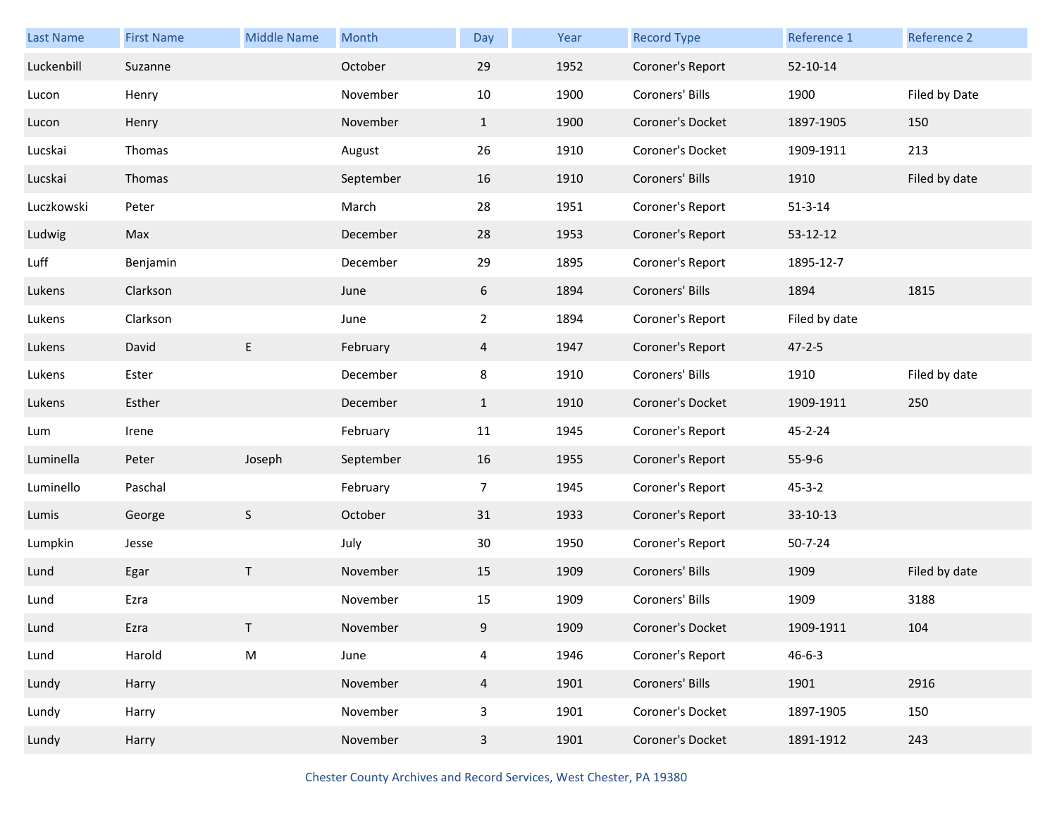| Last Name | First Name | Middle Name | Month | Day | Year | Record Type | Reference 1 | Reference 2 |
| --- | --- | --- | --- | --- | --- | --- | --- | --- |
| Luckenbill | Suzanne | | October | 29 | 1952 | Coroner's Report | 52-10-14 | |
| Lucon | Henry | | November | 10 | 1900 | Coroners' Bills | 1900 | Filed by Date |
| Lucon | Henry | | November | 1 | 1900 | Coroner's Docket | 1897-1905 | 150 |
| Lucskai | Thomas | | August | 26 | 1910 | Coroner's Docket | 1909-1911 | 213 |
| Lucskai | Thomas | | September | 16 | 1910 | Coroners' Bills | 1910 | Filed by date |
| Luczkowski | Peter | | March | 28 | 1951 | Coroner's Report | 51-3-14 | |
| Ludwig | Max | | December | 28 | 1953 | Coroner's Report | 53-12-12 | |
| Luff | Benjamin | | December | 29 | 1895 | Coroner's Report | 1895-12-7 | |
| Lukens | Clarkson | | June | 6 | 1894 | Coroners' Bills | 1894 | 1815 |
| Lukens | Clarkson | | June | 2 | 1894 | Coroner's Report | Filed by date | |
| Lukens | David | E | February | 4 | 1947 | Coroner's Report | 47-2-5 | |
| Lukens | Ester | | December | 8 | 1910 | Coroners' Bills | 1910 | Filed by date |
| Lukens | Esther | | December | 1 | 1910 | Coroner's Docket | 1909-1911 | 250 |
| Lum | Irene | | February | 11 | 1945 | Coroner's Report | 45-2-24 | |
| Luminella | Peter | Joseph | September | 16 | 1955 | Coroner's Report | 55-9-6 | |
| Luminello | Paschal | | February | 7 | 1945 | Coroner's Report | 45-3-2 | |
| Lumis | George | S | October | 31 | 1933 | Coroner's Report | 33-10-13 | |
| Lumpkin | Jesse | | July | 30 | 1950 | Coroner's Report | 50-7-24 | |
| Lund | Egar | T | November | 15 | 1909 | Coroners' Bills | 1909 | Filed by date |
| Lund | Ezra | | November | 15 | 1909 | Coroners' Bills | 1909 | 3188 |
| Lund | Ezra | T | November | 9 | 1909 | Coroner's Docket | 1909-1911 | 104 |
| Lund | Harold | M | June | 4 | 1946 | Coroner's Report | 46-6-3 | |
| Lundy | Harry | | November | 4 | 1901 | Coroners' Bills | 1901 | 2916 |
| Lundy | Harry | | November | 3 | 1901 | Coroner's Docket | 1897-1905 | 150 |
| Lundy | Harry | | November | 3 | 1901 | Coroner's Docket | 1891-1912 | 243 |

Chester County Archives and Record Services, West Chester, PA 19380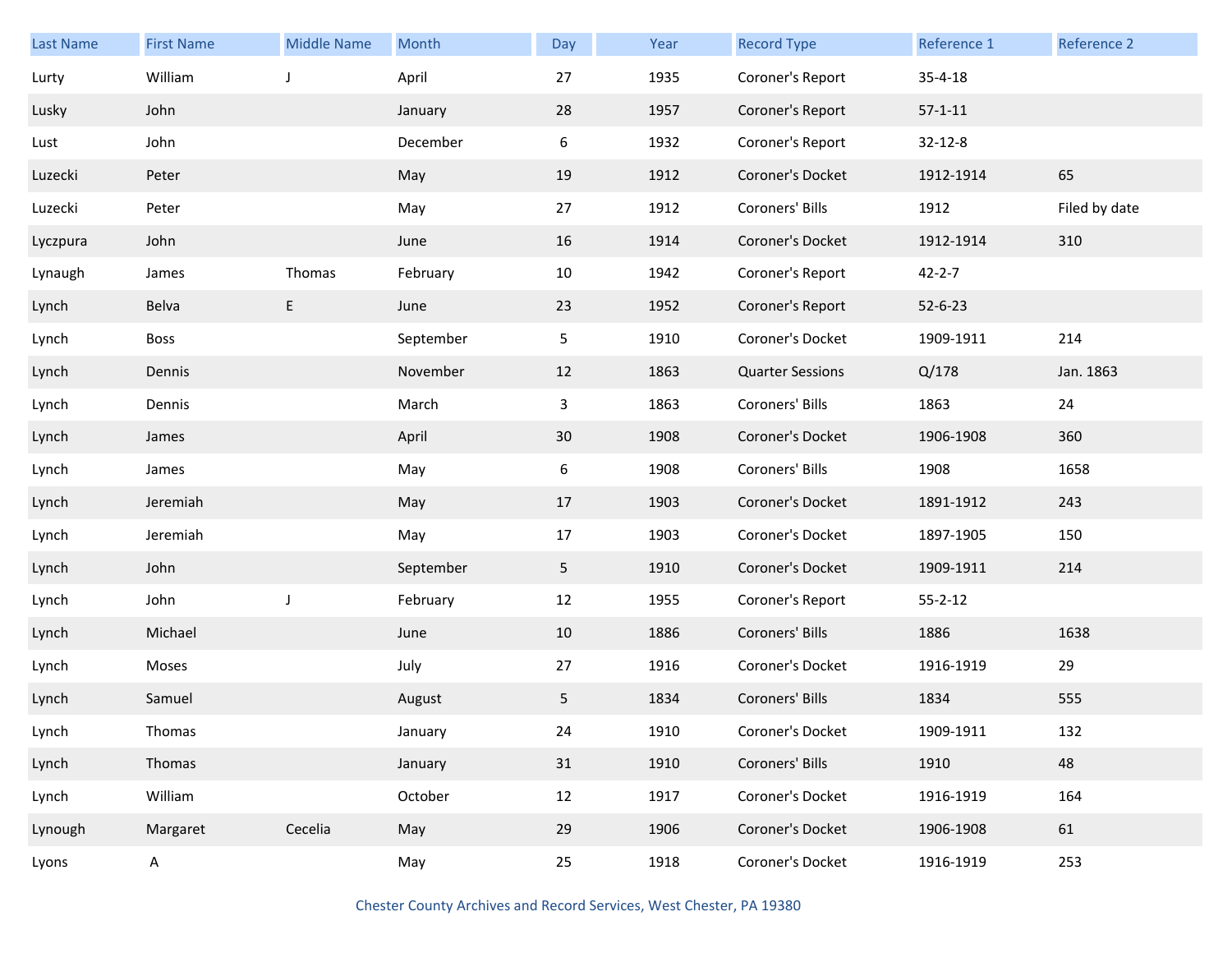| Last Name | First Name | Middle Name | Month | Day | Year | Record Type | Reference 1 | Reference 2 |
|---|---|---|---|---|---|---|---|---|
| Lurty | William | J | April | 27 | 1935 | Coroner's Report | 35-4-18 | |
| Lusky | John | | January | 28 | 1957 | Coroner's Report | 57-1-11 | |
| Lust | John | | December | 6 | 1932 | Coroner's Report | 32-12-8 | |
| Luzecki | Peter | | May | 19 | 1912 | Coroner's Docket | 1912-1914 | 65 |
| Luzecki | Peter | | May | 27 | 1912 | Coroners' Bills | 1912 | Filed by date |
| Lyczpura | John | | June | 16 | 1914 | Coroner's Docket | 1912-1914 | 310 |
| Lynaugh | James | Thomas | February | 10 | 1942 | Coroner's Report | 42-2-7 | |
| Lynch | Belva | E | June | 23 | 1952 | Coroner's Report | 52-6-23 | |
| Lynch | Boss | | September | 5 | 1910 | Coroner's Docket | 1909-1911 | 214 |
| Lynch | Dennis | | November | 12 | 1863 | Quarter Sessions | Q/178 | Jan. 1863 |
| Lynch | Dennis | | March | 3 | 1863 | Coroners' Bills | 1863 | 24 |
| Lynch | James | | April | 30 | 1908 | Coroner's Docket | 1906-1908 | 360 |
| Lynch | James | | May | 6 | 1908 | Coroners' Bills | 1908 | 1658 |
| Lynch | Jeremiah | | May | 17 | 1903 | Coroner's Docket | 1891-1912 | 243 |
| Lynch | Jeremiah | | May | 17 | 1903 | Coroner's Docket | 1897-1905 | 150 |
| Lynch | John | | September | 5 | 1910 | Coroner's Docket | 1909-1911 | 214 |
| Lynch | John | J | February | 12 | 1955 | Coroner's Report | 55-2-12 | |
| Lynch | Michael | | June | 10 | 1886 | Coroners' Bills | 1886 | 1638 |
| Lynch | Moses | | July | 27 | 1916 | Coroner's Docket | 1916-1919 | 29 |
| Lynch | Samuel | | August | 5 | 1834 | Coroners' Bills | 1834 | 555 |
| Lynch | Thomas | | January | 24 | 1910 | Coroner's Docket | 1909-1911 | 132 |
| Lynch | Thomas | | January | 31 | 1910 | Coroners' Bills | 1910 | 48 |
| Lynch | William | | October | 12 | 1917 | Coroner's Docket | 1916-1919 | 164 |
| Lynough | Margaret | Cecelia | May | 29 | 1906 | Coroner's Docket | 1906-1908 | 61 |
| Lyons | A | | May | 25 | 1918 | Coroner's Docket | 1916-1919 | 253 |

Chester County Archives and Record Services, West Chester, PA 19380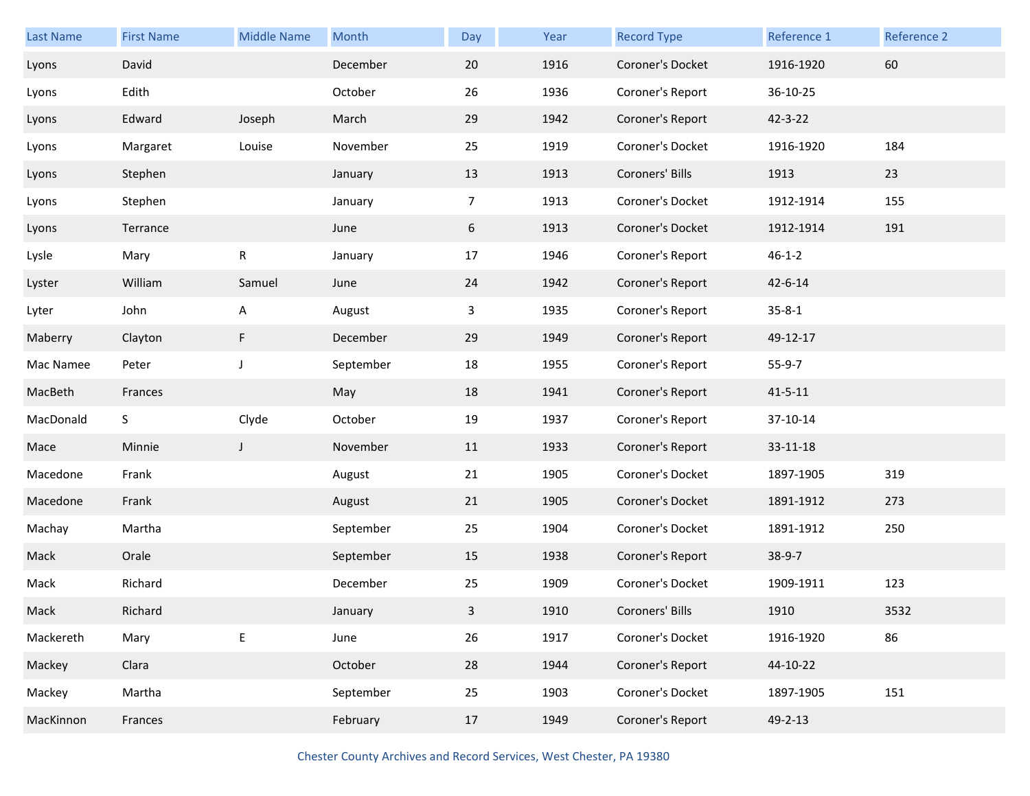| Last Name | First Name | Middle Name | Month | Day | Year | Record Type | Reference 1 | Reference 2 |
|---|---|---|---|---|---|---|---|---|
| Lyons | David | | December | 20 | 1916 | Coroner's Docket | 1916-1920 | 60 |
| Lyons | Edith | | October | 26 | 1936 | Coroner's Report | 36-10-25 | |
| Lyons | Edward | Joseph | March | 29 | 1942 | Coroner's Report | 42-3-22 | |
| Lyons | Margaret | Louise | November | 25 | 1919 | Coroner's Docket | 1916-1920 | 184 |
| Lyons | Stephen | | January | 13 | 1913 | Coroners' Bills | 1913 | 23 |
| Lyons | Stephen | | January | 7 | 1913 | Coroner's Docket | 1912-1914 | 155 |
| Lyons | Terrance | | June | 6 | 1913 | Coroner's Docket | 1912-1914 | 191 |
| Lysle | Mary | R | January | 17 | 1946 | Coroner's Report | 46-1-2 | |
| Lyster | William | Samuel | June | 24 | 1942 | Coroner's Report | 42-6-14 | |
| Lyter | John | A | August | 3 | 1935 | Coroner's Report | 35-8-1 | |
| Maberry | Clayton | F | December | 29 | 1949 | Coroner's Report | 49-12-17 | |
| Mac Namee | Peter | J | September | 18 | 1955 | Coroner's Report | 55-9-7 | |
| MacBeth | Frances | | May | 18 | 1941 | Coroner's Report | 41-5-11 | |
| MacDonald | S | Clyde | October | 19 | 1937 | Coroner's Report | 37-10-14 | |
| Mace | Minnie | J | November | 11 | 1933 | Coroner's Report | 33-11-18 | |
| Macedone | Frank | | August | 21 | 1905 | Coroner's Docket | 1897-1905 | 319 |
| Macedone | Frank | | August | 21 | 1905 | Coroner's Docket | 1891-1912 | 273 |
| Machay | Martha | | September | 25 | 1904 | Coroner's Docket | 1891-1912 | 250 |
| Mack | Orale | | September | 15 | 1938 | Coroner's Report | 38-9-7 | |
| Mack | Richard | | December | 25 | 1909 | Coroner's Docket | 1909-1911 | 123 |
| Mack | Richard | | January | 3 | 1910 | Coroners' Bills | 1910 | 3532 |
| Mackereth | Mary | E | June | 26 | 1917 | Coroner's Docket | 1916-1920 | 86 |
| Mackey | Clara | | October | 28 | 1944 | Coroner's Report | 44-10-22 | |
| Mackey | Martha | | September | 25 | 1903 | Coroner's Docket | 1897-1905 | 151 |
| MacKinnon | Frances | | February | 17 | 1949 | Coroner's Report | 49-2-13 | |

Chester County Archives and Record Services, West Chester, PA 19380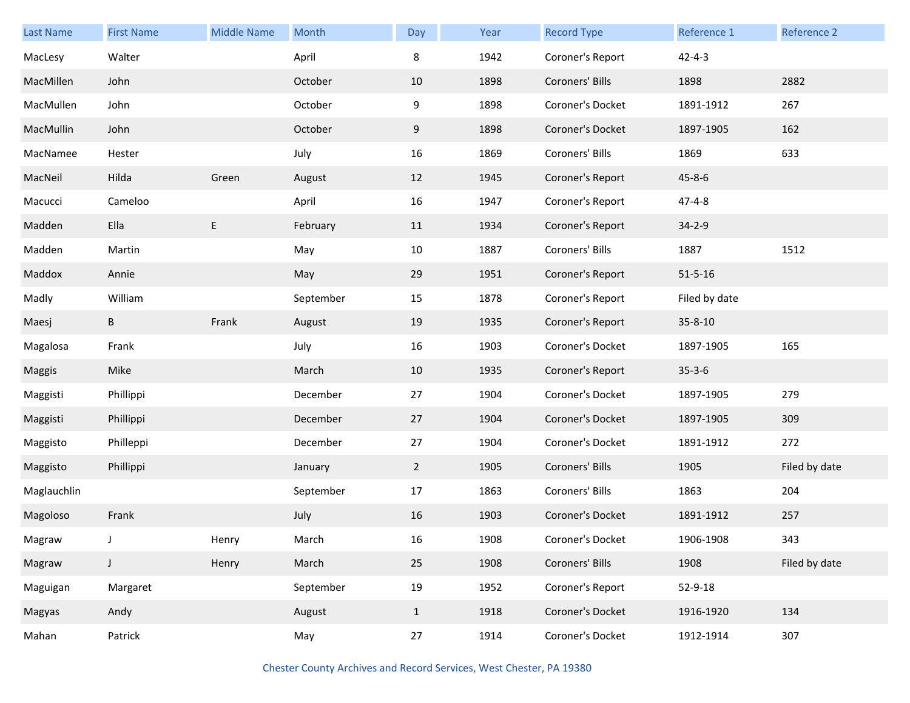| Last Name | First Name | Middle Name | Month | Day | Year | Record Type | Reference 1 | Reference 2 |
|---|---|---|---|---|---|---|---|---|
| MacLesy | Walter | | April | 8 | 1942 | Coroner's Report | 42-4-3 | |
| MacMillen | John | | October | 10 | 1898 | Coroners' Bills | 1898 | 2882 |
| MacMullen | John | | October | 9 | 1898 | Coroner's Docket | 1891-1912 | 267 |
| MacMullin | John | | October | 9 | 1898 | Coroner's Docket | 1897-1905 | 162 |
| MacNamee | Hester | | July | 16 | 1869 | Coroners' Bills | 1869 | 633 |
| MacNeil | Hilda | Green | August | 12 | 1945 | Coroner's Report | 45-8-6 | |
| Macucci | Cameloo | | April | 16 | 1947 | Coroner's Report | 47-4-8 | |
| Madden | Ella | E | February | 11 | 1934 | Coroner's Report | 34-2-9 | |
| Madden | Martin | | May | 10 | 1887 | Coroners' Bills | 1887 | 1512 |
| Maddox | Annie | | May | 29 | 1951 | Coroner's Report | 51-5-16 | |
| Madly | William | | September | 15 | 1878 | Coroner's Report | Filed by date | |
| Maesj | B | Frank | August | 19 | 1935 | Coroner's Report | 35-8-10 | |
| Magalosa | Frank | | July | 16 | 1903 | Coroner's Docket | 1897-1905 | 165 |
| Maggis | Mike | | March | 10 | 1935 | Coroner's Report | 35-3-6 | |
| Maggisti | Phillippi | | December | 27 | 1904 | Coroner's Docket | 1897-1905 | 279 |
| Maggisti | Phillippi | | December | 27 | 1904 | Coroner's Docket | 1897-1905 | 309 |
| Maggisto | Philleppi | | December | 27 | 1904 | Coroner's Docket | 1891-1912 | 272 |
| Maggisto | Phillippi | | January | 2 | 1905 | Coroners' Bills | 1905 | Filed by date |
| Maglauchlin | | | September | 17 | 1863 | Coroners' Bills | 1863 | 204 |
| Magoloso | Frank | | July | 16 | 1903 | Coroner's Docket | 1891-1912 | 257 |
| Magraw | J | Henry | March | 16 | 1908 | Coroner's Docket | 1906-1908 | 343 |
| Magraw | J | Henry | March | 25 | 1908 | Coroners' Bills | 1908 | Filed by date |
| Maguigan | Margaret | | September | 19 | 1952 | Coroner's Report | 52-9-18 | |
| Magyas | Andy | | August | 1 | 1918 | Coroner's Docket | 1916-1920 | 134 |
| Mahan | Patrick | | May | 27 | 1914 | Coroner's Docket | 1912-1914 | 307 |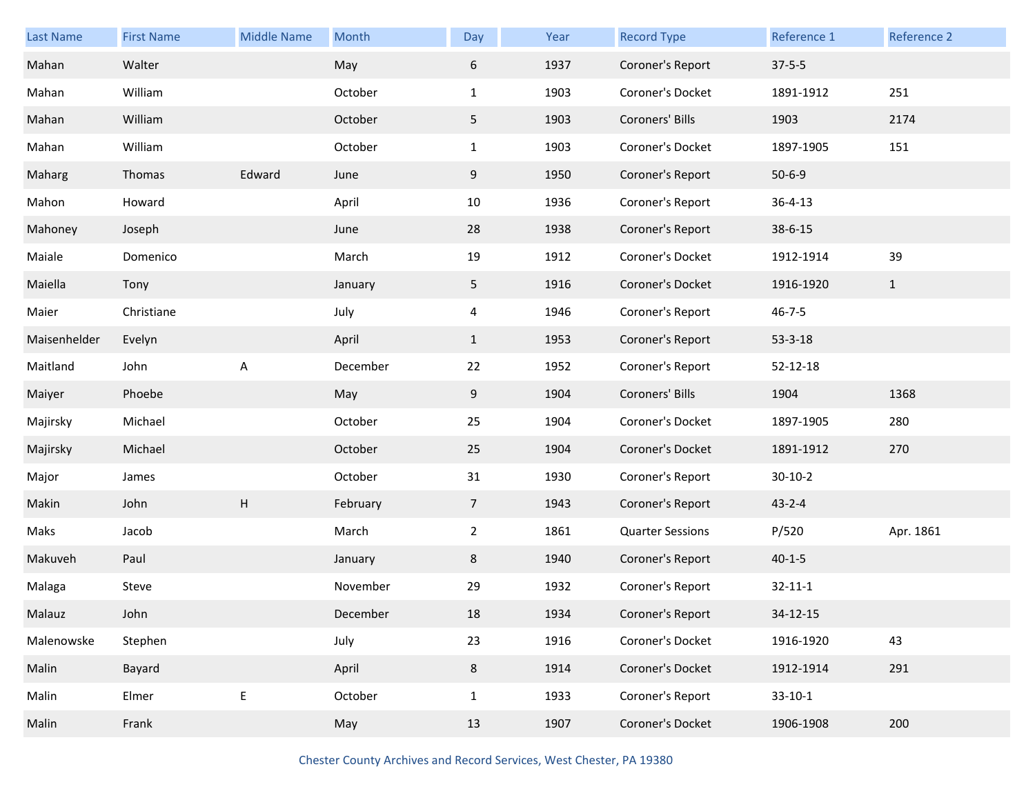| Last Name | First Name | Middle Name | Month | Day | Year | Record Type | Reference 1 | Reference 2 |
|---|---|---|---|---|---|---|---|---|
| Mahan | Walter | | May | 6 | 1937 | Coroner's Report | 37-5-5 | |
| Mahan | William | | October | 1 | 1903 | Coroner's Docket | 1891-1912 | 251 |
| Mahan | William | | October | 5 | 1903 | Coroners' Bills | 1903 | 2174 |
| Mahan | William | | October | 1 | 1903 | Coroner's Docket | 1897-1905 | 151 |
| Maharg | Thomas | Edward | June | 9 | 1950 | Coroner's Report | 50-6-9 | |
| Mahon | Howard | | April | 10 | 1936 | Coroner's Report | 36-4-13 | |
| Mahoney | Joseph | | June | 28 | 1938 | Coroner's Report | 38-6-15 | |
| Maiale | Domenico | | March | 19 | 1912 | Coroner's Docket | 1912-1914 | 39 |
| Maiella | Tony | | January | 5 | 1916 | Coroner's Docket | 1916-1920 | 1 |
| Maier | Christiane | | July | 4 | 1946 | Coroner's Report | 46-7-5 | |
| Maisenhelder | Evelyn | | April | 1 | 1953 | Coroner's Report | 53-3-18 | |
| Maitland | John | A | December | 22 | 1952 | Coroner's Report | 52-12-18 | |
| Maiyer | Phoebe | | May | 9 | 1904 | Coroners' Bills | 1904 | 1368 |
| Majirsky | Michael | | October | 25 | 1904 | Coroner's Docket | 1897-1905 | 280 |
| Majirsky | Michael | | October | 25 | 1904 | Coroner's Docket | 1891-1912 | 270 |
| Major | James | | October | 31 | 1930 | Coroner's Report | 30-10-2 | |
| Makin | John | H | February | 7 | 1943 | Coroner's Report | 43-2-4 | |
| Maks | Jacob | | March | 2 | 1861 | Quarter Sessions | P/520 | Apr. 1861 |
| Makuveh | Paul | | January | 8 | 1940 | Coroner's Report | 40-1-5 | |
| Malaga | Steve | | November | 29 | 1932 | Coroner's Report | 32-11-1 | |
| Malauz | John | | December | 18 | 1934 | Coroner's Report | 34-12-15 | |
| Malenowske | Stephen | | July | 23 | 1916 | Coroner's Docket | 1916-1920 | 43 |
| Malin | Bayard | | April | 8 | 1914 | Coroner's Docket | 1912-1914 | 291 |
| Malin | Elmer | E | October | 1 | 1933 | Coroner's Report | 33-10-1 | |
| Malin | Frank | | May | 13 | 1907 | Coroner's Docket | 1906-1908 | 200 |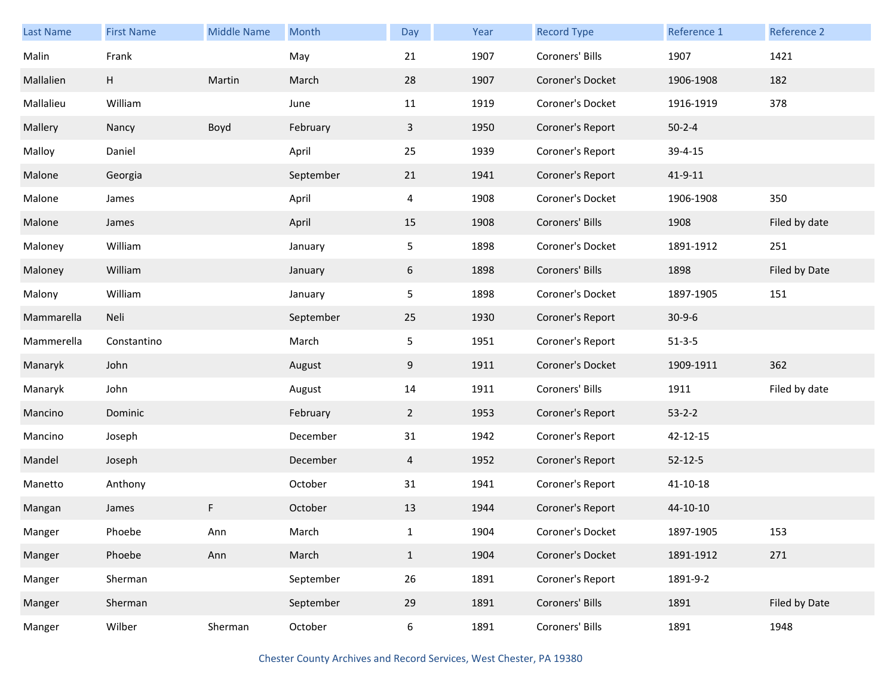| Last Name | First Name | Middle Name | Month | Day | Year | Record Type | Reference 1 | Reference 2 |
|---|---|---|---|---|---|---|---|---|
| Malin | Frank | | May | 21 | 1907 | Coroners' Bills | 1907 | 1421 |
| Mallalien | H | Martin | March | 28 | 1907 | Coroner's Docket | 1906-1908 | 182 |
| Mallalieu | William | | June | 11 | 1919 | Coroner's Docket | 1916-1919 | 378 |
| Mallery | Nancy | Boyd | February | 3 | 1950 | Coroner's Report | 50-2-4 | |
| Malloy | Daniel | | April | 25 | 1939 | Coroner's Report | 39-4-15 | |
| Malone | Georgia | | September | 21 | 1941 | Coroner's Report | 41-9-11 | |
| Malone | James | | April | 4 | 1908 | Coroner's Docket | 1906-1908 | 350 |
| Malone | James | | April | 15 | 1908 | Coroners' Bills | 1908 | Filed by date |
| Maloney | William | | January | 5 | 1898 | Coroner's Docket | 1891-1912 | 251 |
| Maloney | William | | January | 6 | 1898 | Coroners' Bills | 1898 | Filed by Date |
| Malony | William | | January | 5 | 1898 | Coroner's Docket | 1897-1905 | 151 |
| Mammarella | Neli | | September | 25 | 1930 | Coroner's Report | 30-9-6 | |
| Mammerella | Constantino | | March | 5 | 1951 | Coroner's Report | 51-3-5 | |
| Manaryk | John | | August | 9 | 1911 | Coroner's Docket | 1909-1911 | 362 |
| Manaryk | John | | August | 14 | 1911 | Coroners' Bills | 1911 | Filed by date |
| Mancino | Dominic | | February | 2 | 1953 | Coroner's Report | 53-2-2 | |
| Mancino | Joseph | | December | 31 | 1942 | Coroner's Report | 42-12-15 | |
| Mandel | Joseph | | December | 4 | 1952 | Coroner's Report | 52-12-5 | |
| Manetto | Anthony | | October | 31 | 1941 | Coroner's Report | 41-10-18 | |
| Mangan | James | F | October | 13 | 1944 | Coroner's Report | 44-10-10 | |
| Manger | Phoebe | Ann | March | 1 | 1904 | Coroner's Docket | 1897-1905 | 153 |
| Manger | Phoebe | Ann | March | 1 | 1904 | Coroner's Docket | 1891-1912 | 271 |
| Manger | Sherman | | September | 26 | 1891 | Coroner's Report | 1891-9-2 | |
| Manger | Sherman | | September | 29 | 1891 | Coroners' Bills | 1891 | Filed by Date |
| Manger | Wilber | Sherman | October | 6 | 1891 | Coroners' Bills | 1891 | 1948 |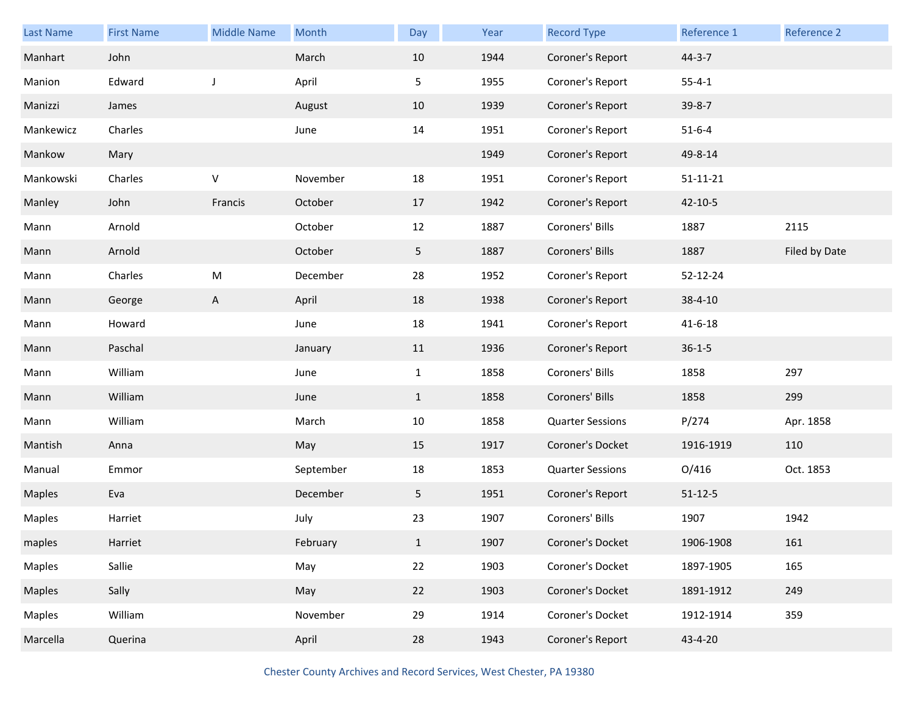| Last Name | First Name | Middle Name | Month | Day | Year | Record Type | Reference 1 | Reference 2 |
|---|---|---|---|---|---|---|---|---|
| Manhart | John | | March | 10 | 1944 | Coroner's Report | 44-3-7 | |
| Manion | Edward | J | April | 5 | 1955 | Coroner's Report | 55-4-1 | |
| Manizzi | James | | August | 10 | 1939 | Coroner's Report | 39-8-7 | |
| Mankewicz | Charles | | June | 14 | 1951 | Coroner's Report | 51-6-4 | |
| Mankow | Mary | | | | 1949 | Coroner's Report | 49-8-14 | |
| Mankowski | Charles | V | November | 18 | 1951 | Coroner's Report | 51-11-21 | |
| Manley | John | Francis | October | 17 | 1942 | Coroner's Report | 42-10-5 | |
| Mann | Arnold | | October | 12 | 1887 | Coroners' Bills | 1887 | 2115 |
| Mann | Arnold | | October | 5 | 1887 | Coroners' Bills | 1887 | Filed by Date |
| Mann | Charles | M | December | 28 | 1952 | Coroner's Report | 52-12-24 | |
| Mann | George | A | April | 18 | 1938 | Coroner's Report | 38-4-10 | |
| Mann | Howard | | June | 18 | 1941 | Coroner's Report | 41-6-18 | |
| Mann | Paschal | | January | 11 | 1936 | Coroner's Report | 36-1-5 | |
| Mann | William | | June | 1 | 1858 | Coroners' Bills | 1858 | 297 |
| Mann | William | | June | 1 | 1858 | Coroners' Bills | 1858 | 299 |
| Mann | William | | March | 10 | 1858 | Quarter Sessions | P/274 | Apr. 1858 |
| Mantish | Anna | | May | 15 | 1917 | Coroner's Docket | 1916-1919 | 110 |
| Manual | Emmor | | September | 18 | 1853 | Quarter Sessions | O/416 | Oct. 1853 |
| Maples | Eva | | December | 5 | 1951 | Coroner's Report | 51-12-5 | |
| Maples | Harriet | | July | 23 | 1907 | Coroners' Bills | 1907 | 1942 |
| maples | Harriet | | February | 1 | 1907 | Coroner's Docket | 1906-1908 | 161 |
| Maples | Sallie | | May | 22 | 1903 | Coroner's Docket | 1897-1905 | 165 |
| Maples | Sally | | May | 22 | 1903 | Coroner's Docket | 1891-1912 | 249 |
| Maples | William | | November | 29 | 1914 | Coroner's Docket | 1912-1914 | 359 |
| Marcella | Querina | | April | 28 | 1943 | Coroner's Report | 43-4-20 | |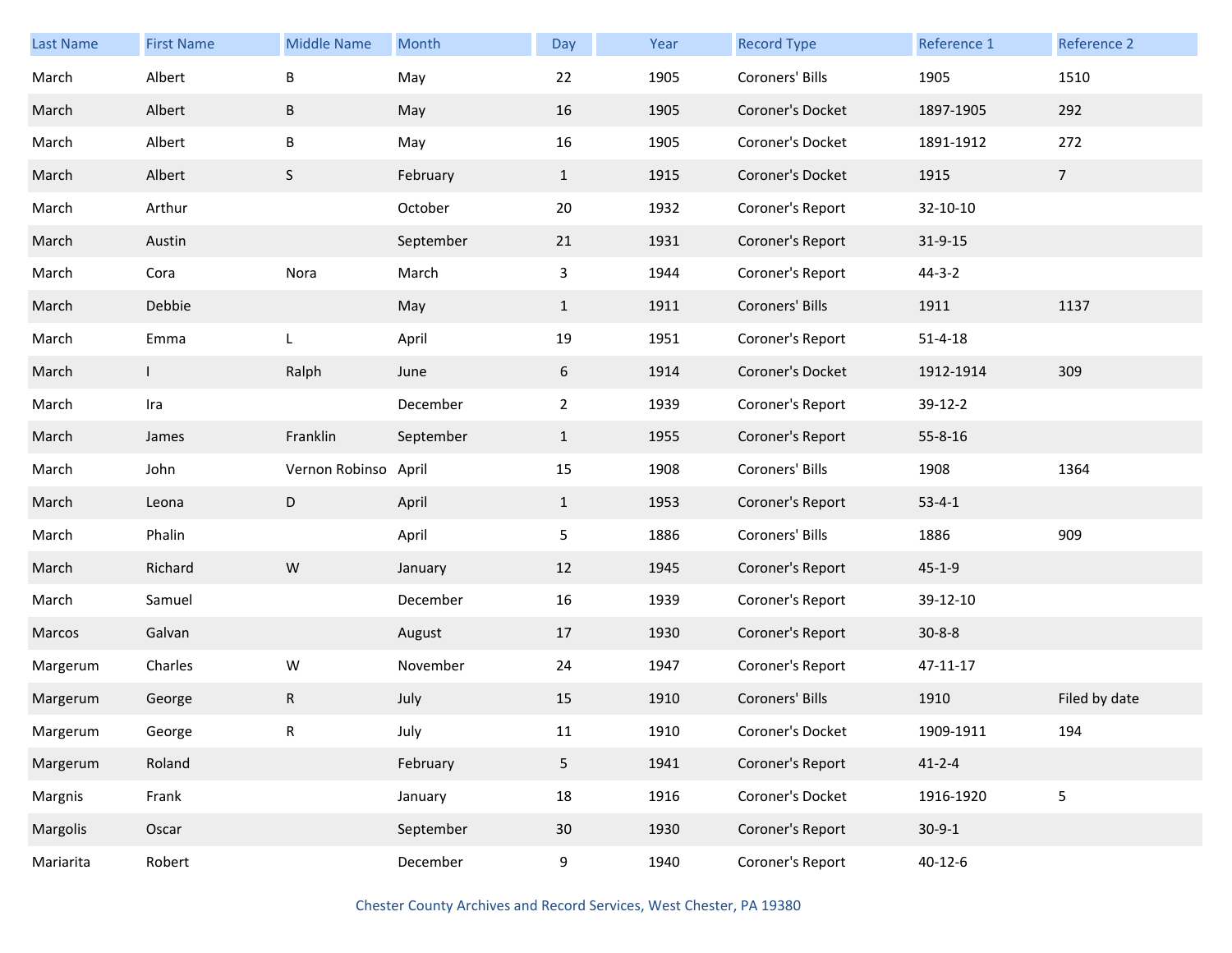| Last Name | First Name | Middle Name | Month | Day | Year | Record Type | Reference 1 | Reference 2 |
|---|---|---|---|---|---|---|---|---|
| March | Albert | B | May | 22 | 1905 | Coroners' Bills | 1905 | 1510 |
| March | Albert | B | May | 16 | 1905 | Coroner's Docket | 1897-1905 | 292 |
| March | Albert | B | May | 16 | 1905 | Coroner's Docket | 1891-1912 | 272 |
| March | Albert | S | February | 1 | 1915 | Coroner's Docket | 1915 | 7 |
| March | Arthur | | October | 20 | 1932 | Coroner's Report | 32-10-10 | |
| March | Austin | | September | 21 | 1931 | Coroner's Report | 31-9-15 | |
| March | Cora | Nora | March | 3 | 1944 | Coroner's Report | 44-3-2 | |
| March | Debbie | | May | 1 | 1911 | Coroners' Bills | 1911 | 1137 |
| March | Emma | L | April | 19 | 1951 | Coroner's Report | 51-4-18 | |
| March | I | Ralph | June | 6 | 1914 | Coroner's Docket | 1912-1914 | 309 |
| March | Ira | | December | 2 | 1939 | Coroner's Report | 39-12-2 | |
| March | James | Franklin | September | 1 | 1955 | Coroner's Report | 55-8-16 | |
| March | John | Vernon Robinso | April | 15 | 1908 | Coroners' Bills | 1908 | 1364 |
| March | Leona | D | April | 1 | 1953 | Coroner's Report | 53-4-1 | |
| March | Phalin | | April | 5 | 1886 | Coroners' Bills | 1886 | 909 |
| March | Richard | W | January | 12 | 1945 | Coroner's Report | 45-1-9 | |
| March | Samuel | | December | 16 | 1939 | Coroner's Report | 39-12-10 | |
| Marcos | Galvan | | August | 17 | 1930 | Coroner's Report | 30-8-8 | |
| Margerum | Charles | W | November | 24 | 1947 | Coroner's Report | 47-11-17 | |
| Margerum | George | R | July | 15 | 1910 | Coroners' Bills | 1910 | Filed by date |
| Margerum | George | R | July | 11 | 1910 | Coroner's Docket | 1909-1911 | 194 |
| Margerum | Roland | | February | 5 | 1941 | Coroner's Report | 41-2-4 | |
| Margnis | Frank | | January | 18 | 1916 | Coroner's Docket | 1916-1920 | 5 |
| Margolis | Oscar | | September | 30 | 1930 | Coroner's Report | 30-9-1 | |
| Mariarita | Robert | | December | 9 | 1940 | Coroner's Report | 40-12-6 | |

Chester County Archives and Record Services, West Chester, PA 19380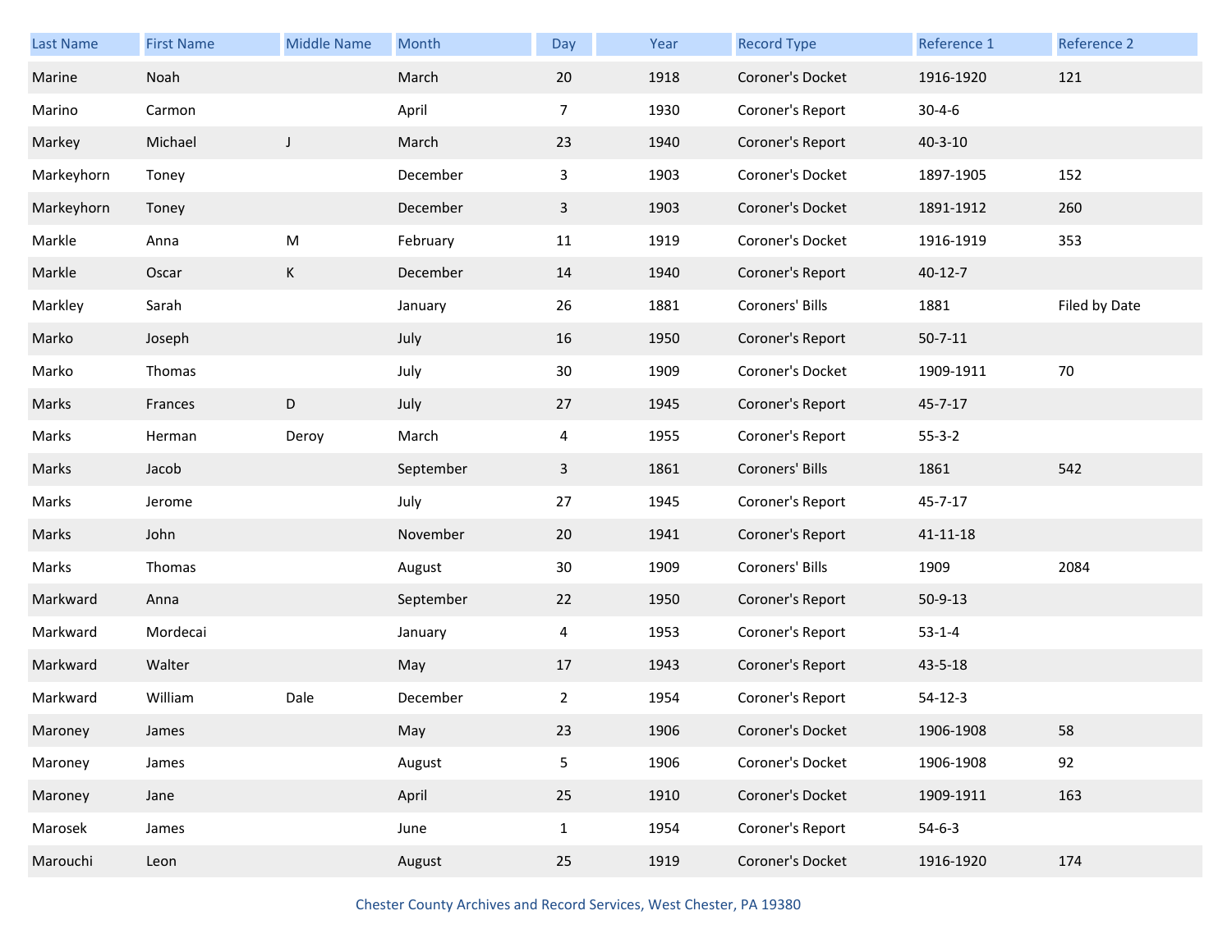| Last Name | First Name | Middle Name | Month | Day | Year | Record Type | Reference 1 | Reference 2 |
|---|---|---|---|---|---|---|---|---|
| Marine | Noah | | March | 20 | 1918 | Coroner's Docket | 1916-1920 | 121 |
| Marino | Carmon | | April | 7 | 1930 | Coroner's Report | 30-4-6 | |
| Markey | Michael | J | March | 23 | 1940 | Coroner's Report | 40-3-10 | |
| Markeyhorn | Toney | | December | 3 | 1903 | Coroner's Docket | 1897-1905 | 152 |
| Markeyhorn | Toney | | December | 3 | 1903 | Coroner's Docket | 1891-1912 | 260 |
| Markle | Anna | M | February | 11 | 1919 | Coroner's Docket | 1916-1919 | 353 |
| Markle | Oscar | K | December | 14 | 1940 | Coroner's Report | 40-12-7 | |
| Markley | Sarah | | January | 26 | 1881 | Coroners' Bills | 1881 | Filed by Date |
| Marko | Joseph | | July | 16 | 1950 | Coroner's Report | 50-7-11 | |
| Marko | Thomas | | July | 30 | 1909 | Coroner's Docket | 1909-1911 | 70 |
| Marks | Frances | D | July | 27 | 1945 | Coroner's Report | 45-7-17 | |
| Marks | Herman | Deroy | March | 4 | 1955 | Coroner's Report | 55-3-2 | |
| Marks | Jacob | | September | 3 | 1861 | Coroners' Bills | 1861 | 542 |
| Marks | Jerome | | July | 27 | 1945 | Coroner's Report | 45-7-17 | |
| Marks | John | | November | 20 | 1941 | Coroner's Report | 41-11-18 | |
| Marks | Thomas | | August | 30 | 1909 | Coroners' Bills | 1909 | 2084 |
| Markward | Anna | | September | 22 | 1950 | Coroner's Report | 50-9-13 | |
| Markward | Mordecai | | January | 4 | 1953 | Coroner's Report | 53-1-4 | |
| Markward | Walter | | May | 17 | 1943 | Coroner's Report | 43-5-18 | |
| Markward | William | Dale | December | 2 | 1954 | Coroner's Report | 54-12-3 | |
| Maroney | James | | May | 23 | 1906 | Coroner's Docket | 1906-1908 | 58 |
| Maroney | James | | August | 5 | 1906 | Coroner's Docket | 1906-1908 | 92 |
| Maroney | Jane | | April | 25 | 1910 | Coroner's Docket | 1909-1911 | 163 |
| Marosek | James | | June | 1 | 1954 | Coroner's Report | 54-6-3 | |
| Marouchi | Leon | | August | 25 | 1919 | Coroner's Docket | 1916-1920 | 174 |

Chester County Archives and Record Services, West Chester, PA 19380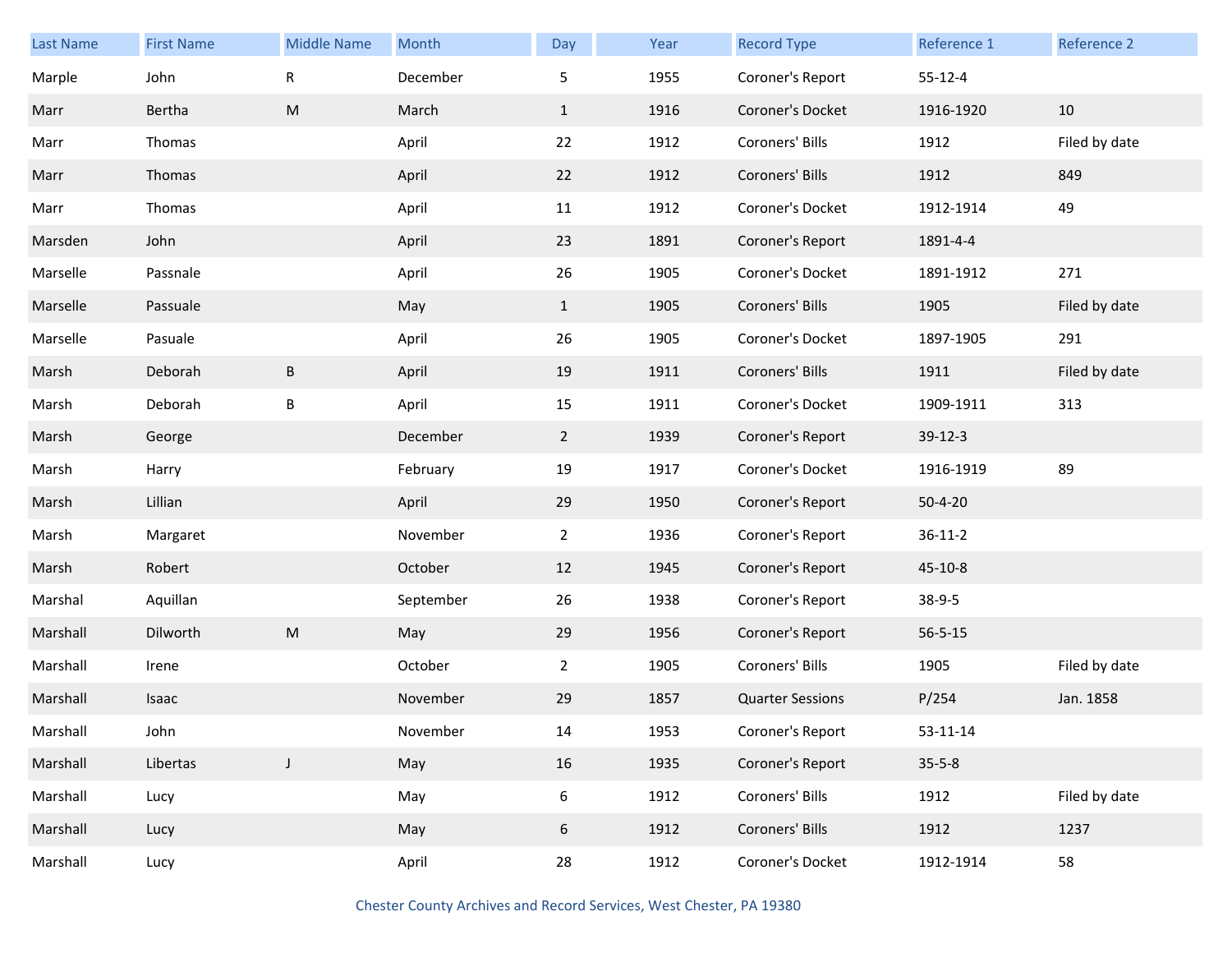| Last Name | First Name | Middle Name | Month | Day | Year | Record Type | Reference 1 | Reference 2 |
|---|---|---|---|---|---|---|---|---|
| Marple | John | R | December | 5 | 1955 | Coroner's Report | 55-12-4 | |
| Marr | Bertha | M | March | 1 | 1916 | Coroner's Docket | 1916-1920 | 10 |
| Marr | Thomas | | April | 22 | 1912 | Coroners' Bills | 1912 | Filed by date |
| Marr | Thomas | | April | 22 | 1912 | Coroners' Bills | 1912 | 849 |
| Marr | Thomas | | April | 11 | 1912 | Coroner's Docket | 1912-1914 | 49 |
| Marsden | John | | April | 23 | 1891 | Coroner's Report | 1891-4-4 | |
| Marselle | Passnale | | April | 26 | 1905 | Coroner's Docket | 1891-1912 | 271 |
| Marselle | Passuale | | May | 1 | 1905 | Coroners' Bills | 1905 | Filed by date |
| Marselle | Pasuale | | April | 26 | 1905 | Coroner's Docket | 1897-1905 | 291 |
| Marsh | Deborah | B | April | 19 | 1911 | Coroners' Bills | 1911 | Filed by date |
| Marsh | Deborah | B | April | 15 | 1911 | Coroner's Docket | 1909-1911 | 313 |
| Marsh | George | | December | 2 | 1939 | Coroner's Report | 39-12-3 | |
| Marsh | Harry | | February | 19 | 1917 | Coroner's Docket | 1916-1919 | 89 |
| Marsh | Lillian | | April | 29 | 1950 | Coroner's Report | 50-4-20 | |
| Marsh | Margaret | | November | 2 | 1936 | Coroner's Report | 36-11-2 | |
| Marsh | Robert | | October | 12 | 1945 | Coroner's Report | 45-10-8 | |
| Marshal | Aquillan | | September | 26 | 1938 | Coroner's Report | 38-9-5 | |
| Marshall | Dilworth | M | May | 29 | 1956 | Coroner's Report | 56-5-15 | |
| Marshall | Irene | | October | 2 | 1905 | Coroners' Bills | 1905 | Filed by date |
| Marshall | Isaac | | November | 29 | 1857 | Quarter Sessions | P/254 | Jan. 1858 |
| Marshall | John | | November | 14 | 1953 | Coroner's Report | 53-11-14 | |
| Marshall | Libertas | J | May | 16 | 1935 | Coroner's Report | 35-5-8 | |
| Marshall | Lucy | | May | 6 | 1912 | Coroners' Bills | 1912 | Filed by date |
| Marshall | Lucy | | May | 6 | 1912 | Coroners' Bills | 1912 | 1237 |
| Marshall | Lucy | | April | 28 | 1912 | Coroner's Docket | 1912-1914 | 58 |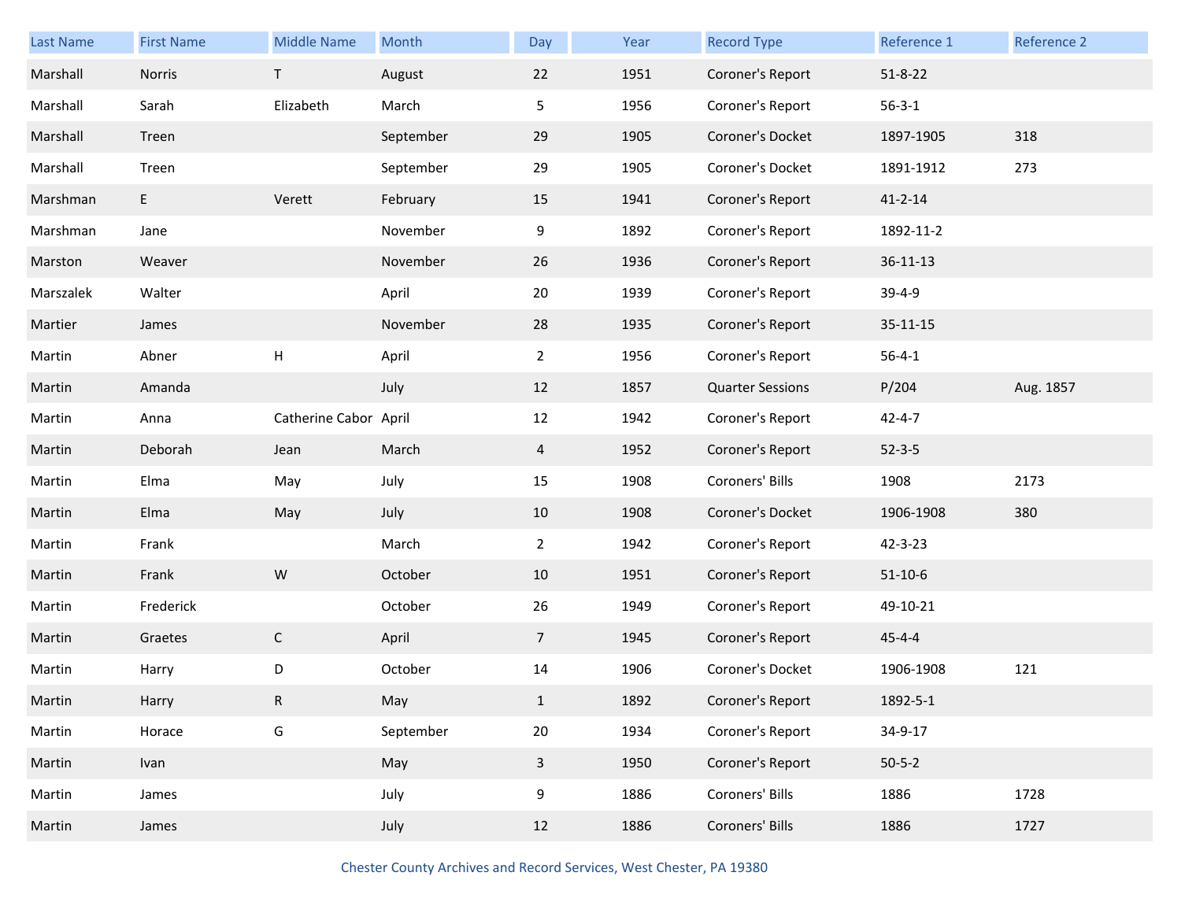| Last Name | First Name | Middle Name | Month | Day | Year | Record Type | Reference 1 | Reference 2 |
|---|---|---|---|---|---|---|---|---|
| Marshall | Norris | T | August | 22 | 1951 | Coroner's Report | 51-8-22 | |
| Marshall | Sarah | Elizabeth | March | 5 | 1956 | Coroner's Report | 56-3-1 | |
| Marshall | Treen | | September | 29 | 1905 | Coroner's Docket | 1897-1905 | 318 |
| Marshall | Treen | | September | 29 | 1905 | Coroner's Docket | 1891-1912 | 273 |
| Marshman | E | Verett | February | 15 | 1941 | Coroner's Report | 41-2-14 | |
| Marshman | Jane | | November | 9 | 1892 | Coroner's Report | 1892-11-2 | |
| Marston | Weaver | | November | 26 | 1936 | Coroner's Report | 36-11-13 | |
| Marszalek | Walter | | April | 20 | 1939 | Coroner's Report | 39-4-9 | |
| Martier | James | | November | 28 | 1935 | Coroner's Report | 35-11-15 | |
| Martin | Abner | H | April | 2 | 1956 | Coroner's Report | 56-4-1 | |
| Martin | Amanda | | July | 12 | 1857 | Quarter Sessions | P/204 | Aug. 1857 |
| Martin | Anna | Catherine Cabor | April | 12 | 1942 | Coroner's Report | 42-4-7 | |
| Martin | Deborah | Jean | March | 4 | 1952 | Coroner's Report | 52-3-5 | |
| Martin | Elma | May | July | 15 | 1908 | Coroners' Bills | 1908 | 2173 |
| Martin | Elma | May | July | 10 | 1908 | Coroner's Docket | 1906-1908 | 380 |
| Martin | Frank | | March | 2 | 1942 | Coroner's Report | 42-3-23 | |
| Martin | Frank | W | October | 10 | 1951 | Coroner's Report | 51-10-6 | |
| Martin | Frederick | | October | 26 | 1949 | Coroner's Report | 49-10-21 | |
| Martin | Graetes | C | April | 7 | 1945 | Coroner's Report | 45-4-4 | |
| Martin | Harry | D | October | 14 | 1906 | Coroner's Docket | 1906-1908 | 121 |
| Martin | Harry | R | May | 1 | 1892 | Coroner's Report | 1892-5-1 | |
| Martin | Horace | G | September | 20 | 1934 | Coroner's Report | 34-9-17 | |
| Martin | Ivan | | May | 3 | 1950 | Coroner's Report | 50-5-2 | |
| Martin | James | | July | 9 | 1886 | Coroners' Bills | 1886 | 1728 |
| Martin | James | | July | 12 | 1886 | Coroners' Bills | 1886 | 1727 |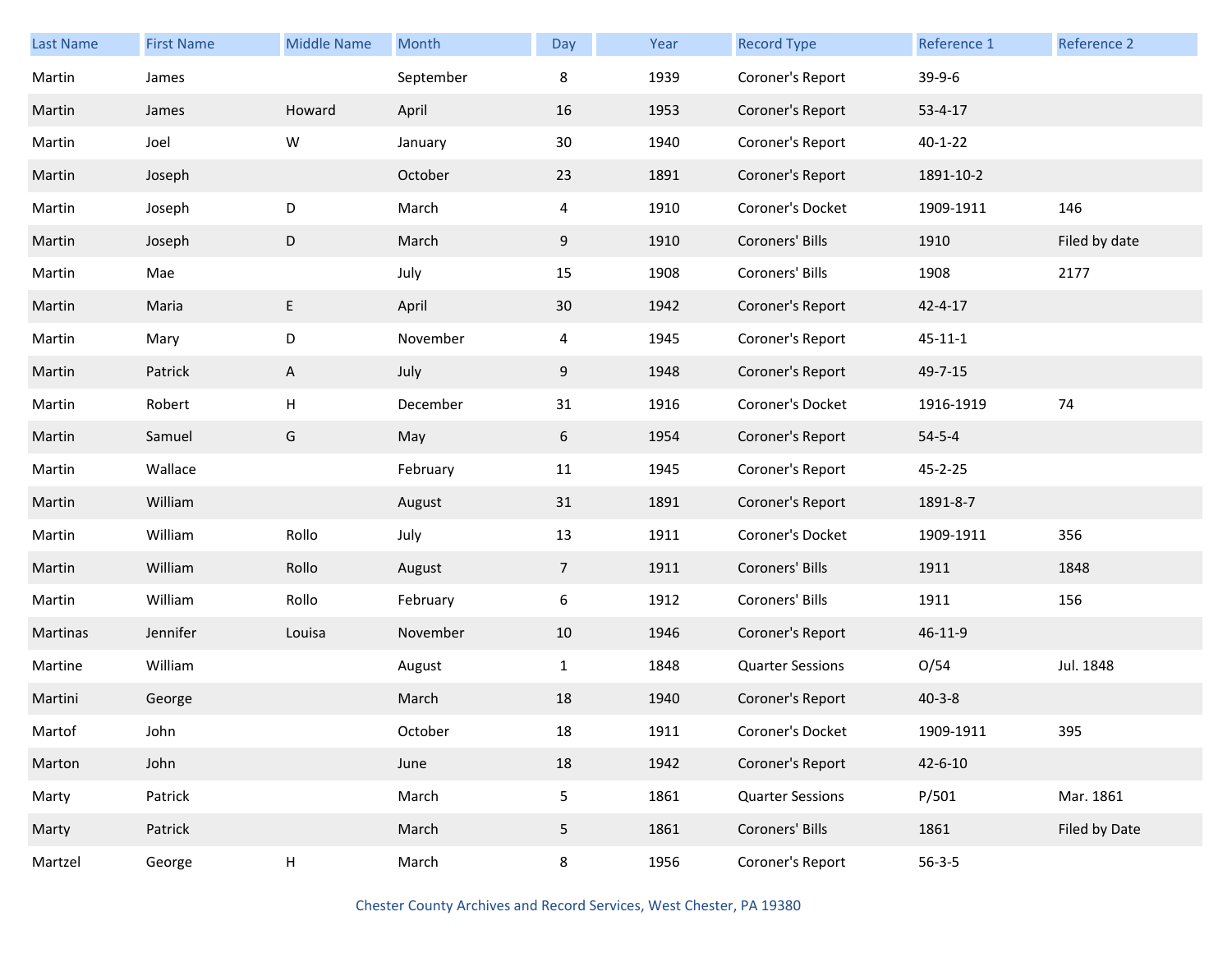| Last Name | First Name | Middle Name | Month | Day | Year | Record Type | Reference 1 | Reference 2 |
|---|---|---|---|---|---|---|---|---|
| Martin | James | | September | 8 | 1939 | Coroner's Report | 39-9-6 | |
| Martin | James | Howard | April | 16 | 1953 | Coroner's Report | 53-4-17 | |
| Martin | Joel | W | January | 30 | 1940 | Coroner's Report | 40-1-22 | |
| Martin | Joseph | | October | 23 | 1891 | Coroner's Report | 1891-10-2 | |
| Martin | Joseph | D | March | 4 | 1910 | Coroner's Docket | 1909-1911 | 146 |
| Martin | Joseph | D | March | 9 | 1910 | Coroners' Bills | 1910 | Filed by date |
| Martin | Mae | | July | 15 | 1908 | Coroners' Bills | 1908 | 2177 |
| Martin | Maria | E | April | 30 | 1942 | Coroner's Report | 42-4-17 | |
| Martin | Mary | D | November | 4 | 1945 | Coroner's Report | 45-11-1 | |
| Martin | Patrick | A | July | 9 | 1948 | Coroner's Report | 49-7-15 | |
| Martin | Robert | H | December | 31 | 1916 | Coroner's Docket | 1916-1919 | 74 |
| Martin | Samuel | G | May | 6 | 1954 | Coroner's Report | 54-5-4 | |
| Martin | Wallace | | February | 11 | 1945 | Coroner's Report | 45-2-25 | |
| Martin | William | | August | 31 | 1891 | Coroner's Report | 1891-8-7 | |
| Martin | William | Rollo | July | 13 | 1911 | Coroner's Docket | 1909-1911 | 356 |
| Martin | William | Rollo | August | 7 | 1911 | Coroners' Bills | 1911 | 1848 |
| Martin | William | Rollo | February | 6 | 1912 | Coroners' Bills | 1911 | 156 |
| Martinas | Jennifer | Louisa | November | 10 | 1946 | Coroner's Report | 46-11-9 | |
| Martine | William | | August | 1 | 1848 | Quarter Sessions | O/54 | Jul. 1848 |
| Martini | George | | March | 18 | 1940 | Coroner's Report | 40-3-8 | |
| Martof | John | | October | 18 | 1911 | Coroner's Docket | 1909-1911 | 395 |
| Marton | John | | June | 18 | 1942 | Coroner's Report | 42-6-10 | |
| Marty | Patrick | | March | 5 | 1861 | Quarter Sessions | P/501 | Mar. 1861 |
| Marty | Patrick | | March | 5 | 1861 | Coroners' Bills | 1861 | Filed by Date |
| Martzel | George | H | March | 8 | 1956 | Coroner's Report | 56-3-5 | |

Chester County Archives and Record Services, West Chester, PA 19380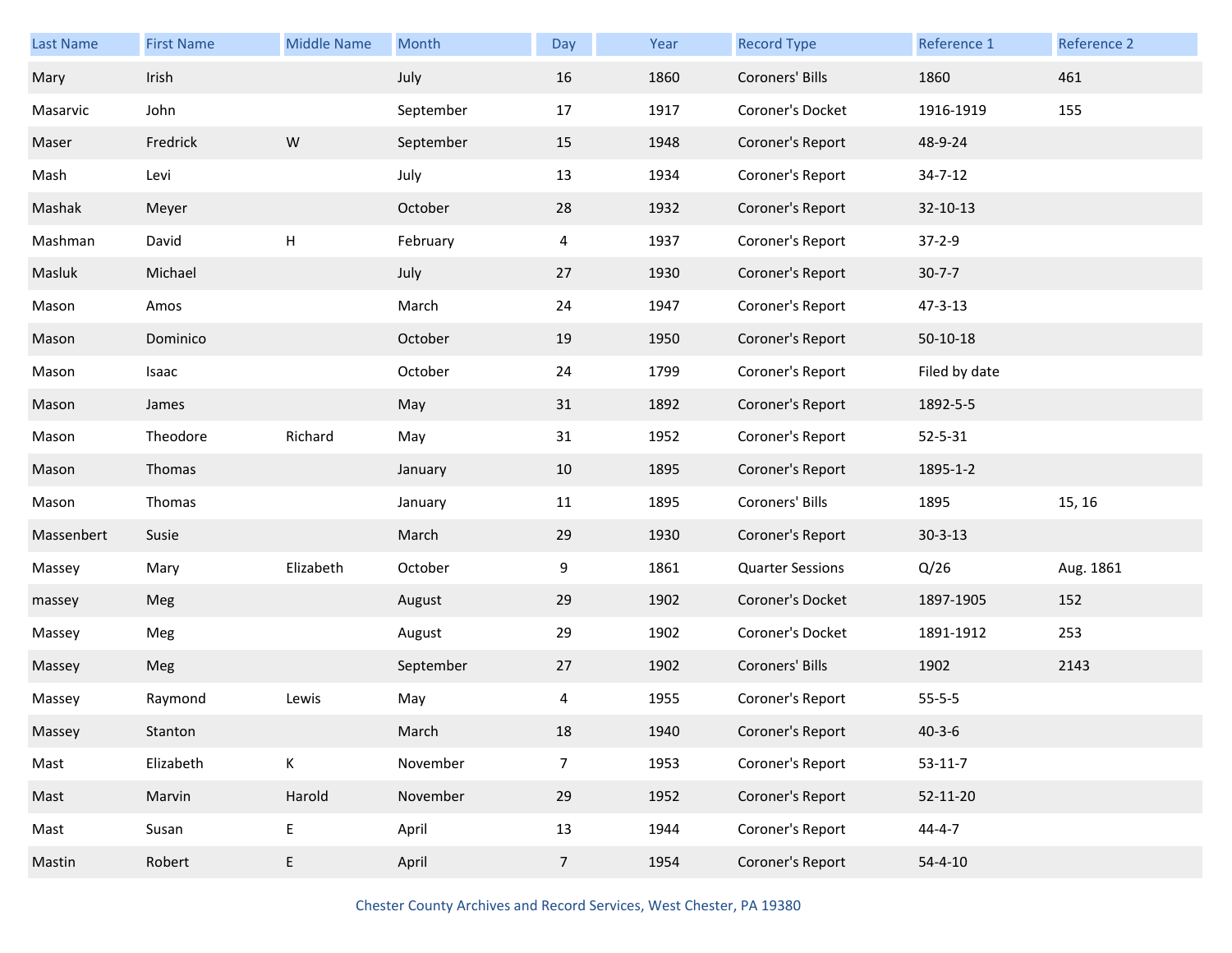| Last Name | First Name | Middle Name | Month | Day | Year | Record Type | Reference 1 | Reference 2 |
|---|---|---|---|---|---|---|---|---|
| Mary | Irish | | July | 16 | 1860 | Coroners' Bills | 1860 | 461 |
| Masarvic | John | | September | 17 | 1917 | Coroner's Docket | 1916-1919 | 155 |
| Maser | Fredrick | W | September | 15 | 1948 | Coroner's Report | 48-9-24 | |
| Mash | Levi | | July | 13 | 1934 | Coroner's Report | 34-7-12 | |
| Mashak | Meyer | | October | 28 | 1932 | Coroner's Report | 32-10-13 | |
| Mashman | David | H | February | 4 | 1937 | Coroner's Report | 37-2-9 | |
| Masluk | Michael | | July | 27 | 1930 | Coroner's Report | 30-7-7 | |
| Mason | Amos | | March | 24 | 1947 | Coroner's Report | 47-3-13 | |
| Mason | Dominico | | October | 19 | 1950 | Coroner's Report | 50-10-18 | |
| Mason | Isaac | | October | 24 | 1799 | Coroner's Report | Filed by date | |
| Mason | James | | May | 31 | 1892 | Coroner's Report | 1892-5-5 | |
| Mason | Theodore | Richard | May | 31 | 1952 | Coroner's Report | 52-5-31 | |
| Mason | Thomas | | January | 10 | 1895 | Coroner's Report | 1895-1-2 | |
| Mason | Thomas | | January | 11 | 1895 | Coroners' Bills | 1895 | 15, 16 |
| Massenbert | Susie | | March | 29 | 1930 | Coroner's Report | 30-3-13 | |
| Massey | Mary | Elizabeth | October | 9 | 1861 | Quarter Sessions | Q/26 | Aug. 1861 |
| massey | Meg | | August | 29 | 1902 | Coroner's Docket | 1897-1905 | 152 |
| Massey | Meg | | August | 29 | 1902 | Coroner's Docket | 1891-1912 | 253 |
| Massey | Meg | | September | 27 | 1902 | Coroners' Bills | 1902 | 2143 |
| Massey | Raymond | Lewis | May | 4 | 1955 | Coroner's Report | 55-5-5 | |
| Massey | Stanton | | March | 18 | 1940 | Coroner's Report | 40-3-6 | |
| Mast | Elizabeth | K | November | 7 | 1953 | Coroner's Report | 53-11-7 | |
| Mast | Marvin | Harold | November | 29 | 1952 | Coroner's Report | 52-11-20 | |
| Mast | Susan | E | April | 13 | 1944 | Coroner's Report | 44-4-7 | |
| Mastin | Robert | E | April | 7 | 1954 | Coroner's Report | 54-4-10 | |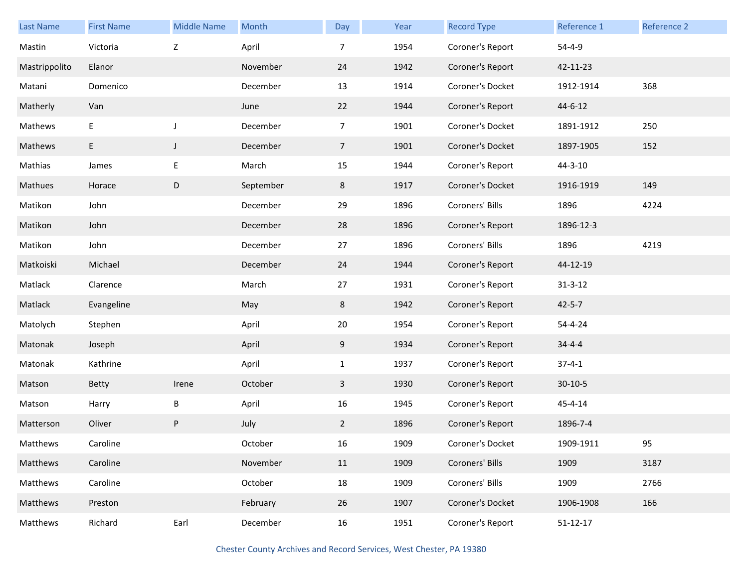| Last Name | First Name | Middle Name | Month | Day | Year | Record Type | Reference 1 | Reference 2 |
|---|---|---|---|---|---|---|---|---|
| Mastin | Victoria | Z | April | 7 | 1954 | Coroner's Report | 54-4-9 | |
| Mastrippolito | Elanor | | November | 24 | 1942 | Coroner's Report | 42-11-23 | |
| Matani | Domenico | | December | 13 | 1914 | Coroner's Docket | 1912-1914 | 368 |
| Matherly | Van | | June | 22 | 1944 | Coroner's Report | 44-6-12 | |
| Mathews | E | J | December | 7 | 1901 | Coroner's Docket | 1891-1912 | 250 |
| Mathews | E | J | December | 7 | 1901 | Coroner's Docket | 1897-1905 | 152 |
| Mathias | James | E | March | 15 | 1944 | Coroner's Report | 44-3-10 | |
| Mathues | Horace | D | September | 8 | 1917 | Coroner's Docket | 1916-1919 | 149 |
| Matikon | John | | December | 29 | 1896 | Coroners' Bills | 1896 | 4224 |
| Matikon | John | | December | 28 | 1896 | Coroner's Report | 1896-12-3 | |
| Matikon | John | | December | 27 | 1896 | Coroners' Bills | 1896 | 4219 |
| Matkoiski | Michael | | December | 24 | 1944 | Coroner's Report | 44-12-19 | |
| Matlack | Clarence | | March | 27 | 1931 | Coroner's Report | 31-3-12 | |
| Matlack | Evangeline | | May | 8 | 1942 | Coroner's Report | 42-5-7 | |
| Matolych | Stephen | | April | 20 | 1954 | Coroner's Report | 54-4-24 | |
| Matonak | Joseph | | April | 9 | 1934 | Coroner's Report | 34-4-4 | |
| Matonak | Kathrine | | April | 1 | 1937 | Coroner's Report | 37-4-1 | |
| Matson | Betty | Irene | October | 3 | 1930 | Coroner's Report | 30-10-5 | |
| Matson | Harry | B | April | 16 | 1945 | Coroner's Report | 45-4-14 | |
| Matterson | Oliver | P | July | 2 | 1896 | Coroner's Report | 1896-7-4 | |
| Matthews | Caroline | | October | 16 | 1909 | Coroner's Docket | 1909-1911 | 95 |
| Matthews | Caroline | | November | 11 | 1909 | Coroners' Bills | 1909 | 3187 |
| Matthews | Caroline | | October | 18 | 1909 | Coroners' Bills | 1909 | 2766 |
| Matthews | Preston | | February | 26 | 1907 | Coroner's Docket | 1906-1908 | 166 |
| Matthews | Richard | Earl | December | 16 | 1951 | Coroner's Report | 51-12-17 | |

Chester County Archives and Record Services, West Chester, PA 19380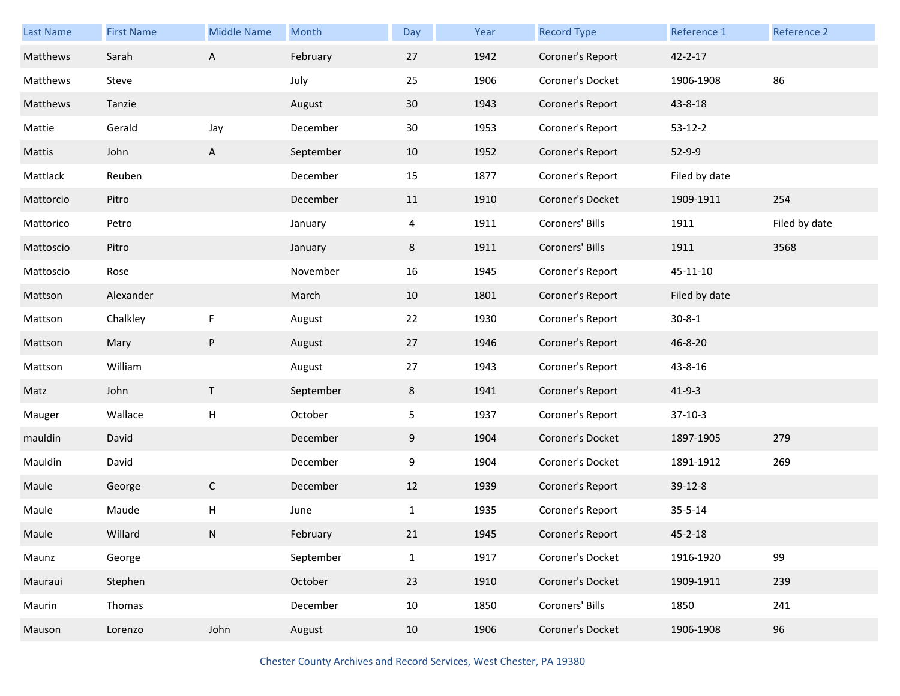| Last Name | First Name | Middle Name | Month | Day | Year | Record Type | Reference 1 | Reference 2 |
|---|---|---|---|---|---|---|---|---|
| Matthews | Sarah | A | February | 27 | 1942 | Coroner's Report | 42-2-17 | |
| Matthews | Steve | | July | 25 | 1906 | Coroner's Docket | 1906-1908 | 86 |
| Matthews | Tanzie | | August | 30 | 1943 | Coroner's Report | 43-8-18 | |
| Mattie | Gerald | Jay | December | 30 | 1953 | Coroner's Report | 53-12-2 | |
| Mattis | John | A | September | 10 | 1952 | Coroner's Report | 52-9-9 | |
| Mattlack | Reuben | | December | 15 | 1877 | Coroner's Report | Filed by date | |
| Mattorcio | Pitro | | December | 11 | 1910 | Coroner's Docket | 1909-1911 | 254 |
| Mattorico | Petro | | January | 4 | 1911 | Coroners' Bills | 1911 | Filed by date |
| Mattoscio | Pitro | | January | 8 | 1911 | Coroners' Bills | 1911 | 3568 |
| Mattoscio | Rose | | November | 16 | 1945 | Coroner's Report | 45-11-10 | |
| Mattson | Alexander | | March | 10 | 1801 | Coroner's Report | Filed by date | |
| Mattson | Chalkley | F | August | 22 | 1930 | Coroner's Report | 30-8-1 | |
| Mattson | Mary | P | August | 27 | 1946 | Coroner's Report | 46-8-20 | |
| Mattson | William | | August | 27 | 1943 | Coroner's Report | 43-8-16 | |
| Matz | John | T | September | 8 | 1941 | Coroner's Report | 41-9-3 | |
| Mauger | Wallace | H | October | 5 | 1937 | Coroner's Report | 37-10-3 | |
| mauldin | David | | December | 9 | 1904 | Coroner's Docket | 1897-1905 | 279 |
| Mauldin | David | | December | 9 | 1904 | Coroner's Docket | 1891-1912 | 269 |
| Maule | George | C | December | 12 | 1939 | Coroner's Report | 39-12-8 | |
| Maule | Maude | H | June | 1 | 1935 | Coroner's Report | 35-5-14 | |
| Maule | Willard | N | February | 21 | 1945 | Coroner's Report | 45-2-18 | |
| Maunz | George | | September | 1 | 1917 | Coroner's Docket | 1916-1920 | 99 |
| Mauraui | Stephen | | October | 23 | 1910 | Coroner's Docket | 1909-1911 | 239 |
| Maurin | Thomas | | December | 10 | 1850 | Coroners' Bills | 1850 | 241 |
| Mauson | Lorenzo | John | August | 10 | 1906 | Coroner's Docket | 1906-1908 | 96 |

Chester County Archives and Record Services, West Chester, PA 19380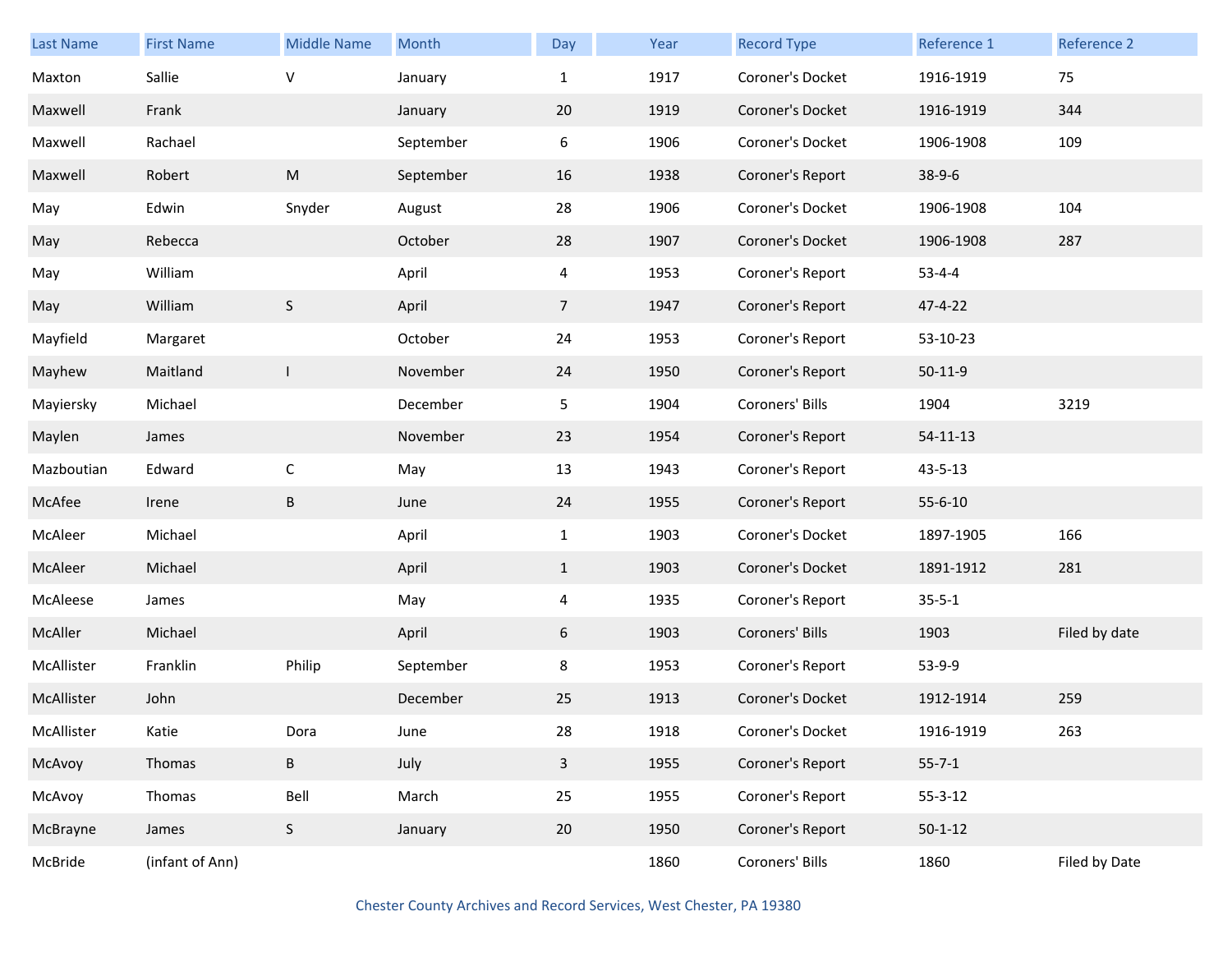| Last Name | First Name | Middle Name | Month | Day | Year | Record Type | Reference 1 | Reference 2 |
|---|---|---|---|---|---|---|---|---|
| Maxton | Sallie | V | January | 1 | 1917 | Coroner's Docket | 1916-1919 | 75 |
| Maxwell | Frank | | January | 20 | 1919 | Coroner's Docket | 1916-1919 | 344 |
| Maxwell | Rachael | | September | 6 | 1906 | Coroner's Docket | 1906-1908 | 109 |
| Maxwell | Robert | M | September | 16 | 1938 | Coroner's Report | 38-9-6 | |
| May | Edwin | Snyder | August | 28 | 1906 | Coroner's Docket | 1906-1908 | 104 |
| May | Rebecca | | October | 28 | 1907 | Coroner's Docket | 1906-1908 | 287 |
| May | William | | April | 4 | 1953 | Coroner's Report | 53-4-4 | |
| May | William | S | April | 7 | 1947 | Coroner's Report | 47-4-22 | |
| Mayfield | Margaret | | October | 24 | 1953 | Coroner's Report | 53-10-23 | |
| Mayhew | Maitland | I | November | 24 | 1950 | Coroner's Report | 50-11-9 | |
| Mayiersky | Michael | | December | 5 | 1904 | Coroners' Bills | 1904 | 3219 |
| Maylen | James | | November | 23 | 1954 | Coroner's Report | 54-11-13 | |
| Mazboutian | Edward | C | May | 13 | 1943 | Coroner's Report | 43-5-13 | |
| McAfee | Irene | B | June | 24 | 1955 | Coroner's Report | 55-6-10 | |
| McAleer | Michael | | April | 1 | 1903 | Coroner's Docket | 1897-1905 | 166 |
| McAleer | Michael | | April | 1 | 1903 | Coroner's Docket | 1891-1912 | 281 |
| McAleese | James | | May | 4 | 1935 | Coroner's Report | 35-5-1 | |
| McAller | Michael | | April | 6 | 1903 | Coroners' Bills | 1903 | Filed by date |
| McAllister | Franklin | Philip | September | 8 | 1953 | Coroner's Report | 53-9-9 | |
| McAllister | John | | December | 25 | 1913 | Coroner's Docket | 1912-1914 | 259 |
| McAllister | Katie | Dora | June | 28 | 1918 | Coroner's Docket | 1916-1919 | 263 |
| McAvoy | Thomas | B | July | 3 | 1955 | Coroner's Report | 55-7-1 | |
| McAvoy | Thomas | Bell | March | 25 | 1955 | Coroner's Report | 55-3-12 | |
| McBrayne | James | S | January | 20 | 1950 | Coroner's Report | 50-1-12 | |
| McBride | (infant of Ann) | | | | 1860 | Coroners' Bills | 1860 | Filed by Date |

Chester County Archives and Record Services, West Chester, PA 19380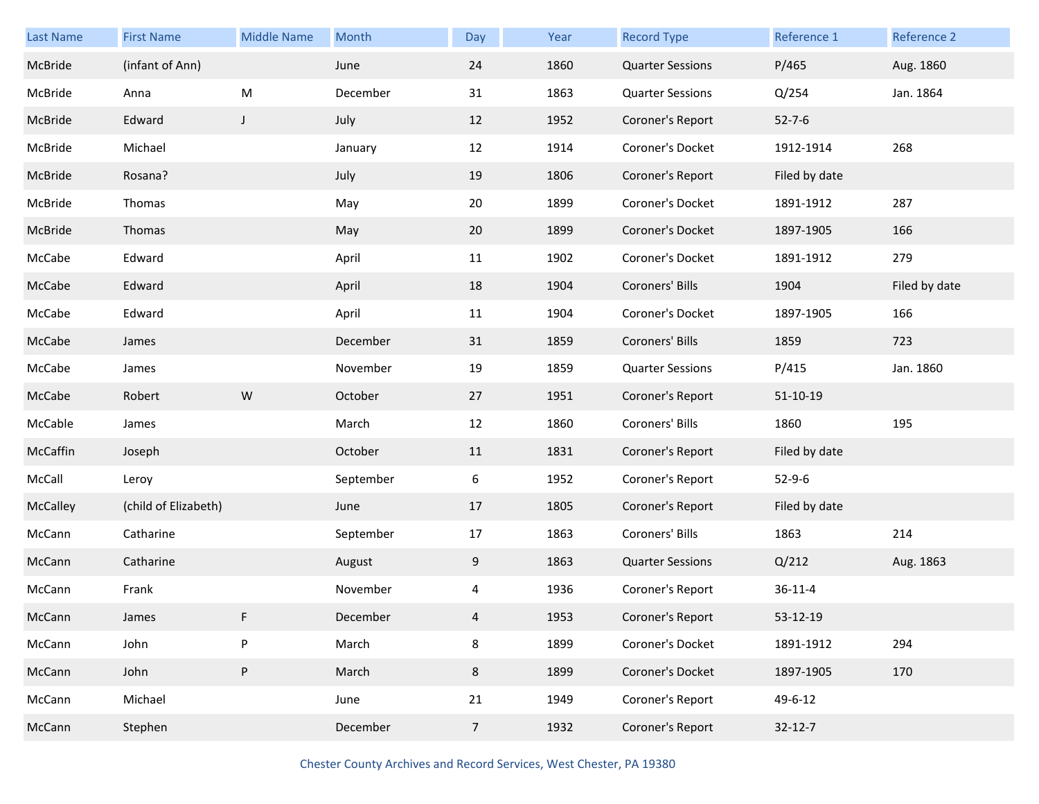| Last Name | First Name | Middle Name | Month | Day | Year | Record Type | Reference 1 | Reference 2 |
|---|---|---|---|---|---|---|---|---|
| McBride | (infant of Ann) | | June | 24 | 1860 | Quarter Sessions | P/465 | Aug. 1860 |
| McBride | Anna | M | December | 31 | 1863 | Quarter Sessions | Q/254 | Jan. 1864 |
| McBride | Edward | J | July | 12 | 1952 | Coroner's Report | 52-7-6 | |
| McBride | Michael | | January | 12 | 1914 | Coroner's Docket | 1912-1914 | 268 |
| McBride | Rosana? | | July | 19 | 1806 | Coroner's Report | Filed by date | |
| McBride | Thomas | | May | 20 | 1899 | Coroner's Docket | 1891-1912 | 287 |
| McBride | Thomas | | May | 20 | 1899 | Coroner's Docket | 1897-1905 | 166 |
| McCabe | Edward | | April | 11 | 1902 | Coroner's Docket | 1891-1912 | 279 |
| McCabe | Edward | | April | 18 | 1904 | Coroners' Bills | 1904 | Filed by date |
| McCabe | Edward | | April | 11 | 1904 | Coroner's Docket | 1897-1905 | 166 |
| McCabe | James | | December | 31 | 1859 | Coroners' Bills | 1859 | 723 |
| McCabe | James | | November | 19 | 1859 | Quarter Sessions | P/415 | Jan. 1860 |
| McCabe | Robert | W | October | 27 | 1951 | Coroner's Report | 51-10-19 | |
| McCable | James | | March | 12 | 1860 | Coroners' Bills | 1860 | 195 |
| McCaffin | Joseph | | October | 11 | 1831 | Coroner's Report | Filed by date | |
| McCall | Leroy | | September | 6 | 1952 | Coroner's Report | 52-9-6 | |
| McCalley | (child of Elizabeth) | | June | 17 | 1805 | Coroner's Report | Filed by date | |
| McCann | Catharine | | September | 17 | 1863 | Coroners' Bills | 1863 | 214 |
| McCann | Catharine | | August | 9 | 1863 | Quarter Sessions | Q/212 | Aug. 1863 |
| McCann | Frank | | November | 4 | 1936 | Coroner's Report | 36-11-4 | |
| McCann | James | F | December | 4 | 1953 | Coroner's Report | 53-12-19 | |
| McCann | John | P | March | 8 | 1899 | Coroner's Docket | 1891-1912 | 294 |
| McCann | John | P | March | 8 | 1899 | Coroner's Docket | 1897-1905 | 170 |
| McCann | Michael | | June | 21 | 1949 | Coroner's Report | 49-6-12 | |
| McCann | Stephen | | December | 7 | 1932 | Coroner's Report | 32-12-7 | |

Chester County Archives and Record Services, West Chester, PA 19380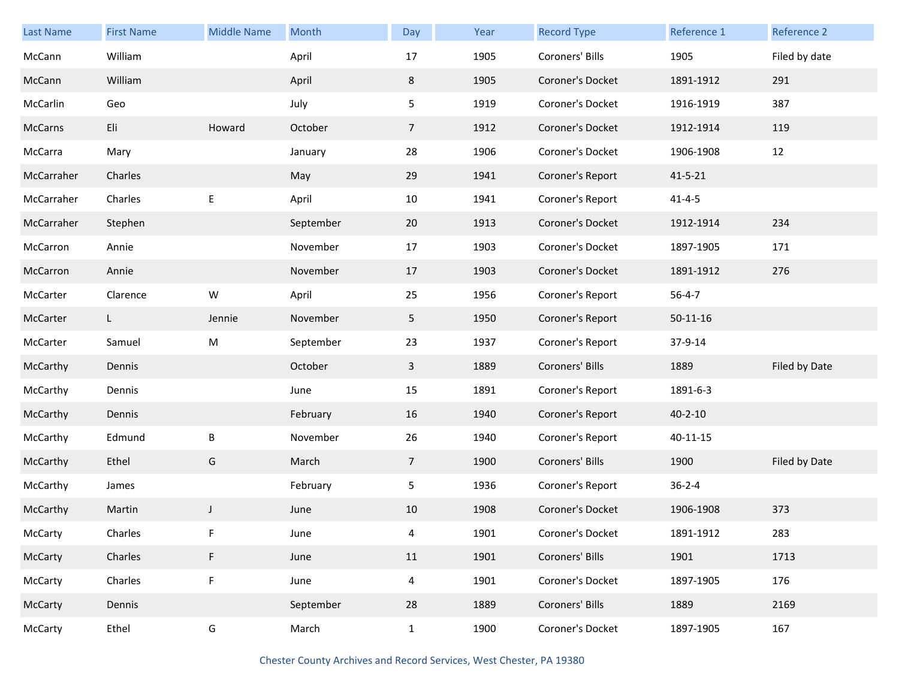| Last Name | First Name | Middle Name | Month | Day | Year | Record Type | Reference 1 | Reference 2 |
|---|---|---|---|---|---|---|---|---|
| McCann | William | | April | 17 | 1905 | Coroners' Bills | 1905 | Filed by date |
| McCann | William | | April | 8 | 1905 | Coroner's Docket | 1891-1912 | 291 |
| McCarlin | Geo | | July | 5 | 1919 | Coroner's Docket | 1916-1919 | 387 |
| McCarns | Eli | Howard | October | 7 | 1912 | Coroner's Docket | 1912-1914 | 119 |
| McCarra | Mary | | January | 28 | 1906 | Coroner's Docket | 1906-1908 | 12 |
| McCarraher | Charles | | May | 29 | 1941 | Coroner's Report | 41-5-21 | |
| McCarraher | Charles | E | April | 10 | 1941 | Coroner's Report | 41-4-5 | |
| McCarraher | Stephen | | September | 20 | 1913 | Coroner's Docket | 1912-1914 | 234 |
| McCarron | Annie | | November | 17 | 1903 | Coroner's Docket | 1897-1905 | 171 |
| McCarron | Annie | | November | 17 | 1903 | Coroner's Docket | 1891-1912 | 276 |
| McCarter | Clarence | W | April | 25 | 1956 | Coroner's Report | 56-4-7 | |
| McCarter | L | Jennie | November | 5 | 1950 | Coroner's Report | 50-11-16 | |
| McCarter | Samuel | M | September | 23 | 1937 | Coroner's Report | 37-9-14 | |
| McCarthy | Dennis | | October | 3 | 1889 | Coroners' Bills | 1889 | Filed by Date |
| McCarthy | Dennis | | June | 15 | 1891 | Coroner's Report | 1891-6-3 | |
| McCarthy | Dennis | | February | 16 | 1940 | Coroner's Report | 40-2-10 | |
| McCarthy | Edmund | B | November | 26 | 1940 | Coroner's Report | 40-11-15 | |
| McCarthy | Ethel | G | March | 7 | 1900 | Coroners' Bills | 1900 | Filed by Date |
| McCarthy | James | | February | 5 | 1936 | Coroner's Report | 36-2-4 | |
| McCarthy | Martin | J | June | 10 | 1908 | Coroner's Docket | 1906-1908 | 373 |
| McCarty | Charles | F | June | 4 | 1901 | Coroner's Docket | 1891-1912 | 283 |
| McCarty | Charles | F | June | 11 | 1901 | Coroners' Bills | 1901 | 1713 |
| McCarty | Charles | F | June | 4 | 1901 | Coroner's Docket | 1897-1905 | 176 |
| McCarty | Dennis | | September | 28 | 1889 | Coroners' Bills | 1889 | 2169 |
| McCarty | Ethel | G | March | 1 | 1900 | Coroner's Docket | 1897-1905 | 167 |

Chester County Archives and Record Services, West Chester, PA 19380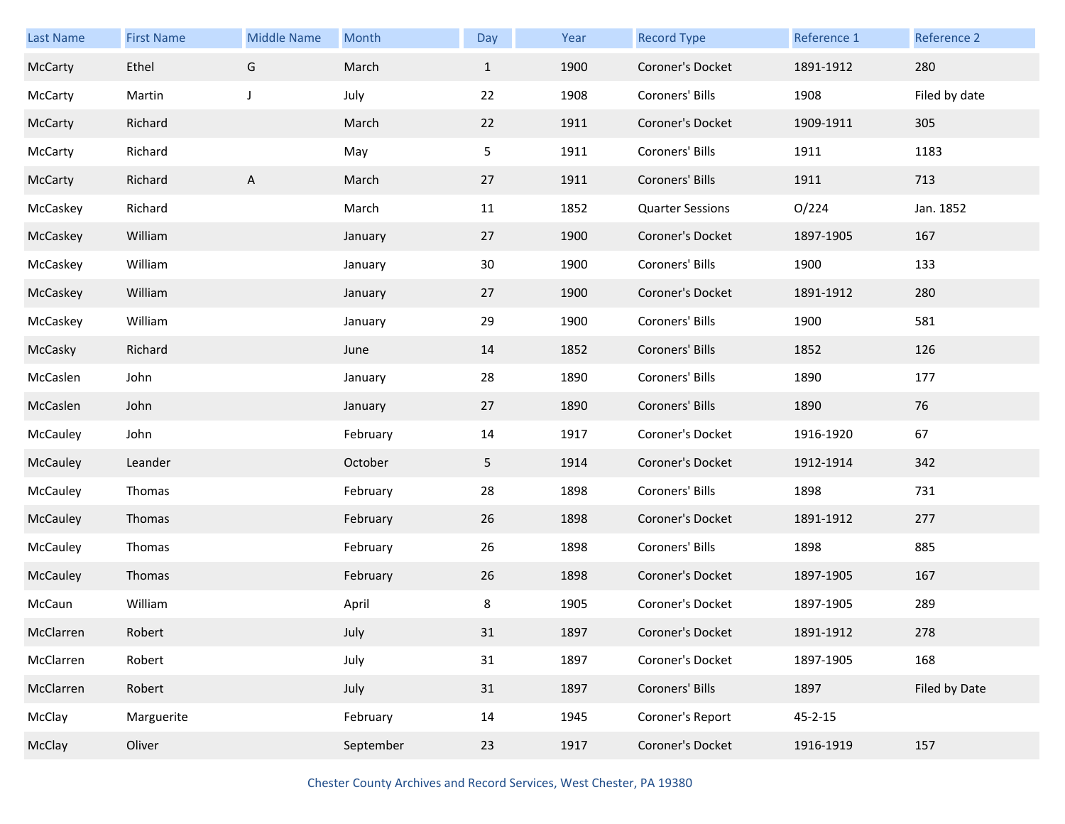| Last Name | First Name | Middle Name | Month | Day | Year | Record Type | Reference 1 | Reference 2 |
|---|---|---|---|---|---|---|---|---|
| McCarty | Ethel | G | March | 1 | 1900 | Coroner's Docket | 1891-1912 | 280 |
| McCarty | Martin | J | July | 22 | 1908 | Coroners' Bills | 1908 | Filed by date |
| McCarty | Richard | | March | 22 | 1911 | Coroner's Docket | 1909-1911 | 305 |
| McCarty | Richard | | May | 5 | 1911 | Coroners' Bills | 1911 | 1183 |
| McCarty | Richard | A | March | 27 | 1911 | Coroners' Bills | 1911 | 713 |
| McCaskey | Richard | | March | 11 | 1852 | Quarter Sessions | O/224 | Jan. 1852 |
| McCaskey | William | | January | 27 | 1900 | Coroner's Docket | 1897-1905 | 167 |
| McCaskey | William | | January | 30 | 1900 | Coroners' Bills | 1900 | 133 |
| McCaskey | William | | January | 27 | 1900 | Coroner's Docket | 1891-1912 | 280 |
| McCaskey | William | | January | 29 | 1900 | Coroners' Bills | 1900 | 581 |
| McCasky | Richard | | June | 14 | 1852 | Coroners' Bills | 1852 | 126 |
| McCaslen | John | | January | 28 | 1890 | Coroners' Bills | 1890 | 177 |
| McCaslen | John | | January | 27 | 1890 | Coroners' Bills | 1890 | 76 |
| McCauley | John | | February | 14 | 1917 | Coroner's Docket | 1916-1920 | 67 |
| McCauley | Leander | | October | 5 | 1914 | Coroner's Docket | 1912-1914 | 342 |
| McCauley | Thomas | | February | 28 | 1898 | Coroners' Bills | 1898 | 731 |
| McCauley | Thomas | | February | 26 | 1898 | Coroner's Docket | 1891-1912 | 277 |
| McCauley | Thomas | | February | 26 | 1898 | Coroners' Bills | 1898 | 885 |
| McCauley | Thomas | | February | 26 | 1898 | Coroner's Docket | 1897-1905 | 167 |
| McCaun | William | | April | 8 | 1905 | Coroner's Docket | 1897-1905 | 289 |
| McClarren | Robert | | July | 31 | 1897 | Coroner's Docket | 1891-1912 | 278 |
| McClarren | Robert | | July | 31 | 1897 | Coroner's Docket | 1897-1905 | 168 |
| McClarren | Robert | | July | 31 | 1897 | Coroners' Bills | 1897 | Filed by Date |
| McClay | Marguerite | | February | 14 | 1945 | Coroner's Report | 45-2-15 | |
| McClay | Oliver | | September | 23 | 1917 | Coroner's Docket | 1916-1919 | 157 |

Chester County Archives and Record Services, West Chester, PA 19380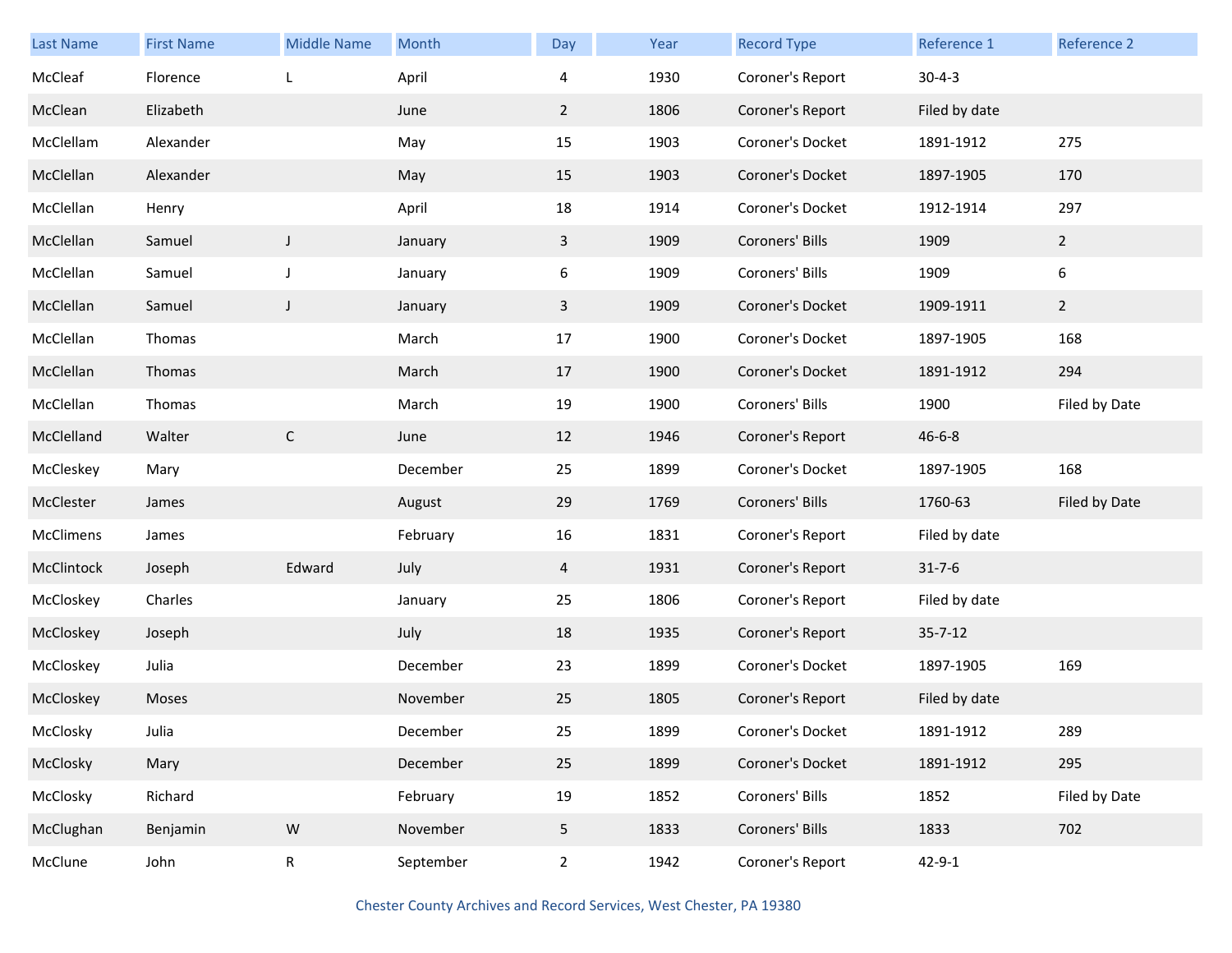| Last Name | First Name | Middle Name | Month | Day | Year | Record Type | Reference 1 | Reference 2 |
|---|---|---|---|---|---|---|---|---|
| McCleaf | Florence | L | April | 4 | 1930 | Coroner's Report | 30-4-3 | |
| McClean | Elizabeth | | June | 2 | 1806 | Coroner's Report | Filed by date | |
| McClellam | Alexander | | May | 15 | 1903 | Coroner's Docket | 1891-1912 | 275 |
| McClellan | Alexander | | May | 15 | 1903 | Coroner's Docket | 1897-1905 | 170 |
| McClellan | Henry | | April | 18 | 1914 | Coroner's Docket | 1912-1914 | 297 |
| McClellan | Samuel | J | January | 3 | 1909 | Coroners' Bills | 1909 | 2 |
| McClellan | Samuel | J | January | 6 | 1909 | Coroners' Bills | 1909 | 6 |
| McClellan | Samuel | J | January | 3 | 1909 | Coroner's Docket | 1909-1911 | 2 |
| McClellan | Thomas | | March | 17 | 1900 | Coroner's Docket | 1897-1905 | 168 |
| McClellan | Thomas | | March | 17 | 1900 | Coroner's Docket | 1891-1912 | 294 |
| McClellan | Thomas | | March | 19 | 1900 | Coroners' Bills | 1900 | Filed by Date |
| McClelland | Walter | C | June | 12 | 1946 | Coroner's Report | 46-6-8 | |
| McCleskey | Mary | | December | 25 | 1899 | Coroner's Docket | 1897-1905 | 168 |
| McClester | James | | August | 29 | 1769 | Coroners' Bills | 1760-63 | Filed by Date |
| McClimens | James | | February | 16 | 1831 | Coroner's Report | Filed by date | |
| McClintock | Joseph | Edward | July | 4 | 1931 | Coroner's Report | 31-7-6 | |
| McCloskey | Charles | | January | 25 | 1806 | Coroner's Report | Filed by date | |
| McCloskey | Joseph | | July | 18 | 1935 | Coroner's Report | 35-7-12 | |
| McCloskey | Julia | | December | 23 | 1899 | Coroner's Docket | 1897-1905 | 169 |
| McCloskey | Moses | | November | 25 | 1805 | Coroner's Report | Filed by date | |
| McClosky | Julia | | December | 25 | 1899 | Coroner's Docket | 1891-1912 | 289 |
| McClosky | Mary | | December | 25 | 1899 | Coroner's Docket | 1891-1912 | 295 |
| McClosky | Richard | | February | 19 | 1852 | Coroners' Bills | 1852 | Filed by Date |
| McClughan | Benjamin | W | November | 5 | 1833 | Coroners' Bills | 1833 | 702 |
| McClune | John | R | September | 2 | 1942 | Coroner's Report | 42-9-1 | |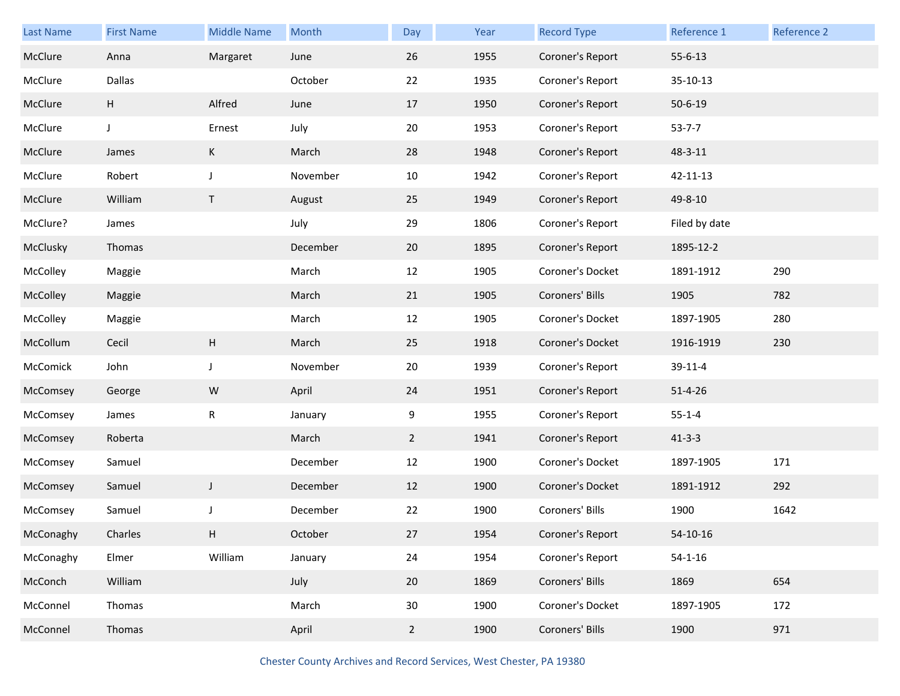| Last Name | First Name | Middle Name | Month | Day | Year | Record Type | Reference 1 | Reference 2 |
|---|---|---|---|---|---|---|---|---|
| McClure | Anna | Margaret | June | 26 | 1955 | Coroner's Report | 55-6-13 | |
| McClure | Dallas | | October | 22 | 1935 | Coroner's Report | 35-10-13 | |
| McClure | H | Alfred | June | 17 | 1950 | Coroner's Report | 50-6-19 | |
| McClure | J | Ernest | July | 20 | 1953 | Coroner's Report | 53-7-7 | |
| McClure | James | K | March | 28 | 1948 | Coroner's Report | 48-3-11 | |
| McClure | Robert | J | November | 10 | 1942 | Coroner's Report | 42-11-13 | |
| McClure | William | T | August | 25 | 1949 | Coroner's Report | 49-8-10 | |
| McClure? | James | | July | 29 | 1806 | Coroner's Report | Filed by date | |
| McClusky | Thomas | | December | 20 | 1895 | Coroner's Report | 1895-12-2 | |
| McColley | Maggie | | March | 12 | 1905 | Coroner's Docket | 1891-1912 | 290 |
| McColley | Maggie | | March | 21 | 1905 | Coroners' Bills | 1905 | 782 |
| McColley | Maggie | | March | 12 | 1905 | Coroner's Docket | 1897-1905 | 280 |
| McCollum | Cecil | H | March | 25 | 1918 | Coroner's Docket | 1916-1919 | 230 |
| McComick | John | J | November | 20 | 1939 | Coroner's Report | 39-11-4 | |
| McComsey | George | W | April | 24 | 1951 | Coroner's Report | 51-4-26 | |
| McComsey | James | R | January | 9 | 1955 | Coroner's Report | 55-1-4 | |
| McComsey | Roberta | | March | 2 | 1941 | Coroner's Report | 41-3-3 | |
| McComsey | Samuel | | December | 12 | 1900 | Coroner's Docket | 1897-1905 | 171 |
| McComsey | Samuel | J | December | 12 | 1900 | Coroner's Docket | 1891-1912 | 292 |
| McComsey | Samuel | J | December | 22 | 1900 | Coroners' Bills | 1900 | 1642 |
| McConaghy | Charles | H | October | 27 | 1954 | Coroner's Report | 54-10-16 | |
| McConaghy | Elmer | William | January | 24 | 1954 | Coroner's Report | 54-1-16 | |
| McConch | William | | July | 20 | 1869 | Coroners' Bills | 1869 | 654 |
| McConnel | Thomas | | March | 30 | 1900 | Coroner's Docket | 1897-1905 | 172 |
| McConnel | Thomas | | April | 2 | 1900 | Coroners' Bills | 1900 | 971 |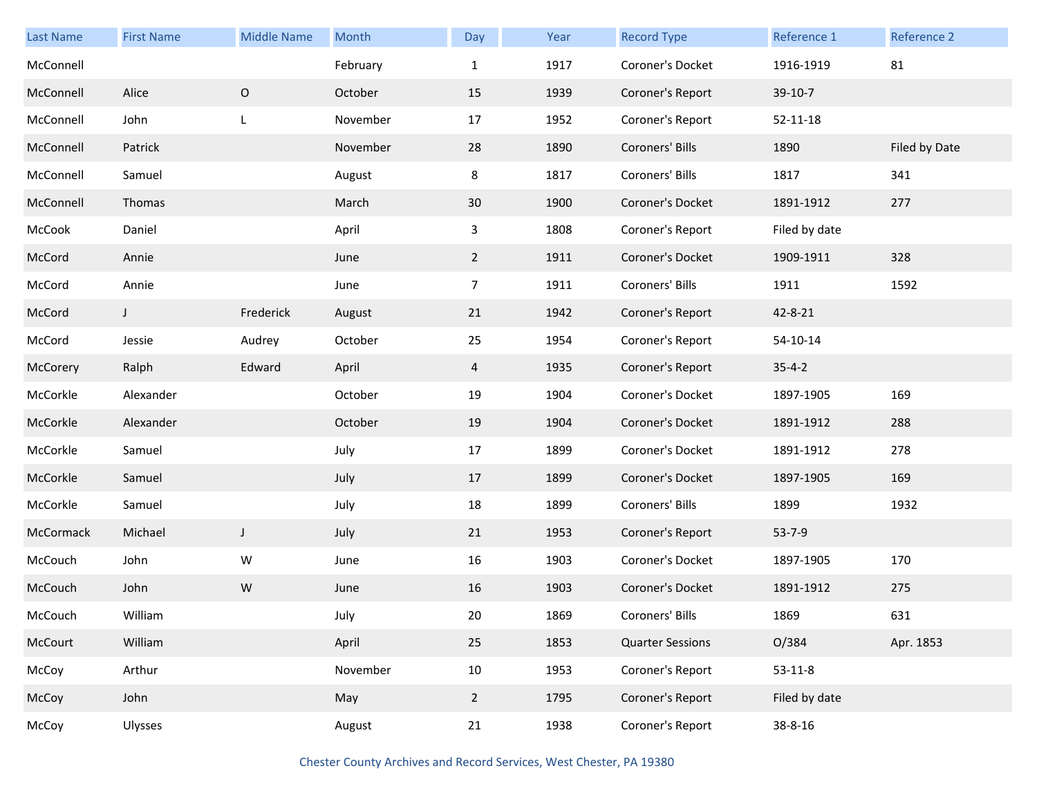| Last Name | First Name | Middle Name | Month | Day | Year | Record Type | Reference 1 | Reference 2 |
|---|---|---|---|---|---|---|---|---|
| McConnell | | | February | 1 | 1917 | Coroner's Docket | 1916-1919 | 81 |
| McConnell | Alice | O | October | 15 | 1939 | Coroner's Report | 39-10-7 | |
| McConnell | John | L | November | 17 | 1952 | Coroner's Report | 52-11-18 | |
| McConnell | Patrick | | November | 28 | 1890 | Coroners' Bills | 1890 | Filed by Date |
| McConnell | Samuel | | August | 8 | 1817 | Coroners' Bills | 1817 | 341 |
| McConnell | Thomas | | March | 30 | 1900 | Coroner's Docket | 1891-1912 | 277 |
| McCook | Daniel | | April | 3 | 1808 | Coroner's Report | Filed by date | |
| McCord | Annie | | June | 2 | 1911 | Coroner's Docket | 1909-1911 | 328 |
| McCord | Annie | | June | 7 | 1911 | Coroners' Bills | 1911 | 1592 |
| McCord | J | Frederick | August | 21 | 1942 | Coroner's Report | 42-8-21 | |
| McCord | Jessie | Audrey | October | 25 | 1954 | Coroner's Report | 54-10-14 | |
| McCorery | Ralph | Edward | April | 4 | 1935 | Coroner's Report | 35-4-2 | |
| McCorkle | Alexander | | October | 19 | 1904 | Coroner's Docket | 1897-1905 | 169 |
| McCorkle | Alexander | | October | 19 | 1904 | Coroner's Docket | 1891-1912 | 288 |
| McCorkle | Samuel | | July | 17 | 1899 | Coroner's Docket | 1891-1912 | 278 |
| McCorkle | Samuel | | July | 17 | 1899 | Coroner's Docket | 1897-1905 | 169 |
| McCorkle | Samuel | | July | 18 | 1899 | Coroners' Bills | 1899 | 1932 |
| McCormack | Michael | J | July | 21 | 1953 | Coroner's Report | 53-7-9 | |
| McCouch | John | W | June | 16 | 1903 | Coroner's Docket | 1897-1905 | 170 |
| McCouch | John | W | June | 16 | 1903 | Coroner's Docket | 1891-1912 | 275 |
| McCouch | William | | July | 20 | 1869 | Coroners' Bills | 1869 | 631 |
| McCourt | William | | April | 25 | 1853 | Quarter Sessions | O/384 | Apr. 1853 |
| McCoy | Arthur | | November | 10 | 1953 | Coroner's Report | 53-11-8 | |
| McCoy | John | | May | 2 | 1795 | Coroner's Report | Filed by date | |
| McCoy | Ulysses | | August | 21 | 1938 | Coroner's Report | 38-8-16 | |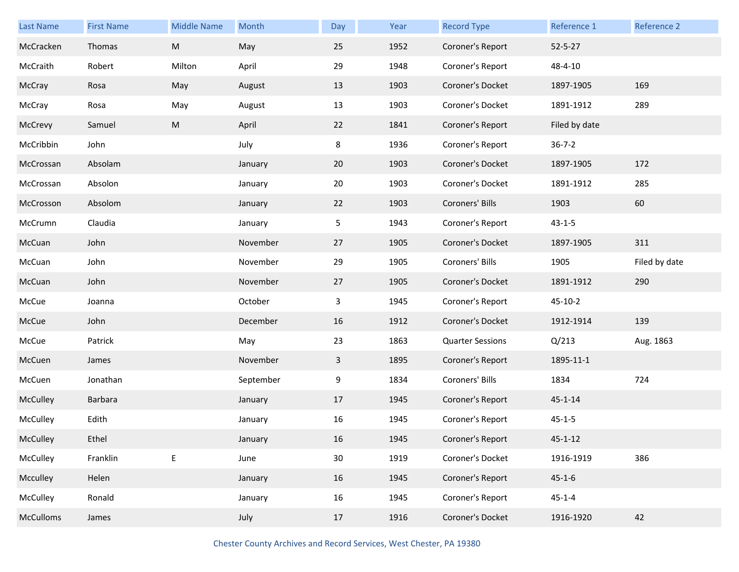| Last Name | First Name | Middle Name | Month | Day | Year | Record Type | Reference 1 | Reference 2 |
|---|---|---|---|---|---|---|---|---|
| McCracken | Thomas | M | May | 25 | 1952 | Coroner's Report | 52-5-27 | |
| McCraith | Robert | Milton | April | 29 | 1948 | Coroner's Report | 48-4-10 | |
| McCray | Rosa | May | August | 13 | 1903 | Coroner's Docket | 1897-1905 | 169 |
| McCray | Rosa | May | August | 13 | 1903 | Coroner's Docket | 1891-1912 | 289 |
| McCrevy | Samuel | M | April | 22 | 1841 | Coroner's Report | Filed by date | |
| McCribbin | John | | July | 8 | 1936 | Coroner's Report | 36-7-2 | |
| McCrossan | Absolam | | January | 20 | 1903 | Coroner's Docket | 1897-1905 | 172 |
| McCrossan | Absolon | | January | 20 | 1903 | Coroner's Docket | 1891-1912 | 285 |
| McCrosson | Absolom | | January | 22 | 1903 | Coroners' Bills | 1903 | 60 |
| McCrumn | Claudia | | January | 5 | 1943 | Coroner's Report | 43-1-5 | |
| McCuan | John | | November | 27 | 1905 | Coroner's Docket | 1897-1905 | 311 |
| McCuan | John | | November | 29 | 1905 | Coroners' Bills | 1905 | Filed by date |
| McCuan | John | | November | 27 | 1905 | Coroner's Docket | 1891-1912 | 290 |
| McCue | Joanna | | October | 3 | 1945 | Coroner's Report | 45-10-2 | |
| McCue | John | | December | 16 | 1912 | Coroner's Docket | 1912-1914 | 139 |
| McCue | Patrick | | May | 23 | 1863 | Quarter Sessions | Q/213 | Aug. 1863 |
| McCuen | James | | November | 3 | 1895 | Coroner's Report | 1895-11-1 | |
| McCuen | Jonathan | | September | 9 | 1834 | Coroners' Bills | 1834 | 724 |
| McCulley | Barbara | | January | 17 | 1945 | Coroner's Report | 45-1-14 | |
| McCulley | Edith | | January | 16 | 1945 | Coroner's Report | 45-1-5 | |
| McCulley | Ethel | | January | 16 | 1945 | Coroner's Report | 45-1-12 | |
| McCulley | Franklin | E | June | 30 | 1919 | Coroner's Docket | 1916-1919 | 386 |
| Mcculley | Helen | | January | 16 | 1945 | Coroner's Report | 45-1-6 | |
| McCulley | Ronald | | January | 16 | 1945 | Coroner's Report | 45-1-4 | |
| McCulloms | James | | July | 17 | 1916 | Coroner's Docket | 1916-1920 | 42 |

Chester County Archives and Record Services, West Chester, PA 19380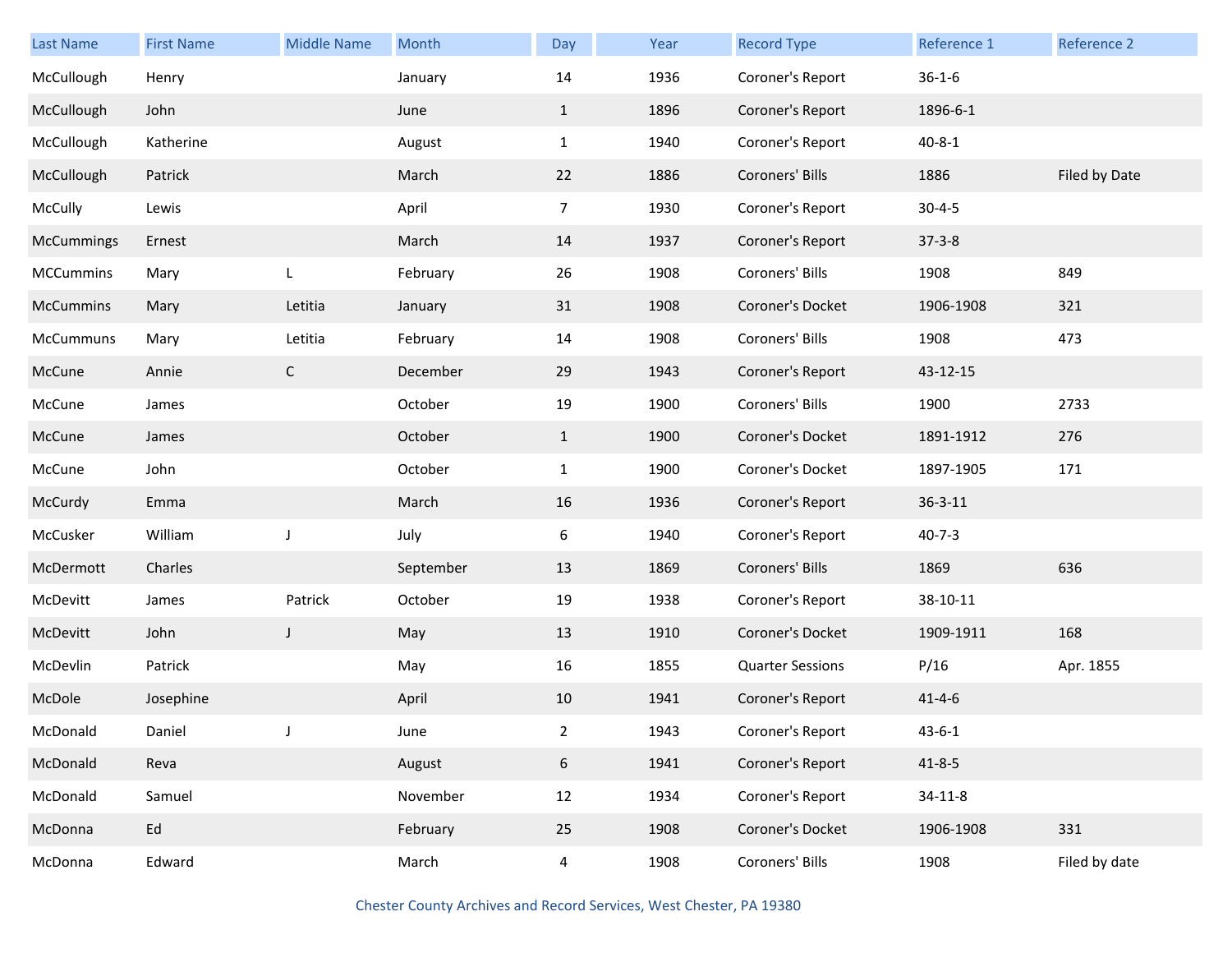| Last Name | First Name | Middle Name | Month | Day | Year | Record Type | Reference 1 | Reference 2 |
|---|---|---|---|---|---|---|---|---|
| McCullough | Henry | | January | 14 | 1936 | Coroner's Report | 36-1-6 | |
| McCullough | John | | June | 1 | 1896 | Coroner's Report | 1896-6-1 | |
| McCullough | Katherine | | August | 1 | 1940 | Coroner's Report | 40-8-1 | |
| McCullough | Patrick | | March | 22 | 1886 | Coroners' Bills | 1886 | Filed by Date |
| McCully | Lewis | | April | 7 | 1930 | Coroner's Report | 30-4-5 | |
| McCummings | Ernest | | March | 14 | 1937 | Coroner's Report | 37-3-8 | |
| MCCummins | Mary | L | February | 26 | 1908 | Coroners' Bills | 1908 | 849 |
| McCummins | Mary | Letitia | January | 31 | 1908 | Coroner's Docket | 1906-1908 | 321 |
| McCummuns | Mary | Letitia | February | 14 | 1908 | Coroners' Bills | 1908 | 473 |
| McCune | Annie | C | December | 29 | 1943 | Coroner's Report | 43-12-15 | |
| McCune | James | | October | 19 | 1900 | Coroners' Bills | 1900 | 2733 |
| McCune | James | | October | 1 | 1900 | Coroner's Docket | 1891-1912 | 276 |
| McCune | John | | October | 1 | 1900 | Coroner's Docket | 1897-1905 | 171 |
| McCurdy | Emma | | March | 16 | 1936 | Coroner's Report | 36-3-11 | |
| McCusker | William | J | July | 6 | 1940 | Coroner's Report | 40-7-3 | |
| McDermott | Charles | | September | 13 | 1869 | Coroners' Bills | 1869 | 636 |
| McDevitt | James | Patrick | October | 19 | 1938 | Coroner's Report | 38-10-11 | |
| McDevitt | John | J | May | 13 | 1910 | Coroner's Docket | 1909-1911 | 168 |
| McDevlin | Patrick | | May | 16 | 1855 | Quarter Sessions | P/16 | Apr. 1855 |
| McDole | Josephine | | April | 10 | 1941 | Coroner's Report | 41-4-6 | |
| McDonald | Daniel | J | June | 2 | 1943 | Coroner's Report | 43-6-1 | |
| McDonald | Reva | | August | 6 | 1941 | Coroner's Report | 41-8-5 | |
| McDonald | Samuel | | November | 12 | 1934 | Coroner's Report | 34-11-8 | |
| McDonna | Ed | | February | 25 | 1908 | Coroner's Docket | 1906-1908 | 331 |
| McDonna | Edward | | March | 4 | 1908 | Coroners' Bills | 1908 | Filed by date |

Chester County Archives and Record Services, West Chester, PA 19380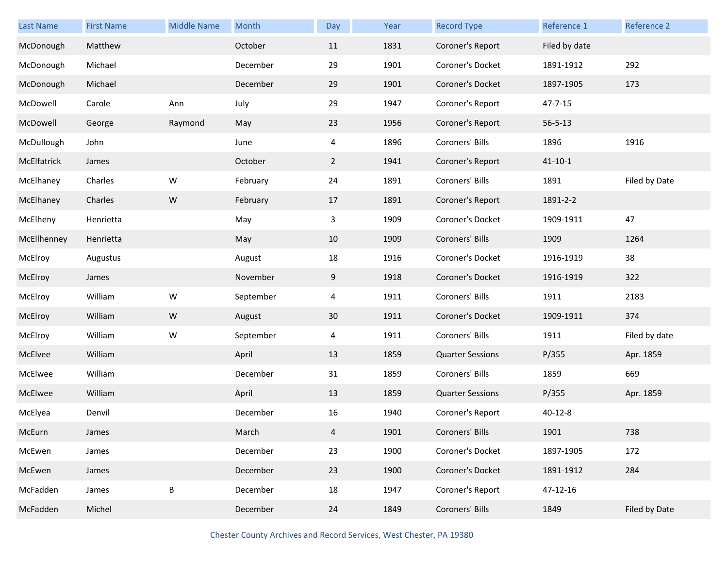| Last Name | First Name | Middle Name | Month | Day | Year | Record Type | Reference 1 | Reference 2 |
|---|---|---|---|---|---|---|---|---|
| McDonough | Matthew | | October | 11 | 1831 | Coroner's Report | Filed by date | |
| McDonough | Michael | | December | 29 | 1901 | Coroner's Docket | 1891-1912 | 292 |
| McDonough | Michael | | December | 29 | 1901 | Coroner's Docket | 1897-1905 | 173 |
| McDowell | Carole | Ann | July | 29 | 1947 | Coroner's Report | 47-7-15 | |
| McDowell | George | Raymond | May | 23 | 1956 | Coroner's Report | 56-5-13 | |
| McDullough | John | | June | 4 | 1896 | Coroners' Bills | 1896 | 1916 |
| McElfatrick | James | | October | 2 | 1941 | Coroner's Report | 41-10-1 | |
| McElhaney | Charles | W | February | 24 | 1891 | Coroners' Bills | 1891 | Filed by Date |
| McElhaney | Charles | W | February | 17 | 1891 | Coroner's Report | 1891-2-2 | |
| McElheny | Henrietta | | May | 3 | 1909 | Coroner's Docket | 1909-1911 | 47 |
| McEllhenney | Henrietta | | May | 10 | 1909 | Coroners' Bills | 1909 | 1264 |
| McElroy | Augustus | | August | 18 | 1916 | Coroner's Docket | 1916-1919 | 38 |
| McElroy | James | | November | 9 | 1918 | Coroner's Docket | 1916-1919 | 322 |
| McElroy | William | W | September | 4 | 1911 | Coroners' Bills | 1911 | 2183 |
| McElroy | William | W | August | 30 | 1911 | Coroner's Docket | 1909-1911 | 374 |
| McElroy | William | W | September | 4 | 1911 | Coroners' Bills | 1911 | Filed by date |
| McElvee | William | | April | 13 | 1859 | Quarter Sessions | P/355 | Apr. 1859 |
| McElwee | William | | December | 31 | 1859 | Coroners' Bills | 1859 | 669 |
| McElwee | William | | April | 13 | 1859 | Quarter Sessions | P/355 | Apr. 1859 |
| McElyea | Denvil | | December | 16 | 1940 | Coroner's Report | 40-12-8 | |
| McEurn | James | | March | 4 | 1901 | Coroners' Bills | 1901 | 738 |
| McEwen | James | | December | 23 | 1900 | Coroner's Docket | 1897-1905 | 172 |
| McEwen | James | | December | 23 | 1900 | Coroner's Docket | 1891-1912 | 284 |
| McFadden | James | B | December | 18 | 1947 | Coroner's Report | 47-12-16 | |
| McFadden | Michel | | December | 24 | 1849 | Coroners' Bills | 1849 | Filed by Date |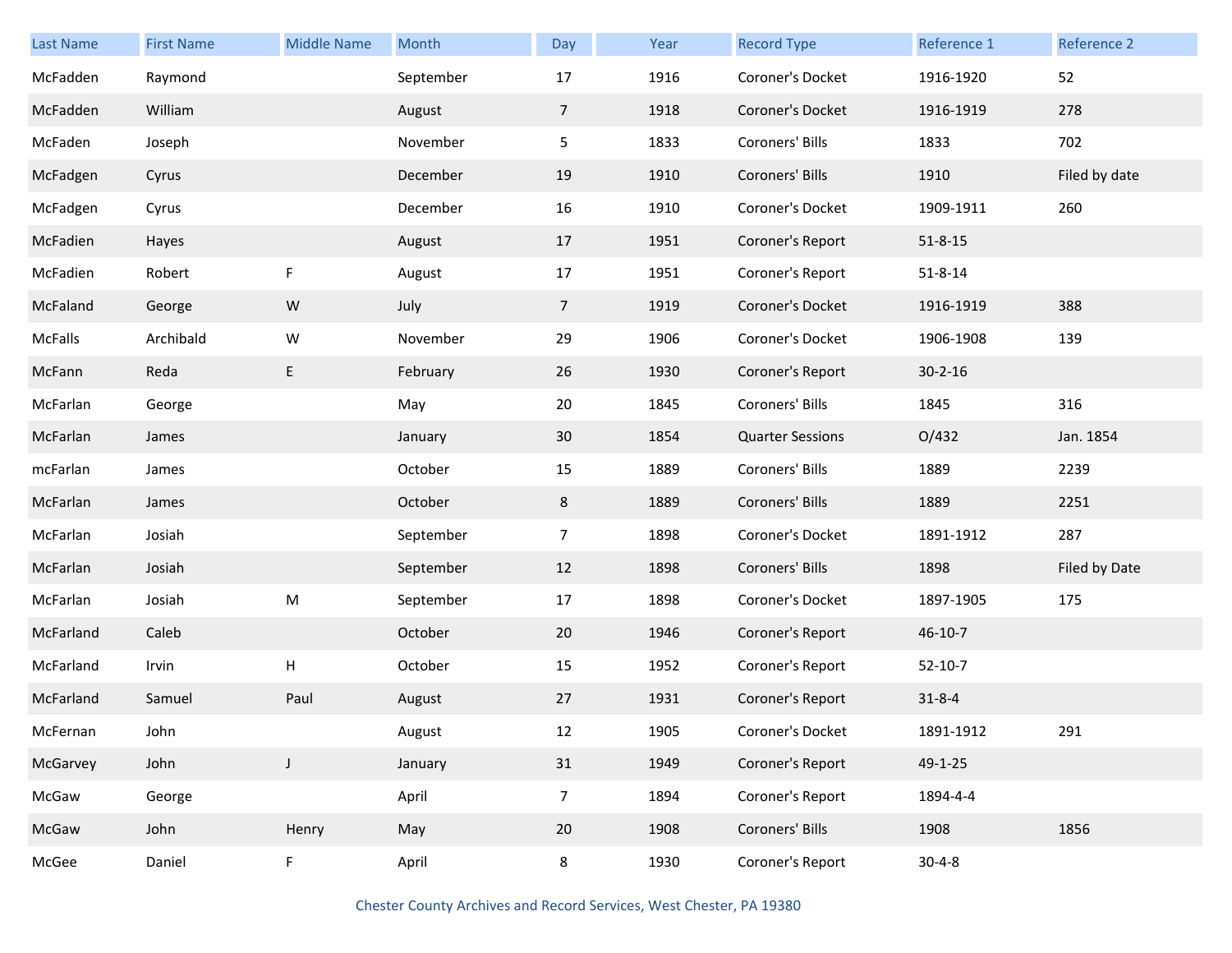| Last Name | First Name | Middle Name | Month | Day | Year | Record Type | Reference 1 | Reference 2 |
|---|---|---|---|---|---|---|---|---|
| McFadden | Raymond | | September | 17 | 1916 | Coroner's Docket | 1916-1920 | 52 |
| McFadden | William | | August | 7 | 1918 | Coroner's Docket | 1916-1919 | 278 |
| McFaden | Joseph | | November | 5 | 1833 | Coroners' Bills | 1833 | 702 |
| McFadgen | Cyrus | | December | 19 | 1910 | Coroners' Bills | 1910 | Filed by date |
| McFadgen | Cyrus | | December | 16 | 1910 | Coroner's Docket | 1909-1911 | 260 |
| McFadien | Hayes | | August | 17 | 1951 | Coroner's Report | 51-8-15 | |
| McFadien | Robert | F | August | 17 | 1951 | Coroner's Report | 51-8-14 | |
| McFaland | George | W | July | 7 | 1919 | Coroner's Docket | 1916-1919 | 388 |
| McFalls | Archibald | W | November | 29 | 1906 | Coroner's Docket | 1906-1908 | 139 |
| McFann | Reda | E | February | 26 | 1930 | Coroner's Report | 30-2-16 | |
| McFarlan | George | | May | 20 | 1845 | Coroners' Bills | 1845 | 316 |
| McFarlan | James | | January | 30 | 1854 | Quarter Sessions | O/432 | Jan. 1854 |
| mcFarlan | James | | October | 15 | 1889 | Coroners' Bills | 1889 | 2239 |
| McFarlan | James | | October | 8 | 1889 | Coroners' Bills | 1889 | 2251 |
| McFarlan | Josiah | | September | 7 | 1898 | Coroner's Docket | 1891-1912 | 287 |
| McFarlan | Josiah | | September | 12 | 1898 | Coroners' Bills | 1898 | Filed by Date |
| McFarlan | Josiah | M | September | 17 | 1898 | Coroner's Docket | 1897-1905 | 175 |
| McFarland | Caleb | | October | 20 | 1946 | Coroner's Report | 46-10-7 | |
| McFarland | Irvin | H | October | 15 | 1952 | Coroner's Report | 52-10-7 | |
| McFarland | Samuel | Paul | August | 27 | 1931 | Coroner's Report | 31-8-4 | |
| McFernan | John | | August | 12 | 1905 | Coroner's Docket | 1891-1912 | 291 |
| McGarvey | John | J | January | 31 | 1949 | Coroner's Report | 49-1-25 | |
| McGaw | George | | April | 7 | 1894 | Coroner's Report | 1894-4-4 | |
| McGaw | John | Henry | May | 20 | 1908 | Coroners' Bills | 1908 | 1856 |
| McGee | Daniel | F | April | 8 | 1930 | Coroner's Report | 30-4-8 | |

Chester County Archives and Record Services, West Chester, PA 19380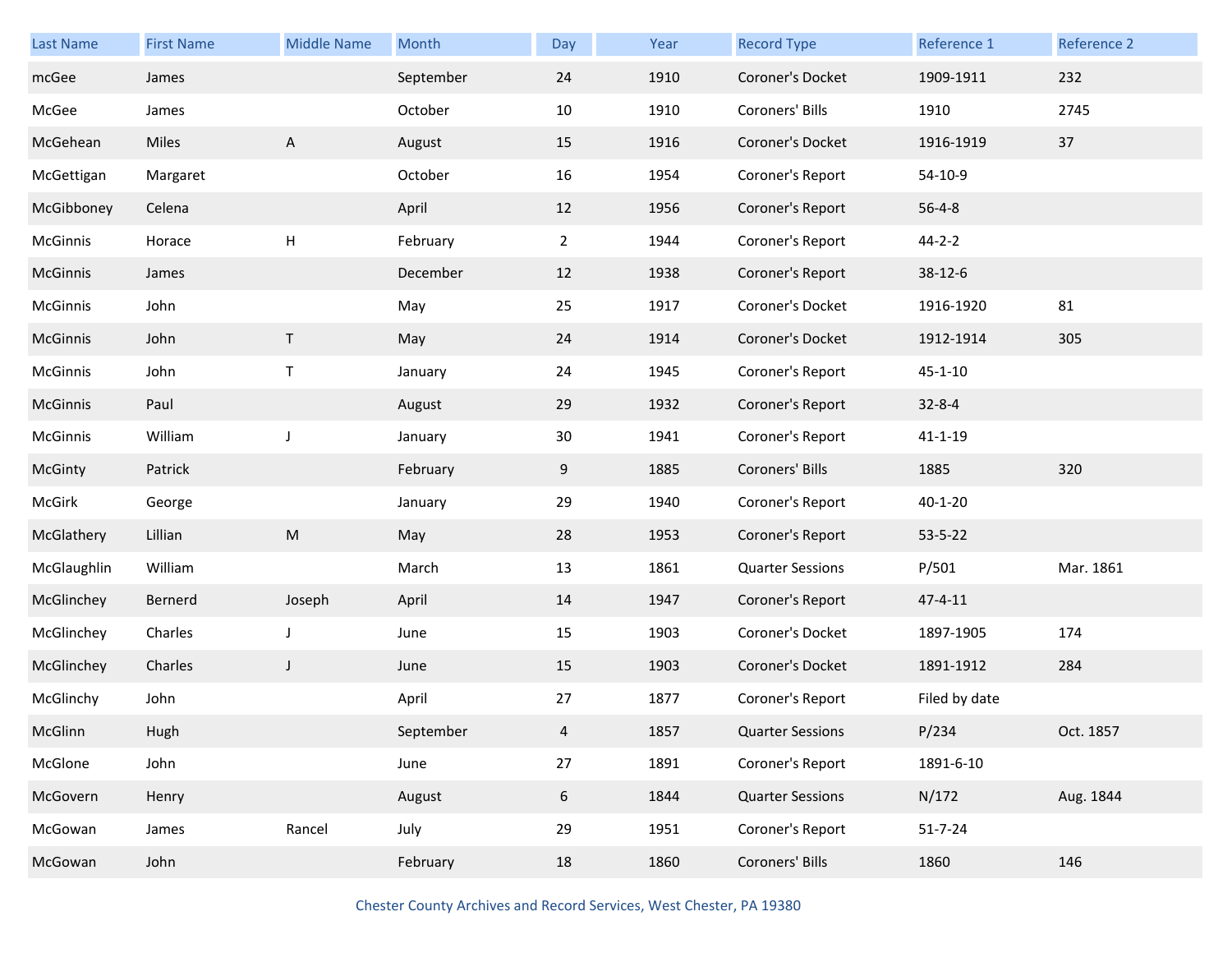| Last Name | First Name | Middle Name | Month | Day | Year | Record Type | Reference 1 | Reference 2 |
| --- | --- | --- | --- | --- | --- | --- | --- | --- |
| mcGee | James | | September | 24 | 1910 | Coroner's Docket | 1909-1911 | 232 |
| McGee | James | | October | 10 | 1910 | Coroners' Bills | 1910 | 2745 |
| McGehean | Miles | A | August | 15 | 1916 | Coroner's Docket | 1916-1919 | 37 |
| McGettigan | Margaret | | October | 16 | 1954 | Coroner's Report | 54-10-9 | |
| McGibboney | Celena | | April | 12 | 1956 | Coroner's Report | 56-4-8 | |
| McGinnis | Horace | H | February | 2 | 1944 | Coroner's Report | 44-2-2 | |
| McGinnis | James | | December | 12 | 1938 | Coroner's Report | 38-12-6 | |
| McGinnis | John | | May | 25 | 1917 | Coroner's Docket | 1916-1920 | 81 |
| McGinnis | John | T | May | 24 | 1914 | Coroner's Docket | 1912-1914 | 305 |
| McGinnis | John | T | January | 24 | 1945 | Coroner's Report | 45-1-10 | |
| McGinnis | Paul | | August | 29 | 1932 | Coroner's Report | 32-8-4 | |
| McGinnis | William | J | January | 30 | 1941 | Coroner's Report | 41-1-19 | |
| McGinty | Patrick | | February | 9 | 1885 | Coroners' Bills | 1885 | 320 |
| McGirk | George | | January | 29 | 1940 | Coroner's Report | 40-1-20 | |
| McGlathery | Lillian | M | May | 28 | 1953 | Coroner's Report | 53-5-22 | |
| McGlaughlin | William | | March | 13 | 1861 | Quarter Sessions | P/501 | Mar. 1861 |
| McGlinchey | Bernerd | Joseph | April | 14 | 1947 | Coroner's Report | 47-4-11 | |
| McGlinchey | Charles | J | June | 15 | 1903 | Coroner's Docket | 1897-1905 | 174 |
| McGlinchey | Charles | J | June | 15 | 1903 | Coroner's Docket | 1891-1912 | 284 |
| McGlinchy | John | | April | 27 | 1877 | Coroner's Report | Filed by date | |
| McGlinn | Hugh | | September | 4 | 1857 | Quarter Sessions | P/234 | Oct. 1857 |
| McGlone | John | | June | 27 | 1891 | Coroner's Report | 1891-6-10 | |
| McGovern | Henry | | August | 6 | 1844 | Quarter Sessions | N/172 | Aug. 1844 |
| McGowan | James | Rancel | July | 29 | 1951 | Coroner's Report | 51-7-24 | |
| McGowan | John | | February | 18 | 1860 | Coroners' Bills | 1860 | 146 |

Chester County Archives and Record Services, West Chester, PA 19380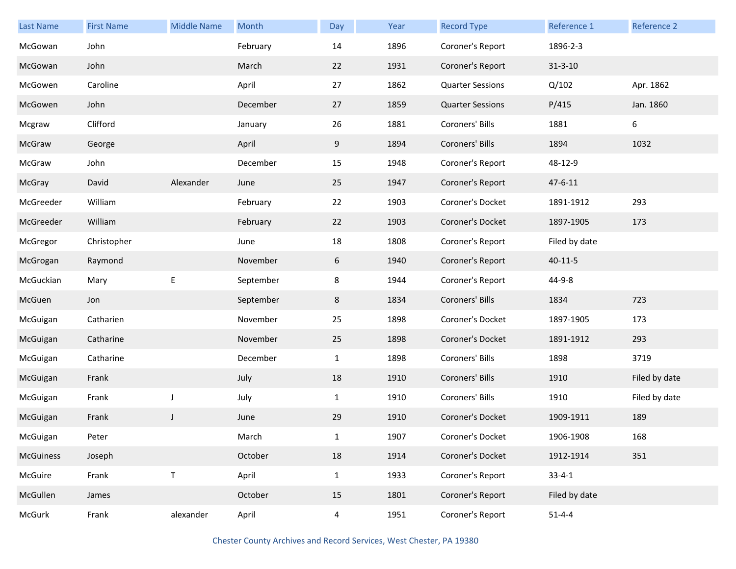| Last Name | First Name | Middle Name | Month | Day | Year | Record Type | Reference 1 | Reference 2 |
| --- | --- | --- | --- | --- | --- | --- | --- | --- |
| McGowan | John | | February | 14 | 1896 | Coroner's Report | 1896-2-3 | |
| McGowan | John | | March | 22 | 1931 | Coroner's Report | 31-3-10 | |
| McGowen | Caroline | | April | 27 | 1862 | Quarter Sessions | Q/102 | Apr. 1862 |
| McGowen | John | | December | 27 | 1859 | Quarter Sessions | P/415 | Jan. 1860 |
| Mcgraw | Clifford | | January | 26 | 1881 | Coroners' Bills | 1881 | 6 |
| McGraw | George | | April | 9 | 1894 | Coroners' Bills | 1894 | 1032 |
| McGraw | John | | December | 15 | 1948 | Coroner's Report | 48-12-9 | |
| McGray | David | Alexander | June | 25 | 1947 | Coroner's Report | 47-6-11 | |
| McGreeder | William | | February | 22 | 1903 | Coroner's Docket | 1891-1912 | 293 |
| McGreeder | William | | February | 22 | 1903 | Coroner's Docket | 1897-1905 | 173 |
| McGregor | Christopher | | June | 18 | 1808 | Coroner's Report | Filed by date | |
| McGrogan | Raymond | | November | 6 | 1940 | Coroner's Report | 40-11-5 | |
| McGuckian | Mary | E | September | 8 | 1944 | Coroner's Report | 44-9-8 | |
| McGuen | Jon | | September | 8 | 1834 | Coroners' Bills | 1834 | 723 |
| McGuigan | Catharien | | November | 25 | 1898 | Coroner's Docket | 1897-1905 | 173 |
| McGuigan | Catharine | | November | 25 | 1898 | Coroner's Docket | 1891-1912 | 293 |
| McGuigan | Catharine | | December | 1 | 1898 | Coroners' Bills | 1898 | 3719 |
| McGuigan | Frank | | July | 18 | 1910 | Coroners' Bills | 1910 | Filed by date |
| McGuigan | Frank | J | July | 1 | 1910 | Coroners' Bills | 1910 | Filed by date |
| McGuigan | Frank | J | June | 29 | 1910 | Coroner's Docket | 1909-1911 | 189 |
| McGuigan | Peter | | March | 1 | 1907 | Coroner's Docket | 1906-1908 | 168 |
| McGuiness | Joseph | | October | 18 | 1914 | Coroner's Docket | 1912-1914 | 351 |
| McGuire | Frank | T | April | 1 | 1933 | Coroner's Report | 33-4-1 | |
| McGullen | James | | October | 15 | 1801 | Coroner's Report | Filed by date | |
| McGurk | Frank | alexander | April | 4 | 1951 | Coroner's Report | 51-4-4 | |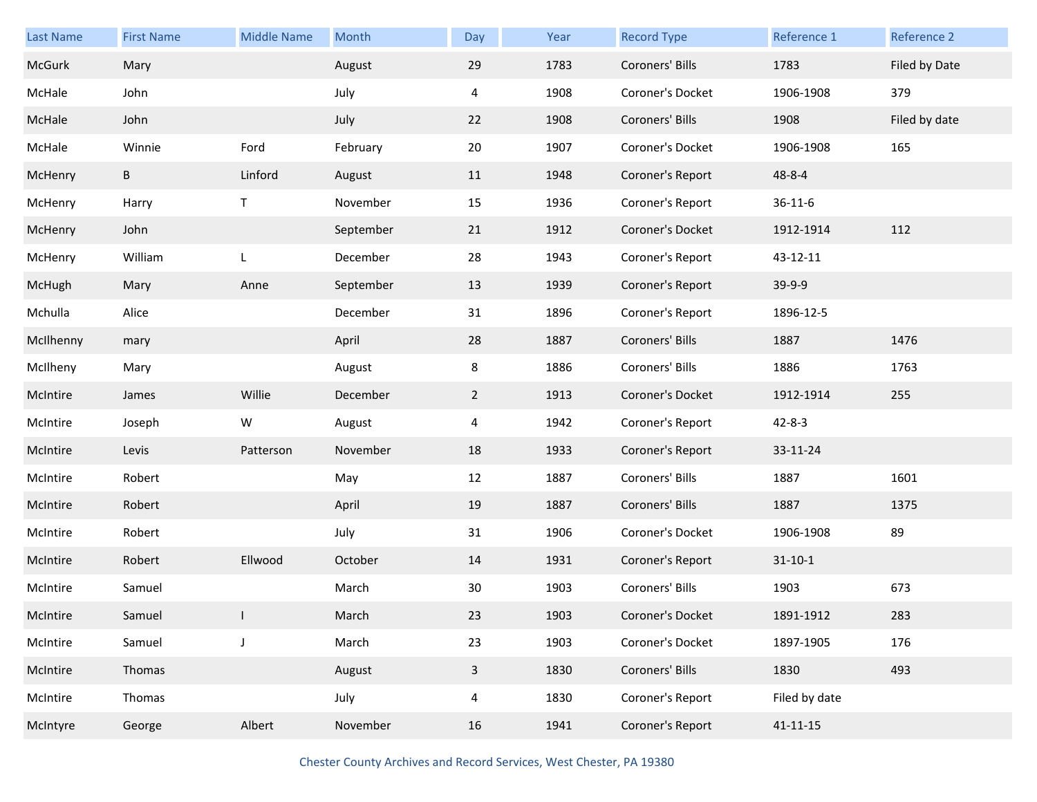| Last Name | First Name | Middle Name | Month | Day | Year | Record Type | Reference 1 | Reference 2 |
|---|---|---|---|---|---|---|---|---|
| McGurk | Mary | | August | 29 | 1783 | Coroners' Bills | 1783 | Filed by Date |
| McHale | John | | July | 4 | 1908 | Coroner's Docket | 1906-1908 | 379 |
| McHale | John | | July | 22 | 1908 | Coroners' Bills | 1908 | Filed by date |
| McHale | Winnie | Ford | February | 20 | 1907 | Coroner's Docket | 1906-1908 | 165 |
| McHenry | B | Linford | August | 11 | 1948 | Coroner's Report | 48-8-4 | |
| McHenry | Harry | T | November | 15 | 1936 | Coroner's Report | 36-11-6 | |
| McHenry | John | | September | 21 | 1912 | Coroner's Docket | 1912-1914 | 112 |
| McHenry | William | L | December | 28 | 1943 | Coroner's Report | 43-12-11 | |
| McHugh | Mary | Anne | September | 13 | 1939 | Coroner's Report | 39-9-9 | |
| Mchulla | Alice | | December | 31 | 1896 | Coroner's Report | 1896-12-5 | |
| McIlhenny | mary | | April | 28 | 1887 | Coroners' Bills | 1887 | 1476 |
| McIlheny | Mary | | August | 8 | 1886 | Coroners' Bills | 1886 | 1763 |
| McIntire | James | Willie | December | 2 | 1913 | Coroner's Docket | 1912-1914 | 255 |
| McIntire | Joseph | W | August | 4 | 1942 | Coroner's Report | 42-8-3 | |
| McIntire | Levis | Patterson | November | 18 | 1933 | Coroner's Report | 33-11-24 | |
| McIntire | Robert | | May | 12 | 1887 | Coroners' Bills | 1887 | 1601 |
| McIntire | Robert | | April | 19 | 1887 | Coroners' Bills | 1887 | 1375 |
| McIntire | Robert | | July | 31 | 1906 | Coroner's Docket | 1906-1908 | 89 |
| McIntire | Robert | Ellwood | October | 14 | 1931 | Coroner's Report | 31-10-1 | |
| McIntire | Samuel | | March | 30 | 1903 | Coroners' Bills | 1903 | 673 |
| McIntire | Samuel | I | March | 23 | 1903 | Coroner's Docket | 1891-1912 | 283 |
| McIntire | Samuel | J | March | 23 | 1903 | Coroner's Docket | 1897-1905 | 176 |
| McIntire | Thomas | | August | 3 | 1830 | Coroners' Bills | 1830 | 493 |
| McIntire | Thomas | | July | 4 | 1830 | Coroner's Report | Filed by date | |
| McIntyre | George | Albert | November | 16 | 1941 | Coroner's Report | 41-11-15 | |

Chester County Archives and Record Services, West Chester, PA 19380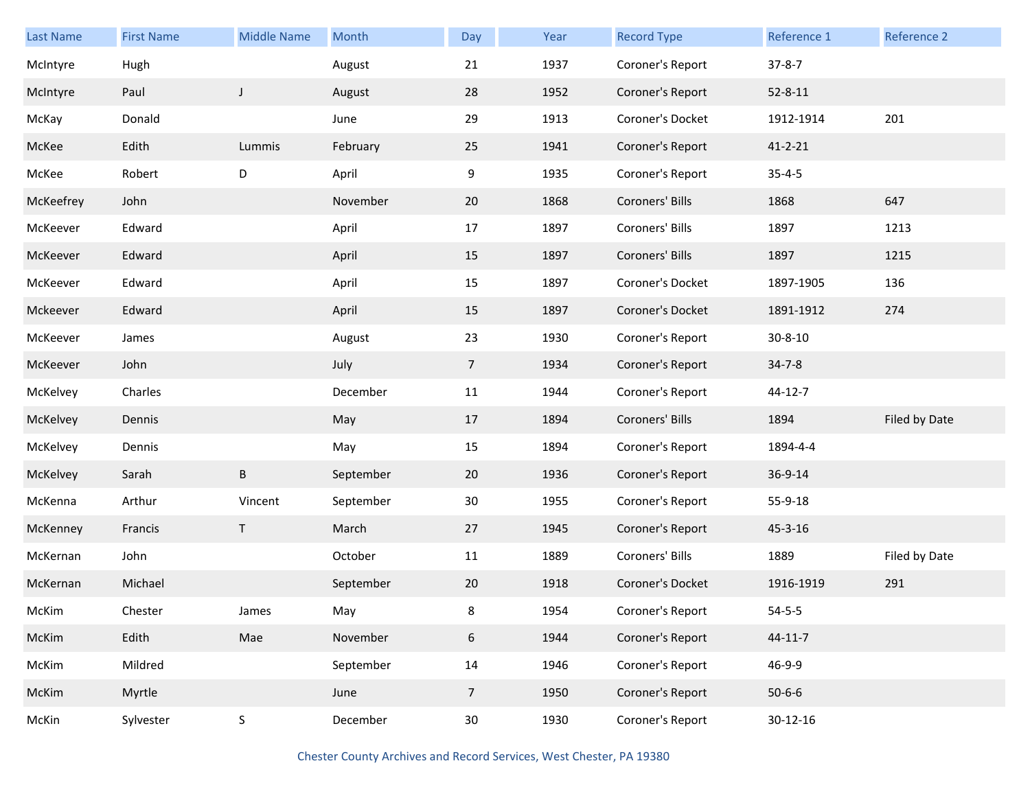| Last Name | First Name | Middle Name | Month | Day | Year | Record Type | Reference 1 | Reference 2 |
|---|---|---|---|---|---|---|---|---|
| McIntyre | Hugh | | August | 21 | 1937 | Coroner's Report | 37-8-7 | |
| McIntyre | Paul | J | August | 28 | 1952 | Coroner's Report | 52-8-11 | |
| McKay | Donald | | June | 29 | 1913 | Coroner's Docket | 1912-1914 | 201 |
| McKee | Edith | Lummis | February | 25 | 1941 | Coroner's Report | 41-2-21 | |
| McKee | Robert | D | April | 9 | 1935 | Coroner's Report | 35-4-5 | |
| McKeefrey | John | | November | 20 | 1868 | Coroners' Bills | 1868 | 647 |
| McKeever | Edward | | April | 17 | 1897 | Coroners' Bills | 1897 | 1213 |
| McKeever | Edward | | April | 15 | 1897 | Coroners' Bills | 1897 | 1215 |
| McKeever | Edward | | April | 15 | 1897 | Coroner's Docket | 1897-1905 | 136 |
| Mckeever | Edward | | April | 15 | 1897 | Coroner's Docket | 1891-1912 | 274 |
| McKeever | James | | August | 23 | 1930 | Coroner's Report | 30-8-10 | |
| McKeever | John | | July | 7 | 1934 | Coroner's Report | 34-7-8 | |
| McKelvey | Charles | | December | 11 | 1944 | Coroner's Report | 44-12-7 | |
| McKelvey | Dennis | | May | 17 | 1894 | Coroners' Bills | 1894 | Filed by Date |
| McKelvey | Dennis | | May | 15 | 1894 | Coroner's Report | 1894-4-4 | |
| McKelvey | Sarah | B | September | 20 | 1936 | Coroner's Report | 36-9-14 | |
| McKenna | Arthur | Vincent | September | 30 | 1955 | Coroner's Report | 55-9-18 | |
| McKenney | Francis | T | March | 27 | 1945 | Coroner's Report | 45-3-16 | |
| McKernan | John | | October | 11 | 1889 | Coroners' Bills | 1889 | Filed by Date |
| McKernan | Michael | | September | 20 | 1918 | Coroner's Docket | 1916-1919 | 291 |
| McKim | Chester | James | May | 8 | 1954 | Coroner's Report | 54-5-5 | |
| McKim | Edith | Mae | November | 6 | 1944 | Coroner's Report | 44-11-7 | |
| McKim | Mildred | | September | 14 | 1946 | Coroner's Report | 46-9-9 | |
| McKim | Myrtle | | June | 7 | 1950 | Coroner's Report | 50-6-6 | |
| McKin | Sylvester | S | December | 30 | 1930 | Coroner's Report | 30-12-16 | |

Chester County Archives and Record Services, West Chester, PA 19380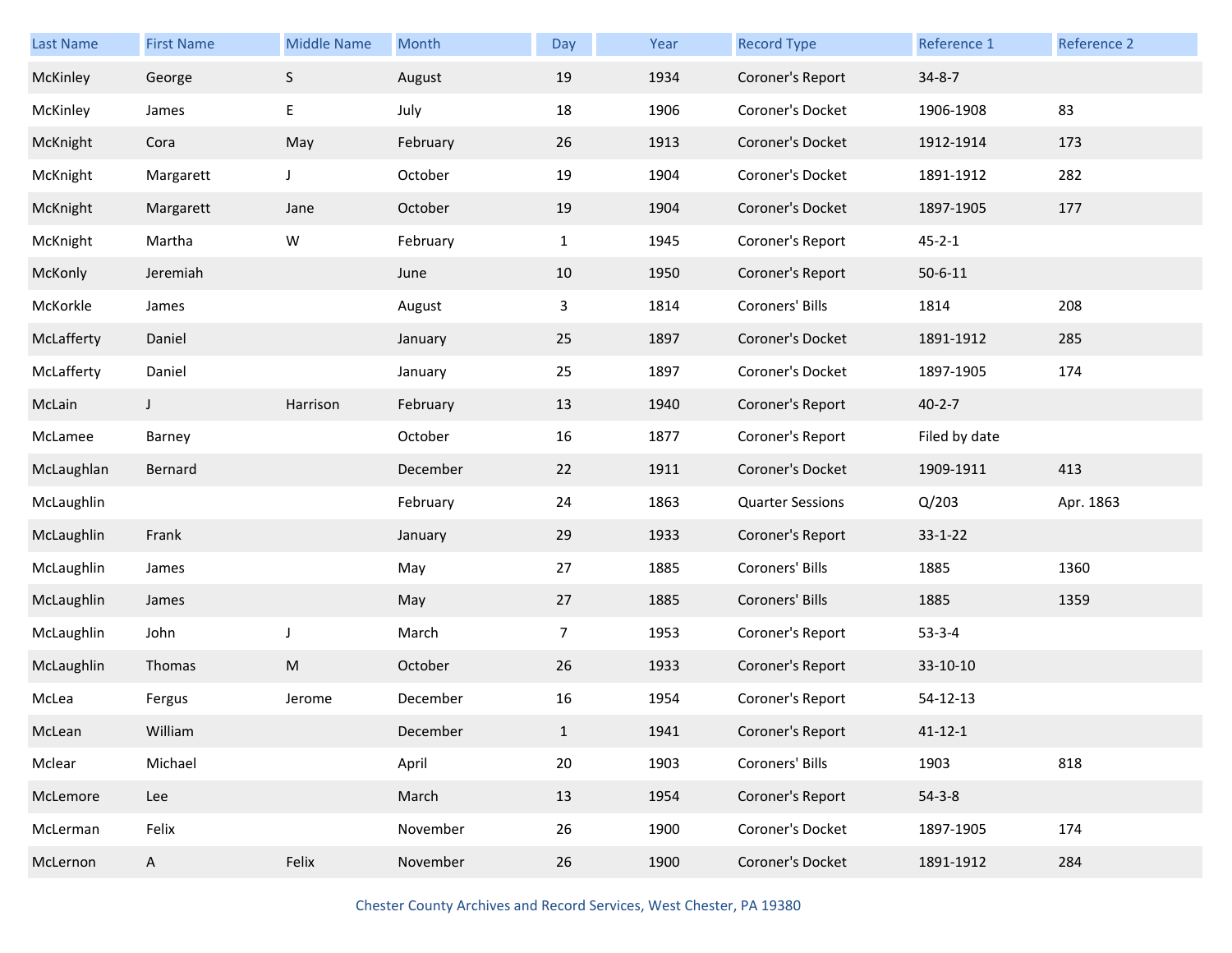| Last Name | First Name | Middle Name | Month | Day | Year | Record Type | Reference 1 | Reference 2 |
|---|---|---|---|---|---|---|---|---|
| McKinley | George | S | August | 19 | 1934 | Coroner's Report | 34-8-7 | |
| McKinley | James | E | July | 18 | 1906 | Coroner's Docket | 1906-1908 | 83 |
| McKnight | Cora | May | February | 26 | 1913 | Coroner's Docket | 1912-1914 | 173 |
| McKnight | Margarett | J | October | 19 | 1904 | Coroner's Docket | 1891-1912 | 282 |
| McKnight | Margarett | Jane | October | 19 | 1904 | Coroner's Docket | 1897-1905 | 177 |
| McKnight | Martha | W | February | 1 | 1945 | Coroner's Report | 45-2-1 | |
| McKonly | Jeremiah | | June | 10 | 1950 | Coroner's Report | 50-6-11 | |
| McKorkle | James | | August | 3 | 1814 | Coroners' Bills | 1814 | 208 |
| McLafferty | Daniel | | January | 25 | 1897 | Coroner's Docket | 1891-1912 | 285 |
| McLafferty | Daniel | | January | 25 | 1897 | Coroner's Docket | 1897-1905 | 174 |
| McLain | J | Harrison | February | 13 | 1940 | Coroner's Report | 40-2-7 | |
| McLamee | Barney | | October | 16 | 1877 | Coroner's Report | Filed by date | |
| McLaughlan | Bernard | | December | 22 | 1911 | Coroner's Docket | 1909-1911 | 413 |
| McLaughlin | | | February | 24 | 1863 | Quarter Sessions | Q/203 | Apr. 1863 |
| McLaughlin | Frank | | January | 29 | 1933 | Coroner's Report | 33-1-22 | |
| McLaughlin | James | | May | 27 | 1885 | Coroners' Bills | 1885 | 1360 |
| McLaughlin | James | | May | 27 | 1885 | Coroners' Bills | 1885 | 1359 |
| McLaughlin | John | J | March | 7 | 1953 | Coroner's Report | 53-3-4 | |
| McLaughlin | Thomas | M | October | 26 | 1933 | Coroner's Report | 33-10-10 | |
| McLea | Fergus | Jerome | December | 16 | 1954 | Coroner's Report | 54-12-13 | |
| McLean | William | | December | 1 | 1941 | Coroner's Report | 41-12-1 | |
| Mclear | Michael | | April | 20 | 1903 | Coroners' Bills | 1903 | 818 |
| McLemore | Lee | | March | 13 | 1954 | Coroner's Report | 54-3-8 | |
| McLerman | Felix | | November | 26 | 1900 | Coroner's Docket | 1897-1905 | 174 |
| McLernon | A | Felix | November | 26 | 1900 | Coroner's Docket | 1891-1912 | 284 |

Chester County Archives and Record Services, West Chester, PA 19380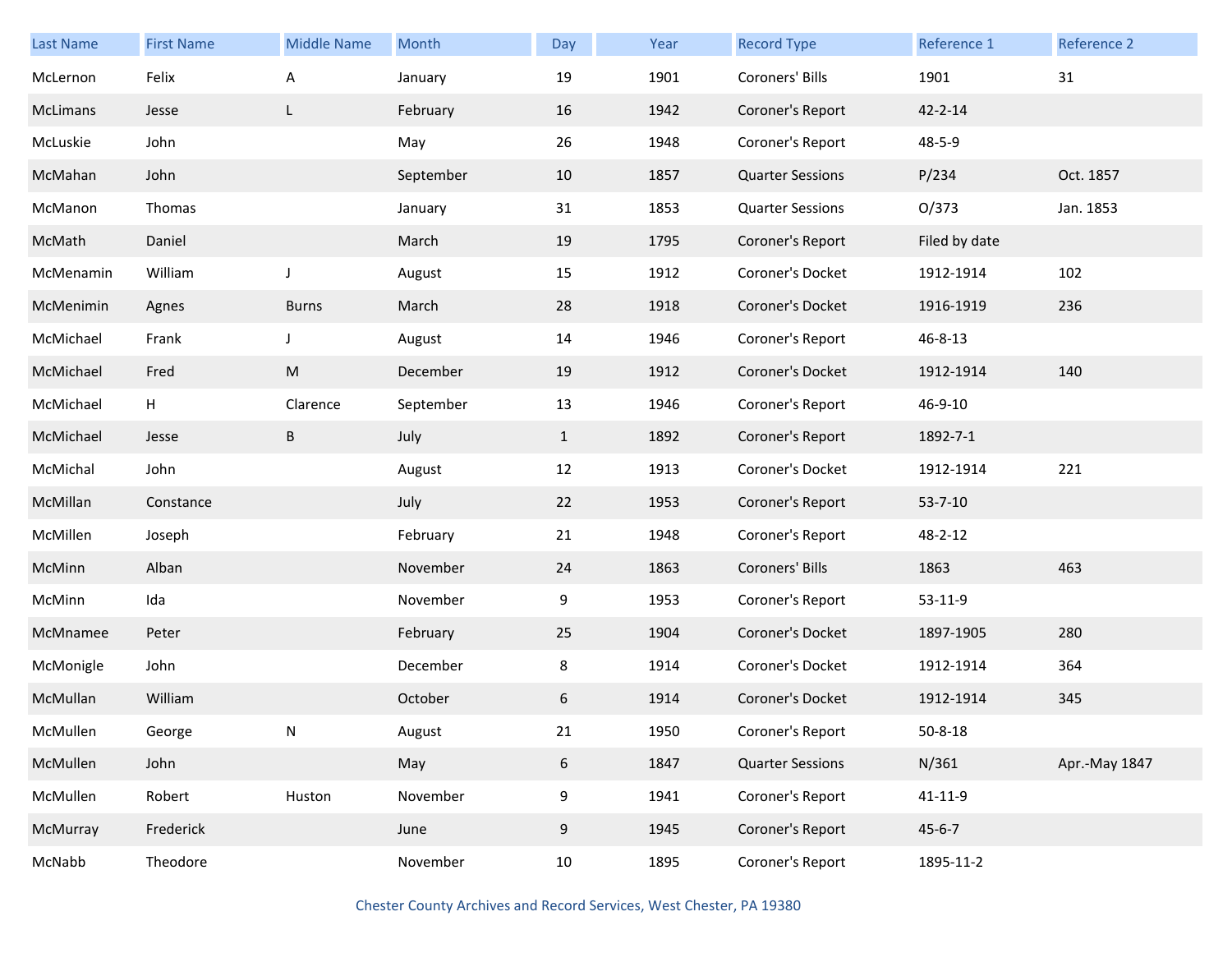| Last Name | First Name | Middle Name | Month | Day | Year | Record Type | Reference 1 | Reference 2 |
| --- | --- | --- | --- | --- | --- | --- | --- | --- |
| McLernon | Felix | A | January | 19 | 1901 | Coroners' Bills | 1901 | 31 |
| McLimans | Jesse | L | February | 16 | 1942 | Coroner's Report | 42-2-14 | |
| McLuskie | John | | May | 26 | 1948 | Coroner's Report | 48-5-9 | |
| McMahan | John | | September | 10 | 1857 | Quarter Sessions | P/234 | Oct. 1857 |
| McManon | Thomas | | January | 31 | 1853 | Quarter Sessions | O/373 | Jan. 1853 |
| McMath | Daniel | | March | 19 | 1795 | Coroner's Report | Filed by date | |
| McMenamin | William | J | August | 15 | 1912 | Coroner's Docket | 1912-1914 | 102 |
| McMenimin | Agnes | Burns | March | 28 | 1918 | Coroner's Docket | 1916-1919 | 236 |
| McMichael | Frank | J | August | 14 | 1946 | Coroner's Report | 46-8-13 | |
| McMichael | Fred | M | December | 19 | 1912 | Coroner's Docket | 1912-1914 | 140 |
| McMichael | H | Clarence | September | 13 | 1946 | Coroner's Report | 46-9-10 | |
| McMichael | Jesse | B | July | 1 | 1892 | Coroner's Report | 1892-7-1 | |
| McMichal | John | | August | 12 | 1913 | Coroner's Docket | 1912-1914 | 221 |
| McMillan | Constance | | July | 22 | 1953 | Coroner's Report | 53-7-10 | |
| McMillen | Joseph | | February | 21 | 1948 | Coroner's Report | 48-2-12 | |
| McMinn | Alban | | November | 24 | 1863 | Coroners' Bills | 1863 | 463 |
| McMinn | Ida | | November | 9 | 1953 | Coroner's Report | 53-11-9 | |
| McMnamee | Peter | | February | 25 | 1904 | Coroner's Docket | 1897-1905 | 280 |
| McMonigle | John | | December | 8 | 1914 | Coroner's Docket | 1912-1914 | 364 |
| McMullan | William | | October | 6 | 1914 | Coroner's Docket | 1912-1914 | 345 |
| McMullen | George | N | August | 21 | 1950 | Coroner's Report | 50-8-18 | |
| McMullen | John | | May | 6 | 1847 | Quarter Sessions | N/361 | Apr.-May 1847 |
| McMullen | Robert | Huston | November | 9 | 1941 | Coroner's Report | 41-11-9 | |
| McMurray | Frederick | | June | 9 | 1945 | Coroner's Report | 45-6-7 | |
| McNabb | Theodore | | November | 10 | 1895 | Coroner's Report | 1895-11-2 | |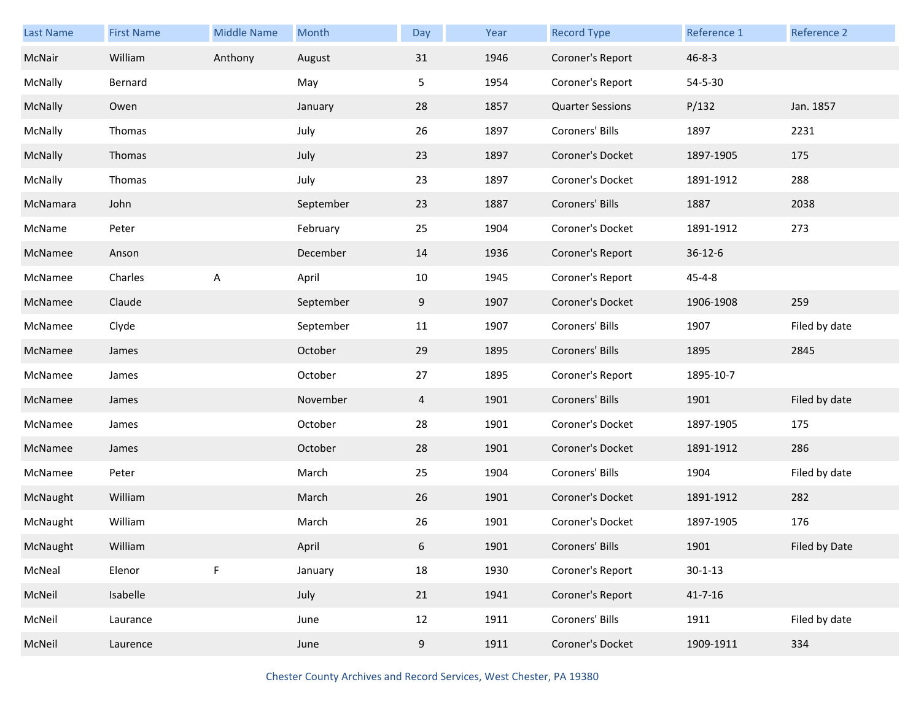| Last Name | First Name | Middle Name | Month | Day | Year | Record Type | Reference 1 | Reference 2 |
|---|---|---|---|---|---|---|---|---|
| McNair | William | Anthony | August | 31 | 1946 | Coroner's Report | 46-8-3 | |
| McNally | Bernard | | May | 5 | 1954 | Coroner's Report | 54-5-30 | |
| McNally | Owen | | January | 28 | 1857 | Quarter Sessions | P/132 | Jan. 1857 |
| McNally | Thomas | | July | 26 | 1897 | Coroners' Bills | 1897 | 2231 |
| McNally | Thomas | | July | 23 | 1897 | Coroner's Docket | 1897-1905 | 175 |
| McNally | Thomas | | July | 23 | 1897 | Coroner's Docket | 1891-1912 | 288 |
| McNamara | John | | September | 23 | 1887 | Coroners' Bills | 1887 | 2038 |
| McName | Peter | | February | 25 | 1904 | Coroner's Docket | 1891-1912 | 273 |
| McNamee | Anson | | December | 14 | 1936 | Coroner's Report | 36-12-6 | |
| McNamee | Charles | A | April | 10 | 1945 | Coroner's Report | 45-4-8 | |
| McNamee | Claude | | September | 9 | 1907 | Coroner's Docket | 1906-1908 | 259 |
| McNamee | Clyde | | September | 11 | 1907 | Coroners' Bills | 1907 | Filed by date |
| McNamee | James | | October | 29 | 1895 | Coroners' Bills | 1895 | 2845 |
| McNamee | James | | October | 27 | 1895 | Coroner's Report | 1895-10-7 | |
| McNamee | James | | November | 4 | 1901 | Coroners' Bills | 1901 | Filed by date |
| McNamee | James | | October | 28 | 1901 | Coroner's Docket | 1897-1905 | 175 |
| McNamee | James | | October | 28 | 1901 | Coroner's Docket | 1891-1912 | 286 |
| McNamee | Peter | | March | 25 | 1904 | Coroners' Bills | 1904 | Filed by date |
| McNaught | William | | March | 26 | 1901 | Coroner's Docket | 1891-1912 | 282 |
| McNaught | William | | March | 26 | 1901 | Coroner's Docket | 1897-1905 | 176 |
| McNaught | William | | April | 6 | 1901 | Coroners' Bills | 1901 | Filed by Date |
| McNeal | Elenor | F | January | 18 | 1930 | Coroner's Report | 30-1-13 | |
| McNeil | Isabelle | | July | 21 | 1941 | Coroner's Report | 41-7-16 | |
| McNeil | Laurance | | June | 12 | 1911 | Coroners' Bills | 1911 | Filed by date |
| McNeil | Laurence | | June | 9 | 1911 | Coroner's Docket | 1909-1911 | 334 |

Chester County Archives and Record Services, West Chester, PA 19380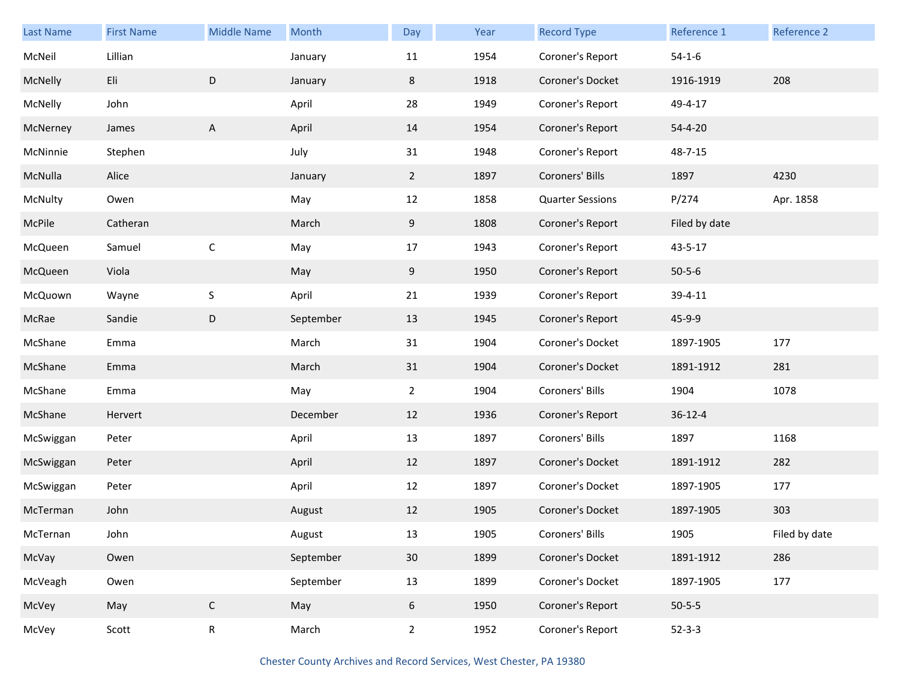| Last Name | First Name | Middle Name | Month | Day | Year | Record Type | Reference 1 | Reference 2 |
|---|---|---|---|---|---|---|---|---|
| McNeil | Lillian | | January | 11 | 1954 | Coroner's Report | 54-1-6 | |
| McNelly | Eli | D | January | 8 | 1918 | Coroner's Docket | 1916-1919 | 208 |
| McNelly | John | | April | 28 | 1949 | Coroner's Report | 49-4-17 | |
| McNerney | James | A | April | 14 | 1954 | Coroner's Report | 54-4-20 | |
| McNinnie | Stephen | | July | 31 | 1948 | Coroner's Report | 48-7-15 | |
| McNulla | Alice | | January | 2 | 1897 | Coroners' Bills | 1897 | 4230 |
| McNulty | Owen | | May | 12 | 1858 | Quarter Sessions | P/274 | Apr. 1858 |
| McPile | Catheran | | March | 9 | 1808 | Coroner's Report | Filed by date | |
| McQueen | Samuel | C | May | 17 | 1943 | Coroner's Report | 43-5-17 | |
| McQueen | Viola | | May | 9 | 1950 | Coroner's Report | 50-5-6 | |
| McQuown | Wayne | S | April | 21 | 1939 | Coroner's Report | 39-4-11 | |
| McRae | Sandie | D | September | 13 | 1945 | Coroner's Report | 45-9-9 | |
| McShane | Emma | | March | 31 | 1904 | Coroner's Docket | 1897-1905 | 177 |
| McShane | Emma | | March | 31 | 1904 | Coroner's Docket | 1891-1912 | 281 |
| McShane | Emma | | May | 2 | 1904 | Coroners' Bills | 1904 | 1078 |
| McShane | Hervert | | December | 12 | 1936 | Coroner's Report | 36-12-4 | |
| McSwiggan | Peter | | April | 13 | 1897 | Coroners' Bills | 1897 | 1168 |
| McSwiggan | Peter | | April | 12 | 1897 | Coroner's Docket | 1891-1912 | 282 |
| McSwiggan | Peter | | April | 12 | 1897 | Coroner's Docket | 1897-1905 | 177 |
| McTerman | John | | August | 12 | 1905 | Coroner's Docket | 1897-1905 | 303 |
| McTernan | John | | August | 13 | 1905 | Coroners' Bills | 1905 | Filed by date |
| McVay | Owen | | September | 30 | 1899 | Coroner's Docket | 1891-1912 | 286 |
| McVeagh | Owen | | September | 13 | 1899 | Coroner's Docket | 1897-1905 | 177 |
| McVey | May | C | May | 6 | 1950 | Coroner's Report | 50-5-5 | |
| McVey | Scott | R | March | 2 | 1952 | Coroner's Report | 52-3-3 | |

Chester County Archives and Record Services, West Chester, PA 19380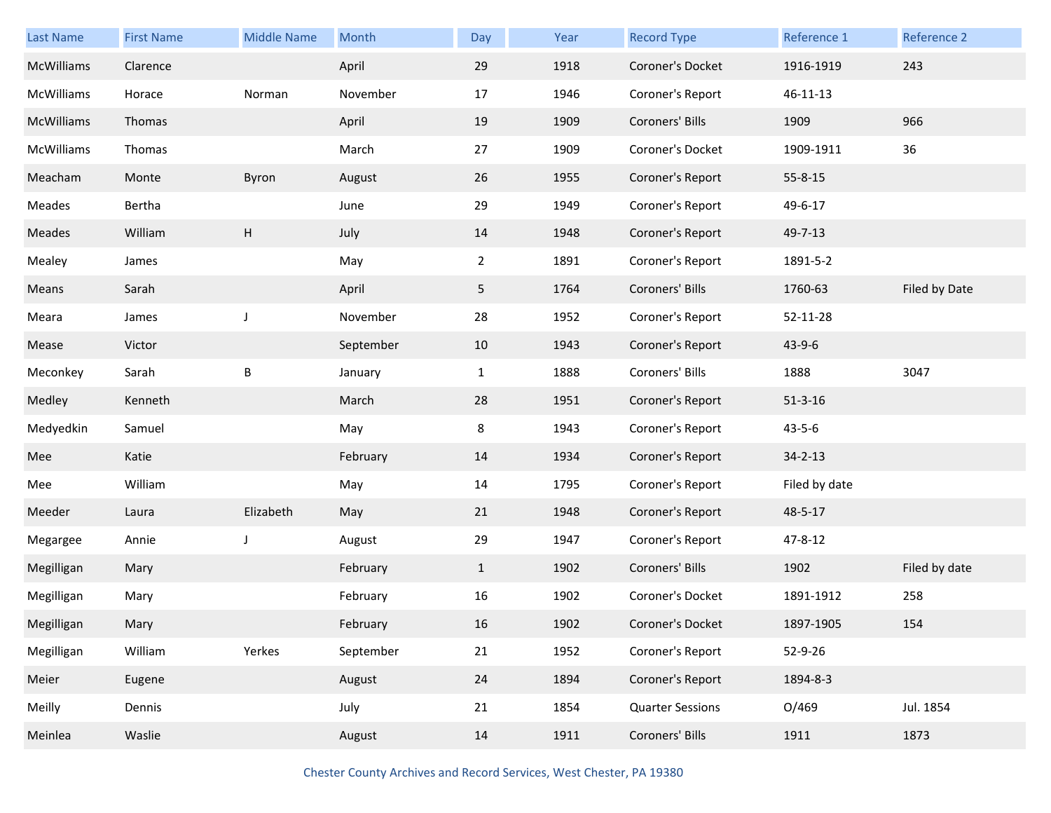| Last Name | First Name | Middle Name | Month | Day | Year | Record Type | Reference 1 | Reference 2 |
|---|---|---|---|---|---|---|---|---|
| McWilliams | Clarence | | April | 29 | 1918 | Coroner's Docket | 1916-1919 | 243 |
| McWilliams | Horace | Norman | November | 17 | 1946 | Coroner's Report | 46-11-13 | |
| McWilliams | Thomas | | April | 19 | 1909 | Coroners' Bills | 1909 | 966 |
| McWilliams | Thomas | | March | 27 | 1909 | Coroner's Docket | 1909-1911 | 36 |
| Meacham | Monte | Byron | August | 26 | 1955 | Coroner's Report | 55-8-15 | |
| Meades | Bertha | | June | 29 | 1949 | Coroner's Report | 49-6-17 | |
| Meades | William | H | July | 14 | 1948 | Coroner's Report | 49-7-13 | |
| Mealey | James | | May | 2 | 1891 | Coroner's Report | 1891-5-2 | |
| Means | Sarah | | April | 5 | 1764 | Coroners' Bills | 1760-63 | Filed by Date |
| Meara | James | J | November | 28 | 1952 | Coroner's Report | 52-11-28 | |
| Mease | Victor | | September | 10 | 1943 | Coroner's Report | 43-9-6 | |
| Meconkey | Sarah | B | January | 1 | 1888 | Coroners' Bills | 1888 | 3047 |
| Medley | Kenneth | | March | 28 | 1951 | Coroner's Report | 51-3-16 | |
| Medyedkin | Samuel | | May | 8 | 1943 | Coroner's Report | 43-5-6 | |
| Mee | Katie | | February | 14 | 1934 | Coroner's Report | 34-2-13 | |
| Mee | William | | May | 14 | 1795 | Coroner's Report | Filed by date | |
| Meeder | Laura | Elizabeth | May | 21 | 1948 | Coroner's Report | 48-5-17 | |
| Megargee | Annie | J | August | 29 | 1947 | Coroner's Report | 47-8-12 | |
| Megilligan | Mary | | February | 1 | 1902 | Coroners' Bills | 1902 | Filed by date |
| Megilligan | Mary | | February | 16 | 1902 | Coroner's Docket | 1891-1912 | 258 |
| Megilligan | Mary | | February | 16 | 1902 | Coroner's Docket | 1897-1905 | 154 |
| Megilligan | William | Yerkes | September | 21 | 1952 | Coroner's Report | 52-9-26 | |
| Meier | Eugene | | August | 24 | 1894 | Coroner's Report | 1894-8-3 | |
| Meilly | Dennis | | July | 21 | 1854 | Quarter Sessions | O/469 | Jul. 1854 |
| Meinlea | Waslie | | August | 14 | 1911 | Coroners' Bills | 1911 | 1873 |

Chester County Archives and Record Services, West Chester, PA 19380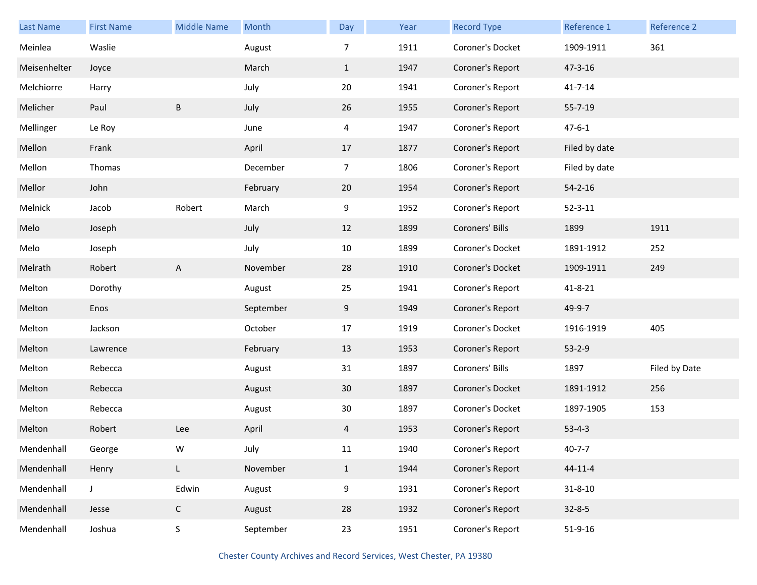| Last Name | First Name | Middle Name | Month | Day | Year | Record Type | Reference 1 | Reference 2 |
|---|---|---|---|---|---|---|---|---|
| Meinlea | Waslie | | August | 7 | 1911 | Coroner's Docket | 1909-1911 | 361 |
| Meisenhelter | Joyce | | March | 1 | 1947 | Coroner's Report | 47-3-16 | |
| Melchiorre | Harry | | July | 20 | 1941 | Coroner's Report | 41-7-14 | |
| Melicher | Paul | B | July | 26 | 1955 | Coroner's Report | 55-7-19 | |
| Mellinger | Le Roy | | June | 4 | 1947 | Coroner's Report | 47-6-1 | |
| Mellon | Frank | | April | 17 | 1877 | Coroner's Report | Filed by date | |
| Mellon | Thomas | | December | 7 | 1806 | Coroner's Report | Filed by date | |
| Mellor | John | | February | 20 | 1954 | Coroner's Report | 54-2-16 | |
| Melnick | Jacob | Robert | March | 9 | 1952 | Coroner's Report | 52-3-11 | |
| Melo | Joseph | | July | 12 | 1899 | Coroners' Bills | 1899 | 1911 |
| Melo | Joseph | | July | 10 | 1899 | Coroner's Docket | 1891-1912 | 252 |
| Melrath | Robert | A | November | 28 | 1910 | Coroner's Docket | 1909-1911 | 249 |
| Melton | Dorothy | | August | 25 | 1941 | Coroner's Report | 41-8-21 | |
| Melton | Enos | | September | 9 | 1949 | Coroner's Report | 49-9-7 | |
| Melton | Jackson | | October | 17 | 1919 | Coroner's Docket | 1916-1919 | 405 |
| Melton | Lawrence | | February | 13 | 1953 | Coroner's Report | 53-2-9 | |
| Melton | Rebecca | | August | 31 | 1897 | Coroners' Bills | 1897 | Filed by Date |
| Melton | Rebecca | | August | 30 | 1897 | Coroner's Docket | 1891-1912 | 256 |
| Melton | Rebecca | | August | 30 | 1897 | Coroner's Docket | 1897-1905 | 153 |
| Melton | Robert | Lee | April | 4 | 1953 | Coroner's Report | 53-4-3 | |
| Mendenhall | George | W | July | 11 | 1940 | Coroner's Report | 40-7-7 | |
| Mendenhall | Henry | L | November | 1 | 1944 | Coroner's Report | 44-11-4 | |
| Mendenhall | J | Edwin | August | 9 | 1931 | Coroner's Report | 31-8-10 | |
| Mendenhall | Jesse | C | August | 28 | 1932 | Coroner's Report | 32-8-5 | |
| Mendenhall | Joshua | S | September | 23 | 1951 | Coroner's Report | 51-9-16 | |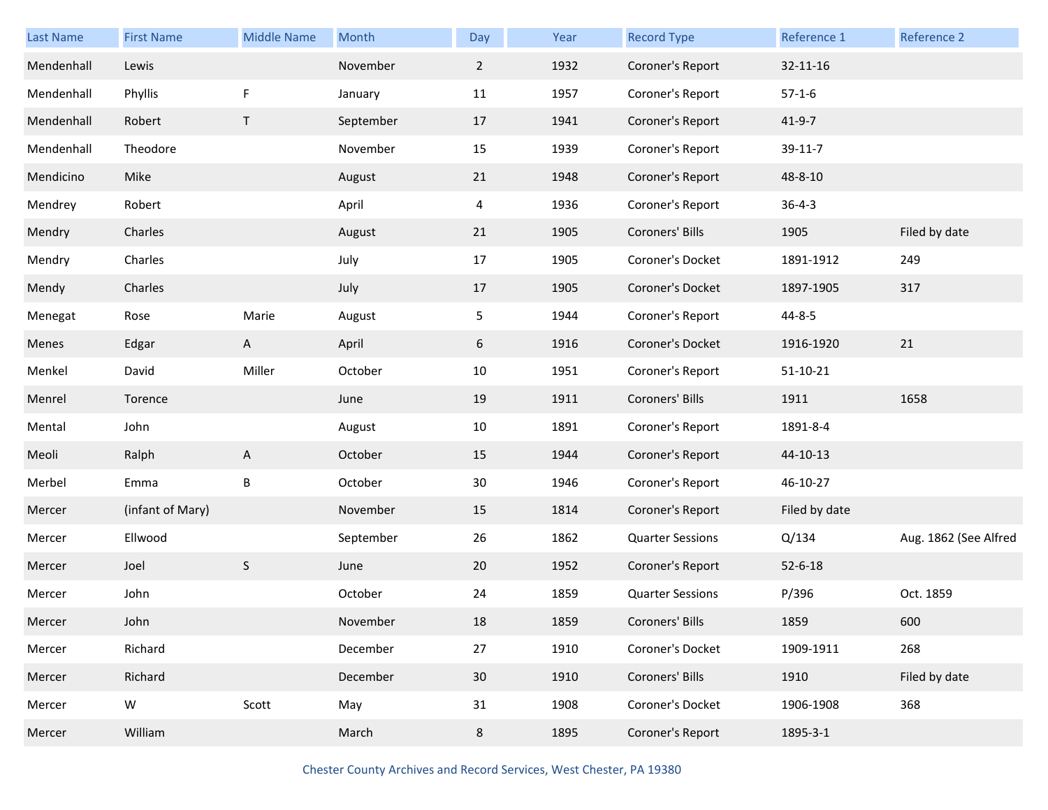| Last Name | First Name | Middle Name | Month | Day | Year | Record Type | Reference 1 | Reference 2 |
| --- | --- | --- | --- | --- | --- | --- | --- | --- |
| Mendenhall | Lewis | | November | 2 | 1932 | Coroner's Report | 32-11-16 | |
| Mendenhall | Phyllis | F | January | 11 | 1957 | Coroner's Report | 57-1-6 | |
| Mendenhall | Robert | T | September | 17 | 1941 | Coroner's Report | 41-9-7 | |
| Mendenhall | Theodore | | November | 15 | 1939 | Coroner's Report | 39-11-7 | |
| Mendicino | Mike | | August | 21 | 1948 | Coroner's Report | 48-8-10 | |
| Mendrey | Robert | | April | 4 | 1936 | Coroner's Report | 36-4-3 | |
| Mendry | Charles | | August | 21 | 1905 | Coroners' Bills | 1905 | Filed by date |
| Mendry | Charles | | July | 17 | 1905 | Coroner's Docket | 1891-1912 | 249 |
| Mendy | Charles | | July | 17 | 1905 | Coroner's Docket | 1897-1905 | 317 |
| Menegat | Rose | Marie | August | 5 | 1944 | Coroner's Report | 44-8-5 | |
| Menes | Edgar | A | April | 6 | 1916 | Coroner's Docket | 1916-1920 | 21 |
| Menkel | David | Miller | October | 10 | 1951 | Coroner's Report | 51-10-21 | |
| Menrel | Torence | | June | 19 | 1911 | Coroners' Bills | 1911 | 1658 |
| Mental | John | | August | 10 | 1891 | Coroner's Report | 1891-8-4 | |
| Meoli | Ralph | A | October | 15 | 1944 | Coroner's Report | 44-10-13 | |
| Merbel | Emma | B | October | 30 | 1946 | Coroner's Report | 46-10-27 | |
| Mercer | (infant of Mary) | | November | 15 | 1814 | Coroner's Report | Filed by date | |
| Mercer | Ellwood | | September | 26 | 1862 | Quarter Sessions | Q/134 | Aug. 1862 (See Alfred |
| Mercer | Joel | S | June | 20 | 1952 | Coroner's Report | 52-6-18 | |
| Mercer | John | | October | 24 | 1859 | Quarter Sessions | P/396 | Oct. 1859 |
| Mercer | John | | November | 18 | 1859 | Coroners' Bills | 1859 | 600 |
| Mercer | Richard | | December | 27 | 1910 | Coroner's Docket | 1909-1911 | 268 |
| Mercer | Richard | | December | 30 | 1910 | Coroners' Bills | 1910 | Filed by date |
| Mercer | W | Scott | May | 31 | 1908 | Coroner's Docket | 1906-1908 | 368 |
| Mercer | William | | March | 8 | 1895 | Coroner's Report | 1895-3-1 | |

Chester County Archives and Record Services, West Chester, PA 19380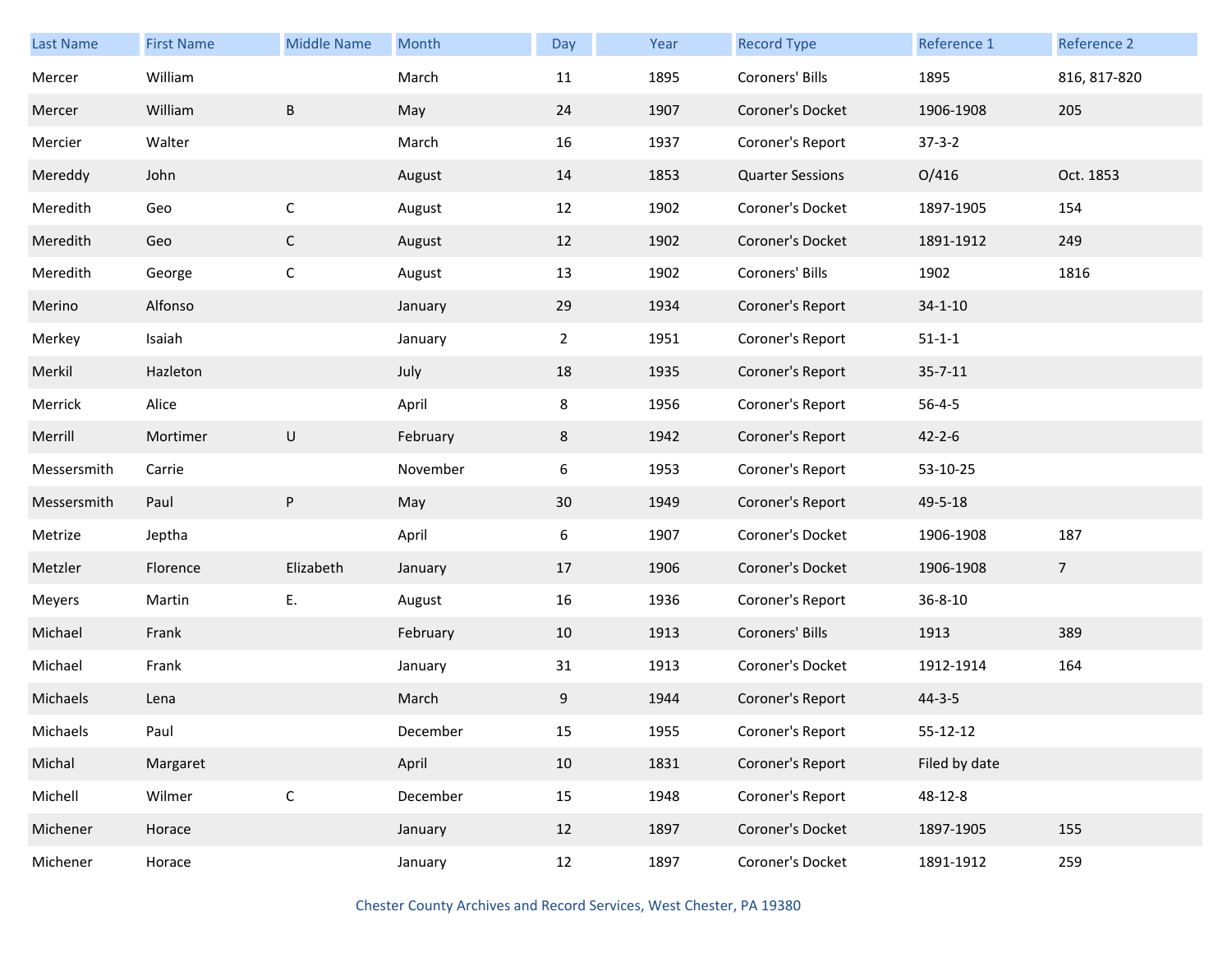| Last Name | First Name | Middle Name | Month | Day | Year | Record Type | Reference 1 | Reference 2 |
|---|---|---|---|---|---|---|---|---|
| Mercer | William | | March | 11 | 1895 | Coroners' Bills | 1895 | 816, 817-820 |
| Mercer | William | B | May | 24 | 1907 | Coroner's Docket | 1906-1908 | 205 |
| Mercier | Walter | | March | 16 | 1937 | Coroner's Report | 37-3-2 | |
| Mereddy | John | | August | 14 | 1853 | Quarter Sessions | O/416 | Oct. 1853 |
| Meredith | Geo | C | August | 12 | 1902 | Coroner's Docket | 1897-1905 | 154 |
| Meredith | Geo | C | August | 12 | 1902 | Coroner's Docket | 1891-1912 | 249 |
| Meredith | George | C | August | 13 | 1902 | Coroners' Bills | 1902 | 1816 |
| Merino | Alfonso | | January | 29 | 1934 | Coroner's Report | 34-1-10 | |
| Merkey | Isaiah | | January | 2 | 1951 | Coroner's Report | 51-1-1 | |
| Merkil | Hazleton | | July | 18 | 1935 | Coroner's Report | 35-7-11 | |
| Merrick | Alice | | April | 8 | 1956 | Coroner's Report | 56-4-5 | |
| Merrill | Mortimer | U | February | 8 | 1942 | Coroner's Report | 42-2-6 | |
| Messersmith | Carrie | | November | 6 | 1953 | Coroner's Report | 53-10-25 | |
| Messersmith | Paul | P | May | 30 | 1949 | Coroner's Report | 49-5-18 | |
| Metrize | Jeptha | | April | 6 | 1907 | Coroner's Docket | 1906-1908 | 187 |
| Metzler | Florence | Elizabeth | January | 17 | 1906 | Coroner's Docket | 1906-1908 | 7 |
| Meyers | Martin | E. | August | 16 | 1936 | Coroner's Report | 36-8-10 | |
| Michael | Frank | | February | 10 | 1913 | Coroners' Bills | 1913 | 389 |
| Michael | Frank | | January | 31 | 1913 | Coroner's Docket | 1912-1914 | 164 |
| Michaels | Lena | | March | 9 | 1944 | Coroner's Report | 44-3-5 | |
| Michaels | Paul | | December | 15 | 1955 | Coroner's Report | 55-12-12 | |
| Michal | Margaret | | April | 10 | 1831 | Coroner's Report | Filed by date | |
| Michell | Wilmer | C | December | 15 | 1948 | Coroner's Report | 48-12-8 | |
| Michener | Horace | | January | 12 | 1897 | Coroner's Docket | 1897-1905 | 155 |
| Michener | Horace | | January | 12 | 1897 | Coroner's Docket | 1891-1912 | 259 |

Chester County Archives and Record Services, West Chester, PA 19380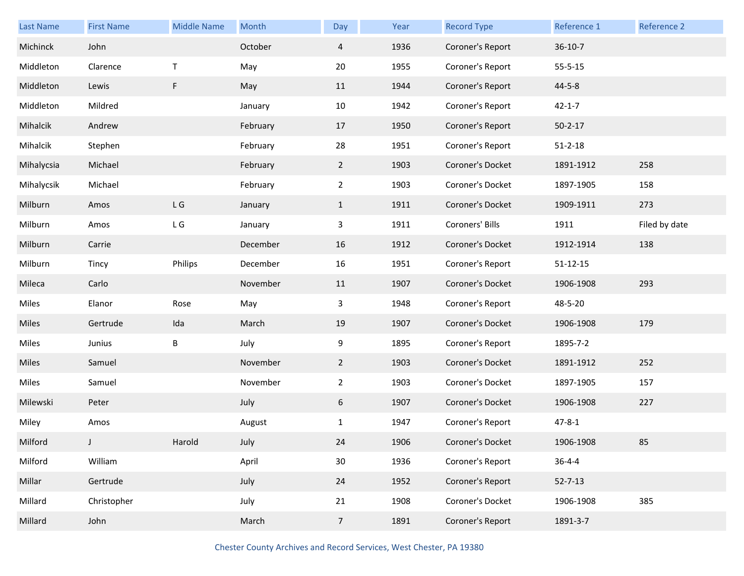| Last Name | First Name | Middle Name | Month | Day | Year | Record Type | Reference 1 | Reference 2 |
|---|---|---|---|---|---|---|---|---|
| Michinck | John | | October | 4 | 1936 | Coroner's Report | 36-10-7 | |
| Middleton | Clarence | T | May | 20 | 1955 | Coroner's Report | 55-5-15 | |
| Middleton | Lewis | F | May | 11 | 1944 | Coroner's Report | 44-5-8 | |
| Middleton | Mildred | | January | 10 | 1942 | Coroner's Report | 42-1-7 | |
| Mihalcik | Andrew | | February | 17 | 1950 | Coroner's Report | 50-2-17 | |
| Mihalcik | Stephen | | February | 28 | 1951 | Coroner's Report | 51-2-18 | |
| Mihalycsia | Michael | | February | 2 | 1903 | Coroner's Docket | 1891-1912 | 258 |
| Mihalycsik | Michael | | February | 2 | 1903 | Coroner's Docket | 1897-1905 | 158 |
| Milburn | Amos | L G | January | 1 | 1911 | Coroner's Docket | 1909-1911 | 273 |
| Milburn | Amos | L G | January | 3 | 1911 | Coroners' Bills | 1911 | Filed by date |
| Milburn | Carrie | | December | 16 | 1912 | Coroner's Docket | 1912-1914 | 138 |
| Milburn | Tincy | Philips | December | 16 | 1951 | Coroner's Report | 51-12-15 | |
| Mileca | Carlo | | November | 11 | 1907 | Coroner's Docket | 1906-1908 | 293 |
| Miles | Elanor | Rose | May | 3 | 1948 | Coroner's Report | 48-5-20 | |
| Miles | Gertrude | Ida | March | 19 | 1907 | Coroner's Docket | 1906-1908 | 179 |
| Miles | Junius | B | July | 9 | 1895 | Coroner's Report | 1895-7-2 | |
| Miles | Samuel | | November | 2 | 1903 | Coroner's Docket | 1891-1912 | 252 |
| Miles | Samuel | | November | 2 | 1903 | Coroner's Docket | 1897-1905 | 157 |
| Milewski | Peter | | July | 6 | 1907 | Coroner's Docket | 1906-1908 | 227 |
| Miley | Amos | | August | 1 | 1947 | Coroner's Report | 47-8-1 | |
| Milford | J | Harold | July | 24 | 1906 | Coroner's Docket | 1906-1908 | 85 |
| Milford | William | | April | 30 | 1936 | Coroner's Report | 36-4-4 | |
| Millar | Gertrude | | July | 24 | 1952 | Coroner's Report | 52-7-13 | |
| Millard | Christopher | | July | 21 | 1908 | Coroner's Docket | 1906-1908 | 385 |
| Millard | John | | March | 7 | 1891 | Coroner's Report | 1891-3-7 | |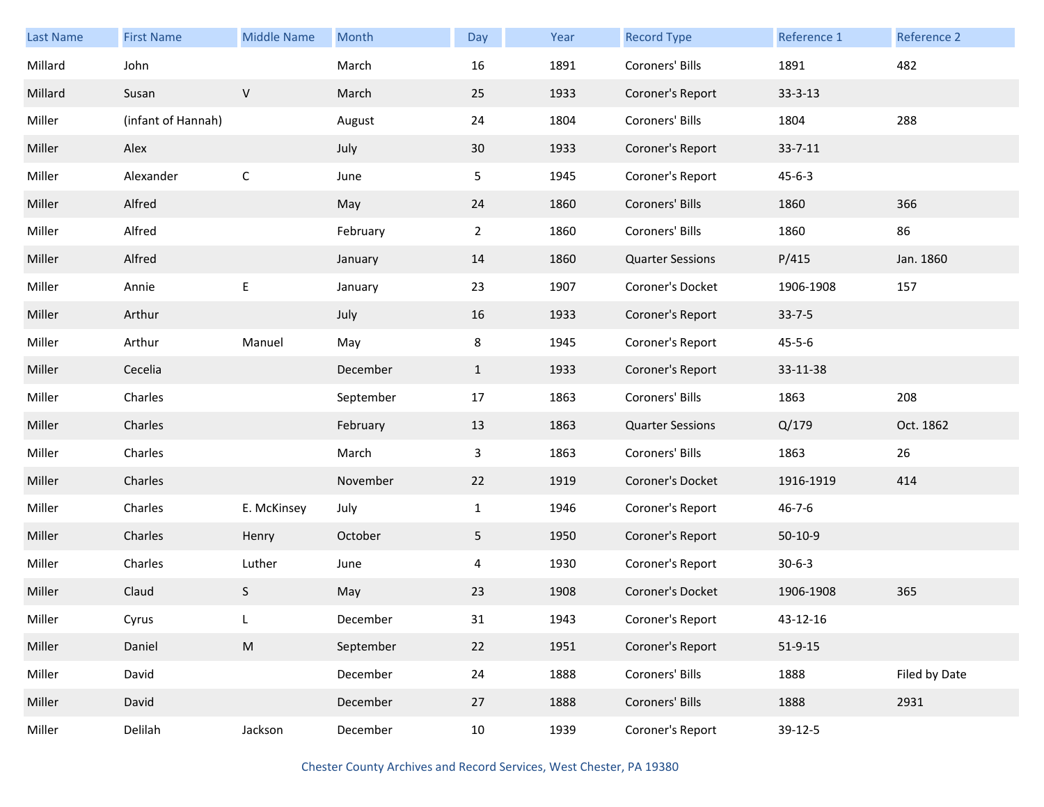| Last Name | First Name | Middle Name | Month | Day | Year | Record Type | Reference 1 | Reference 2 |
|---|---|---|---|---|---|---|---|---|
| Millard | John | | March | 16 | 1891 | Coroners' Bills | 1891 | 482 |
| Millard | Susan | V | March | 25 | 1933 | Coroner's Report | 33-3-13 | |
| Miller | (infant of Hannah) | | August | 24 | 1804 | Coroners' Bills | 1804 | 288 |
| Miller | Alex | | July | 30 | 1933 | Coroner's Report | 33-7-11 | |
| Miller | Alexander | C | June | 5 | 1945 | Coroner's Report | 45-6-3 | |
| Miller | Alfred | | May | 24 | 1860 | Coroners' Bills | 1860 | 366 |
| Miller | Alfred | | February | 2 | 1860 | Coroners' Bills | 1860 | 86 |
| Miller | Alfred | | January | 14 | 1860 | Quarter Sessions | P/415 | Jan. 1860 |
| Miller | Annie | E | January | 23 | 1907 | Coroner's Docket | 1906-1908 | 157 |
| Miller | Arthur | | July | 16 | 1933 | Coroner's Report | 33-7-5 | |
| Miller | Arthur | Manuel | May | 8 | 1945 | Coroner's Report | 45-5-6 | |
| Miller | Cecelia | | December | 1 | 1933 | Coroner's Report | 33-11-38 | |
| Miller | Charles | | September | 17 | 1863 | Coroners' Bills | 1863 | 208 |
| Miller | Charles | | February | 13 | 1863 | Quarter Sessions | Q/179 | Oct. 1862 |
| Miller | Charles | | March | 3 | 1863 | Coroners' Bills | 1863 | 26 |
| Miller | Charles | | November | 22 | 1919 | Coroner's Docket | 1916-1919 | 414 |
| Miller | Charles | E. McKinsey | July | 1 | 1946 | Coroner's Report | 46-7-6 | |
| Miller | Charles | Henry | October | 5 | 1950 | Coroner's Report | 50-10-9 | |
| Miller | Charles | Luther | June | 4 | 1930 | Coroner's Report | 30-6-3 | |
| Miller | Claud | S | May | 23 | 1908 | Coroner's Docket | 1906-1908 | 365 |
| Miller | Cyrus | L | December | 31 | 1943 | Coroner's Report | 43-12-16 | |
| Miller | Daniel | M | September | 22 | 1951 | Coroner's Report | 51-9-15 | |
| Miller | David | | December | 24 | 1888 | Coroners' Bills | 1888 | Filed by Date |
| Miller | David | | December | 27 | 1888 | Coroners' Bills | 1888 | 2931 |
| Miller | Delilah | Jackson | December | 10 | 1939 | Coroner's Report | 39-12-5 | |

Chester County Archives and Record Services, West Chester, PA 19380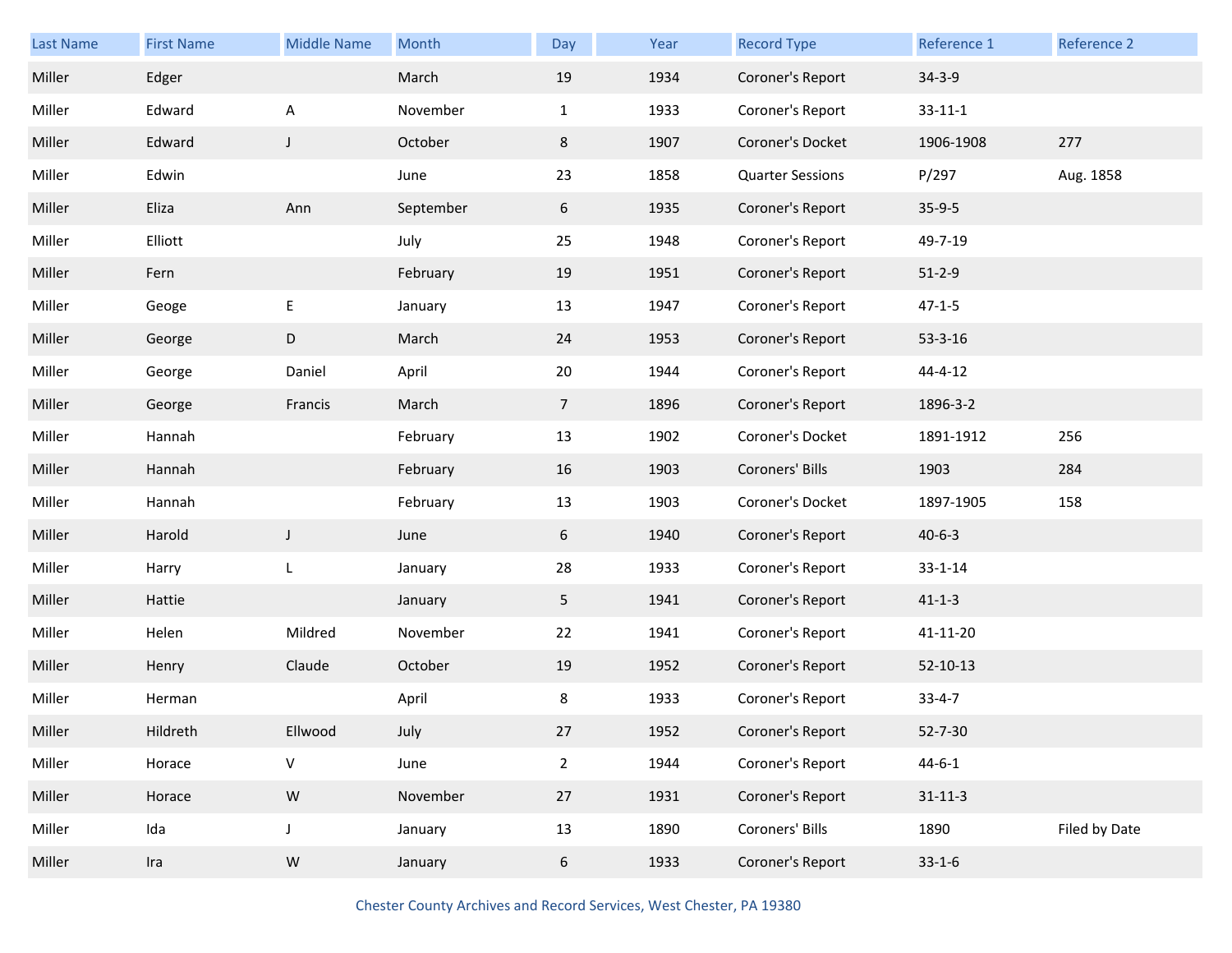| Last Name | First Name | Middle Name | Month | Day | Year | Record Type | Reference 1 | Reference 2 |
|---|---|---|---|---|---|---|---|---|
| Miller | Edger | | March | 19 | 1934 | Coroner's Report | 34-3-9 | |
| Miller | Edward | A | November | 1 | 1933 | Coroner's Report | 33-11-1 | |
| Miller | Edward | J | October | 8 | 1907 | Coroner's Docket | 1906-1908 | 277 |
| Miller | Edwin | | June | 23 | 1858 | Quarter Sessions | P/297 | Aug. 1858 |
| Miller | Eliza | Ann | September | 6 | 1935 | Coroner's Report | 35-9-5 | |
| Miller | Elliott | | July | 25 | 1948 | Coroner's Report | 49-7-19 | |
| Miller | Fern | | February | 19 | 1951 | Coroner's Report | 51-2-9 | |
| Miller | Geoge | E | January | 13 | 1947 | Coroner's Report | 47-1-5 | |
| Miller | George | D | March | 24 | 1953 | Coroner's Report | 53-3-16 | |
| Miller | George | Daniel | April | 20 | 1944 | Coroner's Report | 44-4-12 | |
| Miller | George | Francis | March | 7 | 1896 | Coroner's Report | 1896-3-2 | |
| Miller | Hannah | | February | 13 | 1902 | Coroner's Docket | 1891-1912 | 256 |
| Miller | Hannah | | February | 16 | 1903 | Coroners' Bills | 1903 | 284 |
| Miller | Hannah | | February | 13 | 1903 | Coroner's Docket | 1897-1905 | 158 |
| Miller | Harold | J | June | 6 | 1940 | Coroner's Report | 40-6-3 | |
| Miller | Harry | L | January | 28 | 1933 | Coroner's Report | 33-1-14 | |
| Miller | Hattie | | January | 5 | 1941 | Coroner's Report | 41-1-3 | |
| Miller | Helen | Mildred | November | 22 | 1941 | Coroner's Report | 41-11-20 | |
| Miller | Henry | Claude | October | 19 | 1952 | Coroner's Report | 52-10-13 | |
| Miller | Herman | | April | 8 | 1933 | Coroner's Report | 33-4-7 | |
| Miller | Hildreth | Ellwood | July | 27 | 1952 | Coroner's Report | 52-7-30 | |
| Miller | Horace | V | June | 2 | 1944 | Coroner's Report | 44-6-1 | |
| Miller | Horace | W | November | 27 | 1931 | Coroner's Report | 31-11-3 | |
| Miller | Ida | J | January | 13 | 1890 | Coroners' Bills | 1890 | Filed by Date |
| Miller | Ira | W | January | 6 | 1933 | Coroner's Report | 33-1-6 | |

Chester County Archives and Record Services, West Chester, PA 19380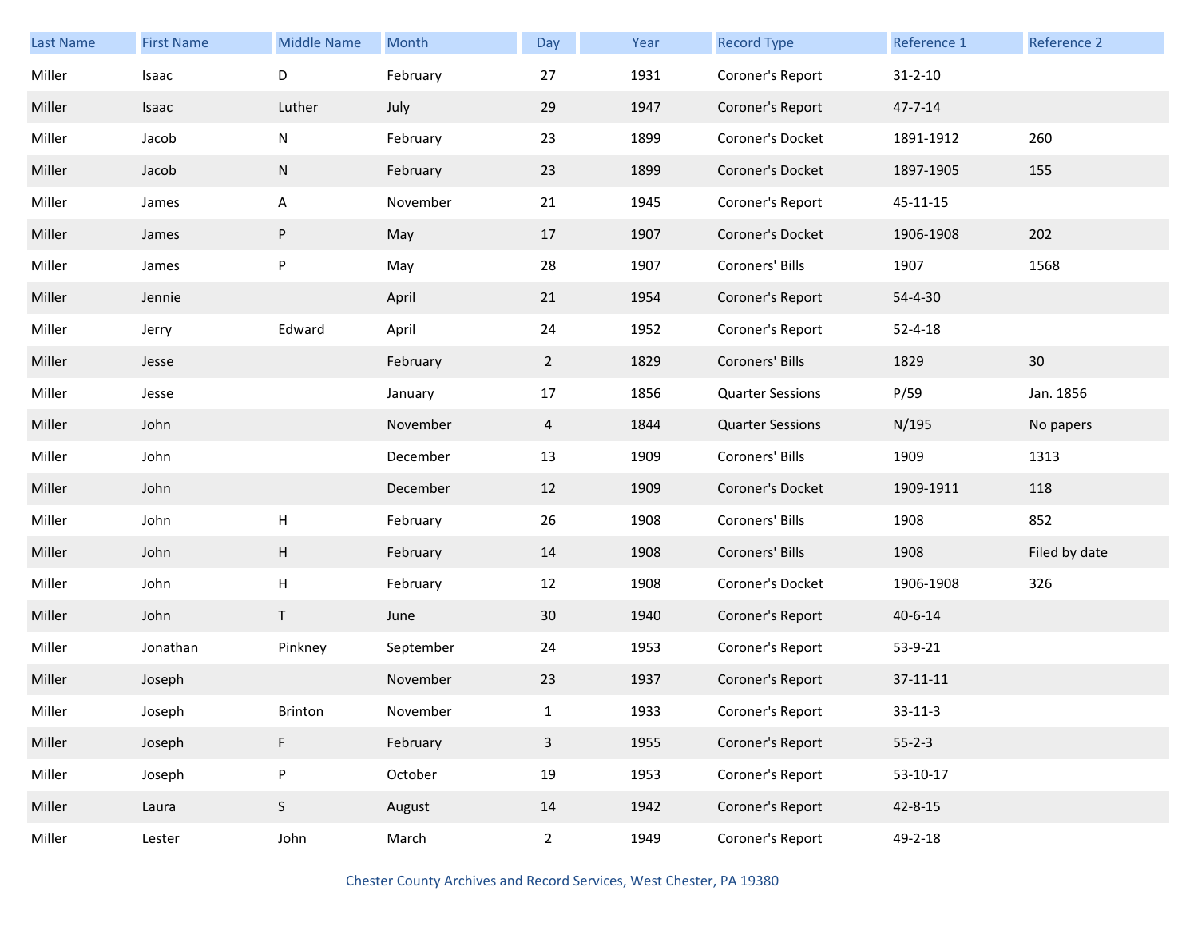| Last Name | First Name | Middle Name | Month | Day | Year | Record Type | Reference 1 | Reference 2 |
|---|---|---|---|---|---|---|---|---|
| Miller | Isaac | D | February | 27 | 1931 | Coroner's Report | 31-2-10 | |
| Miller | Isaac | Luther | July | 29 | 1947 | Coroner's Report | 47-7-14 | |
| Miller | Jacob | N | February | 23 | 1899 | Coroner's Docket | 1891-1912 | 260 |
| Miller | Jacob | N | February | 23 | 1899 | Coroner's Docket | 1897-1905 | 155 |
| Miller | James | A | November | 21 | 1945 | Coroner's Report | 45-11-15 | |
| Miller | James | P | May | 17 | 1907 | Coroner's Docket | 1906-1908 | 202 |
| Miller | James | P | May | 28 | 1907 | Coroners' Bills | 1907 | 1568 |
| Miller | Jennie | | April | 21 | 1954 | Coroner's Report | 54-4-30 | |
| Miller | Jerry | Edward | April | 24 | 1952 | Coroner's Report | 52-4-18 | |
| Miller | Jesse | | February | 2 | 1829 | Coroners' Bills | 1829 | 30 |
| Miller | Jesse | | January | 17 | 1856 | Quarter Sessions | P/59 | Jan. 1856 |
| Miller | John | | November | 4 | 1844 | Quarter Sessions | N/195 | No papers |
| Miller | John | | December | 13 | 1909 | Coroners' Bills | 1909 | 1313 |
| Miller | John | | December | 12 | 1909 | Coroner's Docket | 1909-1911 | 118 |
| Miller | John | H | February | 26 | 1908 | Coroners' Bills | 1908 | 852 |
| Miller | John | H | February | 14 | 1908 | Coroners' Bills | 1908 | Filed by date |
| Miller | John | H | February | 12 | 1908 | Coroner's Docket | 1906-1908 | 326 |
| Miller | John | T | June | 30 | 1940 | Coroner's Report | 40-6-14 | |
| Miller | Jonathan | Pinkney | September | 24 | 1953 | Coroner's Report | 53-9-21 | |
| Miller | Joseph | | November | 23 | 1937 | Coroner's Report | 37-11-11 | |
| Miller | Joseph | Brinton | November | 1 | 1933 | Coroner's Report | 33-11-3 | |
| Miller | Joseph | F | February | 3 | 1955 | Coroner's Report | 55-2-3 | |
| Miller | Joseph | P | October | 19 | 1953 | Coroner's Report | 53-10-17 | |
| Miller | Laura | S | August | 14 | 1942 | Coroner's Report | 42-8-15 | |
| Miller | Lester | John | March | 2 | 1949 | Coroner's Report | 49-2-18 | |

Chester County Archives and Record Services, West Chester, PA 19380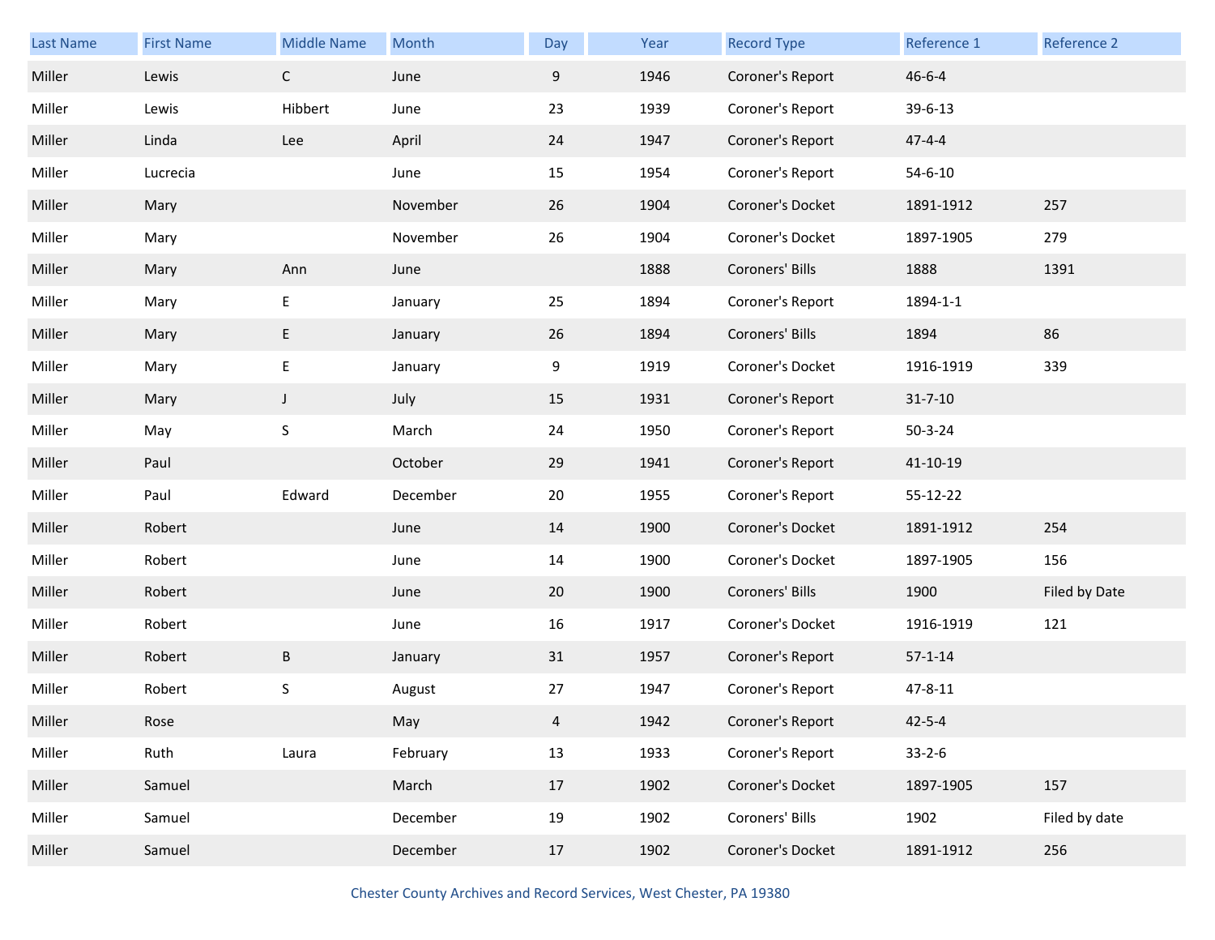| Last Name | First Name | Middle Name | Month | Day | Year | Record Type | Reference 1 | Reference 2 |
|---|---|---|---|---|---|---|---|---|
| Miller | Lewis | C | June | 9 | 1946 | Coroner's Report | 46-6-4 | |
| Miller | Lewis | Hibbert | June | 23 | 1939 | Coroner's Report | 39-6-13 | |
| Miller | Linda | Lee | April | 24 | 1947 | Coroner's Report | 47-4-4 | |
| Miller | Lucrecia | | June | 15 | 1954 | Coroner's Report | 54-6-10 | |
| Miller | Mary | | November | 26 | 1904 | Coroner's Docket | 1891-1912 | 257 |
| Miller | Mary | | November | 26 | 1904 | Coroner's Docket | 1897-1905 | 279 |
| Miller | Mary | Ann | June | | 1888 | Coroners' Bills | 1888 | 1391 |
| Miller | Mary | E | January | 25 | 1894 | Coroner's Report | 1894-1-1 | |
| Miller | Mary | E | January | 26 | 1894 | Coroners' Bills | 1894 | 86 |
| Miller | Mary | E | January | 9 | 1919 | Coroner's Docket | 1916-1919 | 339 |
| Miller | Mary | J | July | 15 | 1931 | Coroner's Report | 31-7-10 | |
| Miller | May | S | March | 24 | 1950 | Coroner's Report | 50-3-24 | |
| Miller | Paul | | October | 29 | 1941 | Coroner's Report | 41-10-19 | |
| Miller | Paul | Edward | December | 20 | 1955 | Coroner's Report | 55-12-22 | |
| Miller | Robert | | June | 14 | 1900 | Coroner's Docket | 1891-1912 | 254 |
| Miller | Robert | | June | 14 | 1900 | Coroner's Docket | 1897-1905 | 156 |
| Miller | Robert | | June | 20 | 1900 | Coroners' Bills | 1900 | Filed by Date |
| Miller | Robert | | June | 16 | 1917 | Coroner's Docket | 1916-1919 | 121 |
| Miller | Robert | B | January | 31 | 1957 | Coroner's Report | 57-1-14 | |
| Miller | Robert | S | August | 27 | 1947 | Coroner's Report | 47-8-11 | |
| Miller | Rose | | May | 4 | 1942 | Coroner's Report | 42-5-4 | |
| Miller | Ruth | Laura | February | 13 | 1933 | Coroner's Report | 33-2-6 | |
| Miller | Samuel | | March | 17 | 1902 | Coroner's Docket | 1897-1905 | 157 |
| Miller | Samuel | | December | 19 | 1902 | Coroners' Bills | 1902 | Filed by date |
| Miller | Samuel | | December | 17 | 1902 | Coroner's Docket | 1891-1912 | 256 |

Chester County Archives and Record Services, West Chester, PA 19380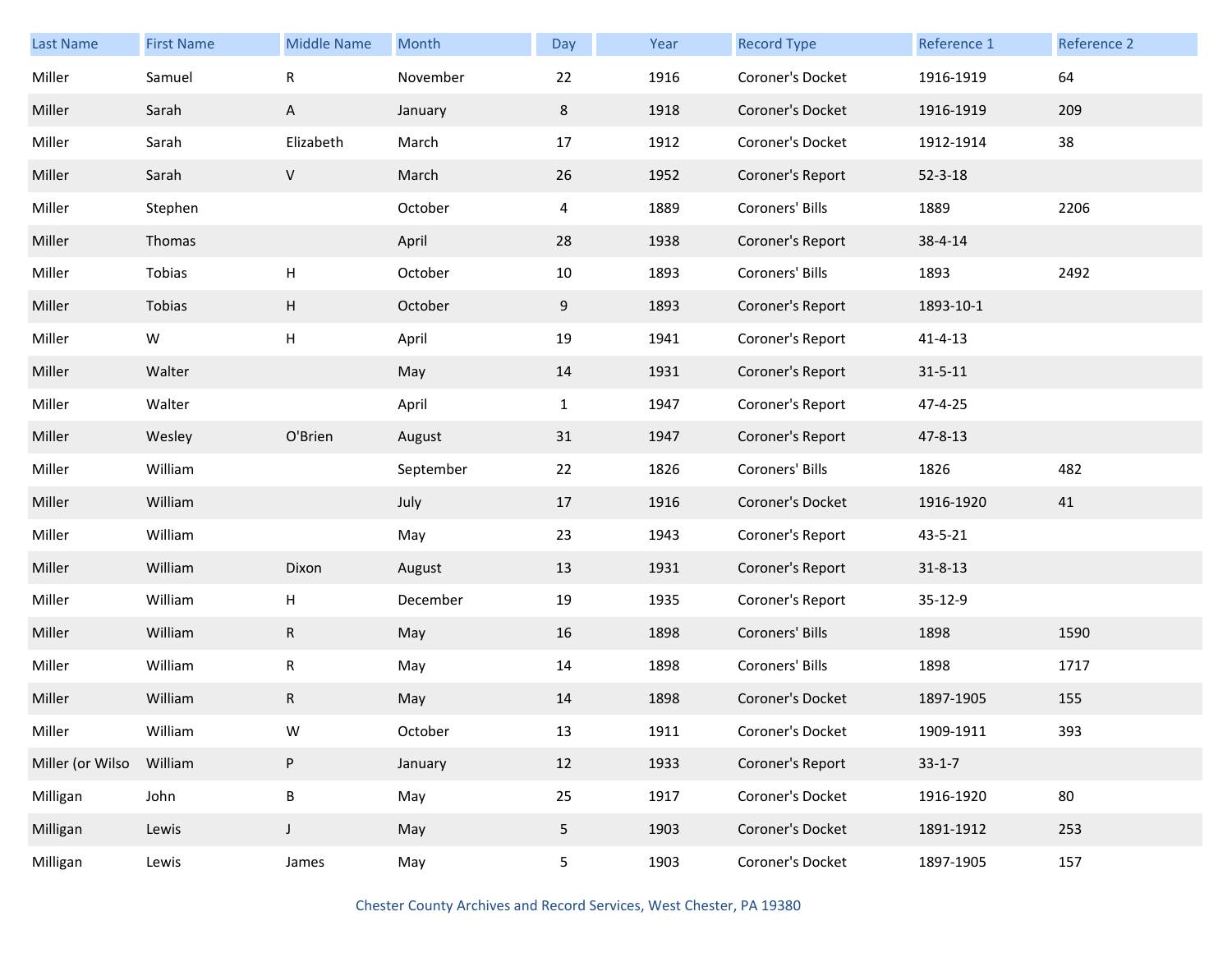| Last Name | First Name | Middle Name | Month | Day | Year | Record Type | Reference 1 | Reference 2 |
|---|---|---|---|---|---|---|---|---|
| Miller | Samuel | R | November | 22 | 1916 | Coroner's Docket | 1916-1919 | 64 |
| Miller | Sarah | A | January | 8 | 1918 | Coroner's Docket | 1916-1919 | 209 |
| Miller | Sarah | Elizabeth | March | 17 | 1912 | Coroner's Docket | 1912-1914 | 38 |
| Miller | Sarah | V | March | 26 | 1952 | Coroner's Report | 52-3-18 | |
| Miller | Stephen | | October | 4 | 1889 | Coroners' Bills | 1889 | 2206 |
| Miller | Thomas | | April | 28 | 1938 | Coroner's Report | 38-4-14 | |
| Miller | Tobias | H | October | 10 | 1893 | Coroners' Bills | 1893 | 2492 |
| Miller | Tobias | H | October | 9 | 1893 | Coroner's Report | 1893-10-1 | |
| Miller | W | H | April | 19 | 1941 | Coroner's Report | 41-4-13 | |
| Miller | Walter | | May | 14 | 1931 | Coroner's Report | 31-5-11 | |
| Miller | Walter | | April | 1 | 1947 | Coroner's Report | 47-4-25 | |
| Miller | Wesley | O'Brien | August | 31 | 1947 | Coroner's Report | 47-8-13 | |
| Miller | William | | September | 22 | 1826 | Coroners' Bills | 1826 | 482 |
| Miller | William | | July | 17 | 1916 | Coroner's Docket | 1916-1920 | 41 |
| Miller | William | | May | 23 | 1943 | Coroner's Report | 43-5-21 | |
| Miller | William | Dixon | August | 13 | 1931 | Coroner's Report | 31-8-13 | |
| Miller | William | H | December | 19 | 1935 | Coroner's Report | 35-12-9 | |
| Miller | William | R | May | 16 | 1898 | Coroners' Bills | 1898 | 1590 |
| Miller | William | R | May | 14 | 1898 | Coroners' Bills | 1898 | 1717 |
| Miller | William | R | May | 14 | 1898 | Coroner's Docket | 1897-1905 | 155 |
| Miller | William | W | October | 13 | 1911 | Coroner's Docket | 1909-1911 | 393 |
| Miller (or Wilso | William | P | January | 12 | 1933 | Coroner's Report | 33-1-7 | |
| Milligan | John | B | May | 25 | 1917 | Coroner's Docket | 1916-1920 | 80 |
| Milligan | Lewis | J | May | 5 | 1903 | Coroner's Docket | 1891-1912 | 253 |
| Milligan | Lewis | James | May | 5 | 1903 | Coroner's Docket | 1897-1905 | 157 |

Chester County Archives and Record Services, West Chester, PA 19380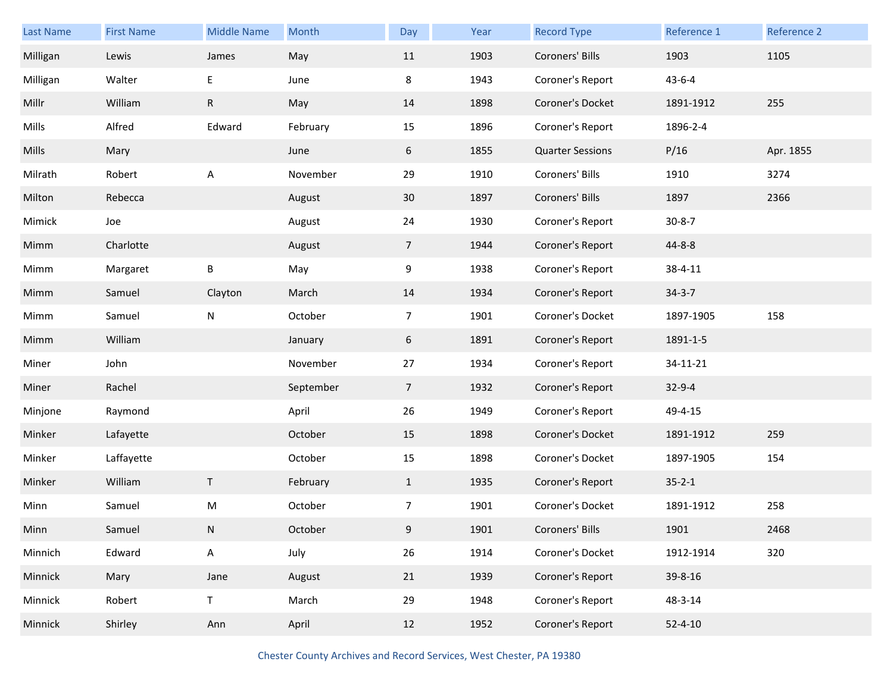| Last Name | First Name | Middle Name | Month | Day | Year | Record Type | Reference 1 | Reference 2 |
|---|---|---|---|---|---|---|---|---|
| Milligan | Lewis | James | May | 11 | 1903 | Coroners' Bills | 1903 | 1105 |
| Milligan | Walter | E | June | 8 | 1943 | Coroner's Report | 43-6-4 | |
| Millr | William | R | May | 14 | 1898 | Coroner's Docket | 1891-1912 | 255 |
| Mills | Alfred | Edward | February | 15 | 1896 | Coroner's Report | 1896-2-4 | |
| Mills | Mary | | June | 6 | 1855 | Quarter Sessions | P/16 | Apr. 1855 |
| Milrath | Robert | A | November | 29 | 1910 | Coroners' Bills | 1910 | 3274 |
| Milton | Rebecca | | August | 30 | 1897 | Coroners' Bills | 1897 | 2366 |
| Mimick | Joe | | August | 24 | 1930 | Coroner's Report | 30-8-7 | |
| Mimm | Charlotte | | August | 7 | 1944 | Coroner's Report | 44-8-8 | |
| Mimm | Margaret | B | May | 9 | 1938 | Coroner's Report | 38-4-11 | |
| Mimm | Samuel | Clayton | March | 14 | 1934 | Coroner's Report | 34-3-7 | |
| Mimm | Samuel | N | October | 7 | 1901 | Coroner's Docket | 1897-1905 | 158 |
| Mimm | William | | January | 6 | 1891 | Coroner's Report | 1891-1-5 | |
| Miner | John | | November | 27 | 1934 | Coroner's Report | 34-11-21 | |
| Miner | Rachel | | September | 7 | 1932 | Coroner's Report | 32-9-4 | |
| Minjone | Raymond | | April | 26 | 1949 | Coroner's Report | 49-4-15 | |
| Minker | Lafayette | | October | 15 | 1898 | Coroner's Docket | 1891-1912 | 259 |
| Minker | Laffayette | | October | 15 | 1898 | Coroner's Docket | 1897-1905 | 154 |
| Minker | William | T | February | 1 | 1935 | Coroner's Report | 35-2-1 | |
| Minn | Samuel | M | October | 7 | 1901 | Coroner's Docket | 1891-1912 | 258 |
| Minn | Samuel | N | October | 9 | 1901 | Coroners' Bills | 1901 | 2468 |
| Minnich | Edward | A | July | 26 | 1914 | Coroner's Docket | 1912-1914 | 320 |
| Minnick | Mary | Jane | August | 21 | 1939 | Coroner's Report | 39-8-16 | |
| Minnick | Robert | T | March | 29 | 1948 | Coroner's Report | 48-3-14 | |
| Minnick | Shirley | Ann | April | 12 | 1952 | Coroner's Report | 52-4-10 | |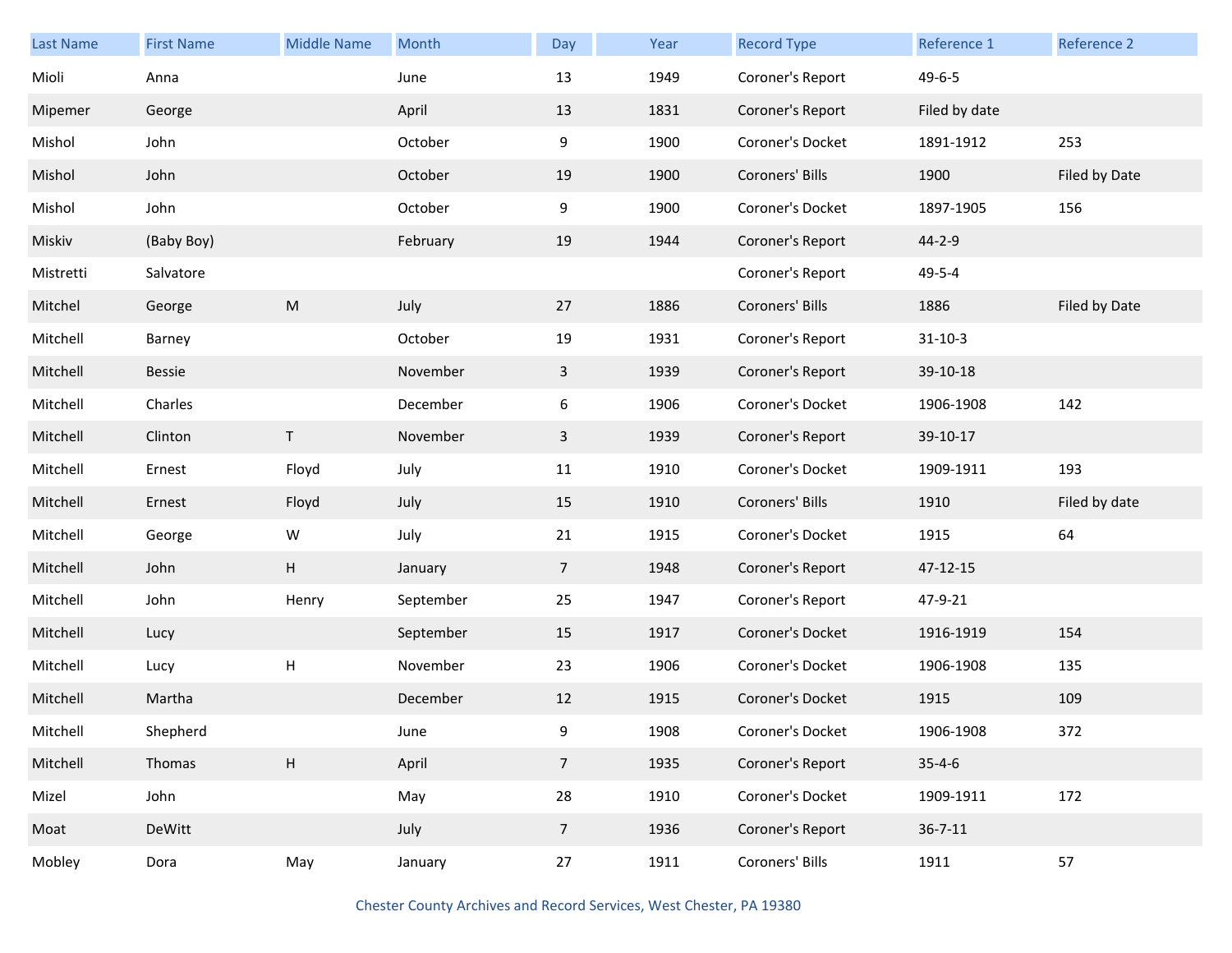| Last Name | First Name | Middle Name | Month | Day | Year | Record Type | Reference 1 | Reference 2 |
|---|---|---|---|---|---|---|---|---|
| Mioli | Anna | | June | 13 | 1949 | Coroner's Report | 49-6-5 | |
| Mipemer | George | | April | 13 | 1831 | Coroner's Report | Filed by date | |
| Mishol | John | | October | 9 | 1900 | Coroner's Docket | 1891-1912 | 253 |
| Mishol | John | | October | 19 | 1900 | Coroners' Bills | 1900 | Filed by Date |
| Mishol | John | | October | 9 | 1900 | Coroner's Docket | 1897-1905 | 156 |
| Miskiv | (Baby Boy) | | February | 19 | 1944 | Coroner's Report | 44-2-9 | |
| Mistretti | Salvatore | | | | | Coroner's Report | 49-5-4 | |
| Mitchel | George | M | July | 27 | 1886 | Coroners' Bills | 1886 | Filed by Date |
| Mitchell | Barney | | October | 19 | 1931 | Coroner's Report | 31-10-3 | |
| Mitchell | Bessie | | November | 3 | 1939 | Coroner's Report | 39-10-18 | |
| Mitchell | Charles | | December | 6 | 1906 | Coroner's Docket | 1906-1908 | 142 |
| Mitchell | Clinton | T | November | 3 | 1939 | Coroner's Report | 39-10-17 | |
| Mitchell | Ernest | Floyd | July | 11 | 1910 | Coroner's Docket | 1909-1911 | 193 |
| Mitchell | Ernest | Floyd | July | 15 | 1910 | Coroners' Bills | 1910 | Filed by date |
| Mitchell | George | W | July | 21 | 1915 | Coroner's Docket | 1915 | 64 |
| Mitchell | John | H | January | 7 | 1948 | Coroner's Report | 47-12-15 | |
| Mitchell | John | Henry | September | 25 | 1947 | Coroner's Report | 47-9-21 | |
| Mitchell | Lucy | | September | 15 | 1917 | Coroner's Docket | 1916-1919 | 154 |
| Mitchell | Lucy | H | November | 23 | 1906 | Coroner's Docket | 1906-1908 | 135 |
| Mitchell | Martha | | December | 12 | 1915 | Coroner's Docket | 1915 | 109 |
| Mitchell | Shepherd | | June | 9 | 1908 | Coroner's Docket | 1906-1908 | 372 |
| Mitchell | Thomas | H | April | 7 | 1935 | Coroner's Report | 35-4-6 | |
| Mizel | John | | May | 28 | 1910 | Coroner's Docket | 1909-1911 | 172 |
| Moat | DeWitt | | July | 7 | 1936 | Coroner's Report | 36-7-11 | |
| Mobley | Dora | May | January | 27 | 1911 | Coroners' Bills | 1911 | 57 |

Chester County Archives and Record Services, West Chester, PA 19380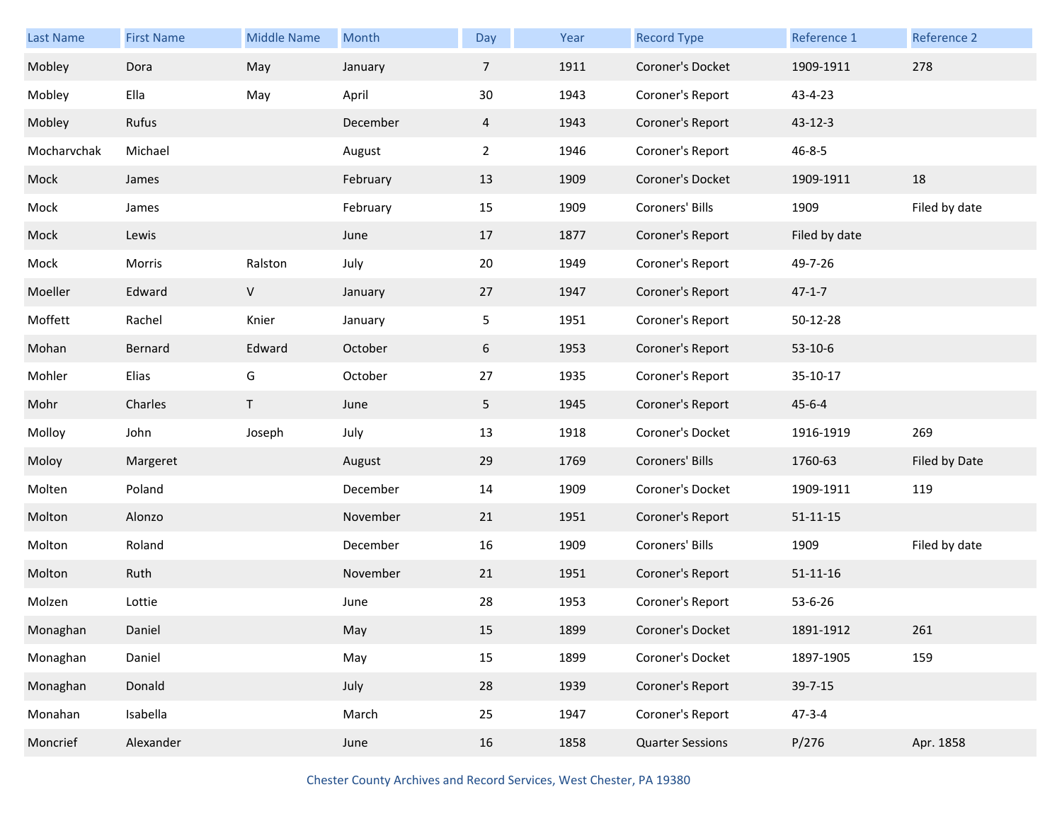| Last Name | First Name | Middle Name | Month | Day | Year | Record Type | Reference 1 | Reference 2 |
|---|---|---|---|---|---|---|---|---|
| Mobley | Dora | May | January | 7 | 1911 | Coroner's Docket | 1909-1911 | 278 |
| Mobley | Ella | May | April | 30 | 1943 | Coroner's Report | 43-4-23 | |
| Mobley | Rufus | | December | 4 | 1943 | Coroner's Report | 43-12-3 | |
| Mocharvchak | Michael | | August | 2 | 1946 | Coroner's Report | 46-8-5 | |
| Mock | James | | February | 13 | 1909 | Coroner's Docket | 1909-1911 | 18 |
| Mock | James | | February | 15 | 1909 | Coroners' Bills | 1909 | Filed by date |
| Mock | Lewis | | June | 17 | 1877 | Coroner's Report | Filed by date | |
| Mock | Morris | Ralston | July | 20 | 1949 | Coroner's Report | 49-7-26 | |
| Moeller | Edward | V | January | 27 | 1947 | Coroner's Report | 47-1-7 | |
| Moffett | Rachel | Knier | January | 5 | 1951 | Coroner's Report | 50-12-28 | |
| Mohan | Bernard | Edward | October | 6 | 1953 | Coroner's Report | 53-10-6 | |
| Mohler | Elias | G | October | 27 | 1935 | Coroner's Report | 35-10-17 | |
| Mohr | Charles | T | June | 5 | 1945 | Coroner's Report | 45-6-4 | |
| Molloy | John | Joseph | July | 13 | 1918 | Coroner's Docket | 1916-1919 | 269 |
| Moloy | Margeret | | August | 29 | 1769 | Coroners' Bills | 1760-63 | Filed by Date |
| Molten | Poland | | December | 14 | 1909 | Coroner's Docket | 1909-1911 | 119 |
| Molton | Alonzo | | November | 21 | 1951 | Coroner's Report | 51-11-15 | |
| Molton | Roland | | December | 16 | 1909 | Coroners' Bills | 1909 | Filed by date |
| Molton | Ruth | | November | 21 | 1951 | Coroner's Report | 51-11-16 | |
| Molzen | Lottie | | June | 28 | 1953 | Coroner's Report | 53-6-26 | |
| Monaghan | Daniel | | May | 15 | 1899 | Coroner's Docket | 1891-1912 | 261 |
| Monaghan | Daniel | | May | 15 | 1899 | Coroner's Docket | 1897-1905 | 159 |
| Monaghan | Donald | | July | 28 | 1939 | Coroner's Report | 39-7-15 | |
| Monahan | Isabella | | March | 25 | 1947 | Coroner's Report | 47-3-4 | |
| Moncrief | Alexander | | June | 16 | 1858 | Quarter Sessions | P/276 | Apr. 1858 |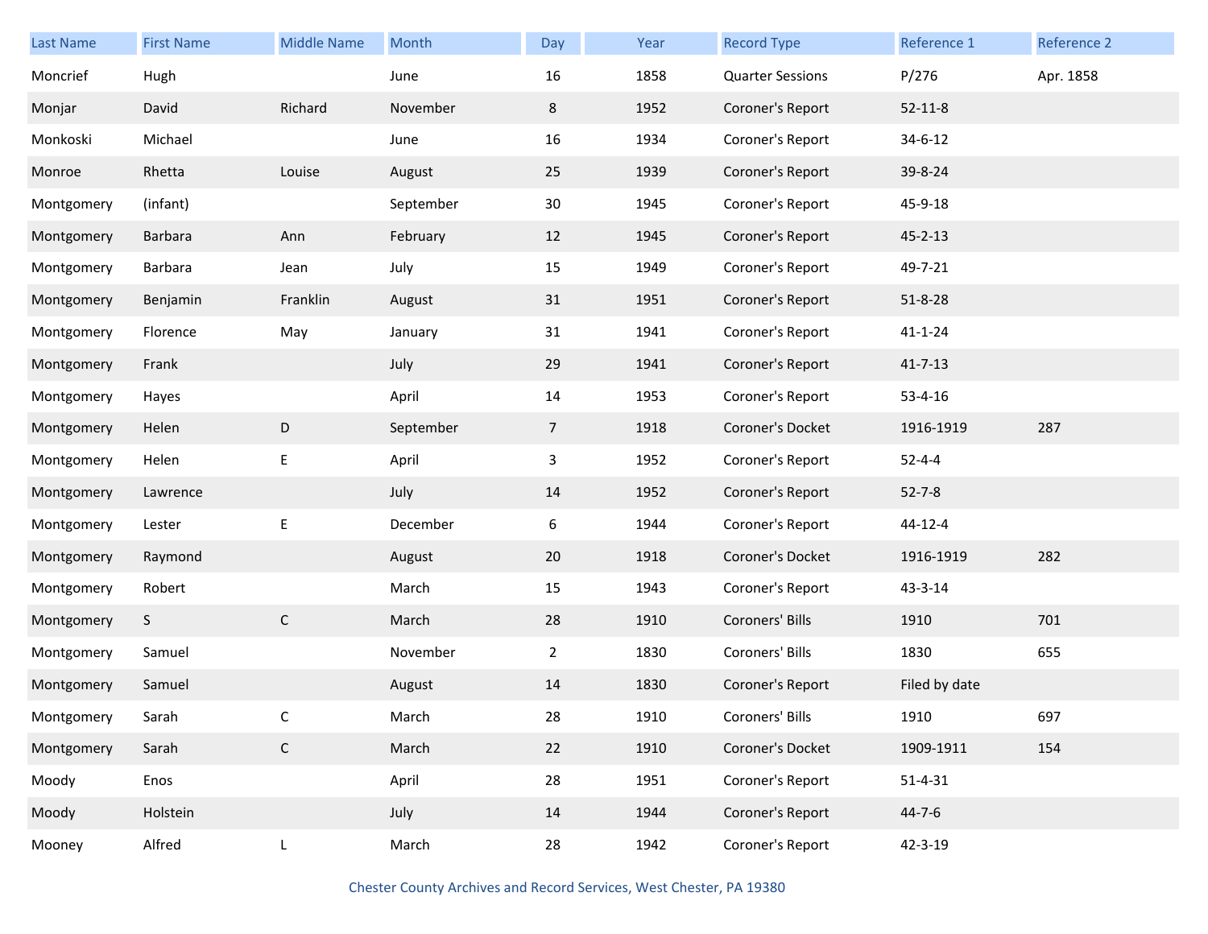| Last Name | First Name | Middle Name | Month | Day | Year | Record Type | Reference 1 | Reference 2 |
|---|---|---|---|---|---|---|---|---|
| Moncrief | Hugh | | June | 16 | 1858 | Quarter Sessions | P/276 | Apr. 1858 |
| Monjar | David | Richard | November | 8 | 1952 | Coroner's Report | 52-11-8 | |
| Monkoski | Michael | | June | 16 | 1934 | Coroner's Report | 34-6-12 | |
| Monroe | Rhetta | Louise | August | 25 | 1939 | Coroner's Report | 39-8-24 | |
| Montgomery | (infant) | | September | 30 | 1945 | Coroner's Report | 45-9-18 | |
| Montgomery | Barbara | Ann | February | 12 | 1945 | Coroner's Report | 45-2-13 | |
| Montgomery | Barbara | Jean | July | 15 | 1949 | Coroner's Report | 49-7-21 | |
| Montgomery | Benjamin | Franklin | August | 31 | 1951 | Coroner's Report | 51-8-28 | |
| Montgomery | Florence | May | January | 31 | 1941 | Coroner's Report | 41-1-24 | |
| Montgomery | Frank | | July | 29 | 1941 | Coroner's Report | 41-7-13 | |
| Montgomery | Hayes | | April | 14 | 1953 | Coroner's Report | 53-4-16 | |
| Montgomery | Helen | D | September | 7 | 1918 | Coroner's Docket | 1916-1919 | 287 |
| Montgomery | Helen | E | April | 3 | 1952 | Coroner's Report | 52-4-4 | |
| Montgomery | Lawrence | | July | 14 | 1952 | Coroner's Report | 52-7-8 | |
| Montgomery | Lester | E | December | 6 | 1944 | Coroner's Report | 44-12-4 | |
| Montgomery | Raymond | | August | 20 | 1918 | Coroner's Docket | 1916-1919 | 282 |
| Montgomery | Robert | | March | 15 | 1943 | Coroner's Report | 43-3-14 | |
| Montgomery | S | C | March | 28 | 1910 | Coroners' Bills | 1910 | 701 |
| Montgomery | Samuel | | November | 2 | 1830 | Coroners' Bills | 1830 | 655 |
| Montgomery | Samuel | | August | 14 | 1830 | Coroner's Report | Filed by date | |
| Montgomery | Sarah | C | March | 28 | 1910 | Coroners' Bills | 1910 | 697 |
| Montgomery | Sarah | C | March | 22 | 1910 | Coroner's Docket | 1909-1911 | 154 |
| Moody | Enos | | April | 28 | 1951 | Coroner's Report | 51-4-31 | |
| Moody | Holstein | | July | 14 | 1944 | Coroner's Report | 44-7-6 | |
| Mooney | Alfred | L | March | 28 | 1942 | Coroner's Report | 42-3-19 | |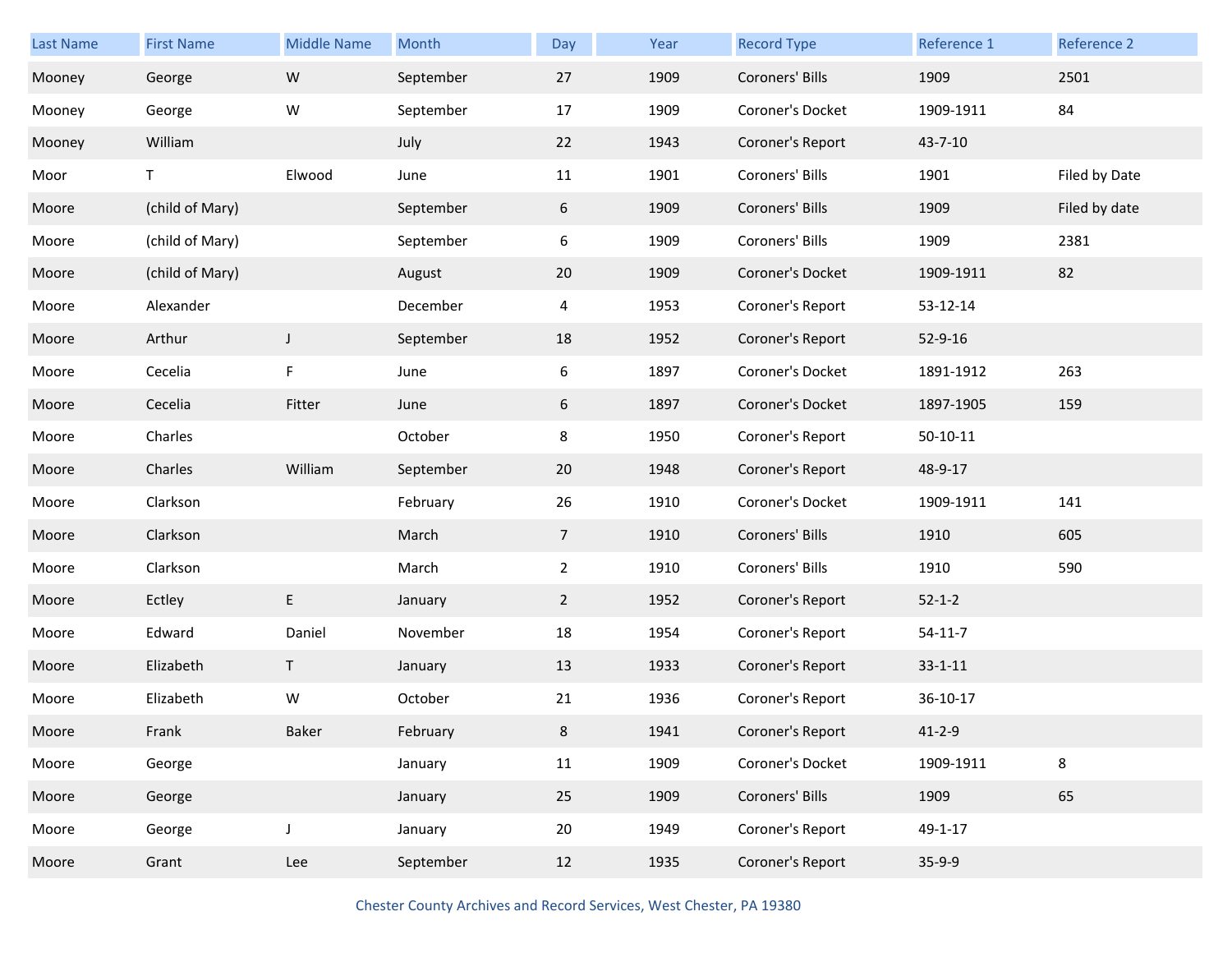| Last Name | First Name | Middle Name | Month | Day | Year | Record Type | Reference 1 | Reference 2 |
|---|---|---|---|---|---|---|---|---|
| Mooney | George | W | September | 27 | 1909 | Coroners' Bills | 1909 | 2501 |
| Mooney | George | W | September | 17 | 1909 | Coroner's Docket | 1909-1911 | 84 |
| Mooney | William | | July | 22 | 1943 | Coroner's Report | 43-7-10 | |
| Moor | T | Elwood | June | 11 | 1901 | Coroners' Bills | 1901 | Filed by Date |
| Moore | (child of Mary) | | September | 6 | 1909 | Coroners' Bills | 1909 | Filed by date |
| Moore | (child of Mary) | | September | 6 | 1909 | Coroners' Bills | 1909 | 2381 |
| Moore | (child of Mary) | | August | 20 | 1909 | Coroner's Docket | 1909-1911 | 82 |
| Moore | Alexander | | December | 4 | 1953 | Coroner's Report | 53-12-14 | |
| Moore | Arthur | J | September | 18 | 1952 | Coroner's Report | 52-9-16 | |
| Moore | Cecelia | F | June | 6 | 1897 | Coroner's Docket | 1891-1912 | 263 |
| Moore | Cecelia | Fitter | June | 6 | 1897 | Coroner's Docket | 1897-1905 | 159 |
| Moore | Charles | | October | 8 | 1950 | Coroner's Report | 50-10-11 | |
| Moore | Charles | William | September | 20 | 1948 | Coroner's Report | 48-9-17 | |
| Moore | Clarkson | | February | 26 | 1910 | Coroner's Docket | 1909-1911 | 141 |
| Moore | Clarkson | | March | 7 | 1910 | Coroners' Bills | 1910 | 605 |
| Moore | Clarkson | | March | 2 | 1910 | Coroners' Bills | 1910 | 590 |
| Moore | Ectley | E | January | 2 | 1952 | Coroner's Report | 52-1-2 | |
| Moore | Edward | Daniel | November | 18 | 1954 | Coroner's Report | 54-11-7 | |
| Moore | Elizabeth | T | January | 13 | 1933 | Coroner's Report | 33-1-11 | |
| Moore | Elizabeth | W | October | 21 | 1936 | Coroner's Report | 36-10-17 | |
| Moore | Frank | Baker | February | 8 | 1941 | Coroner's Report | 41-2-9 | |
| Moore | George | | January | 11 | 1909 | Coroner's Docket | 1909-1911 | 8 |
| Moore | George | | January | 25 | 1909 | Coroners' Bills | 1909 | 65 |
| Moore | George | J | January | 20 | 1949 | Coroner's Report | 49-1-17 | |
| Moore | Grant | Lee | September | 12 | 1935 | Coroner's Report | 35-9-9 | |

Chester County Archives and Record Services, West Chester, PA 19380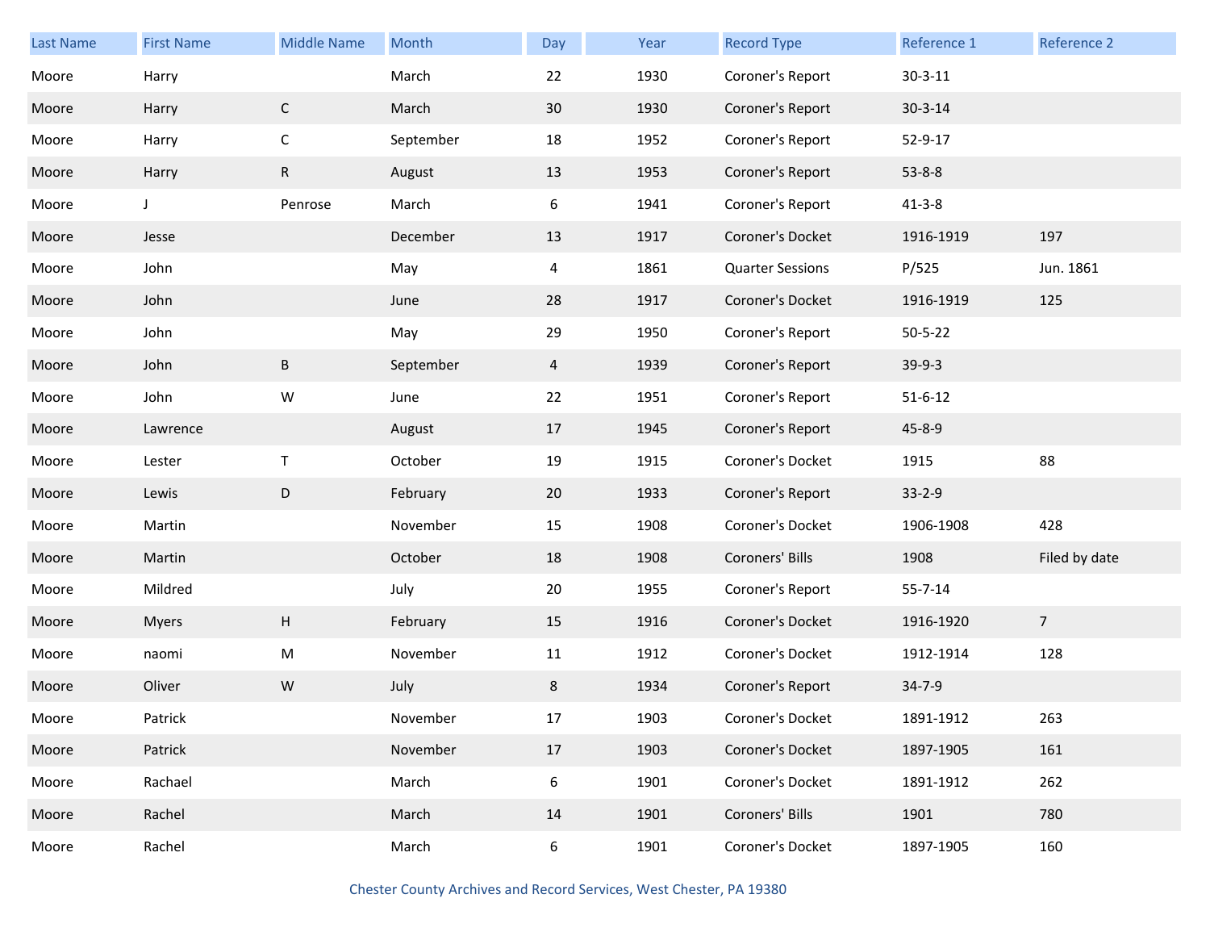| Last Name | First Name | Middle Name | Month | Day | Year | Record Type | Reference 1 | Reference 2 |
|---|---|---|---|---|---|---|---|---|
| Moore | Harry | | March | 22 | 1930 | Coroner's Report | 30-3-11 | |
| Moore | Harry | C | March | 30 | 1930 | Coroner's Report | 30-3-14 | |
| Moore | Harry | C | September | 18 | 1952 | Coroner's Report | 52-9-17 | |
| Moore | Harry | R | August | 13 | 1953 | Coroner's Report | 53-8-8 | |
| Moore | J | Penrose | March | 6 | 1941 | Coroner's Report | 41-3-8 | |
| Moore | Jesse | | December | 13 | 1917 | Coroner's Docket | 1916-1919 | 197 |
| Moore | John | | May | 4 | 1861 | Quarter Sessions | P/525 | Jun. 1861 |
| Moore | John | | June | 28 | 1917 | Coroner's Docket | 1916-1919 | 125 |
| Moore | John | | May | 29 | 1950 | Coroner's Report | 50-5-22 | |
| Moore | John | B | September | 4 | 1939 | Coroner's Report | 39-9-3 | |
| Moore | John | W | June | 22 | 1951 | Coroner's Report | 51-6-12 | |
| Moore | Lawrence | | August | 17 | 1945 | Coroner's Report | 45-8-9 | |
| Moore | Lester | T | October | 19 | 1915 | Coroner's Docket | 1915 | 88 |
| Moore | Lewis | D | February | 20 | 1933 | Coroner's Report | 33-2-9 | |
| Moore | Martin | | November | 15 | 1908 | Coroner's Docket | 1906-1908 | 428 |
| Moore | Martin | | October | 18 | 1908 | Coroners' Bills | 1908 | Filed by date |
| Moore | Mildred | | July | 20 | 1955 | Coroner's Report | 55-7-14 | |
| Moore | Myers | H | February | 15 | 1916 | Coroner's Docket | 1916-1920 | 7 |
| Moore | naomi | M | November | 11 | 1912 | Coroner's Docket | 1912-1914 | 128 |
| Moore | Oliver | W | July | 8 | 1934 | Coroner's Report | 34-7-9 | |
| Moore | Patrick | | November | 17 | 1903 | Coroner's Docket | 1891-1912 | 263 |
| Moore | Patrick | | November | 17 | 1903 | Coroner's Docket | 1897-1905 | 161 |
| Moore | Rachael | | March | 6 | 1901 | Coroner's Docket | 1891-1912 | 262 |
| Moore | Rachel | | March | 14 | 1901 | Coroners' Bills | 1901 | 780 |
| Moore | Rachel | | March | 6 | 1901 | Coroner's Docket | 1897-1905 | 160 |

Chester County Archives and Record Services, West Chester, PA 19380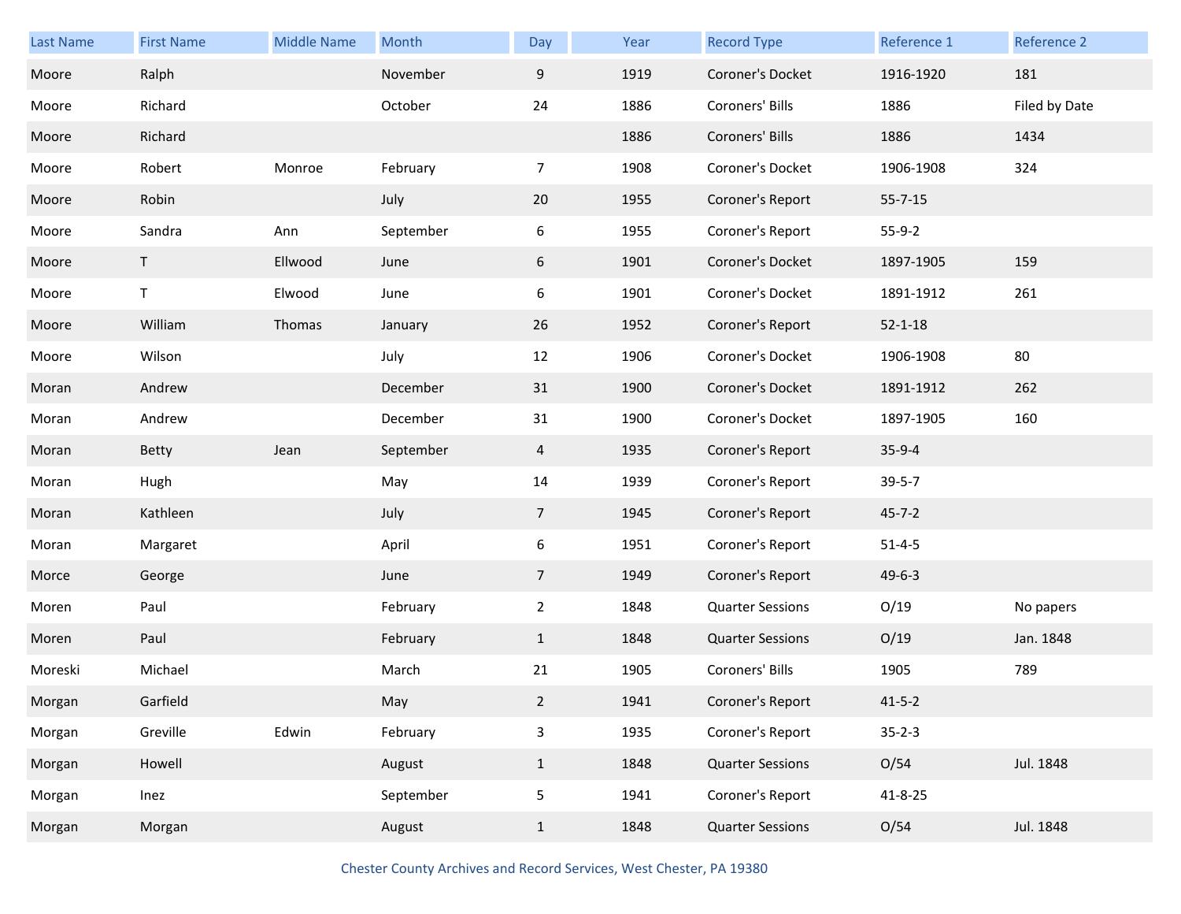| Last Name | First Name | Middle Name | Month | Day | Year | Record Type | Reference 1 | Reference 2 |
| --- | --- | --- | --- | --- | --- | --- | --- | --- |
| Moore | Ralph | | November | 9 | 1919 | Coroner's Docket | 1916-1920 | 181 |
| Moore | Richard | | October | 24 | 1886 | Coroners' Bills | 1886 | Filed by Date |
| Moore | Richard | | | | 1886 | Coroners' Bills | 1886 | 1434 |
| Moore | Robert | Monroe | February | 7 | 1908 | Coroner's Docket | 1906-1908 | 324 |
| Moore | Robin | | July | 20 | 1955 | Coroner's Report | 55-7-15 | |
| Moore | Sandra | Ann | September | 6 | 1955 | Coroner's Report | 55-9-2 | |
| Moore | T | Ellwood | June | 6 | 1901 | Coroner's Docket | 1897-1905 | 159 |
| Moore | T | Elwood | June | 6 | 1901 | Coroner's Docket | 1891-1912 | 261 |
| Moore | William | Thomas | January | 26 | 1952 | Coroner's Report | 52-1-18 | |
| Moore | Wilson | | July | 12 | 1906 | Coroner's Docket | 1906-1908 | 80 |
| Moran | Andrew | | December | 31 | 1900 | Coroner's Docket | 1891-1912 | 262 |
| Moran | Andrew | | December | 31 | 1900 | Coroner's Docket | 1897-1905 | 160 |
| Moran | Betty | Jean | September | 4 | 1935 | Coroner's Report | 35-9-4 | |
| Moran | Hugh | | May | 14 | 1939 | Coroner's Report | 39-5-7 | |
| Moran | Kathleen | | July | 7 | 1945 | Coroner's Report | 45-7-2 | |
| Moran | Margaret | | April | 6 | 1951 | Coroner's Report | 51-4-5 | |
| Morce | George | | June | 7 | 1949 | Coroner's Report | 49-6-3 | |
| Moren | Paul | | February | 2 | 1848 | Quarter Sessions | O/19 | No papers |
| Moren | Paul | | February | 1 | 1848 | Quarter Sessions | O/19 | Jan. 1848 |
| Moreski | Michael | | March | 21 | 1905 | Coroners' Bills | 1905 | 789 |
| Morgan | Garfield | | May | 2 | 1941 | Coroner's Report | 41-5-2 | |
| Morgan | Greville | Edwin | February | 3 | 1935 | Coroner's Report | 35-2-3 | |
| Morgan | Howell | | August | 1 | 1848 | Quarter Sessions | O/54 | Jul. 1848 |
| Morgan | Inez | | September | 5 | 1941 | Coroner's Report | 41-8-25 | |
| Morgan | Morgan | | August | 1 | 1848 | Quarter Sessions | O/54 | Jul. 1848 |

Chester County Archives and Record Services, West Chester, PA 19380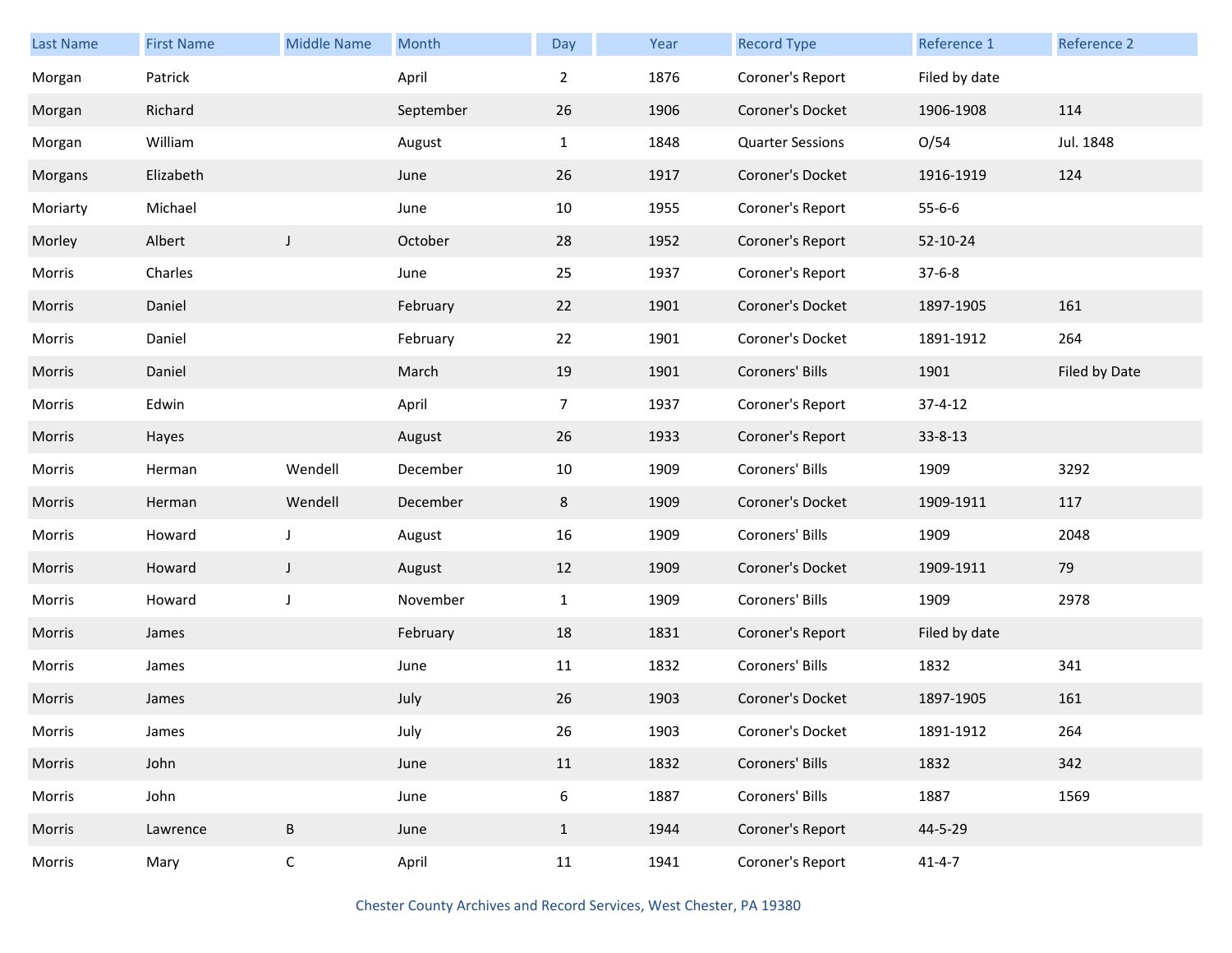| Last Name | First Name | Middle Name | Month | Day | Year | Record Type | Reference 1 | Reference 2 |
|---|---|---|---|---|---|---|---|---|
| Morgan | Patrick | | April | 2 | 1876 | Coroner's Report | Filed by date | |
| Morgan | Richard | | September | 26 | 1906 | Coroner's Docket | 1906-1908 | 114 |
| Morgan | William | | August | 1 | 1848 | Quarter Sessions | O/54 | Jul. 1848 |
| Morgans | Elizabeth | | June | 26 | 1917 | Coroner's Docket | 1916-1919 | 124 |
| Moriarty | Michael | | June | 10 | 1955 | Coroner's Report | 55-6-6 | |
| Morley | Albert | J | October | 28 | 1952 | Coroner's Report | 52-10-24 | |
| Morris | Charles | | June | 25 | 1937 | Coroner's Report | 37-6-8 | |
| Morris | Daniel | | February | 22 | 1901 | Coroner's Docket | 1897-1905 | 161 |
| Morris | Daniel | | February | 22 | 1901 | Coroner's Docket | 1891-1912 | 264 |
| Morris | Daniel | | March | 19 | 1901 | Coroners' Bills | 1901 | Filed by Date |
| Morris | Edwin | | April | 7 | 1937 | Coroner's Report | 37-4-12 | |
| Morris | Hayes | | August | 26 | 1933 | Coroner's Report | 33-8-13 | |
| Morris | Herman | Wendell | December | 10 | 1909 | Coroners' Bills | 1909 | 3292 |
| Morris | Herman | Wendell | December | 8 | 1909 | Coroner's Docket | 1909-1911 | 117 |
| Morris | Howard | J | August | 16 | 1909 | Coroners' Bills | 1909 | 2048 |
| Morris | Howard | J | August | 12 | 1909 | Coroner's Docket | 1909-1911 | 79 |
| Morris | Howard | J | November | 1 | 1909 | Coroners' Bills | 1909 | 2978 |
| Morris | James | | February | 18 | 1831 | Coroner's Report | Filed by date | |
| Morris | James | | June | 11 | 1832 | Coroners' Bills | 1832 | 341 |
| Morris | James | | July | 26 | 1903 | Coroner's Docket | 1897-1905 | 161 |
| Morris | James | | July | 26 | 1903 | Coroner's Docket | 1891-1912 | 264 |
| Morris | John | | June | 11 | 1832 | Coroners' Bills | 1832 | 342 |
| Morris | John | | June | 6 | 1887 | Coroners' Bills | 1887 | 1569 |
| Morris | Lawrence | B | June | 1 | 1944 | Coroner's Report | 44-5-29 | |
| Morris | Mary | C | April | 11 | 1941 | Coroner's Report | 41-4-7 | |

Chester County Archives and Record Services, West Chester, PA 19380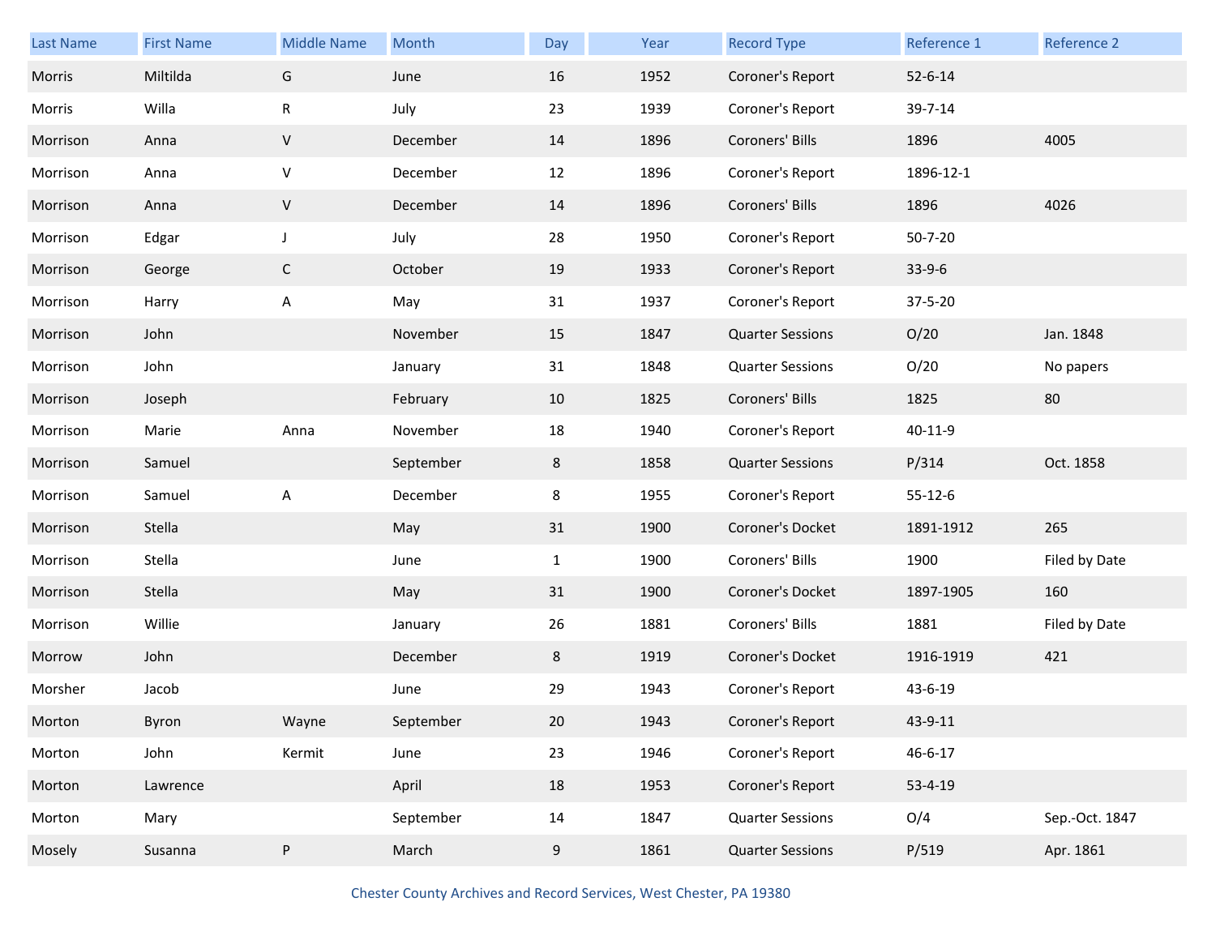| Last Name | First Name | Middle Name | Month | Day | Year | Record Type | Reference 1 | Reference 2 |
|---|---|---|---|---|---|---|---|---|
| Morris | Miltilda | G | June | 16 | 1952 | Coroner's Report | 52-6-14 | |
| Morris | Willa | R | July | 23 | 1939 | Coroner's Report | 39-7-14 | |
| Morrison | Anna | V | December | 14 | 1896 | Coroners' Bills | 1896 | 4005 |
| Morrison | Anna | V | December | 12 | 1896 | Coroner's Report | 1896-12-1 | |
| Morrison | Anna | V | December | 14 | 1896 | Coroners' Bills | 1896 | 4026 |
| Morrison | Edgar | J | July | 28 | 1950 | Coroner's Report | 50-7-20 | |
| Morrison | George | C | October | 19 | 1933 | Coroner's Report | 33-9-6 | |
| Morrison | Harry | A | May | 31 | 1937 | Coroner's Report | 37-5-20 | |
| Morrison | John | | November | 15 | 1847 | Quarter Sessions | O/20 | Jan. 1848 |
| Morrison | John | | January | 31 | 1848 | Quarter Sessions | O/20 | No papers |
| Morrison | Joseph | | February | 10 | 1825 | Coroners' Bills | 1825 | 80 |
| Morrison | Marie | Anna | November | 18 | 1940 | Coroner's Report | 40-11-9 | |
| Morrison | Samuel | | September | 8 | 1858 | Quarter Sessions | P/314 | Oct. 1858 |
| Morrison | Samuel | A | December | 8 | 1955 | Coroner's Report | 55-12-6 | |
| Morrison | Stella | | May | 31 | 1900 | Coroner's Docket | 1891-1912 | 265 |
| Morrison | Stella | | June | 1 | 1900 | Coroners' Bills | 1900 | Filed by Date |
| Morrison | Stella | | May | 31 | 1900 | Coroner's Docket | 1897-1905 | 160 |
| Morrison | Willie | | January | 26 | 1881 | Coroners' Bills | 1881 | Filed by Date |
| Morrow | John | | December | 8 | 1919 | Coroner's Docket | 1916-1919 | 421 |
| Morsher | Jacob | | June | 29 | 1943 | Coroner's Report | 43-6-19 | |
| Morton | Byron | Wayne | September | 20 | 1943 | Coroner's Report | 43-9-11 | |
| Morton | John | Kermit | June | 23 | 1946 | Coroner's Report | 46-6-17 | |
| Morton | Lawrence | | April | 18 | 1953 | Coroner's Report | 53-4-19 | |
| Morton | Mary | | September | 14 | 1847 | Quarter Sessions | O/4 | Sep.-Oct. 1847 |
| Mosely | Susanna | P | March | 9 | 1861 | Quarter Sessions | P/519 | Apr. 1861 |

Chester County Archives and Record Services, West Chester, PA 19380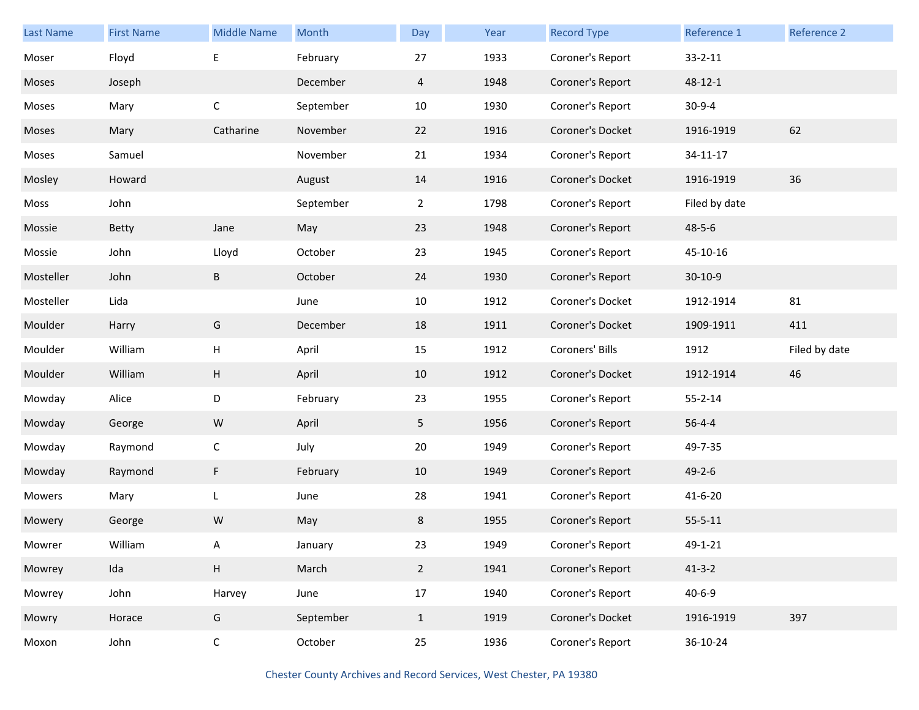| Last Name | First Name | Middle Name | Month | Day | Year | Record Type | Reference 1 | Reference 2 |
|---|---|---|---|---|---|---|---|---|
| Moser | Floyd | E | February | 27 | 1933 | Coroner's Report | 33-2-11 | |
| Moses | Joseph | | December | 4 | 1948 | Coroner's Report | 48-12-1 | |
| Moses | Mary | C | September | 10 | 1930 | Coroner's Report | 30-9-4 | |
| Moses | Mary | Catharine | November | 22 | 1916 | Coroner's Docket | 1916-1919 | 62 |
| Moses | Samuel | | November | 21 | 1934 | Coroner's Report | 34-11-17 | |
| Mosley | Howard | | August | 14 | 1916 | Coroner's Docket | 1916-1919 | 36 |
| Moss | John | | September | 2 | 1798 | Coroner's Report | Filed by date | |
| Mossie | Betty | Jane | May | 23 | 1948 | Coroner's Report | 48-5-6 | |
| Mossie | John | Lloyd | October | 23 | 1945 | Coroner's Report | 45-10-16 | |
| Mosteller | John | B | October | 24 | 1930 | Coroner's Report | 30-10-9 | |
| Mosteller | Lida | | June | 10 | 1912 | Coroner's Docket | 1912-1914 | 81 |
| Moulder | Harry | G | December | 18 | 1911 | Coroner's Docket | 1909-1911 | 411 |
| Moulder | William | H | April | 15 | 1912 | Coroners' Bills | 1912 | Filed by date |
| Moulder | William | H | April | 10 | 1912 | Coroner's Docket | 1912-1914 | 46 |
| Mowday | Alice | D | February | 23 | 1955 | Coroner's Report | 55-2-14 | |
| Mowday | George | W | April | 5 | 1956 | Coroner's Report | 56-4-4 | |
| Mowday | Raymond | C | July | 20 | 1949 | Coroner's Report | 49-7-35 | |
| Mowday | Raymond | F | February | 10 | 1949 | Coroner's Report | 49-2-6 | |
| Mowers | Mary | L | June | 28 | 1941 | Coroner's Report | 41-6-20 | |
| Mowery | George | W | May | 8 | 1955 | Coroner's Report | 55-5-11 | |
| Mowrer | William | A | January | 23 | 1949 | Coroner's Report | 49-1-21 | |
| Mowrey | Ida | H | March | 2 | 1941 | Coroner's Report | 41-3-2 | |
| Mowrey | John | Harvey | June | 17 | 1940 | Coroner's Report | 40-6-9 | |
| Mowry | Horace | G | September | 1 | 1919 | Coroner's Docket | 1916-1919 | 397 |
| Moxon | John | C | October | 25 | 1936 | Coroner's Report | 36-10-24 | |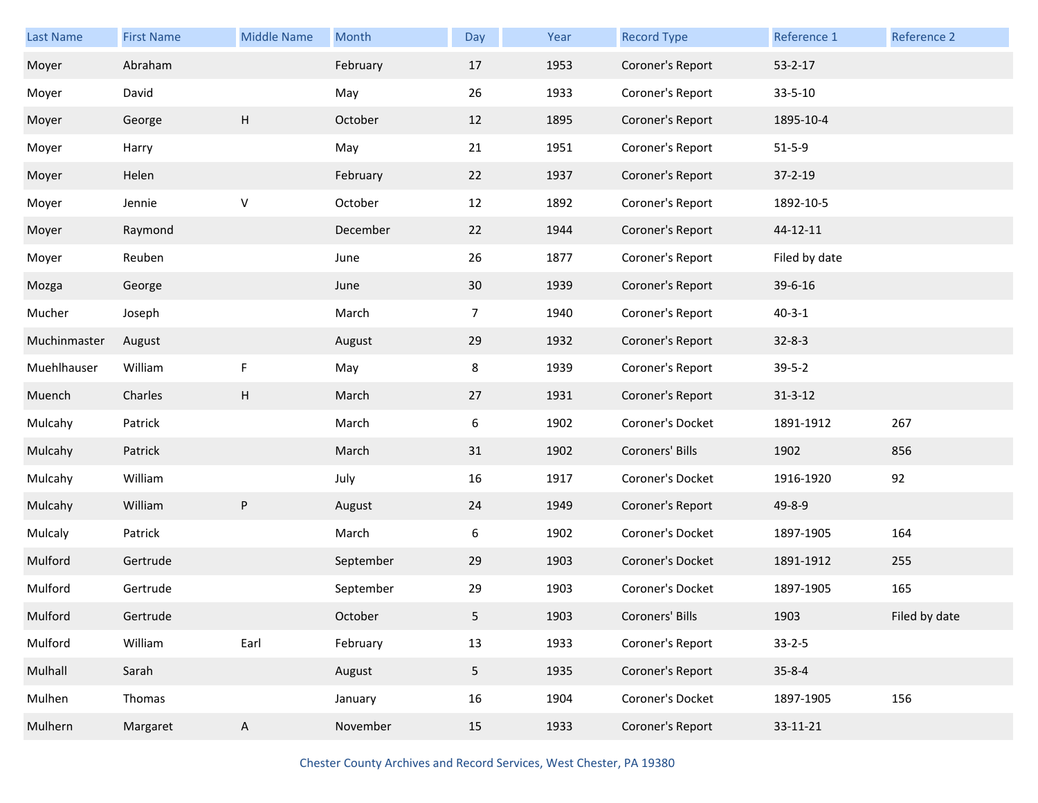| Last Name | First Name | Middle Name | Month | Day | Year | Record Type | Reference 1 | Reference 2 |
|---|---|---|---|---|---|---|---|---|
| Moyer | Abraham | | February | 17 | 1953 | Coroner's Report | 53-2-17 | |
| Moyer | David | | May | 26 | 1933 | Coroner's Report | 33-5-10 | |
| Moyer | George | H | October | 12 | 1895 | Coroner's Report | 1895-10-4 | |
| Moyer | Harry | | May | 21 | 1951 | Coroner's Report | 51-5-9 | |
| Moyer | Helen | | February | 22 | 1937 | Coroner's Report | 37-2-19 | |
| Moyer | Jennie | V | October | 12 | 1892 | Coroner's Report | 1892-10-5 | |
| Moyer | Raymond | | December | 22 | 1944 | Coroner's Report | 44-12-11 | |
| Moyer | Reuben | | June | 26 | 1877 | Coroner's Report | Filed by date | |
| Mozga | George | | June | 30 | 1939 | Coroner's Report | 39-6-16 | |
| Mucher | Joseph | | March | 7 | 1940 | Coroner's Report | 40-3-1 | |
| Muchinmaster | August | | August | 29 | 1932 | Coroner's Report | 32-8-3 | |
| Muehlhauser | William | F | May | 8 | 1939 | Coroner's Report | 39-5-2 | |
| Muench | Charles | H | March | 27 | 1931 | Coroner's Report | 31-3-12 | |
| Mulcahy | Patrick | | March | 6 | 1902 | Coroner's Docket | 1891-1912 | 267 |
| Mulcahy | Patrick | | March | 31 | 1902 | Coroners' Bills | 1902 | 856 |
| Mulcahy | William | | July | 16 | 1917 | Coroner's Docket | 1916-1920 | 92 |
| Mulcahy | William | P | August | 24 | 1949 | Coroner's Report | 49-8-9 | |
| Mulcaly | Patrick | | March | 6 | 1902 | Coroner's Docket | 1897-1905 | 164 |
| Mulford | Gertrude | | September | 29 | 1903 | Coroner's Docket | 1891-1912 | 255 |
| Mulford | Gertrude | | September | 29 | 1903 | Coroner's Docket | 1897-1905 | 165 |
| Mulford | Gertrude | | October | 5 | 1903 | Coroners' Bills | 1903 | Filed by date |
| Mulford | William | Earl | February | 13 | 1933 | Coroner's Report | 33-2-5 | |
| Mulhall | Sarah | | August | 5 | 1935 | Coroner's Report | 35-8-4 | |
| Mulhen | Thomas | | January | 16 | 1904 | Coroner's Docket | 1897-1905 | 156 |
| Mulhern | Margaret | A | November | 15 | 1933 | Coroner's Report | 33-11-21 | |

Chester County Archives and Record Services, West Chester, PA 19380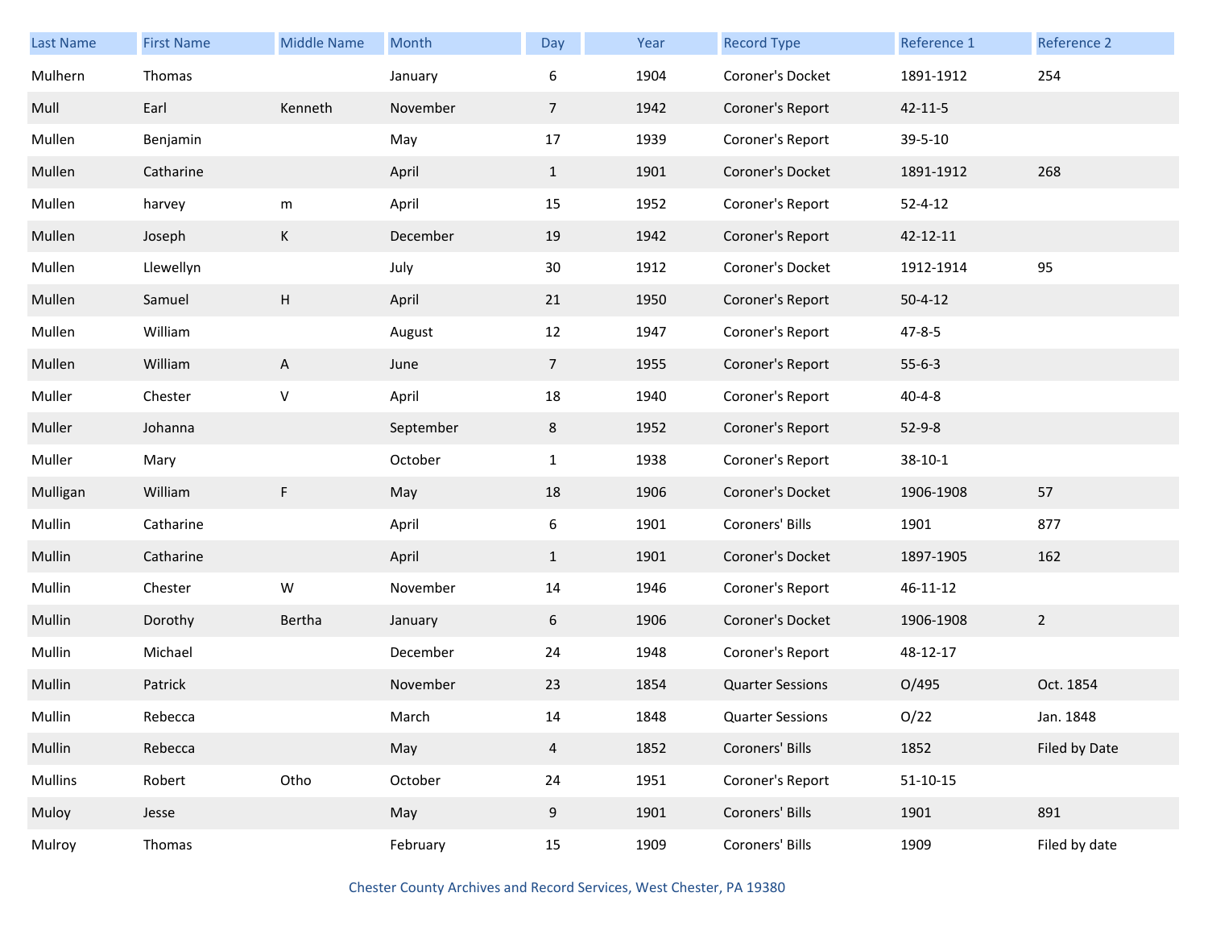| Last Name | First Name | Middle Name | Month | Day | Year | Record Type | Reference 1 | Reference 2 |
|---|---|---|---|---|---|---|---|---|
| Mulhern | Thomas | | January | 6 | 1904 | Coroner's Docket | 1891-1912 | 254 |
| Mull | Earl | Kenneth | November | 7 | 1942 | Coroner's Report | 42-11-5 | |
| Mullen | Benjamin | | May | 17 | 1939 | Coroner's Report | 39-5-10 | |
| Mullen | Catharine | | April | 1 | 1901 | Coroner's Docket | 1891-1912 | 268 |
| Mullen | harvey | m | April | 15 | 1952 | Coroner's Report | 52-4-12 | |
| Mullen | Joseph | K | December | 19 | 1942 | Coroner's Report | 42-12-11 | |
| Mullen | Llewellyn | | July | 30 | 1912 | Coroner's Docket | 1912-1914 | 95 |
| Mullen | Samuel | H | April | 21 | 1950 | Coroner's Report | 50-4-12 | |
| Mullen | William | | August | 12 | 1947 | Coroner's Report | 47-8-5 | |
| Mullen | William | A | June | 7 | 1955 | Coroner's Report | 55-6-3 | |
| Muller | Chester | V | April | 18 | 1940 | Coroner's Report | 40-4-8 | |
| Muller | Johanna | | September | 8 | 1952 | Coroner's Report | 52-9-8 | |
| Muller | Mary | | October | 1 | 1938 | Coroner's Report | 38-10-1 | |
| Mulligan | William | F | May | 18 | 1906 | Coroner's Docket | 1906-1908 | 57 |
| Mullin | Catharine | | April | 6 | 1901 | Coroners' Bills | 1901 | 877 |
| Mullin | Catharine | | April | 1 | 1901 | Coroner's Docket | 1897-1905 | 162 |
| Mullin | Chester | W | November | 14 | 1946 | Coroner's Report | 46-11-12 | |
| Mullin | Dorothy | Bertha | January | 6 | 1906 | Coroner's Docket | 1906-1908 | 2 |
| Mullin | Michael | | December | 24 | 1948 | Coroner's Report | 48-12-17 | |
| Mullin | Patrick | | November | 23 | 1854 | Quarter Sessions | O/495 | Oct. 1854 |
| Mullin | Rebecca | | March | 14 | 1848 | Quarter Sessions | O/22 | Jan. 1848 |
| Mullin | Rebecca | | May | 4 | 1852 | Coroners' Bills | 1852 | Filed by Date |
| Mullins | Robert | Otho | October | 24 | 1951 | Coroner's Report | 51-10-15 | |
| Muloy | Jesse | | May | 9 | 1901 | Coroners' Bills | 1901 | 891 |
| Mulroy | Thomas | | February | 15 | 1909 | Coroners' Bills | 1909 | Filed by date |

Chester County Archives and Record Services, West Chester, PA 19380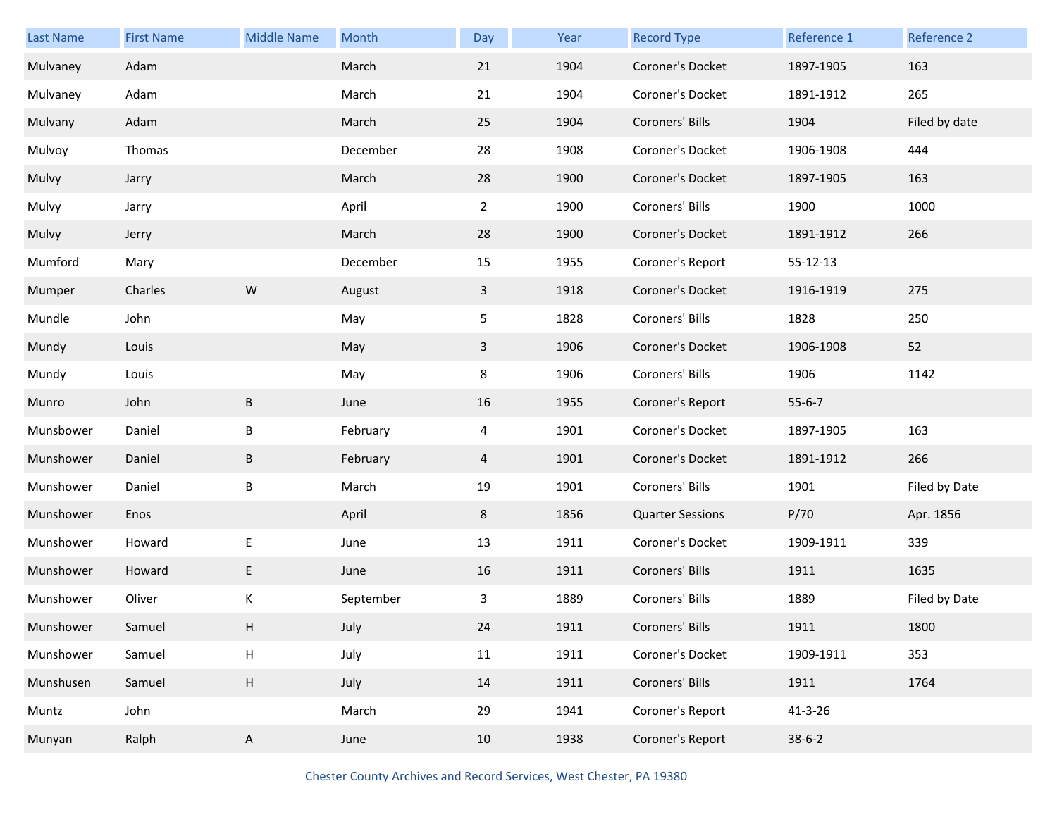| Last Name | First Name | Middle Name | Month | Day | Year | Record Type | Reference 1 | Reference 2 |
|---|---|---|---|---|---|---|---|---|
| Mulvaney | Adam | | March | 21 | 1904 | Coroner's Docket | 1897-1905 | 163 |
| Mulvaney | Adam | | March | 21 | 1904 | Coroner's Docket | 1891-1912 | 265 |
| Mulvany | Adam | | March | 25 | 1904 | Coroners' Bills | 1904 | Filed by date |
| Mulvoy | Thomas | | December | 28 | 1908 | Coroner's Docket | 1906-1908 | 444 |
| Mulvy | Jarry | | March | 28 | 1900 | Coroner's Docket | 1897-1905 | 163 |
| Mulvy | Jarry | | April | 2 | 1900 | Coroners' Bills | 1900 | 1000 |
| Mulvy | Jerry | | March | 28 | 1900 | Coroner's Docket | 1891-1912 | 266 |
| Mumford | Mary | | December | 15 | 1955 | Coroner's Report | 55-12-13 | |
| Mumper | Charles | W | August | 3 | 1918 | Coroner's Docket | 1916-1919 | 275 |
| Mundle | John | | May | 5 | 1828 | Coroners' Bills | 1828 | 250 |
| Mundy | Louis | | May | 3 | 1906 | Coroner's Docket | 1906-1908 | 52 |
| Mundy | Louis | | May | 8 | 1906 | Coroners' Bills | 1906 | 1142 |
| Munro | John | B | June | 16 | 1955 | Coroner's Report | 55-6-7 | |
| Munsbower | Daniel | B | February | 4 | 1901 | Coroner's Docket | 1897-1905 | 163 |
| Munshower | Daniel | B | February | 4 | 1901 | Coroner's Docket | 1891-1912 | 266 |
| Munshower | Daniel | B | March | 19 | 1901 | Coroners' Bills | 1901 | Filed by Date |
| Munshower | Enos | | April | 8 | 1856 | Quarter Sessions | P/70 | Apr. 1856 |
| Munshower | Howard | E | June | 13 | 1911 | Coroner's Docket | 1909-1911 | 339 |
| Munshower | Howard | E | June | 16 | 1911 | Coroners' Bills | 1911 | 1635 |
| Munshower | Oliver | K | September | 3 | 1889 | Coroners' Bills | 1889 | Filed by Date |
| Munshower | Samuel | H | July | 24 | 1911 | Coroners' Bills | 1911 | 1800 |
| Munshower | Samuel | H | July | 11 | 1911 | Coroner's Docket | 1909-1911 | 353 |
| Munshusen | Samuel | H | July | 14 | 1911 | Coroners' Bills | 1911 | 1764 |
| Muntz | John | | March | 29 | 1941 | Coroner's Report | 41-3-26 | |
| Munyan | Ralph | A | June | 10 | 1938 | Coroner's Report | 38-6-2 | |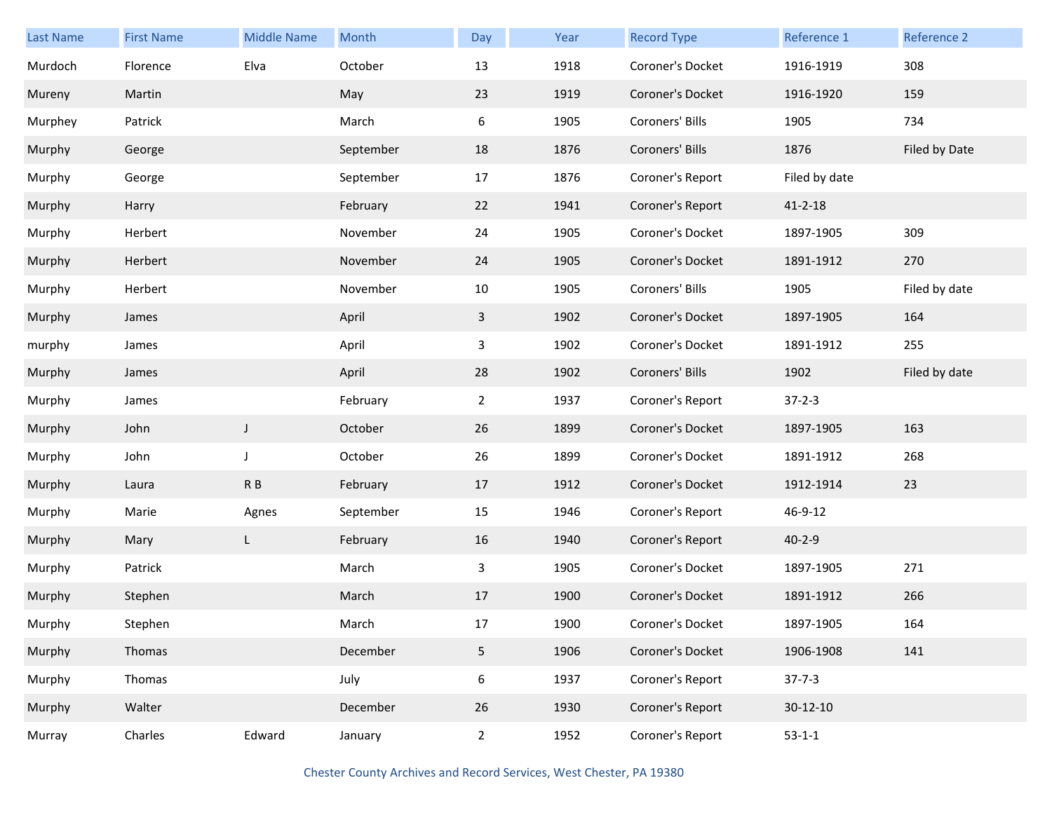| Last Name | First Name | Middle Name | Month | Day | Year | Record Type | Reference 1 | Reference 2 |
|---|---|---|---|---|---|---|---|---|
| Murdoch | Florence | Elva | October | 13 | 1918 | Coroner's Docket | 1916-1919 | 308 |
| Mureny | Martin | | May | 23 | 1919 | Coroner's Docket | 1916-1920 | 159 |
| Murphey | Patrick | | March | 6 | 1905 | Coroners' Bills | 1905 | 734 |
| Murphy | George | | September | 18 | 1876 | Coroners' Bills | 1876 | Filed by Date |
| Murphy | George | | September | 17 | 1876 | Coroner's Report | Filed by date | |
| Murphy | Harry | | February | 22 | 1941 | Coroner's Report | 41-2-18 | |
| Murphy | Herbert | | November | 24 | 1905 | Coroner's Docket | 1897-1905 | 309 |
| Murphy | Herbert | | November | 24 | 1905 | Coroner's Docket | 1891-1912 | 270 |
| Murphy | Herbert | | November | 10 | 1905 | Coroners' Bills | 1905 | Filed by date |
| Murphy | James | | April | 3 | 1902 | Coroner's Docket | 1897-1905 | 164 |
| murphy | James | | April | 3 | 1902 | Coroner's Docket | 1891-1912 | 255 |
| Murphy | James | | April | 28 | 1902 | Coroners' Bills | 1902 | Filed by date |
| Murphy | James | | February | 2 | 1937 | Coroner's Report | 37-2-3 | |
| Murphy | John | J | October | 26 | 1899 | Coroner's Docket | 1897-1905 | 163 |
| Murphy | John | J | October | 26 | 1899 | Coroner's Docket | 1891-1912 | 268 |
| Murphy | Laura | R B | February | 17 | 1912 | Coroner's Docket | 1912-1914 | 23 |
| Murphy | Marie | Agnes | September | 15 | 1946 | Coroner's Report | 46-9-12 | |
| Murphy | Mary | L | February | 16 | 1940 | Coroner's Report | 40-2-9 | |
| Murphy | Patrick | | March | 3 | 1905 | Coroner's Docket | 1897-1905 | 271 |
| Murphy | Stephen | | March | 17 | 1900 | Coroner's Docket | 1891-1912 | 266 |
| Murphy | Stephen | | March | 17 | 1900 | Coroner's Docket | 1897-1905 | 164 |
| Murphy | Thomas | | December | 5 | 1906 | Coroner's Docket | 1906-1908 | 141 |
| Murphy | Thomas | | July | 6 | 1937 | Coroner's Report | 37-7-3 | |
| Murphy | Walter | | December | 26 | 1930 | Coroner's Report | 30-12-10 | |
| Murray | Charles | Edward | January | 2 | 1952 | Coroner's Report | 53-1-1 | |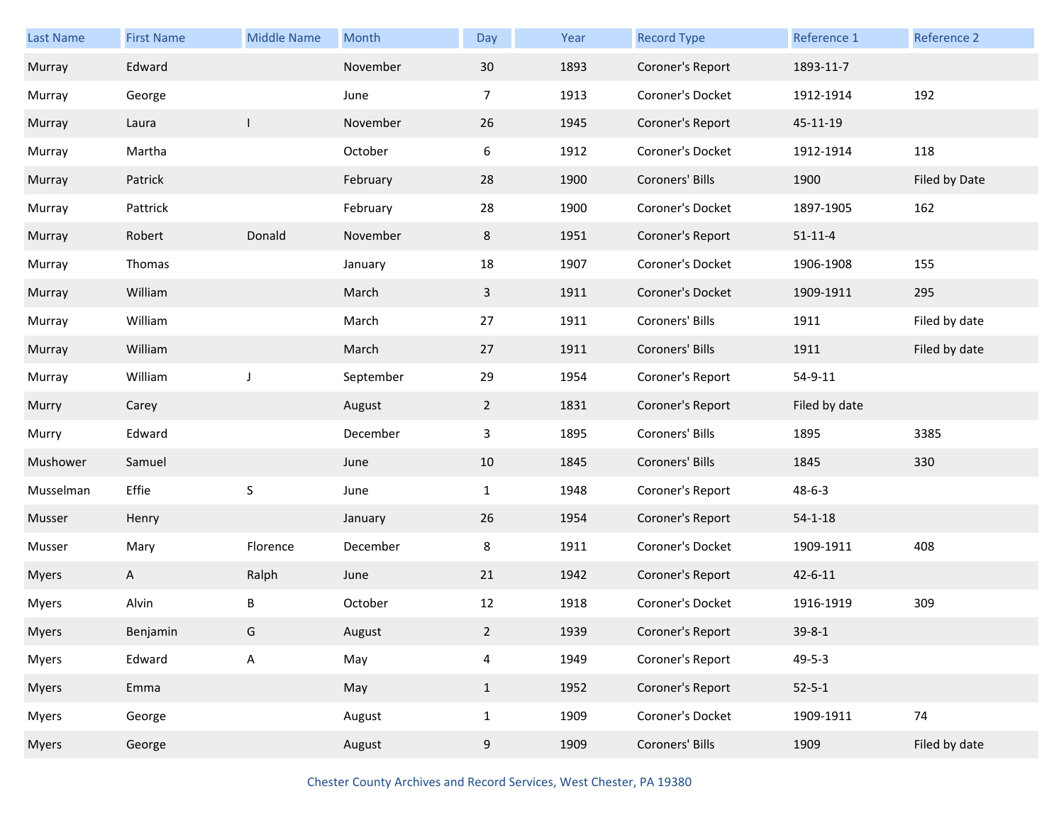| Last Name | First Name | Middle Name | Month | Day | Year | Record Type | Reference 1 | Reference 2 |
|---|---|---|---|---|---|---|---|---|
| Murray | Edward | | November | 30 | 1893 | Coroner's Report | 1893-11-7 | |
| Murray | George | | June | 7 | 1913 | Coroner's Docket | 1912-1914 | 192 |
| Murray | Laura | I | November | 26 | 1945 | Coroner's Report | 45-11-19 | |
| Murray | Martha | | October | 6 | 1912 | Coroner's Docket | 1912-1914 | 118 |
| Murray | Patrick | | February | 28 | 1900 | Coroners' Bills | 1900 | Filed by Date |
| Murray | Pattrick | | February | 28 | 1900 | Coroner's Docket | 1897-1905 | 162 |
| Murray | Robert | Donald | November | 8 | 1951 | Coroner's Report | 51-11-4 | |
| Murray | Thomas | | January | 18 | 1907 | Coroner's Docket | 1906-1908 | 155 |
| Murray | William | | March | 3 | 1911 | Coroner's Docket | 1909-1911 | 295 |
| Murray | William | | March | 27 | 1911 | Coroners' Bills | 1911 | Filed by date |
| Murray | William | | March | 27 | 1911 | Coroners' Bills | 1911 | Filed by date |
| Murray | William | J | September | 29 | 1954 | Coroner's Report | 54-9-11 | |
| Murry | Carey | | August | 2 | 1831 | Coroner's Report | Filed by date | |
| Murry | Edward | | December | 3 | 1895 | Coroners' Bills | 1895 | 3385 |
| Mushower | Samuel | | June | 10 | 1845 | Coroners' Bills | 1845 | 330 |
| Musselman | Effie | S | June | 1 | 1948 | Coroner's Report | 48-6-3 | |
| Musser | Henry | | January | 26 | 1954 | Coroner's Report | 54-1-18 | |
| Musser | Mary | Florence | December | 8 | 1911 | Coroner's Docket | 1909-1911 | 408 |
| Myers | A | Ralph | June | 21 | 1942 | Coroner's Report | 42-6-11 | |
| Myers | Alvin | B | October | 12 | 1918 | Coroner's Docket | 1916-1919 | 309 |
| Myers | Benjamin | G | August | 2 | 1939 | Coroner's Report | 39-8-1 | |
| Myers | Edward | A | May | 4 | 1949 | Coroner's Report | 49-5-3 | |
| Myers | Emma | | May | 1 | 1952 | Coroner's Report | 52-5-1 | |
| Myers | George | | August | 1 | 1909 | Coroner's Docket | 1909-1911 | 74 |
| Myers | George | | August | 9 | 1909 | Coroners' Bills | 1909 | Filed by date |

Chester County Archives and Record Services, West Chester, PA 19380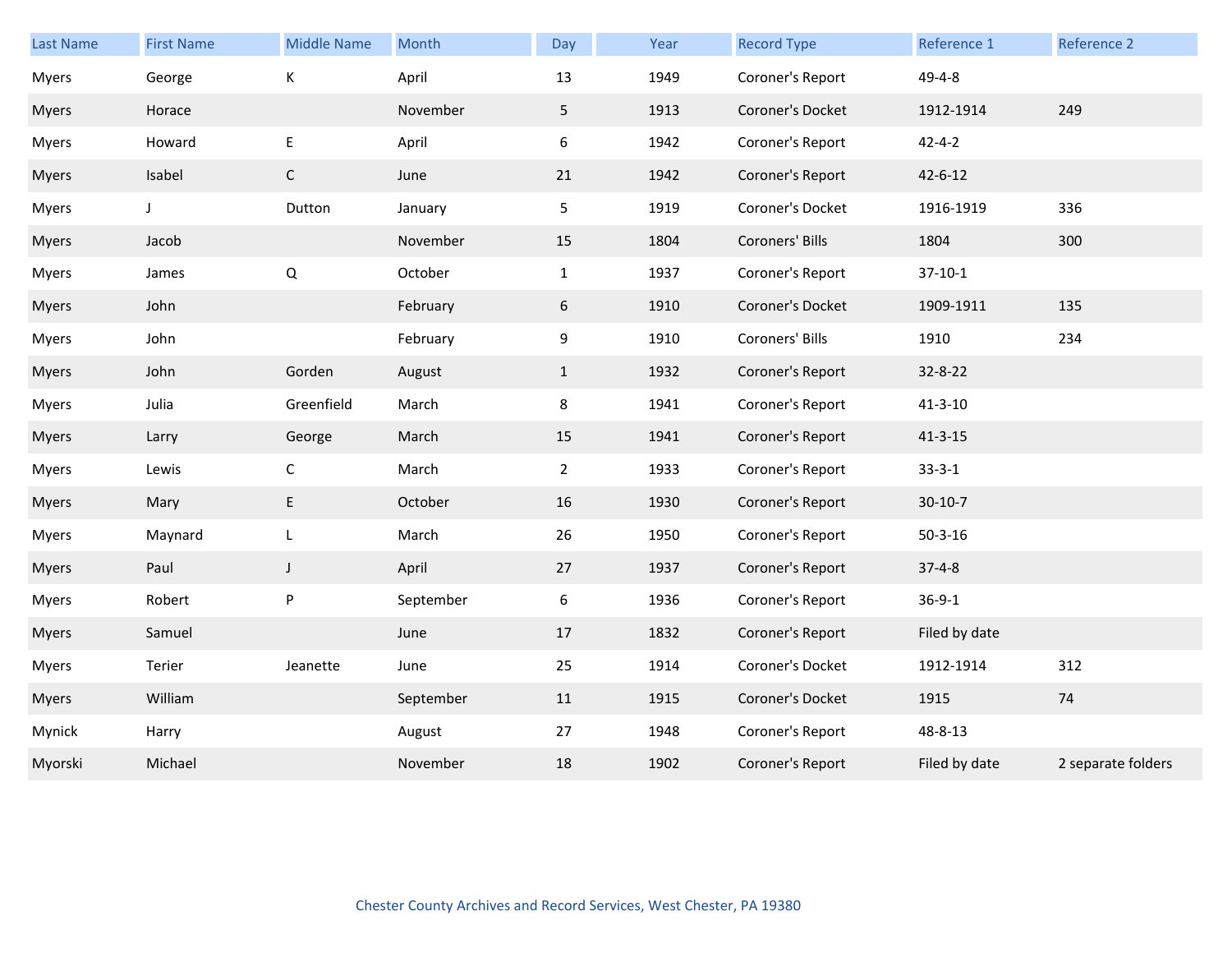| Last Name | First Name | Middle Name | Month | Day | Year | Record Type | Reference 1 | Reference 2 |
|---|---|---|---|---|---|---|---|---|
| Myers | George | K | April | 13 | 1949 | Coroner's Report | 49-4-8 | |
| Myers | Horace | | November | 5 | 1913 | Coroner's Docket | 1912-1914 | 249 |
| Myers | Howard | E | April | 6 | 1942 | Coroner's Report | 42-4-2 | |
| Myers | Isabel | C | June | 21 | 1942 | Coroner's Report | 42-6-12 | |
| Myers | J | Dutton | January | 5 | 1919 | Coroner's Docket | 1916-1919 | 336 |
| Myers | Jacob | | November | 15 | 1804 | Coroners' Bills | 1804 | 300 |
| Myers | James | Q | October | 1 | 1937 | Coroner's Report | 37-10-1 | |
| Myers | John | | February | 6 | 1910 | Coroner's Docket | 1909-1911 | 135 |
| Myers | John | | February | 9 | 1910 | Coroners' Bills | 1910 | 234 |
| Myers | John | Gorden | August | 1 | 1932 | Coroner's Report | 32-8-22 | |
| Myers | Julia | Greenfield | March | 8 | 1941 | Coroner's Report | 41-3-10 | |
| Myers | Larry | George | March | 15 | 1941 | Coroner's Report | 41-3-15 | |
| Myers | Lewis | C | March | 2 | 1933 | Coroner's Report | 33-3-1 | |
| Myers | Mary | E | October | 16 | 1930 | Coroner's Report | 30-10-7 | |
| Myers | Maynard | L | March | 26 | 1950 | Coroner's Report | 50-3-16 | |
| Myers | Paul | J | April | 27 | 1937 | Coroner's Report | 37-4-8 | |
| Myers | Robert | P | September | 6 | 1936 | Coroner's Report | 36-9-1 | |
| Myers | Samuel | | June | 17 | 1832 | Coroner's Report | Filed by date | |
| Myers | Terier | Jeanette | June | 25 | 1914 | Coroner's Docket | 1912-1914 | 312 |
| Myers | William | | September | 11 | 1915 | Coroner's Docket | 1915 | 74 |
| Mynick | Harry | | August | 27 | 1948 | Coroner's Report | 48-8-13 | |
| Myorski | Michael | | November | 18 | 1902 | Coroner's Report | Filed by date | 2 separate folders |